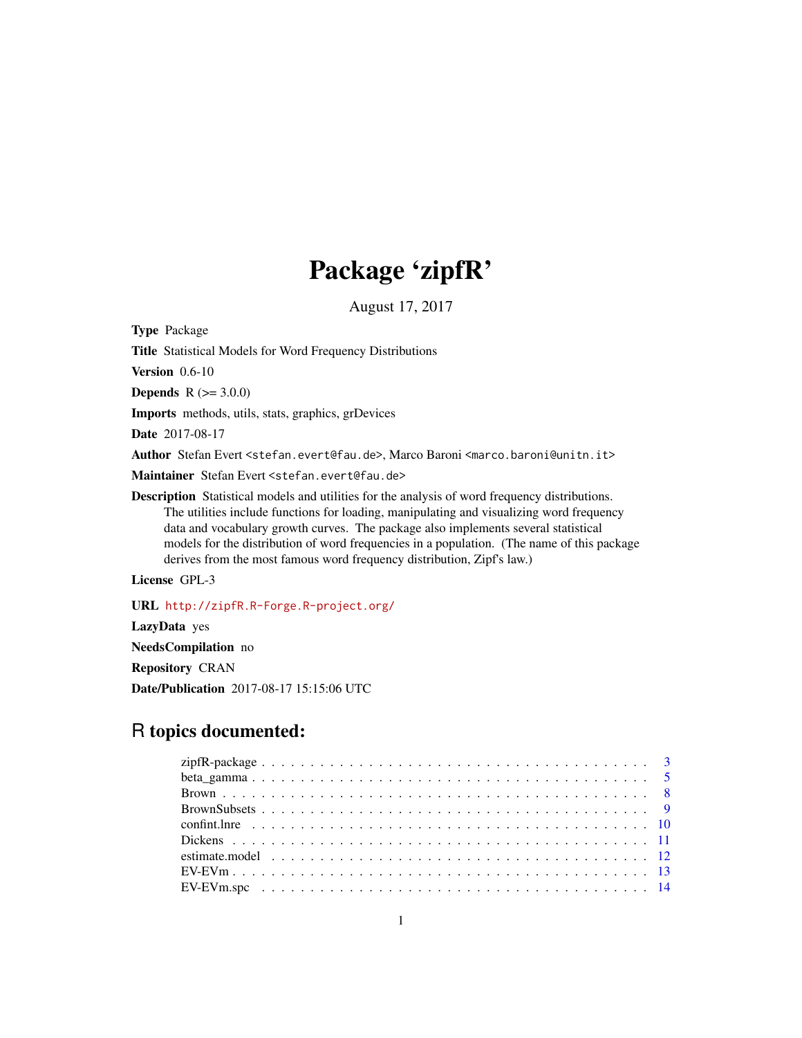# Package 'zipfR'

August 17, 2017

**Type** Package

**Title** Statistical Models for Word Frequency Distributions

**Version** 0.6-10

**Depends** R (>= 3.0.0)

**Imports** methods, utils, stats, graphics, grDevices

**Date** 2017-08-17

**Author** Stefan Evert <stefan.evert@fau.de>, Marco Baroni <marco.baroni@unitn.it>

**Maintainer** Stefan Evert <stefan.evert@fau.de>

**Description** Statistical models and utilities for the analysis of word frequency distributions. The utilities include functions for loading, manipulating and visualizing word frequency data and vocabulary growth curves. The package also implements several statistical models for the distribution of word frequencies in a population. (The name of this package derives from the most famous word frequency distribution, Zipf's law.)

**License** GPL-3

**URL** http://zipfR.R-Forge.R-project.org/

**LazyData** yes

**NeedsCompilation** no

**Repository** CRAN

**Date/Publication** 2017-08-17 15:15:06 UTC

## R topics documented:

| | |
|---|---|
| zipfR-package | 3 |
| beta_gamma | 5 |
| Brown | 8 |
| BrownSubsets | 9 |
| confint.lnre | 10 |
| Dickens | 11 |
| estimate.model | 12 |
| EV-EVm | 13 |
| EV-EVm.spc | 14 |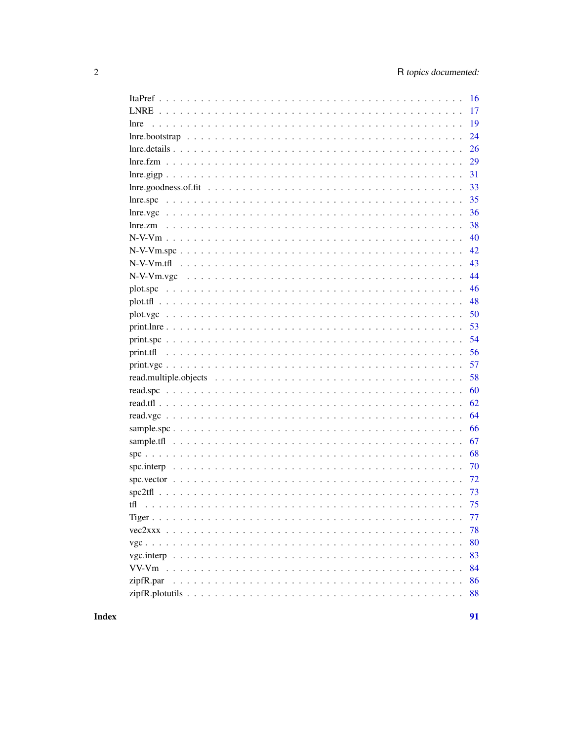| | |
|---|---|
| ItaPref | 16 |
| LNRE | 17 |
| lnre | 19 |
| lnre.bootstrap | 24 |
| lnre.details | 26 |
| lnre.fzm | 29 |
| lnre.gigp | 31 |
| lnre.goodness.of.fit | 33 |
| lnre.spc | 35 |
| lnre.vgc | 36 |
| lnre.zm | 38 |
| N-V-Vm | 40 |
| N-V-Vm.spc | 42 |
| N-V-Vm.tfl | 43 |
| N-V-Vm.vgc | 44 |
| plot.spc | 46 |
| plot.tfl | 48 |
| plot.vgc | 50 |
| print.lnre | 53 |
| print.spc | 54 |
| print.tfl | 56 |
| print.vgc | 57 |
| read.multiple.objects | 58 |
| read.spc | 60 |
| read.tfl | 62 |
| read.vgc | 64 |
| sample.spc | 66 |
| sample.tfl | 67 |
| spc | 68 |
| spc.interp | 70 |
| spc.vector | 72 |
| spc2tfl | 73 |
| tfl | 75 |
| Tiger | 77 |
| vec2xxx | 78 |
| vgc | 80 |
| vgc.interp | 83 |
| VV-Vm | 84 |
| zipfR.par | 86 |
| zipfR.plotutils | 88 |

**Index** **91**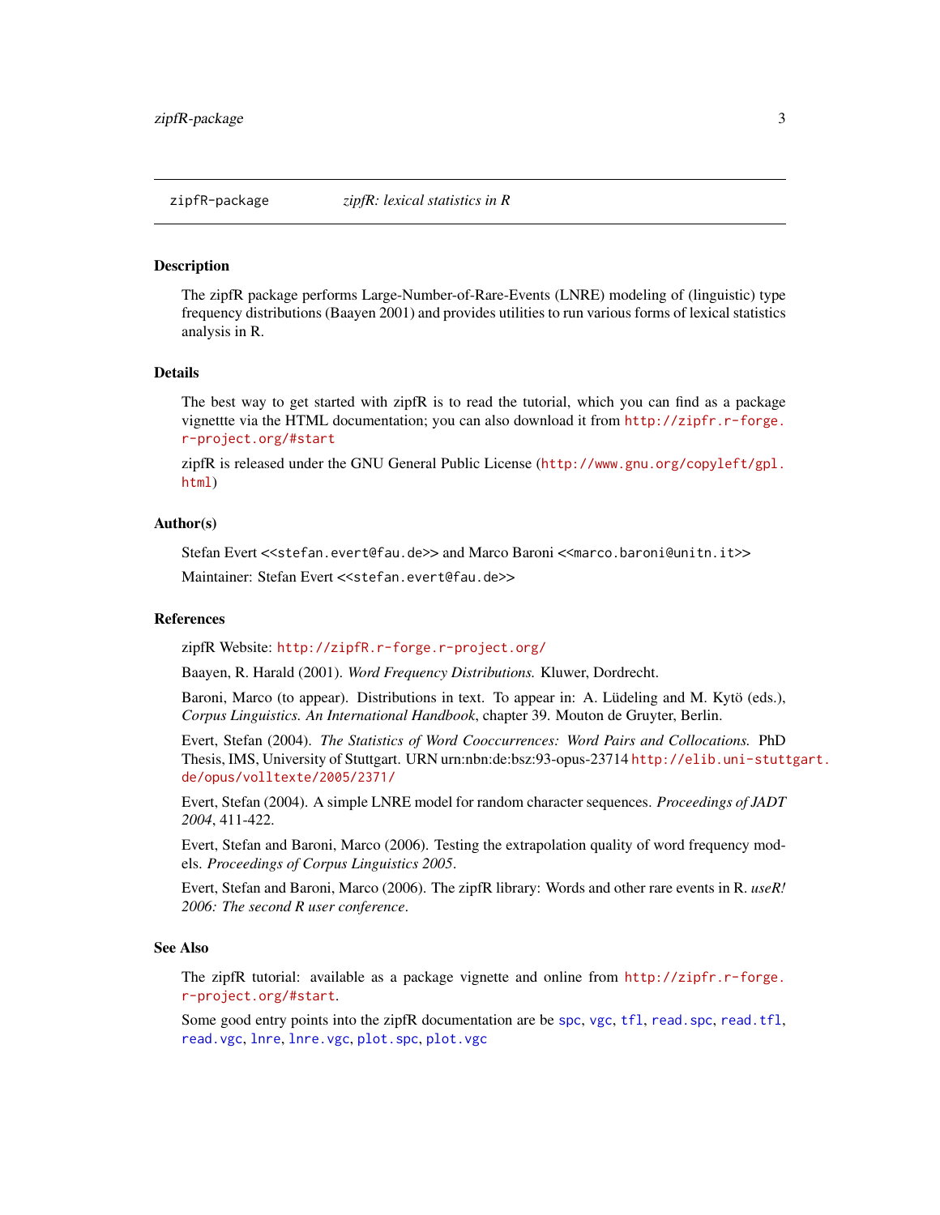## zipfR-package — *zipfR: lexical statistics in R*

### Description

The zipfR package performs Large-Number-of-Rare-Events (LNRE) modeling of (linguistic) type frequency distributions (Baayen 2001) and provides utilities to run various forms of lexical statistics analysis in R.

### Details

The best way to get started with zipfR is to read the tutorial, which you can find as a package vignettte via the HTML documentation; you can also download it from http://zipfr.r-forge.r-project.org/#start

zipfR is released under the GNU General Public License (http://www.gnu.org/copyleft/gpl.html)

### Author(s)

Stefan Evert <<stefan.evert@fau.de>> and Marco Baroni <<marco.baroni@unitn.it>>

Maintainer: Stefan Evert <<stefan.evert@fau.de>>

### References

zipfR Website: http://zipfR.r-forge.r-project.org/

Baayen, R. Harald (2001). *Word Frequency Distributions.* Kluwer, Dordrecht.

Baroni, Marco (to appear). Distributions in text. To appear in: A. Lüdeling and M. Kytö (eds.), *Corpus Linguistics. An International Handbook*, chapter 39. Mouton de Gruyter, Berlin.

Evert, Stefan (2004). *The Statistics of Word Cooccurrences: Word Pairs and Collocations.* PhD Thesis, IMS, University of Stuttgart. URN urn:nbn:de:bsz:93-opus-23714 http://elib.uni-stuttgart.de/opus/volltexte/2005/2371/

Evert, Stefan (2004). A simple LNRE model for random character sequences. *Proceedings of JADT 2004*, 411-422.

Evert, Stefan and Baroni, Marco (2006). Testing the extrapolation quality of word frequency models. *Proceedings of Corpus Linguistics 2005*.

Evert, Stefan and Baroni, Marco (2006). The zipfR library: Words and other rare events in R. *useR! 2006: The second R user conference*.

### See Also

The zipfR tutorial: available as a package vignette and online from http://zipfr.r-forge.r-project.org/#start.

Some good entry points into the zipfR documentation are be `spc`, `vgc`, `tfl`, `read.spc`, `read.tfl`, `read.vgc`, `lnre`, `lnre.vgc`, `plot.spc`, `plot.vgc`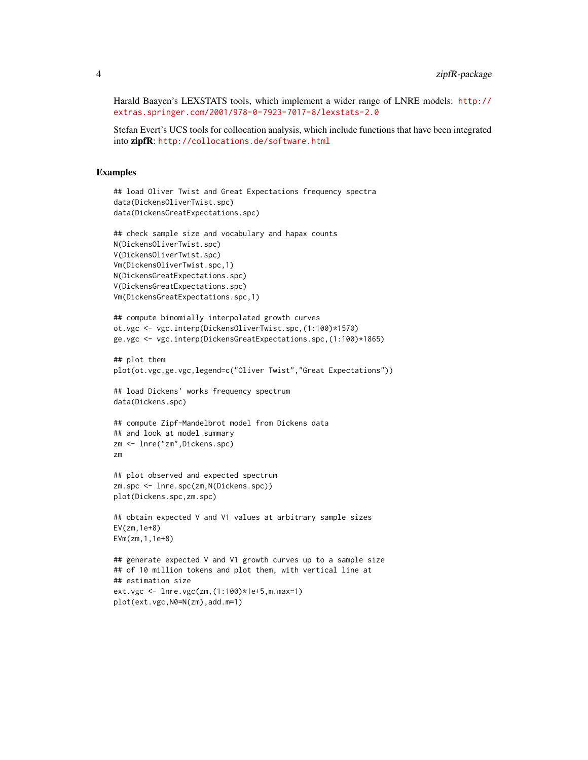Harald Baayen's LEXSTATS tools, which implement a wider range of LNRE models: http://extras.springer.com/2001/978-0-7923-7017-8/lexstats-2.0

Stefan Evert's UCS tools for collocation analysis, which include functions that have been integrated into **zipfR**: http://collocations.de/software.html

## Examples

```
## load Oliver Twist and Great Expectations frequency spectra
data(DickensOliverTwist.spc)
data(DickensGreatExpectations.spc)

## check sample size and vocabulary and hapax counts
N(DickensOliverTwist.spc)
V(DickensOliverTwist.spc)
Vm(DickensOliverTwist.spc,1)
N(DickensGreatExpectations.spc)
V(DickensGreatExpectations.spc)
Vm(DickensGreatExpectations.spc,1)

## compute binomially interpolated growth curves
ot.vgc <- vgc.interp(DickensOliverTwist.spc,(1:100)*1570)
ge.vgc <- vgc.interp(DickensGreatExpectations.spc,(1:100)*1865)

## plot them
plot(ot.vgc,ge.vgc,legend=c("Oliver Twist","Great Expectations"))

## load Dickens' works frequency spectrum
data(Dickens.spc)

## compute Zipf-Mandelbrot model from Dickens data
## and look at model summary
zm <- lnre("zm",Dickens.spc)
zm

## plot observed and expected spectrum
zm.spc <- lnre.spc(zm,N(Dickens.spc))
plot(Dickens.spc,zm.spc)

## obtain expected V and V1 values at arbitrary sample sizes
EV(zm,1e+8)
EVm(zm,1,1e+8)

## generate expected V and V1 growth curves up to a sample size
## of 10 million tokens and plot them, with vertical line at
## estimation size
ext.vgc <- lnre.vgc(zm,(1:100)*1e+5,m.max=1)
plot(ext.vgc,N0=N(zm),add.m=1)
```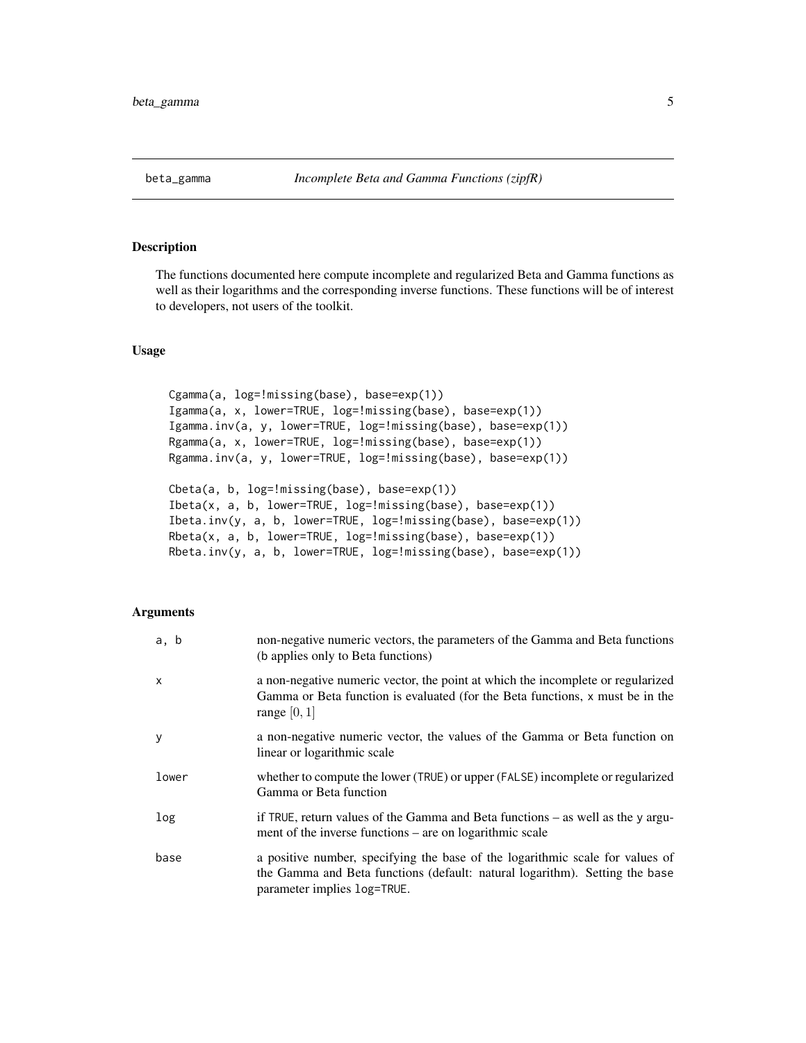## beta_gamma — *Incomplete Beta and Gamma Functions (zipfR)*

### Description

The functions documented here compute incomplete and regularized Beta and Gamma functions as well as their logarithms and the corresponding inverse functions. These functions will be of interest to developers, not users of the toolkit.

### Usage

```
Cgamma(a, log=!missing(base), base=exp(1))
Igamma(a, x, lower=TRUE, log=!missing(base), base=exp(1))
Igamma.inv(a, y, lower=TRUE, log=!missing(base), base=exp(1))
Rgamma(a, x, lower=TRUE, log=!missing(base), base=exp(1))
Rgamma.inv(a, y, lower=TRUE, log=!missing(base), base=exp(1))

Cbeta(a, b, log=!missing(base), base=exp(1))
Ibeta(x, a, b, lower=TRUE, log=!missing(base), base=exp(1))
Ibeta.inv(y, a, b, lower=TRUE, log=!missing(base), base=exp(1))
Rbeta(x, a, b, lower=TRUE, log=!missing(base), base=exp(1))
Rbeta.inv(y, a, b, lower=TRUE, log=!missing(base), base=exp(1))
```

### Arguments

| | |
|---|---|
| `a, b` | non-negative numeric vectors, the parameters of the Gamma and Beta functions (b applies only to Beta functions) |
| `x` | a non-negative numeric vector, the point at which the incomplete or regularized Gamma or Beta function is evaluated (for the Beta functions, `x` must be in the range $[0, 1]$ |
| `y` | a non-negative numeric vector, the values of the Gamma or Beta function on linear or logarithmic scale |
| `lower` | whether to compute the lower (`TRUE`) or upper (`FALSE`) incomplete or regularized Gamma or Beta function |
| `log` | if `TRUE`, return values of the Gamma and Beta functions – as well as the `y` argument of the inverse functions – are on logarithmic scale |
| `base` | a positive number, specifying the base of the logarithmic scale for values of the Gamma and Beta functions (default: natural logarithm). Setting the `base` parameter implies `log=TRUE`. |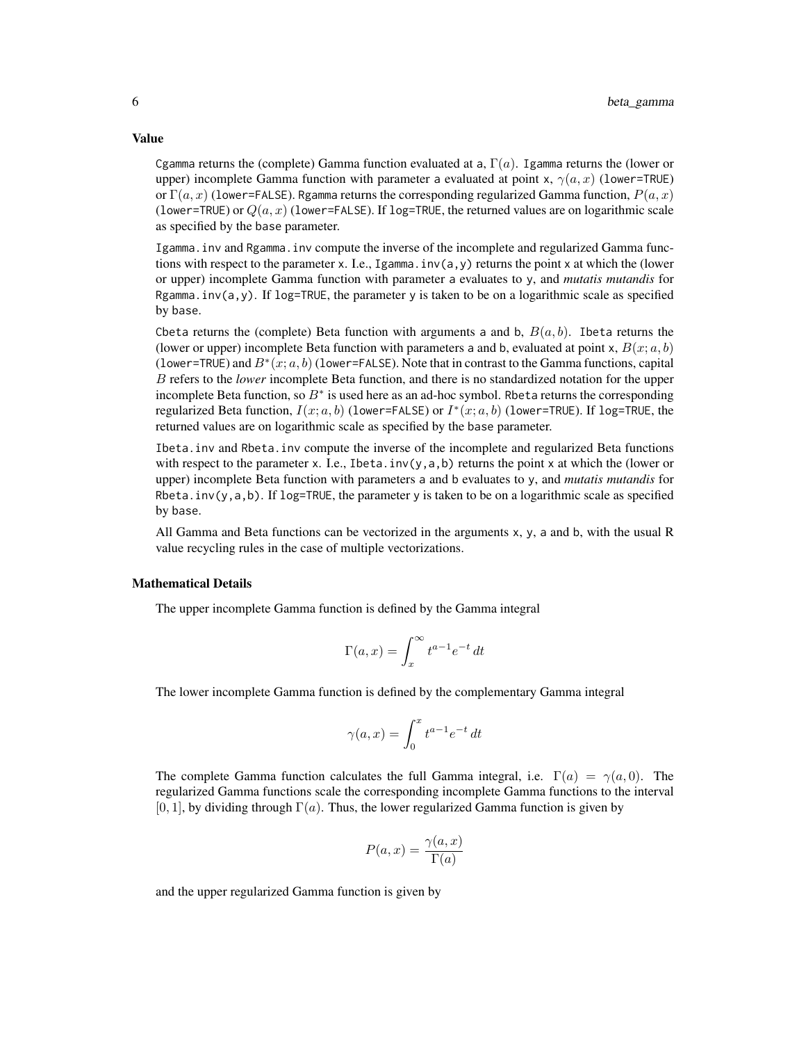### Value

`Cgamma` returns the (complete) Gamma function evaluated at `a`, $\Gamma(a)$. `Igamma` returns the (lower or upper) incomplete Gamma function with parameter `a` evaluated at point `x`, $\gamma(a, x)$ (`lower=TRUE`) or $\Gamma(a, x)$ (`lower=FALSE`). `Rgamma` returns the corresponding regularized Gamma function, $P(a, x)$ (`lower=TRUE`) or $Q(a, x)$ (`lower=FALSE`). If `log=TRUE`, the returned values are on logarithmic scale as specified by the `base` parameter.

`Igamma.inv` and `Rgamma.inv` compute the inverse of the incomplete and regularized Gamma functions with respect to the parameter `x`. I.e., `Igamma.inv(a,y)` returns the point `x` at which the (lower or upper) incomplete Gamma function with parameter `a` evaluates to `y`, and *mutatis mutandis* for `Rgamma.inv(a,y)`. If `log=TRUE`, the parameter `y` is taken to be on a logarithmic scale as specified by `base`.

`Cbeta` returns the (complete) Beta function with arguments `a` and `b`, $B(a, b)$. `Ibeta` returns the (lower or upper) incomplete Beta function with parameters `a` and `b`, evaluated at point `x`, $B(x; a, b)$ (`lower=TRUE`) and $B^*(x; a, b)$ (`lower=FALSE`). Note that in contrast to the Gamma functions, capital $B$ refers to the *lower* incomplete Beta function, and there is no standardized notation for the upper incomplete Beta function, so $B^*$ is used here as an ad-hoc symbol. `Rbeta` returns the corresponding regularized Beta function, $I(x; a, b)$ (`lower=FALSE`) or $I^*(x; a, b)$ (`lower=TRUE`). If `log=TRUE`, the returned values are on logarithmic scale as specified by the `base` parameter.

`Ibeta.inv` and `Rbeta.inv` compute the inverse of the incomplete and regularized Beta functions with respect to the parameter `x`. I.e., `Ibeta.inv(y,a,b)` returns the point `x` at which the (lower or upper) incomplete Beta function with parameters `a` and `b` evaluates to `y`, and *mutatis mutandis* for `Rbeta.inv(y,a,b)`. If `log=TRUE`, the parameter `y` is taken to be on a logarithmic scale as specified by `base`.

All Gamma and Beta functions can be vectorized in the arguments `x`, `y`, `a` and `b`, with the usual R value recycling rules in the case of multiple vectorizations.

### Mathematical Details

The upper incomplete Gamma function is defined by the Gamma integral

$$\Gamma(a, x) = \int_x^\infty t^{a-1} e^{-t} \, dt$$

The lower incomplete Gamma function is defined by the complementary Gamma integral

$$\gamma(a, x) = \int_0^x t^{a-1} e^{-t} \, dt$$

The complete Gamma function calculates the full Gamma integral, i.e. $\Gamma(a) = \gamma(a, 0)$. The regularized Gamma functions scale the corresponding incomplete Gamma functions to the interval $[0, 1]$, by dividing through $\Gamma(a)$. Thus, the lower regularized Gamma function is given by

$$P(a, x) = \frac{\gamma(a, x)}{\Gamma(a)}$$

and the upper regularized Gamma function is given by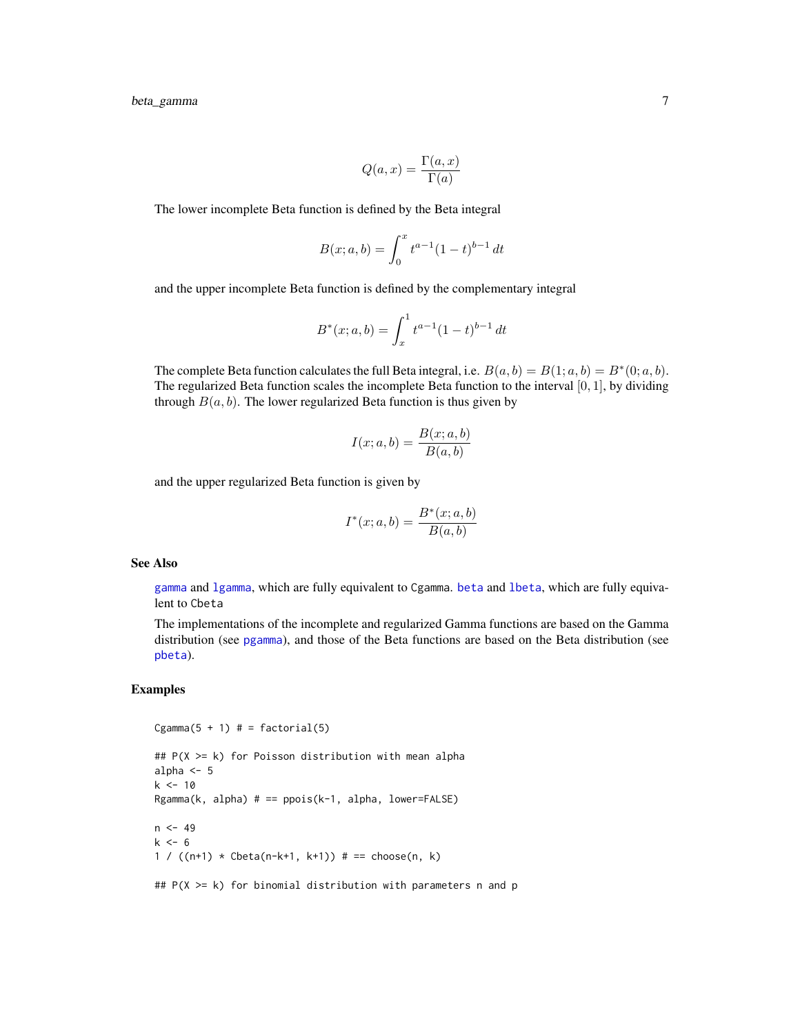$$Q(a, x) = \frac{\Gamma(a, x)}{\Gamma(a)}$$

The lower incomplete Beta function is defined by the Beta integral

$$B(x; a, b) = \int_0^x t^{a-1}(1-t)^{b-1}\, dt$$

and the upper incomplete Beta function is defined by the complementary integral

$$B^*(x; a, b) = \int_x^1 t^{a-1}(1-t)^{b-1}\, dt$$

The complete Beta function calculates the full Beta integral, i.e. $B(a, b) = B(1; a, b) = B^*(0; a, b)$. The regularized Beta function scales the incomplete Beta function to the interval $[0, 1]$, by dividing through $B(a, b)$. The lower regularized Beta function is thus given by

$$I(x; a, b) = \frac{B(x; a, b)}{B(a, b)}$$

and the upper regularized Beta function is given by

$$I^*(x; a, b) = \frac{B^*(x; a, b)}{B(a, b)}$$

## See Also

gamma and lgamma, which are fully equivalent to Cgamma. beta and lbeta, which are fully equivalent to Cbeta

The implementations of the incomplete and regularized Gamma functions are based on the Gamma distribution (see pgamma), and those of the Beta functions are based on the Beta distribution (see pbeta).

## Examples

```
Cgamma(5 + 1) # = factorial(5)

## P(X >= k) for Poisson distribution with mean alpha
alpha <- 5
k <- 10
Rgamma(k, alpha) # == ppois(k-1, alpha, lower=FALSE)

n <- 49
k <- 6
1 / ((n+1) * Cbeta(n-k+1, k+1)) # == choose(n, k)

## P(X >= k) for binomial distribution with parameters n and p
```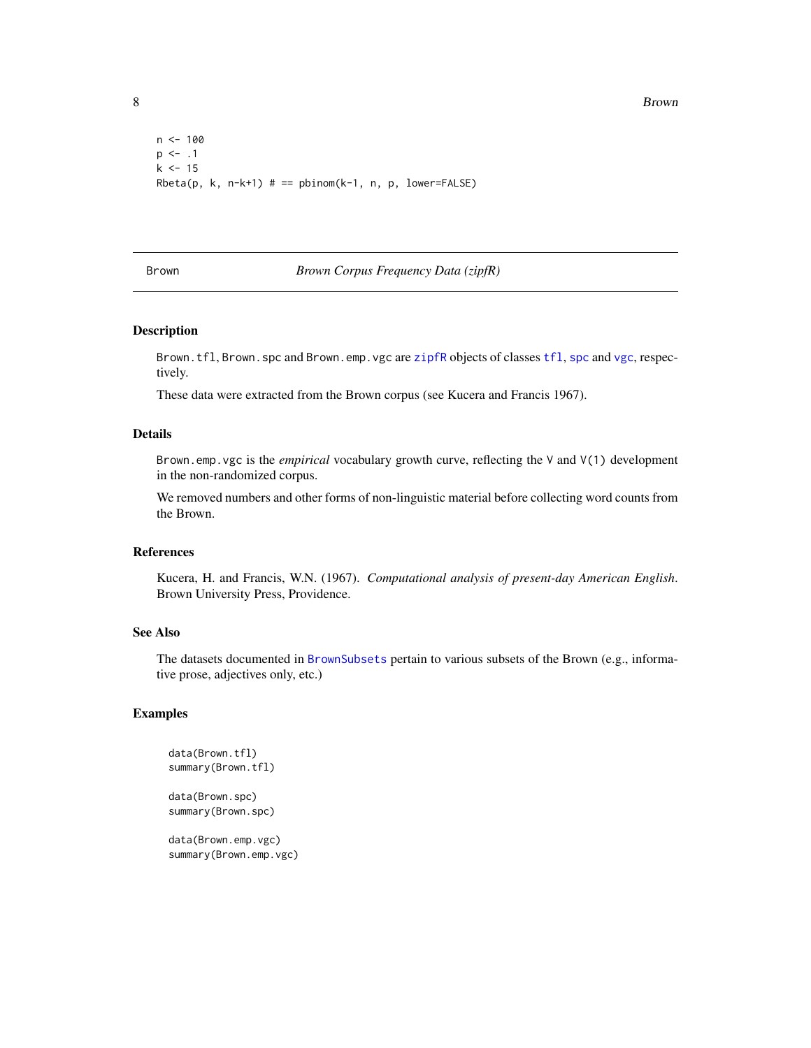```
n <- 100
p <- .1
k <- 15
Rbeta(p, k, n-k+1) # == pbinom(k-1, n, p, lower=FALSE)
```

## Brown — *Brown Corpus Frequency Data (zipfR)*

### Description

Brown.tfl, Brown.spc and Brown.emp.vgc are zipfR objects of classes tfl, spc and vgc, respectively.

These data were extracted from the Brown corpus (see Kucera and Francis 1967).

### Details

Brown.emp.vgc is the *empirical* vocabulary growth curve, reflecting the V and V(1) development in the non-randomized corpus.

We removed numbers and other forms of non-linguistic material before collecting word counts from the Brown.

### References

Kucera, H. and Francis, W.N. (1967). *Computational analysis of present-day American English*. Brown University Press, Providence.

### See Also

The datasets documented in BrownSubsets pertain to various subsets of the Brown (e.g., informative prose, adjectives only, etc.)

### Examples

```
data(Brown.tfl)
summary(Brown.tfl)

data(Brown.spc)
summary(Brown.spc)

data(Brown.emp.vgc)
summary(Brown.emp.vgc)
```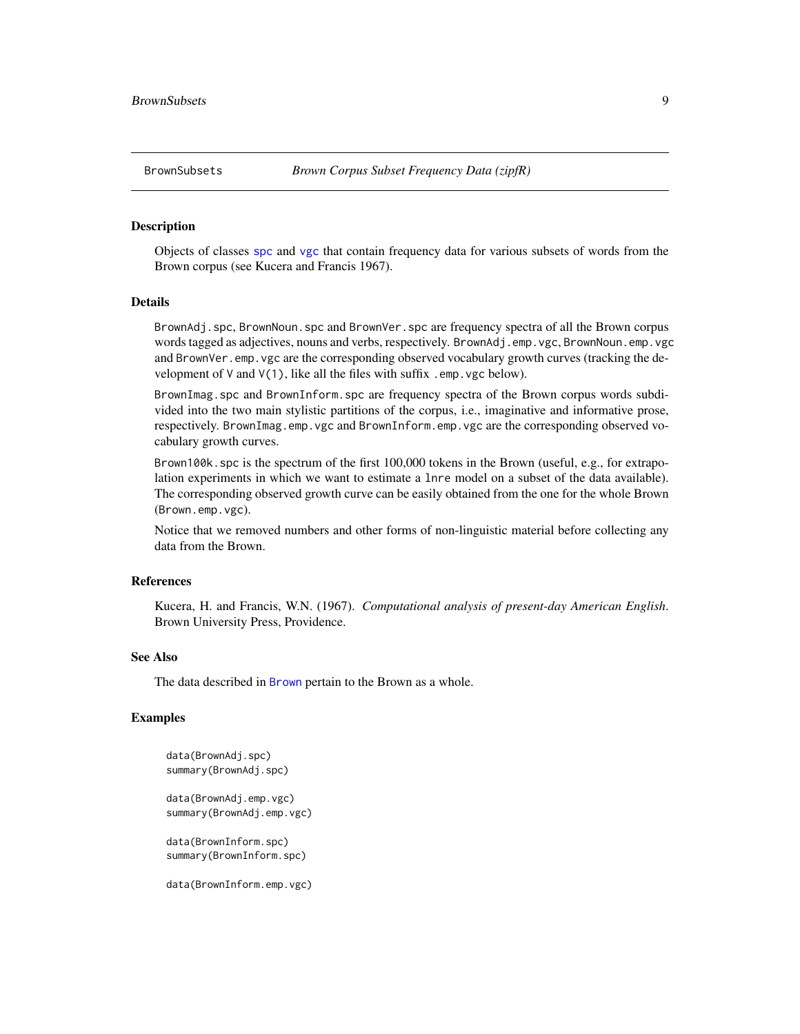BrownSubsets *Brown Corpus Subset Frequency Data (zipfR)*

---

## Description

Objects of classes spc and vgc that contain frequency data for various subsets of words from the Brown corpus (see Kucera and Francis 1967).

## Details

`BrownAdj.spc`, `BrownNoun.spc` and `BrownVer.spc` are frequency spectra of all the Brown corpus words tagged as adjectives, nouns and verbs, respectively. `BrownAdj.emp.vgc`, `BrownNoun.emp.vgc` and `BrownVer.emp.vgc` are the corresponding observed vocabulary growth curves (tracking the development of `V` and `V(1)`, like all the files with suffix `.emp.vgc` below).

`BrownImag.spc` and `BrownInform.spc` are frequency spectra of the Brown corpus words subdivided into the two main stylistic partitions of the corpus, i.e., imaginative and informative prose, respectively. `BrownImag.emp.vgc` and `BrownInform.emp.vgc` are the corresponding observed vocabulary growth curves.

`Brown100k.spc` is the spectrum of the first 100,000 tokens in the Brown (useful, e.g., for extrapolation experiments in which we want to estimate a `lnre` model on a subset of the data available). The corresponding observed growth curve can be easily obtained from the one for the whole Brown (`Brown.emp.vgc`).

Notice that we removed numbers and other forms of non-linguistic material before collecting any data from the Brown.

## References

Kucera, H. and Francis, W.N. (1967). *Computational analysis of present-day American English*. Brown University Press, Providence.

## See Also

The data described in Brown pertain to the Brown as a whole.

## Examples

```
data(BrownAdj.spc)
summary(BrownAdj.spc)

data(BrownAdj.emp.vgc)
summary(BrownAdj.emp.vgc)

data(BrownInform.spc)
summary(BrownInform.spc)

data(BrownInform.emp.vgc)
```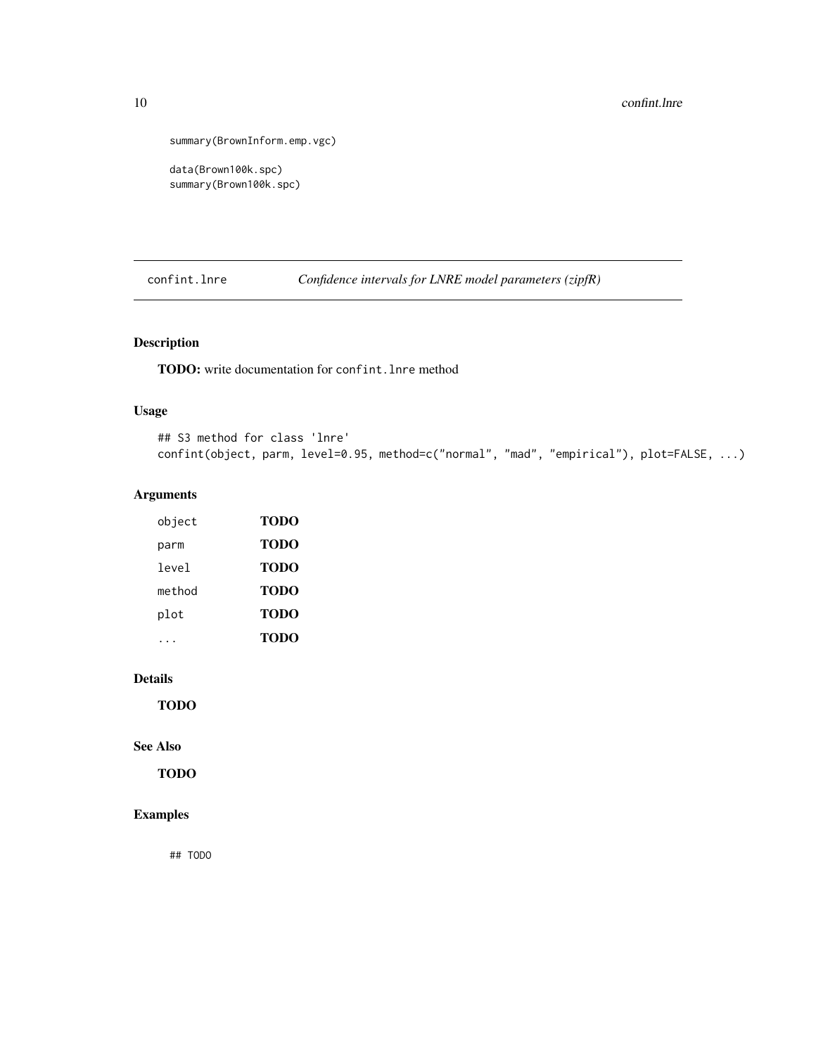```
summary(BrownInform.emp.vgc)

data(Brown100k.spc)
summary(Brown100k.spc)
```

---

## confint.lnre *Confidence intervals for LNRE model parameters (zipfR)*

---

### Description

**TODO:** write documentation for `confint.lnre` method

### Usage

```
## S3 method for class 'lnre'
confint(object, parm, level=0.95, method=c("normal", "mad", "empirical"), plot=FALSE, ...)
```

### Arguments

| | |
|---|---|
| `object` | **TODO** |
| `parm` | **TODO** |
| `level` | **TODO** |
| `method` | **TODO** |
| `plot` | **TODO** |
| `...` | **TODO** |

### Details

**TODO**

### See Also

**TODO**

### Examples

```
## TODO
```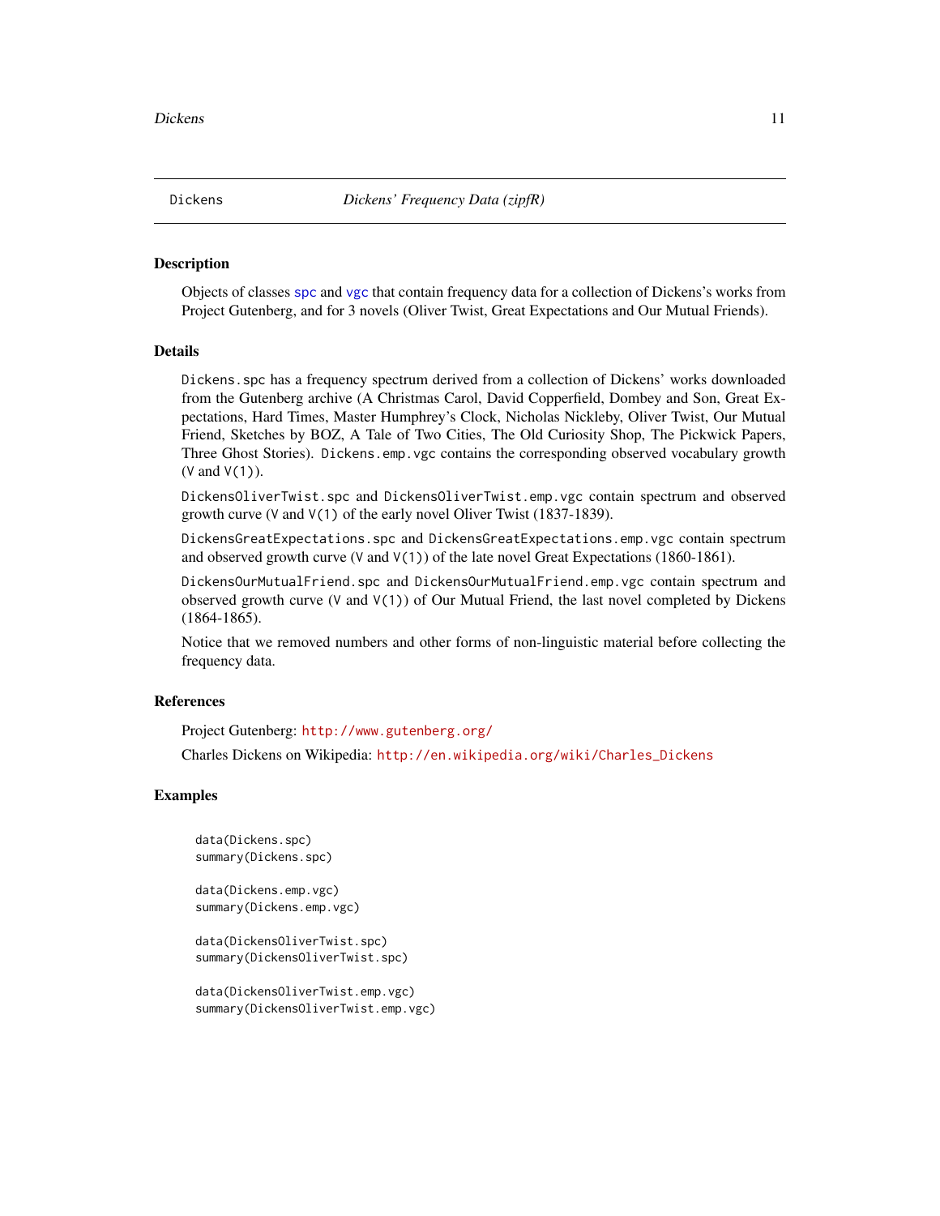Dickens *Dickens' Frequency Data (zipfR)*

## Description

Objects of classes spc and vgc that contain frequency data for a collection of Dickens's works from Project Gutenberg, and for 3 novels (Oliver Twist, Great Expectations and Our Mutual Friends).

## Details

`Dickens.spc` has a frequency spectrum derived from a collection of Dickens' works downloaded from the Gutenberg archive (A Christmas Carol, David Copperfield, Dombey and Son, Great Expectations, Hard Times, Master Humphrey's Clock, Nicholas Nickleby, Oliver Twist, Our Mutual Friend, Sketches by BOZ, A Tale of Two Cities, The Old Curiosity Shop, The Pickwick Papers, Three Ghost Stories). `Dickens.emp.vgc` contains the corresponding observed vocabulary growth (`V` and `V(1)`).

`DickensOliverTwist.spc` and `DickensOliverTwist.emp.vgc` contain spectrum and observed growth curve (`V` and `V(1)` of the early novel Oliver Twist (1837-1839).

`DickensGreatExpectations.spc` and `DickensGreatExpectations.emp.vgc` contain spectrum and observed growth curve (`V` and `V(1)`) of the late novel Great Expectations (1860-1861).

`DickensOurMutualFriend.spc` and `DickensOurMutualFriend.emp.vgc` contain spectrum and observed growth curve (`V` and `V(1)`) of Our Mutual Friend, the last novel completed by Dickens (1864-1865).

Notice that we removed numbers and other forms of non-linguistic material before collecting the frequency data.

## References

Project Gutenberg: http://www.gutenberg.org/

Charles Dickens on Wikipedia: http://en.wikipedia.org/wiki/Charles_Dickens

## Examples

```
data(Dickens.spc)
summary(Dickens.spc)

data(Dickens.emp.vgc)
summary(Dickens.emp.vgc)

data(DickensOliverTwist.spc)
summary(DickensOliverTwist.spc)

data(DickensOliverTwist.emp.vgc)
summary(DickensOliverTwist.emp.vgc)
```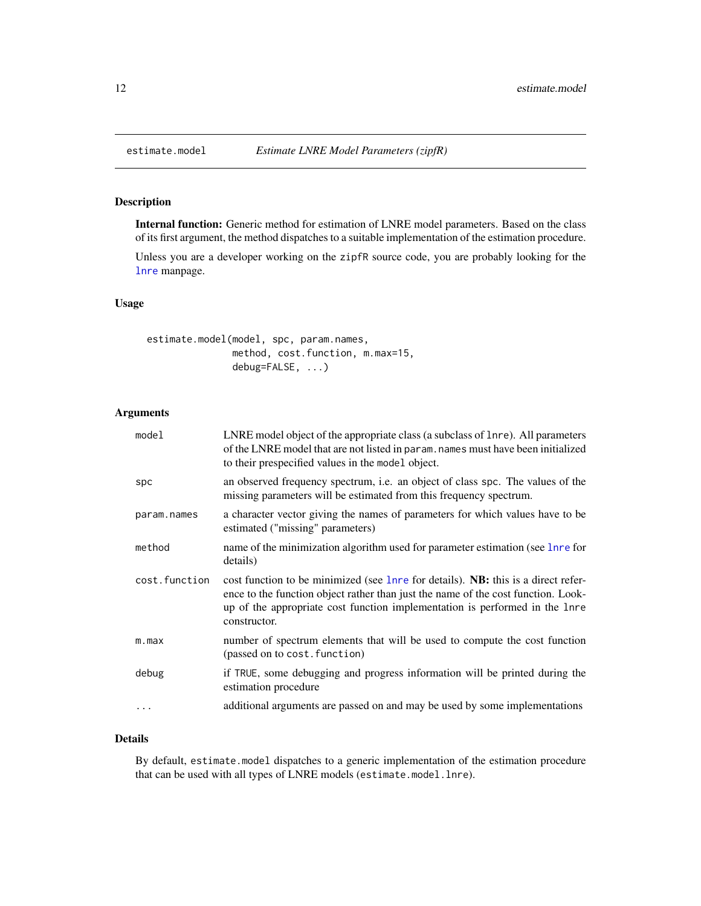# estimate.model — *Estimate LNRE Model Parameters (zipfR)*

## Description

**Internal function:** Generic method for estimation of LNRE model parameters. Based on the class of its first argument, the method dispatches to a suitable implementation of the estimation procedure.

Unless you are a developer working on the `zipfR` source code, you are probably looking for the `lnre` manpage.

## Usage

```
estimate.model(model, spc, param.names,
               method, cost.function, m.max=15,
               debug=FALSE, ...)
```

## Arguments

| | |
|---|---|
| `model` | LNRE model object of the appropriate class (a subclass of `lnre`). All parameters of the LNRE model that are not listed in `param.names` must have been initialized to their prespecified values in the `model` object. |
| `spc` | an observed frequency spectrum, i.e. an object of class `spc`. The values of the missing parameters will be estimated from this frequency spectrum. |
| `param.names` | a character vector giving the names of parameters for which values have to be estimated ("missing" parameters) |
| `method` | name of the minimization algorithm used for parameter estimation (see `lnre` for details) |
| `cost.function` | cost function to be minimized (see `lnre` for details). **NB:** this is a direct reference to the function object rather than just the name of the cost function. Look-up of the appropriate cost function implementation is performed in the `lnre` constructor. |
| `m.max` | number of spectrum elements that will be used to compute the cost function (passed on to `cost.function`) |
| `debug` | if `TRUE`, some debugging and progress information will be printed during the estimation procedure |
| `...` | additional arguments are passed on and may be used by some implementations |

## Details

By default, `estimate.model` dispatches to a generic implementation of the estimation procedure that can be used with all types of LNRE models (`estimate.model.lnre`).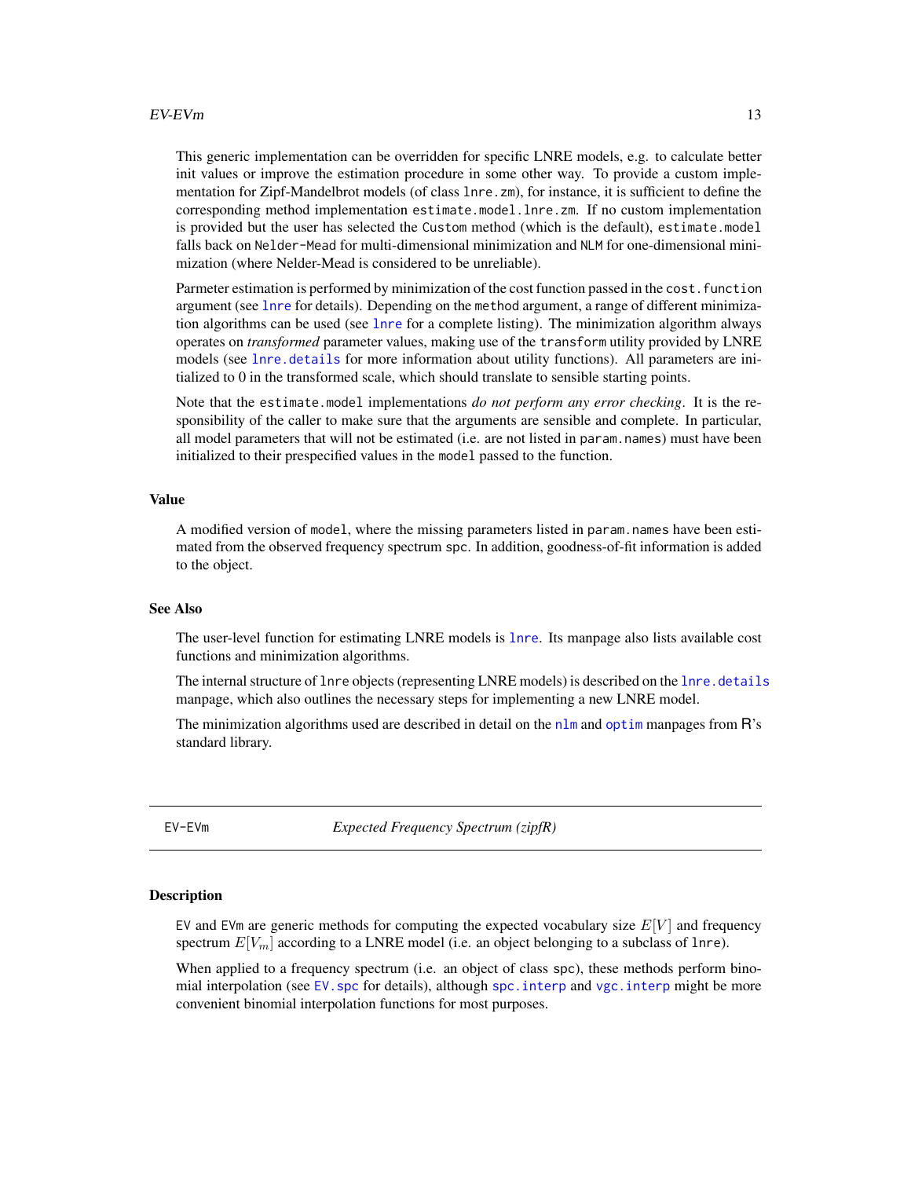This generic implementation can be overridden for specific LNRE models, e.g. to calculate better init values or improve the estimation procedure in some other way. To provide a custom implementation for Zipf-Mandelbrot models (of class `lnre.zm`), for instance, it is sufficient to define the corresponding method implementation `estimate.model.lnre.zm`. If no custom implementation is provided but the user has selected the `Custom` method (which is the default), `estimate.model` falls back on `Nelder-Mead` for multi-dimensional minimization and `NLM` for one-dimensional minimization (where Nelder-Mead is considered to be unreliable).

Parmeter estimation is performed by minimization of the cost function passed in the `cost.function` argument (see `lnre` for details). Depending on the `method` argument, a range of different minimization algorithms can be used (see `lnre` for a complete listing). The minimization algorithm always operates on *transformed* parameter values, making use of the `transform` utility provided by LNRE models (see `lnre.details` for more information about utility functions). All parameters are initialized to 0 in the transformed scale, which should translate to sensible starting points.

Note that the `estimate.model` implementations *do not perform any error checking*. It is the responsibility of the caller to make sure that the arguments are sensible and complete. In particular, all model parameters that will not be estimated (i.e. are not listed in `param.names`) must have been initialized to their prespecified values in the `model` passed to the function.

### Value

A modified version of `model`, where the missing parameters listed in `param.names` have been estimated from the observed frequency spectrum `spc`. In addition, goodness-of-fit information is added to the object.

### See Also

The user-level function for estimating LNRE models is `lnre`. Its manpage also lists available cost functions and minimization algorithms.

The internal structure of `lnre` objects (representing LNRE models) is described on the `lnre.details` manpage, which also outlines the necessary steps for implementing a new LNRE model.

The minimization algorithms used are described in detail on the `nlm` and `optim` manpages from R's standard library.

---

## EV-EVm — *Expected Frequency Spectrum (zipfR)*

---

### Description

`EV` and `EVm` are generic methods for computing the expected vocabulary size $E[V]$ and frequency spectrum $E[V_m]$ according to a LNRE model (i.e. an object belonging to a subclass of `lnre`).

When applied to a frequency spectrum (i.e. an object of class `spc`), these methods perform binomial interpolation (see `EV.spc` for details), although `spc.interp` and `vgc.interp` might be more convenient binomial interpolation functions for most purposes.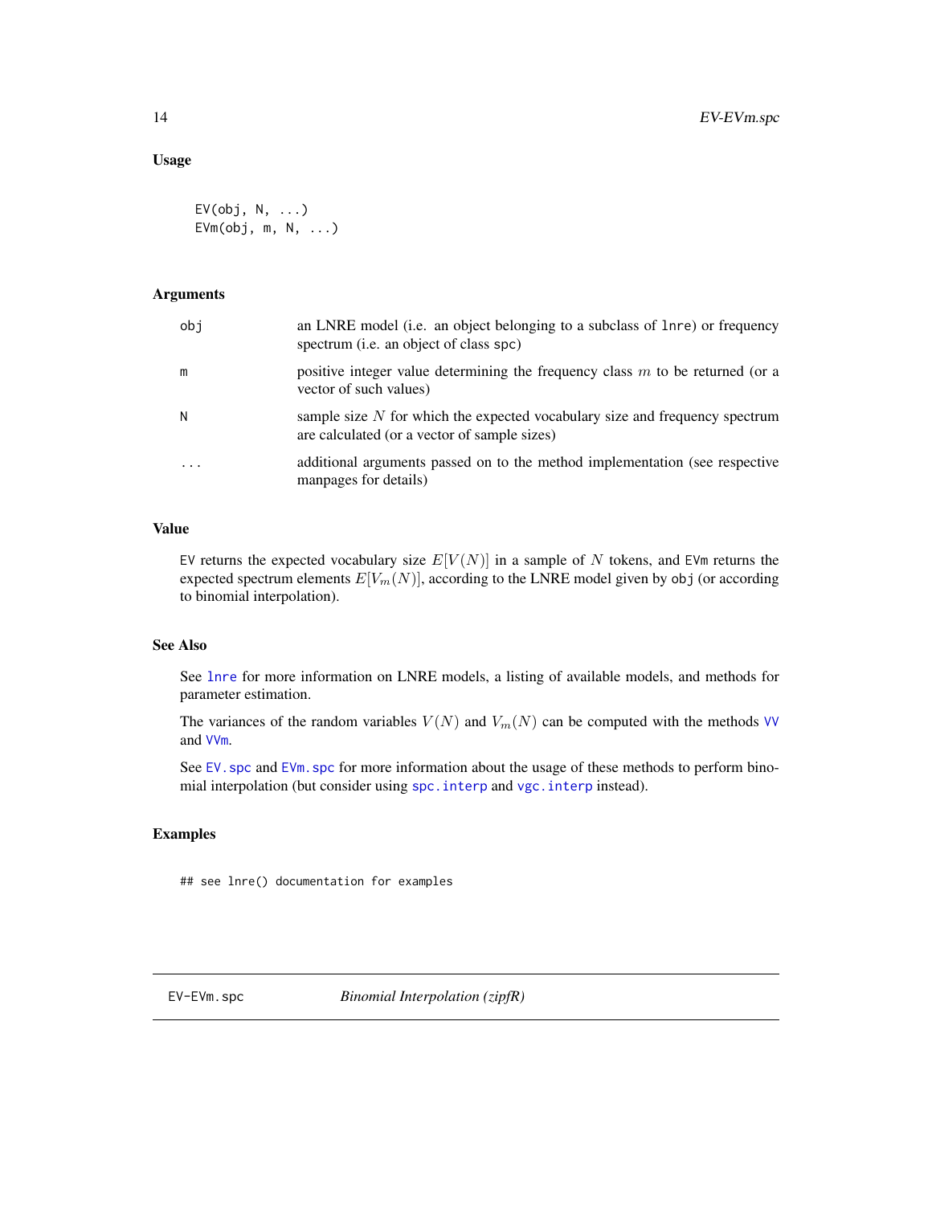### Usage

```
EV(obj, N, ...)
EVm(obj, m, N, ...)
```

### Arguments

| | |
|---|---|
| obj | an LNRE model (i.e. an object belonging to a subclass of lnre) or frequency spectrum (i.e. an object of class spc) |
| m | positive integer value determining the frequency class $m$ to be returned (or a vector of such values) |
| N | sample size $N$ for which the expected vocabulary size and frequency spectrum are calculated (or a vector of sample sizes) |
| ... | additional arguments passed on to the method implementation (see respective manpages for details) |

### Value

EV returns the expected vocabulary size $E[V(N)]$ in a sample of $N$ tokens, and EVm returns the expected spectrum elements $E[V_m(N)]$, according to the LNRE model given by obj (or according to binomial interpolation).

### See Also

See lnre for more information on LNRE models, a listing of available models, and methods for parameter estimation.

The variances of the random variables $V(N)$ and $V_m(N)$ can be computed with the methods VV and VVm.

See EV.spc and EVm.spc for more information about the usage of these methods to perform binomial interpolation (but consider using spc.interp and vgc.interp instead).

### Examples

```
## see lnre() documentation for examples
```

---

EV-EVm.spc *Binomial Interpolation (zipfR)*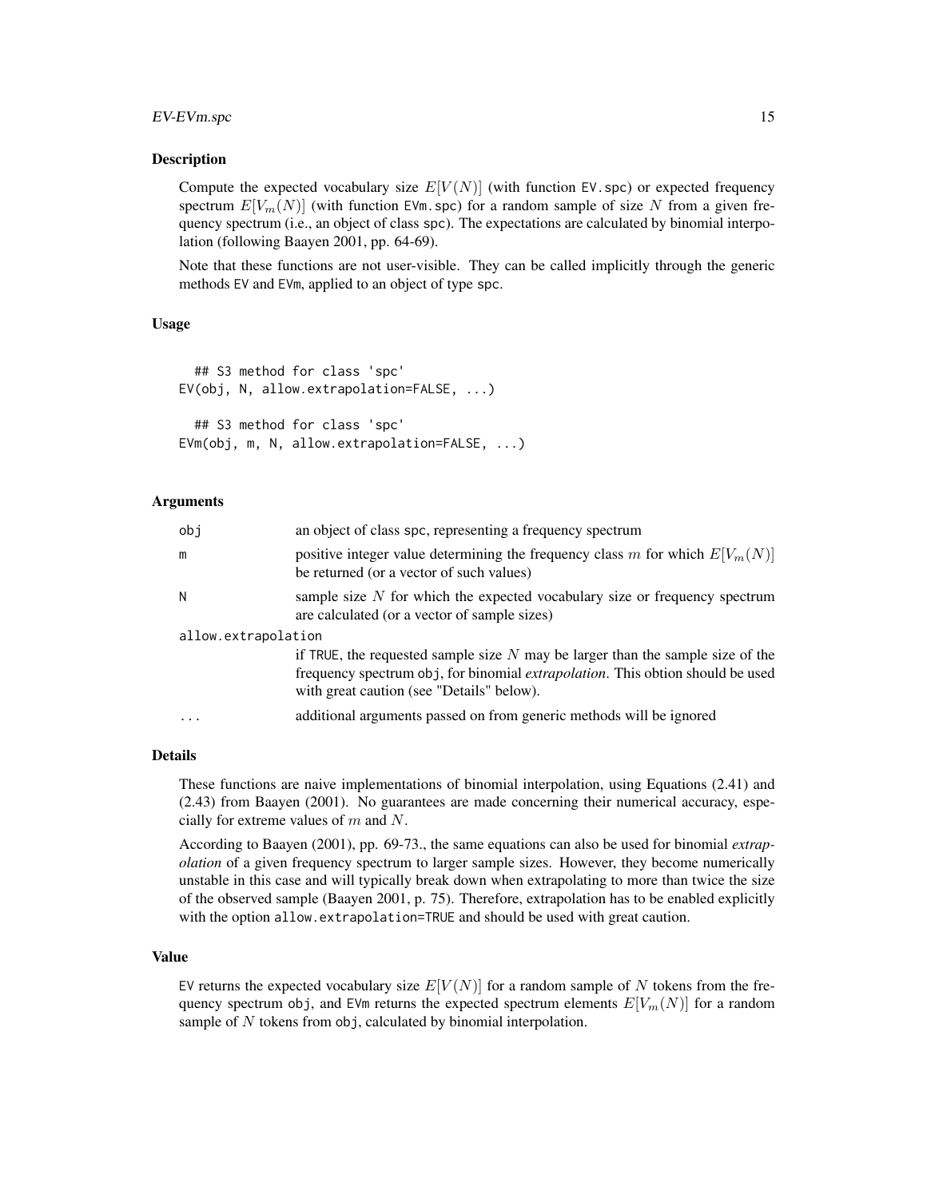## Description

Compute the expected vocabulary size $E[V(N)]$ (with function `EV.spc`) or expected frequency spectrum $E[V_m(N)]$ (with function `EVm.spc`) for a random sample of size $N$ from a given frequency spectrum (i.e., an object of class `spc`). The expectations are calculated by binomial interpolation (following Baayen 2001, pp. 64-69).

Note that these functions are not user-visible. They can be called implicitly through the generic methods `EV` and `EVm`, applied to an object of type `spc`.

## Usage

```
  ## S3 method for class 'spc'
EV(obj, N, allow.extrapolation=FALSE, ...)

  ## S3 method for class 'spc'
EVm(obj, m, N, allow.extrapolation=FALSE, ...)
```

## Arguments

| | |
|---|---|
| `obj` | an object of class `spc`, representing a frequency spectrum |
| `m` | positive integer value determining the frequency class $m$ for which $E[V_m(N)]$ be returned (or a vector of such values) |
| `N` | sample size $N$ for which the expected vocabulary size or frequency spectrum are calculated (or a vector of sample sizes) |
| `allow.extrapolation` | if `TRUE`, the requested sample size $N$ may be larger than the sample size of the frequency spectrum `obj`, for binomial *extrapolation*. This obtion should be used with great caution (see "Details" below). |
| `...` | additional arguments passed on from generic methods will be ignored |

## Details

These functions are naive implementations of binomial interpolation, using Equations (2.41) and (2.43) from Baayen (2001). No guarantees are made concerning their numerical accuracy, especially for extreme values of $m$ and $N$.

According to Baayen (2001), pp. 69-73., the same equations can also be used for binomial *extrapolation* of a given frequency spectrum to larger sample sizes. However, they become numerically unstable in this case and will typically break down when extrapolating to more than twice the size of the observed sample (Baayen 2001, p. 75). Therefore, extrapolation has to be enabled explicitly with the option `allow.extrapolation=TRUE` and should be used with great caution.

## Value

`EV` returns the expected vocabulary size $E[V(N)]$ for a random sample of $N$ tokens from the frequency spectrum `obj`, and `EVm` returns the expected spectrum elements $E[V_m(N)]$ for a random sample of $N$ tokens from `obj`, calculated by binomial interpolation.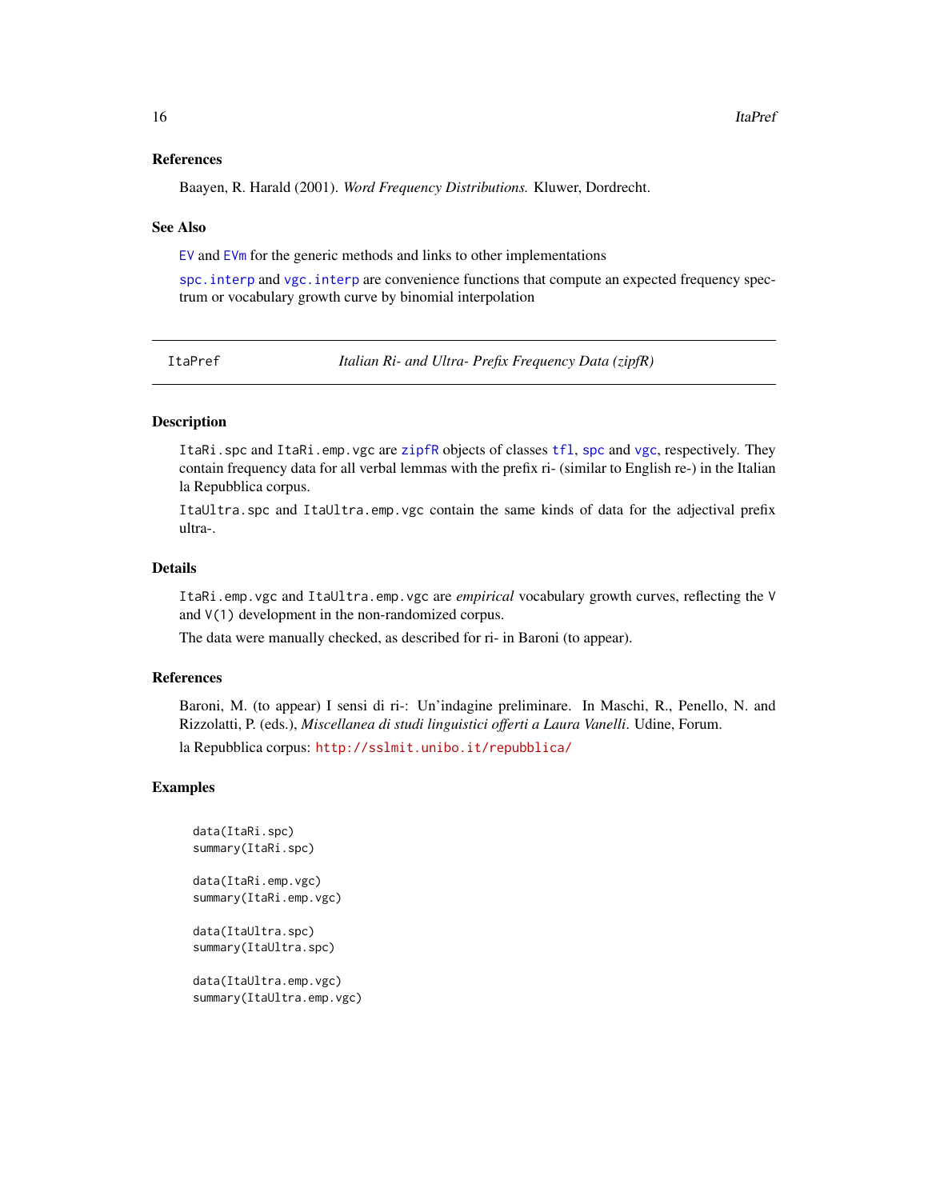### References

Baayen, R. Harald (2001). *Word Frequency Distributions.* Kluwer, Dordrecht.

### See Also

EV and EVm for the generic methods and links to other implementations

spc.interp and vgc.interp are convenience functions that compute an expected frequency spectrum or vocabulary growth curve by binomial interpolation

---

## ItaPref — *Italian Ri- and Ultra- Prefix Frequency Data (zipfR)*

### Description

ItaRi.spc and ItaRi.emp.vgc are zipfR objects of classes tfl, spc and vgc, respectively. They contain frequency data for all verbal lemmas with the prefix ri- (similar to English re-) in the Italian la Repubblica corpus.

ItaUltra.spc and ItaUltra.emp.vgc contain the same kinds of data for the adjectival prefix ultra-.

### Details

ItaRi.emp.vgc and ItaUltra.emp.vgc are *empirical* vocabulary growth curves, reflecting the V and V(1) development in the non-randomized corpus.

The data were manually checked, as described for ri- in Baroni (to appear).

### References

Baroni, M. (to appear) I sensi di ri-: Un'indagine preliminare. In Maschi, R., Penello, N. and Rizzolatti, P. (eds.), *Miscellanea di studi linguistici offerti a Laura Vanelli*. Udine, Forum.

la Repubblica corpus: http://sslmit.unibo.it/repubblica/

### Examples

```
data(ItaRi.spc)
summary(ItaRi.spc)

data(ItaRi.emp.vgc)
summary(ItaRi.emp.vgc)

data(ItaUltra.spc)
summary(ItaUltra.spc)

data(ItaUltra.emp.vgc)
summary(ItaUltra.emp.vgc)
```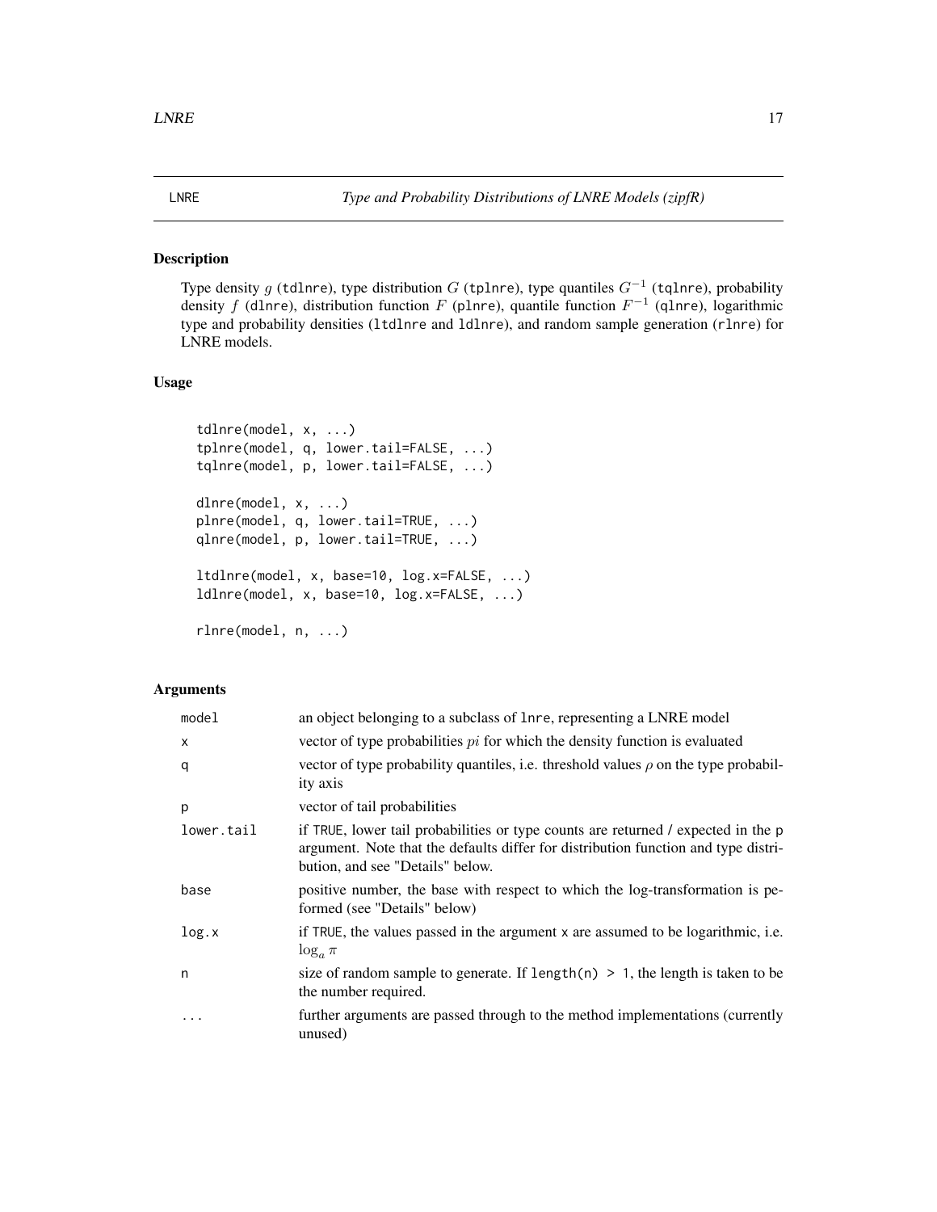LNRE *Type and Probability Distributions of LNRE Models (zipfR)*

## Description

Type density $g$ (tdlnre), type distribution $G$ (tplnre), type quantiles $G^{-1}$ (tqlnre), probability density $f$ (dlnre), distribution function $F$ (plnre), quantile function $F^{-1}$ (qlnre), logarithmic type and probability densities (ltdlnre and ldlnre), and random sample generation (rlnre) for LNRE models.

## Usage

```
tdlnre(model, x, ...)
tplnre(model, q, lower.tail=FALSE, ...)
tqlnre(model, p, lower.tail=FALSE, ...)

dlnre(model, x, ...)
plnre(model, q, lower.tail=TRUE, ...)
qlnre(model, p, lower.tail=TRUE, ...)

ltdlnre(model, x, base=10, log.x=FALSE, ...)
ldlnre(model, x, base=10, log.x=FALSE, ...)

rlnre(model, n, ...)
```

## Arguments

| | |
|---|---|
| model | an object belonging to a subclass of lnre, representing a LNRE model |
| x | vector of type probabilities $pi$ for which the density function is evaluated |
| q | vector of type probability quantiles, i.e. threshold values $\rho$ on the type probability axis |
| p | vector of tail probabilities |
| lower.tail | if TRUE, lower tail probabilities or type counts are returned / expected in the p argument. Note that the defaults differ for distribution function and type distribution, and see "Details" below. |
| base | positive number, the base with respect to which the log-transformation is peformed (see "Details" below) |
| log.x | if TRUE, the values passed in the argument x are assumed to be logarithmic, i.e. $\log_a \pi$ |
| n | size of random sample to generate. If length(n) > 1, the length is taken to be the number required. |
| ... | further arguments are passed through to the method implementations (currently unused) |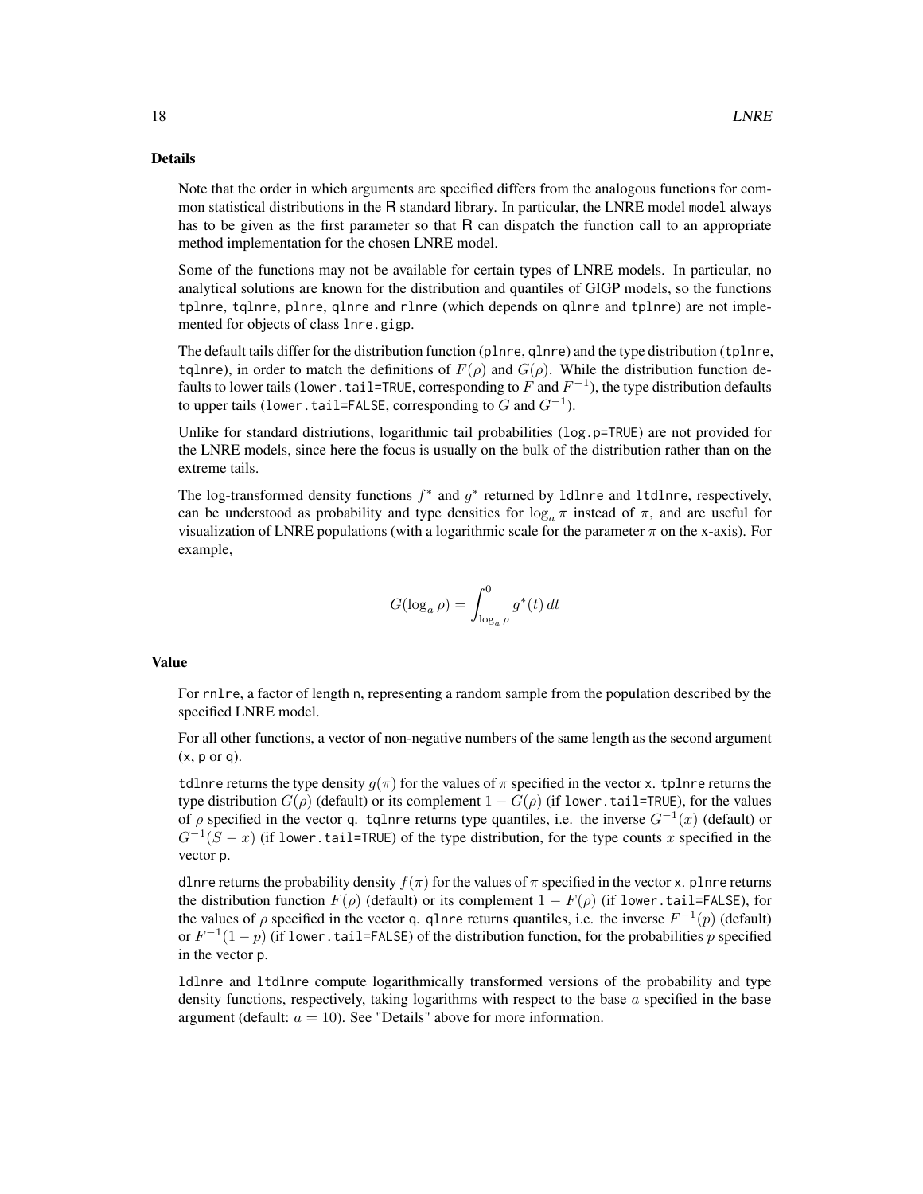### Details

Note that the order in which arguments are specified differs from the analogous functions for common statistical distributions in the R standard library. In particular, the LNRE model `model` always has to be given as the first parameter so that R can dispatch the function call to an appropriate method implementation for the chosen LNRE model.

Some of the functions may not be available for certain types of LNRE models. In particular, no analytical solutions are known for the distribution and quantiles of GIGP models, so the functions `tplnre`, `tqlnre`, `plnre`, `qlnre` and `rlnre` (which depends on `qlnre` and `tplnre`) are not implemented for objects of class `lnre.gigp`.

The default tails differ for the distribution function (`plnre`, `qlnre`) and the type distribution (`tplnre`, `tqlnre`), in order to match the definitions of $F(\rho)$ and $G(\rho)$. While the distribution function defaults to lower tails (`lower.tail=TRUE`, corresponding to $F$ and $F^{-1}$), the type distribution defaults to upper tails (`lower.tail=FALSE`, corresponding to $G$ and $G^{-1}$).

Unlike for standard distriutions, logarithmic tail probabilities (`log.p=TRUE`) are not provided for the LNRE models, since here the focus is usually on the bulk of the distribution rather than on the extreme tails.

The log-transformed density functions $f^*$ and $g^*$ returned by `ldlnre` and `ltdlnre`, respectively, can be understood as probability and type densities for $\log_a \pi$ instead of $\pi$, and are useful for visualization of LNRE populations (with a logarithmic scale for the parameter $\pi$ on the x-axis). For example,

$$G(\log_a \rho) = \int_{\log_a \rho}^{0} g^*(t)\, dt$$

### Value

For `rnlre`, a factor of length `n`, representing a random sample from the population described by the specified LNRE model.

For all other functions, a vector of non-negative numbers of the same length as the second argument (`x`, `p` or `q`).

`tdlnre` returns the type density $g(\pi)$ for the values of $\pi$ specified in the vector `x`. `tplnre` returns the type distribution $G(\rho)$ (default) or its complement $1 - G(\rho)$ (if `lower.tail=TRUE`), for the values of $\rho$ specified in the vector `q`. `tqlnre` returns type quantiles, i.e. the inverse $G^{-1}(x)$ (default) or $G^{-1}(S - x)$ (if `lower.tail=TRUE`) of the type distribution, for the type counts $x$ specified in the vector `p`.

`dlnre` returns the probability density $f(\pi)$ for the values of $\pi$ specified in the vector `x`. `plnre` returns the distribution function $F(\rho)$ (default) or its complement $1 - F(\rho)$ (if `lower.tail=FALSE`), for the values of $\rho$ specified in the vector `q`. `qlnre` returns quantiles, i.e. the inverse $F^{-1}(p)$ (default) or $F^{-1}(1 - p)$ (if `lower.tail=FALSE`) of the distribution function, for the probabilities $p$ specified in the vector `p`.

`ldlnre` and `ltdlnre` compute logarithmically transformed versions of the probability and type density functions, respectively, taking logarithms with respect to the base $a$ specified in the `base` argument (default: $a = 10$). See "Details" above for more information.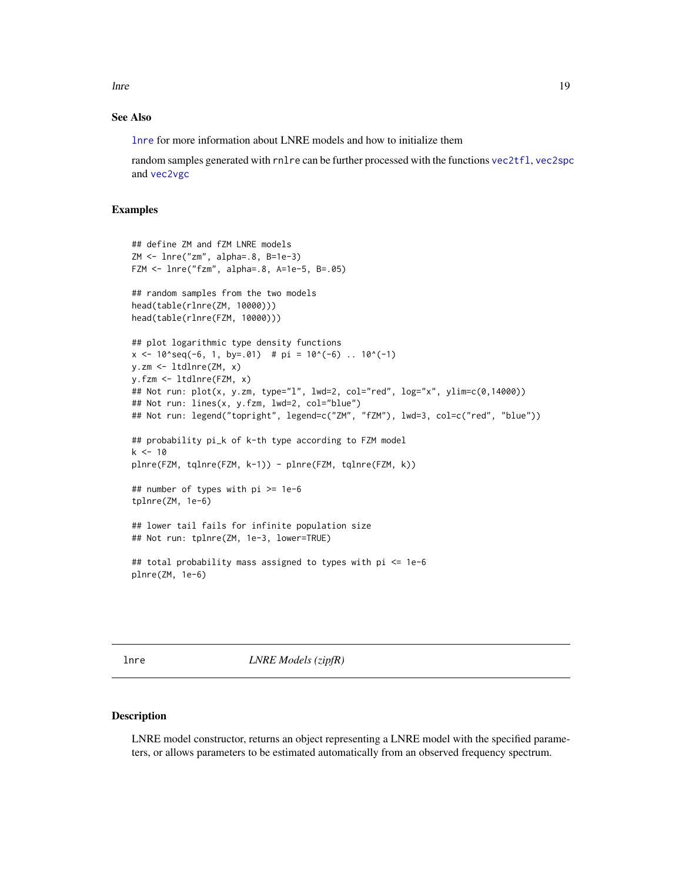## See Also

`lnre` for more information about LNRE models and how to initialize them

random samples generated with `rnlre` can be further processed with the functions `vec2tfl`, `vec2spc` and `vec2vgc`

## Examples

```
## define ZM and fZM LNRE models
ZM <- lnre("zm", alpha=.8, B=1e-3)
FZM <- lnre("fzm", alpha=.8, A=1e-5, B=.05)

## random samples from the two models
head(table(rlnre(ZM, 10000)))
head(table(rlnre(FZM, 10000)))

## plot logarithmic type density functions
x <- 10^seq(-6, 1, by=.01)  # pi = 10^(-6) .. 10^(-1)
y.zm <- ltdlnre(ZM, x)
y.fzm <- ltdlnre(FZM, x)
## Not run: plot(x, y.zm, type="l", lwd=2, col="red", log="x", ylim=c(0,14000))
## Not run: lines(x, y.fzm, lwd=2, col="blue")
## Not run: legend("topright", legend=c("ZM", "fZM"), lwd=3, col=c("red", "blue"))

## probability pi_k of k-th type according to FZM model
k <- 10
plnre(FZM, tqlnre(FZM, k-1)) - plnre(FZM, tqlnre(FZM, k))

## number of types with pi >= 1e-6
tplnre(ZM, 1e-6)

## lower tail fails for infinite population size
## Not run: tplnre(ZM, 1e-3, lower=TRUE)

## total probability mass assigned to types with pi <= 1e-6
plnre(ZM, 1e-6)
```

---

# lnre — *LNRE Models (zipfR)*

## Description

LNRE model constructor, returns an object representing a LNRE model with the specified parameters, or allows parameters to be estimated automatically from an observed frequency spectrum.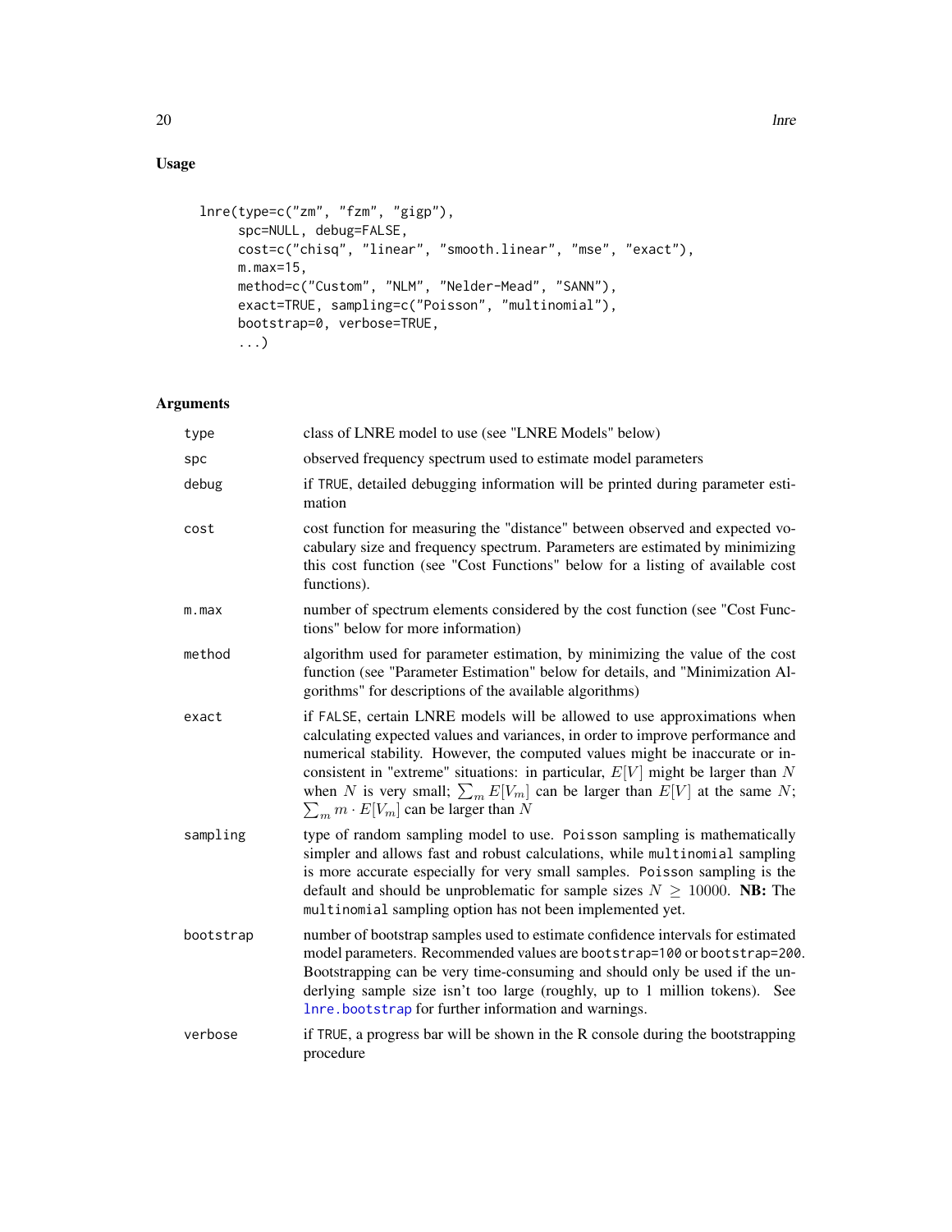## Usage

```
lnre(type=c("zm", "fzm", "gigp"),
     spc=NULL, debug=FALSE,
     cost=c("chisq", "linear", "smooth.linear", "mse", "exact"),
     m.max=15,
     method=c("Custom", "NLM", "Nelder-Mead", "SANN"),
     exact=TRUE, sampling=c("Poisson", "multinomial"),
     bootstrap=0, verbose=TRUE,
     ...)
```

## Arguments

| Argument | Description |
|---|---|
| `type` | class of LNRE model to use (see "LNRE Models" below) |
| `spc` | observed frequency spectrum used to estimate model parameters |
| `debug` | if `TRUE`, detailed debugging information will be printed during parameter estimation |
| `cost` | cost function for measuring the "distance" between observed and expected vocabulary size and frequency spectrum. Parameters are estimated by minimizing this cost function (see "Cost Functions" below for a listing of available cost functions). |
| `m.max` | number of spectrum elements considered by the cost function (see "Cost Functions" below for more information) |
| `method` | algorithm used for parameter estimation, by minimizing the value of the cost function (see "Parameter Estimation" below for details, and "Minimization Algorithms" for descriptions of the available algorithms) |
| `exact` | if `FALSE`, certain LNRE models will be allowed to use approximations when calculating expected values and variances, in order to improve performance and numerical stability. However, the computed values might be inaccurate or inconsistent in "extreme" situations: in particular, $E[V]$ might be larger than $N$ when $N$ is very small; $\sum_m E[V_m]$ can be larger than $E[V]$ at the same $N$; $\sum_m m \cdot E[V_m]$ can be larger than $N$ |
| `sampling` | type of random sampling model to use. `Poisson` sampling is mathematically simpler and allows fast and robust calculations, while `multinomial` sampling is more accurate especially for very small samples. `Poisson` sampling is the default and should be unproblematic for sample sizes $N \geq 10000$. **NB:** The `multinomial` sampling option has not been implemented yet. |
| `bootstrap` | number of bootstrap samples used to estimate confidence intervals for estimated model parameters. Recommended values are `bootstrap=100` or `bootstrap=200`. Bootstrapping can be very time-consuming and should only be used if the underlying sample size isn't too large (roughly, up to 1 million tokens). See `lnre.bootstrap` for further information and warnings. |
| `verbose` | if `TRUE`, a progress bar will be shown in the R console during the bootstrapping procedure |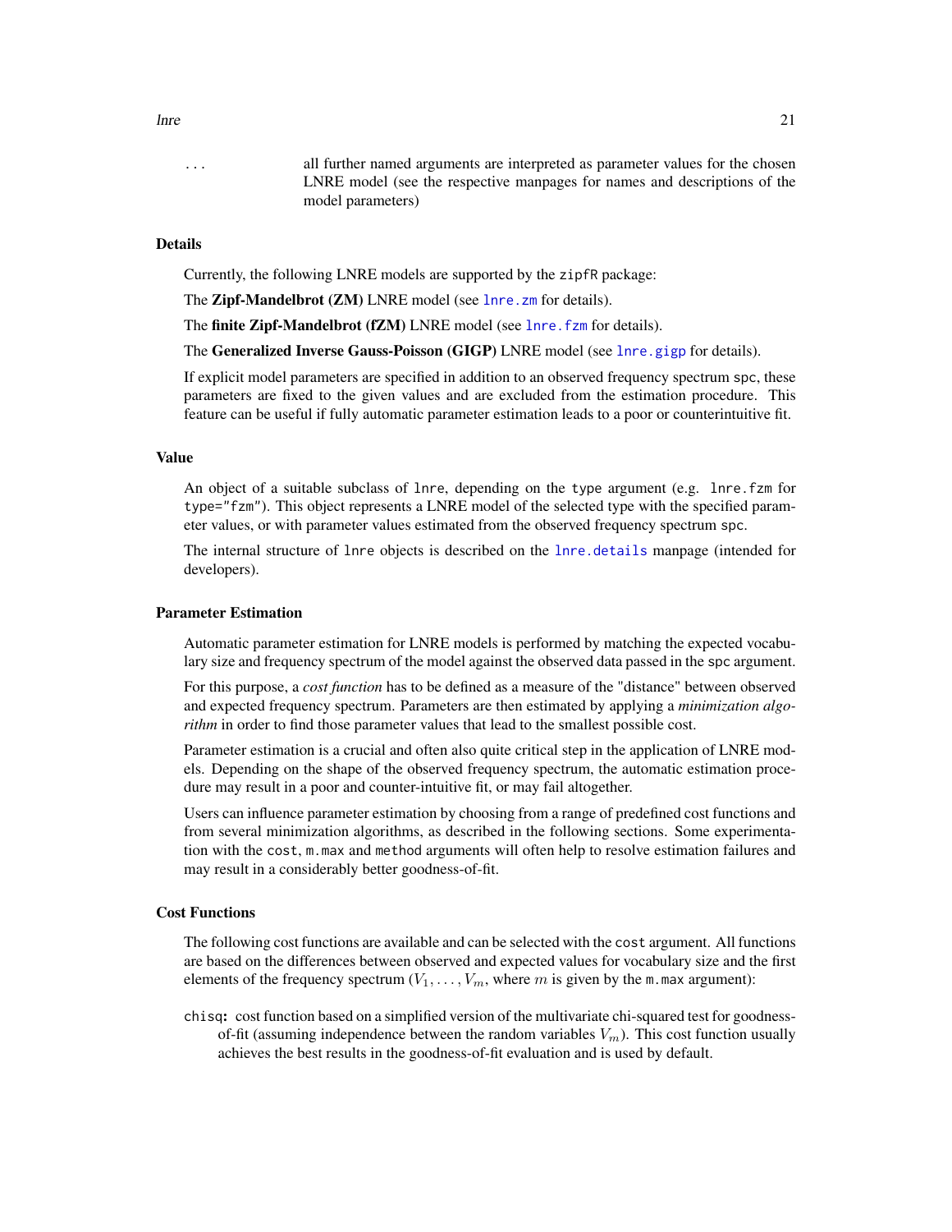... all further named arguments are interpreted as parameter values for the chosen LNRE model (see the respective manpages for names and descriptions of the model parameters)

## Details

Currently, the following LNRE models are supported by the zipfR package:

The **Zipf-Mandelbrot (ZM)** LNRE model (see lnre.zm for details).

The **finite Zipf-Mandelbrot (fZM)** LNRE model (see lnre.fzm for details).

The **Generalized Inverse Gauss-Poisson (GIGP)** LNRE model (see lnre.gigp for details).

If explicit model parameters are specified in addition to an observed frequency spectrum spc, these parameters are fixed to the given values and are excluded from the estimation procedure. This feature can be useful if fully automatic parameter estimation leads to a poor or counterintuitive fit.

## Value

An object of a suitable subclass of lnre, depending on the type argument (e.g. lnre.fzm for type="fzm"). This object represents a LNRE model of the selected type with the specified parameter values, or with parameter values estimated from the observed frequency spectrum spc.

The internal structure of lnre objects is described on the lnre.details manpage (intended for developers).

## Parameter Estimation

Automatic parameter estimation for LNRE models is performed by matching the expected vocabulary size and frequency spectrum of the model against the observed data passed in the spc argument.

For this purpose, a *cost function* has to be defined as a measure of the "distance" between observed and expected frequency spectrum. Parameters are then estimated by applying a *minimization algorithm* in order to find those parameter values that lead to the smallest possible cost.

Parameter estimation is a crucial and often also quite critical step in the application of LNRE models. Depending on the shape of the observed frequency spectrum, the automatic estimation procedure may result in a poor and counter-intuitive fit, or may fail altogether.

Users can influence parameter estimation by choosing from a range of predefined cost functions and from several minimization algorithms, as described in the following sections. Some experimentation with the cost, m.max and method arguments will often help to resolve estimation failures and may result in a considerably better goodness-of-fit.

## Cost Functions

The following cost functions are available and can be selected with the cost argument. All functions are based on the differences between observed and expected values for vocabulary size and the first elements of the frequency spectrum ($V_1, \ldots, V_m$, where $m$ is given by the m.max argument):

**chisq:** cost function based on a simplified version of the multivariate chi-squared test for goodness-of-fit (assuming independence between the random variables $V_m$). This cost function usually achieves the best results in the goodness-of-fit evaluation and is used by default.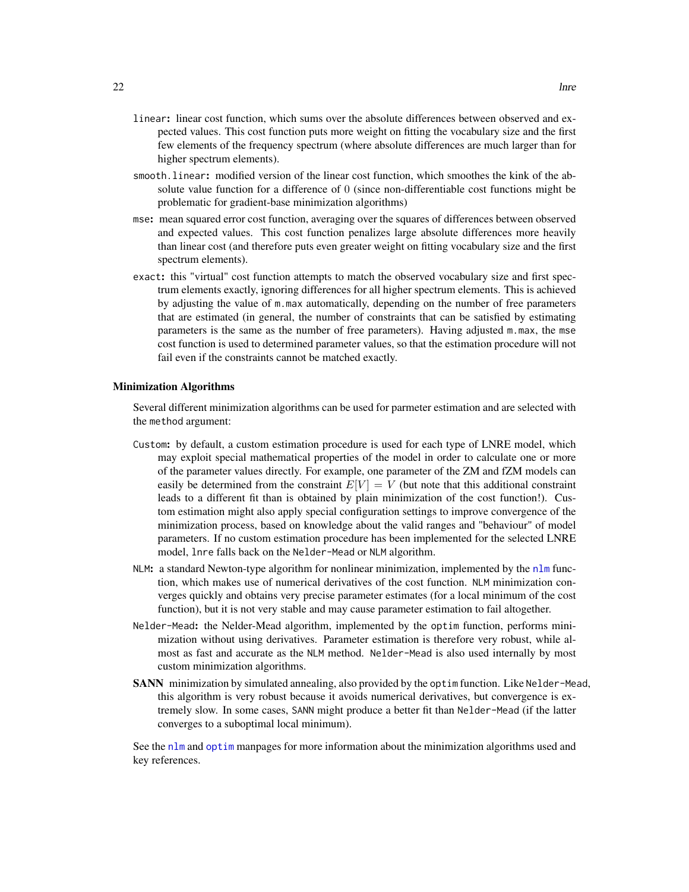- `linear`**:** linear cost function, which sums over the absolute differences between observed and expected values. This cost function puts more weight on fitting the vocabulary size and the first few elements of the frequency spectrum (where absolute differences are much larger than for higher spectrum elements).
- `smooth.linear`**:** modified version of the linear cost function, which smoothes the kink of the absolute value function for a difference of $0$ (since non-differentiable cost functions might be problematic for gradient-base minimization algorithms)
- `mse`**:** mean squared error cost function, averaging over the squares of differences between observed and expected values. This cost function penalizes large absolute differences more heavily than linear cost (and therefore puts even greater weight on fitting vocabulary size and the first spectrum elements).
- `exact`**:** this "virtual" cost function attempts to match the observed vocabulary size and first spectrum elements exactly, ignoring differences for all higher spectrum elements. This is achieved by adjusting the value of `m.max` automatically, depending on the number of free parameters that are estimated (in general, the number of constraints that can be satisfied by estimating parameters is the same as the number of free parameters). Having adjusted `m.max`, the `mse` cost function is used to determined parameter values, so that the estimation procedure will not fail even if the constraints cannot be matched exactly.

### Minimization Algorithms

Several different minimization algorithms can be used for parmeter estimation and are selected with the `method` argument:

- `Custom`**:** by default, a custom estimation procedure is used for each type of LNRE model, which may exploit special mathematical properties of the model in order to calculate one or more of the parameter values directly. For example, one parameter of the ZM and fZM models can easily be determined from the constraint $E[V] = V$ (but note that this additional constraint leads to a different fit than is obtained by plain minimization of the cost function!). Custom estimation might also apply special configuration settings to improve convergence of the minimization process, based on knowledge about the valid ranges and "behaviour" of model parameters. If no custom estimation procedure has been implemented for the selected LNRE model, `lnre` falls back on the `Nelder-Mead` or `NLM` algorithm.
- `NLM`**:** a standard Newton-type algorithm for nonlinear minimization, implemented by the `nlm` function, which makes use of numerical derivatives of the cost function. `NLM` minimization converges quickly and obtains very precise parameter estimates (for a local minimum of the cost function), but it is not very stable and may cause parameter estimation to fail altogether.
- `Nelder-Mead`**:** the Nelder-Mead algorithm, implemented by the `optim` function, performs minimization without using derivatives. Parameter estimation is therefore very robust, while almost as fast and accurate as the `NLM` method. `Nelder-Mead` is also used internally by most custom minimization algorithms.
- **SANN** minimization by simulated annealing, also provided by the `optim` function. Like `Nelder-Mead`, this algorithm is very robust because it avoids numerical derivatives, but convergence is extremely slow. In some cases, `SANN` might produce a better fit than `Nelder-Mead` (if the latter converges to a suboptimal local minimum).

See the `nlm` and `optim` manpages for more information about the minimization algorithms used and key references.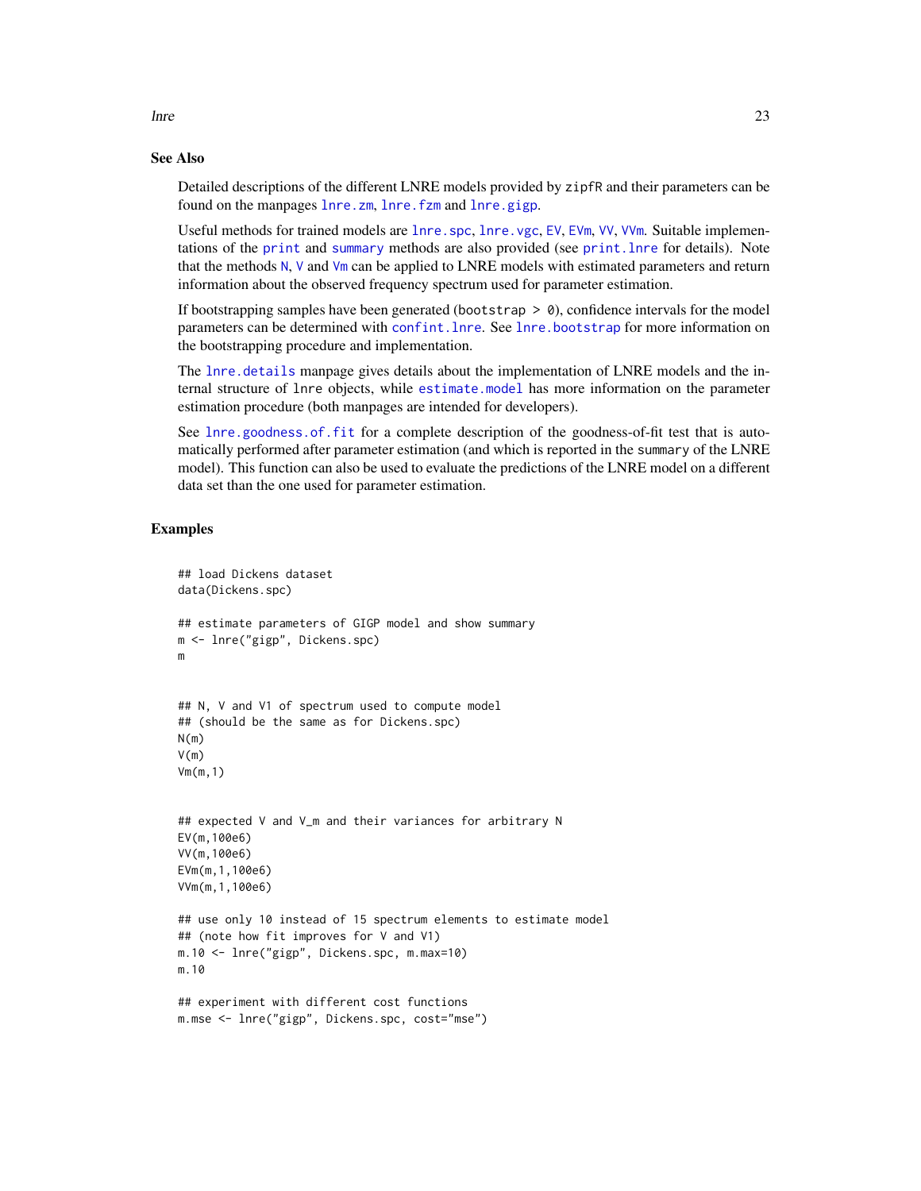## See Also

Detailed descriptions of the different LNRE models provided by zipfR and their parameters can be found on the manpages `lnre.zm`, `lnre.fzm` and `lnre.gigp`.

Useful methods for trained models are `lnre.spc`, `lnre.vgc`, `EV`, `EVm`, `VV`, `VVm`. Suitable implementations of the `print` and `summary` methods are also provided (see `print.lnre` for details). Note that the methods `N`, `V` and `Vm` can be applied to LNRE models with estimated parameters and return information about the observed frequency spectrum used for parameter estimation.

If bootstrapping samples have been generated (`bootstrap > 0`), confidence intervals for the model parameters can be determined with `confint.lnre`. See `lnre.bootstrap` for more information on the bootstrapping procedure and implementation.

The `lnre.details` manpage gives details about the implementation of LNRE models and the internal structure of `lnre` objects, while `estimate.model` has more information on the parameter estimation procedure (both manpages are intended for developers).

See `lnre.goodness.of.fit` for a complete description of the goodness-of-fit test that is automatically performed after parameter estimation (and which is reported in the `summary` of the LNRE model). This function can also be used to evaluate the predictions of the LNRE model on a different data set than the one used for parameter estimation.

## Examples

```
## load Dickens dataset
data(Dickens.spc)

## estimate parameters of GIGP model and show summary
m <- lnre("gigp", Dickens.spc)
m


## N, V and V1 of spectrum used to compute model
## (should be the same as for Dickens.spc)
N(m)
V(m)
Vm(m,1)


## expected V and V_m and their variances for arbitrary N
EV(m,100e6)
VV(m,100e6)
EVm(m,1,100e6)
VVm(m,1,100e6)

## use only 10 instead of 15 spectrum elements to estimate model
## (note how fit improves for V and V1)
m.10 <- lnre("gigp", Dickens.spc, m.max=10)
m.10

## experiment with different cost functions
m.mse <- lnre("gigp", Dickens.spc, cost="mse")
```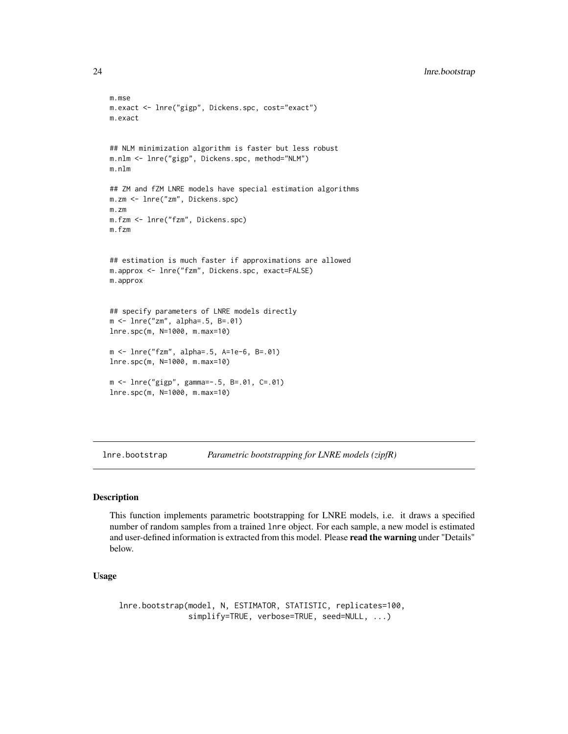```
m.mse
m.exact <- lnre("gigp", Dickens.spc, cost="exact")
m.exact


## NLM minimization algorithm is faster but less robust
m.nlm <- lnre("gigp", Dickens.spc, method="NLM")
m.nlm

## ZM and fZM LNRE models have special estimation algorithms
m.zm <- lnre("zm", Dickens.spc)
m.zm
m.fzm <- lnre("fzm", Dickens.spc)
m.fzm


## estimation is much faster if approximations are allowed
m.approx <- lnre("fzm", Dickens.spc, exact=FALSE)
m.approx


## specify parameters of LNRE models directly
m <- lnre("zm", alpha=.5, B=.01)
lnre.spc(m, N=1000, m.max=10)

m <- lnre("fzm", alpha=.5, A=1e-6, B=.01)
lnre.spc(m, N=1000, m.max=10)

m <- lnre("gigp", gamma=-.5, B=.01, C=.01)
lnre.spc(m, N=1000, m.max=10)
```

---

## lnre.bootstrap — *Parametric bootstrapping for LNRE models (zipfR)*

---

### Description

This function implements parametric bootstrapping for LNRE models, i.e. it draws a specified number of random samples from a trained lnre object. For each sample, a new model is estimated and user-defined information is extracted from this model. Please **read the warning** under "Details" below.

### Usage

```
lnre.bootstrap(model, N, ESTIMATOR, STATISTIC, replicates=100,
               simplify=TRUE, verbose=TRUE, seed=NULL, ...)
```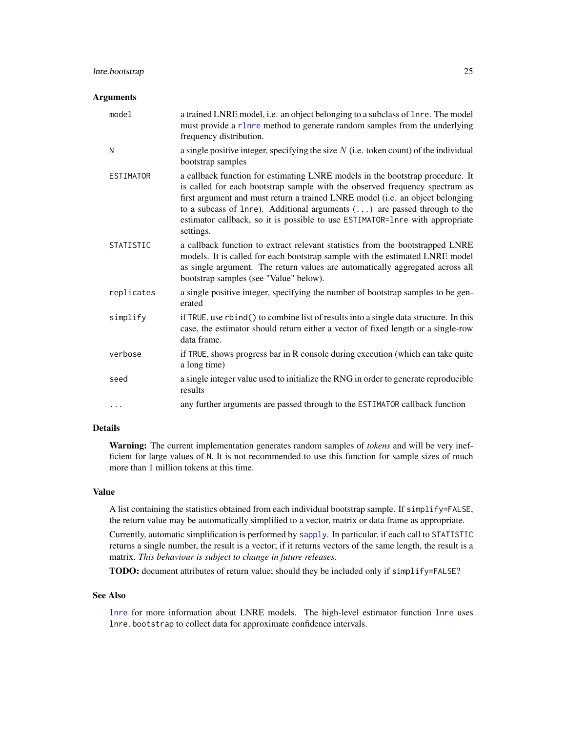### Arguments

| | |
|---|---|
| `model` | a trained LNRE model, i.e. an object belonging to a subclass of `lnre`. The model must provide a `rlnre` method to generate random samples from the underlying frequency distribution. |
| `N` | a single positive integer, specifying the size $N$ (i.e. token count) of the individual bootstrap samples |
| `ESTIMATOR` | a callback function for estimating LNRE models in the bootstrap procedure. It is called for each bootstrap sample with the observed frequency spectrum as first argument and must return a trained LNRE model (i.e. an object belonging to a subcass of `lnre`). Additional arguments (`...`) are passed through to the estimator callback, so it is possible to use `ESTIMATOR=lnre` with appropriate settings. |
| `STATISTIC` | a callback function to extract relevant statistics from the bootstrapped LNRE models. It is called for each bootstrap sample with the estimated LNRE model as single argument. The return values are automatically aggregated across all bootstrap samples (see "Value" below). |
| `replicates` | a single positive integer, specifying the number of bootstrap samples to be generated |
| `simplify` | if `TRUE`, use `rbind()` to combine list of results into a single data structure. In this case, the estimator should return either a vector of fixed length or a single-row data frame. |
| `verbose` | if `TRUE`, shows progress bar in R console during execution (which can take quite a long time) |
| `seed` | a single integer value used to initialize the RNG in order to generate reproducible results |
| `...` | any further arguments are passed through to the `ESTIMATOR` callback function |

### Details

**Warning:** The current implementation generates random samples of *tokens* and will be very inefficient for large values of `N`. It is not recommended to use this function for sample sizes of much more than 1 million tokens at this time.

### Value

A list containing the statistics obtained from each individual bootstrap sample. If `simplify=FALSE`, the return value may be automatically simplified to a vector, matrix or data frame as appropriate.

Currently, automatic simplification is performed by `sapply`. In particular, if each call to `STATISTIC` returns a single number, the result is a vector; if it returns vectors of the same length, the result is a matrix. *This behaviour is subject to change in future releases.*

**TODO:** document attributes of return value; should they be included only if `simplify=FALSE`?

### See Also

`lnre` for more information about LNRE models. The high-level estimator function `lnre` uses `lnre.bootstrap` to collect data for approximate confidence intervals.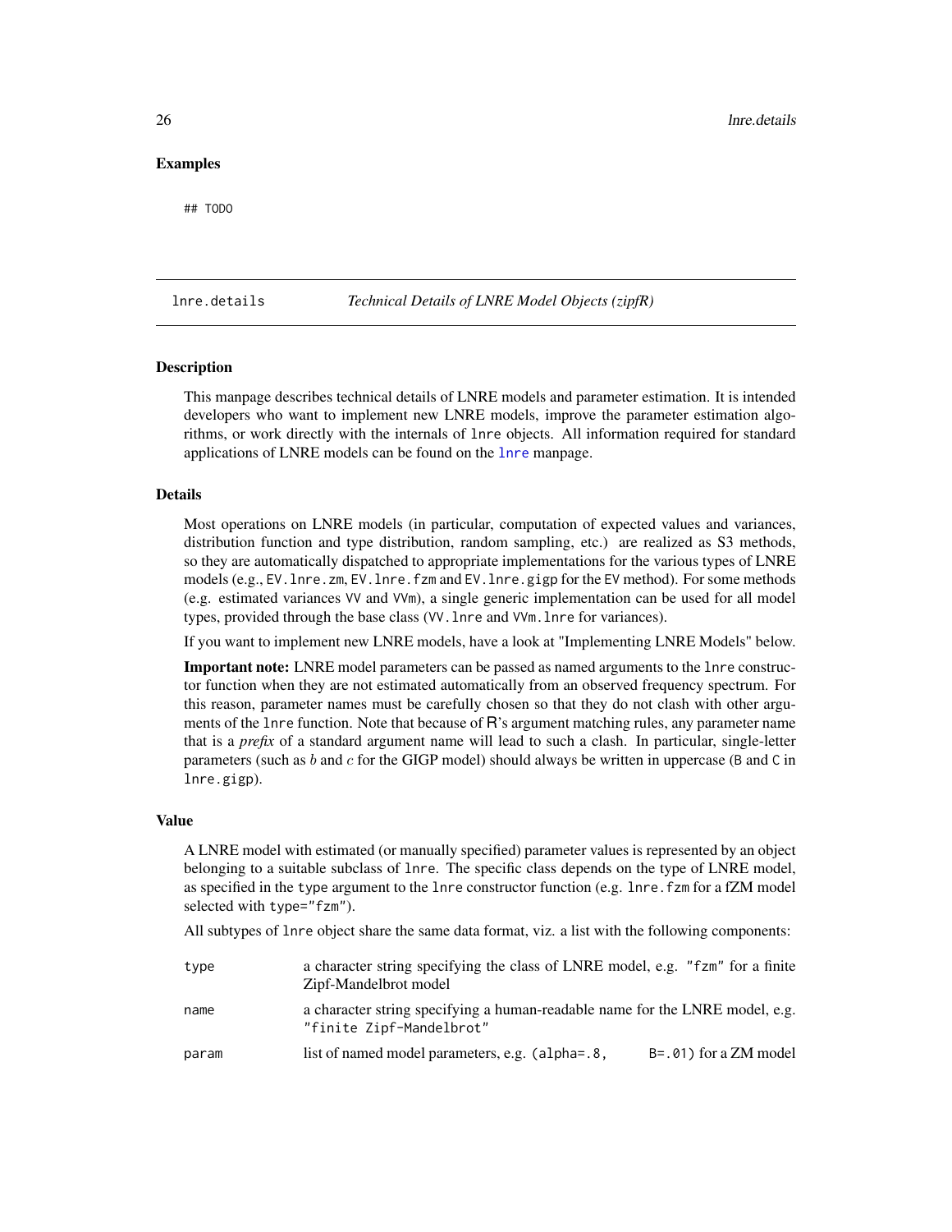### Examples

```
## TODO
```

---

## lnre.details    *Technical Details of LNRE Model Objects (zipfR)*

### Description

This manpage describes technical details of LNRE models and parameter estimation. It is intended developers who want to implement new LNRE models, improve the parameter estimation algorithms, or work directly with the internals of `lnre` objects. All information required for standard applications of LNRE models can be found on the `lnre` manpage.

### Details

Most operations on LNRE models (in particular, computation of expected values and variances, distribution function and type distribution, random sampling, etc.) are realized as S3 methods, so they are automatically dispatched to appropriate implementations for the various types of LNRE models (e.g., `EV.lnre.zm`, `EV.lnre.fzm` and `EV.lnre.gigp` for the `EV` method). For some methods (e.g. estimated variances `VV` and `VVm`), a single generic implementation can be used for all model types, provided through the base class (`VV.lnre` and `VVm.lnre` for variances).

If you want to implement new LNRE models, have a look at "Implementing LNRE Models" below.

**Important note:** LNRE model parameters can be passed as named arguments to the `lnre` constructor function when they are not estimated automatically from an observed frequency spectrum. For this reason, parameter names must be carefully chosen so that they do not clash with other arguments of the `lnre` function. Note that because of R's argument matching rules, any parameter name that is a *prefix* of a standard argument name will lead to such a clash. In particular, single-letter parameters (such as $b$ and $c$ for the GIGP model) should always be written in uppercase (`B` and `C` in `lnre.gigp`).

### Value

A LNRE model with estimated (or manually specified) parameter values is represented by an object belonging to a suitable subclass of `lnre`. The specific class depends on the type of LNRE model, as specified in the `type` argument to the `lnre` constructor function (e.g. `lnre.fzm` for a fZM model selected with `type="fzm"`).

All subtypes of `lnre` object share the same data format, viz. a list with the following components:

`type` a character string specifying the class of LNRE model, e.g. `"fzm"` for a finite Zipf-Mandelbrot model

`name` a character string specifying a human-readable name for the LNRE model, e.g. `"finite Zipf-Mandelbrot"`

`param` list of named model parameters, e.g. `(alpha=.8, B=.01)` for a ZM model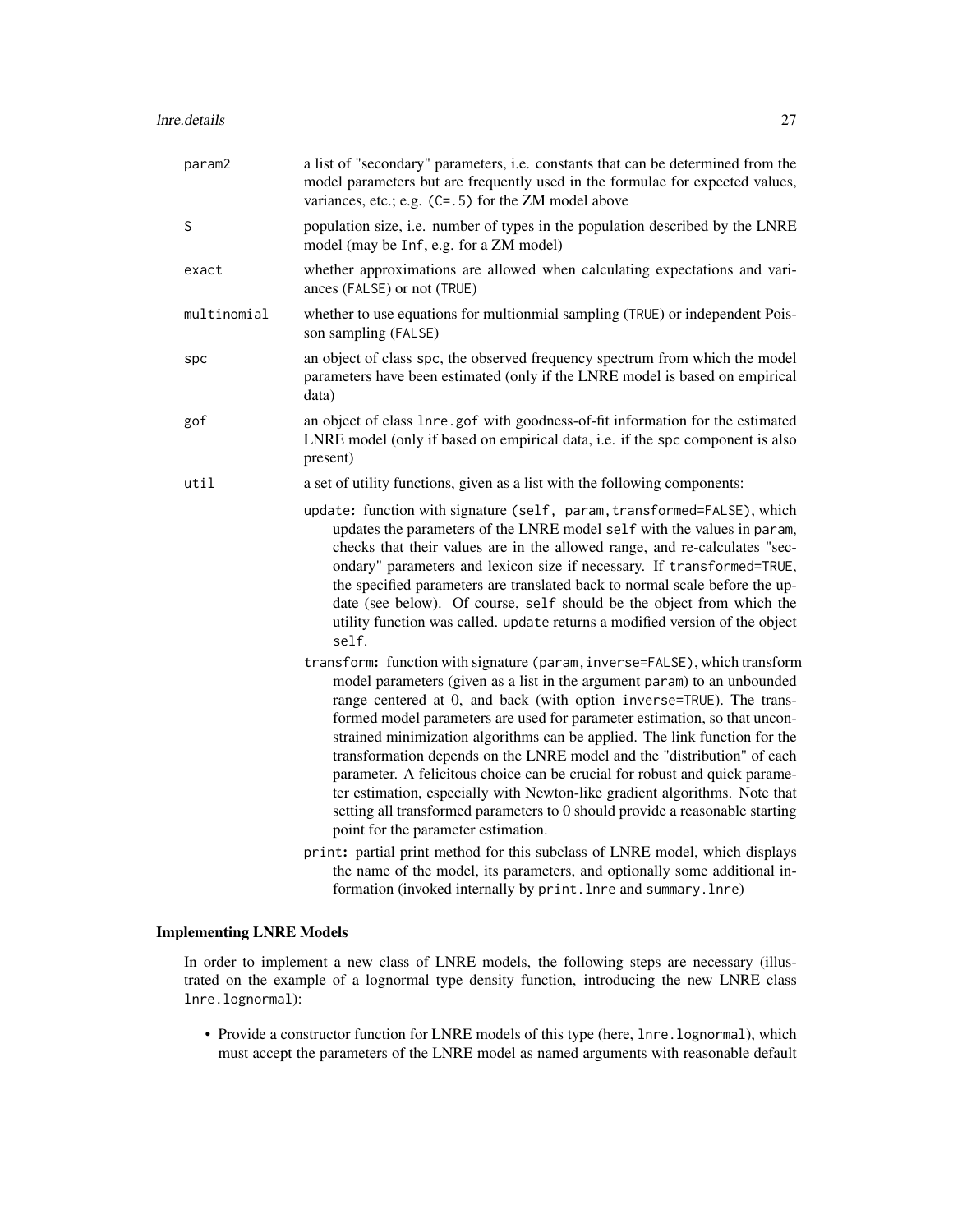param2
: a list of "secondary" parameters, i.e. constants that can be determined from the model parameters but are frequently used in the formulae for expected values, variances, etc.; e.g. `(C=.5)` for the ZM model above

S
: population size, i.e. number of types in the population described by the LNRE model (may be `Inf`, e.g. for a ZM model)

exact
: whether approximations are allowed when calculating expectations and variances (`FALSE`) or not (`TRUE`)

multinomial
: whether to use equations for multionmial sampling (`TRUE`) or independent Poisson sampling (`FALSE`)

spc
: an object of class `spc`, the observed frequency spectrum from which the model parameters have been estimated (only if the LNRE model is based on empirical data)

gof
: an object of class `lnre.gof` with goodness-of-fit information for the estimated LNRE model (only if based on empirical data, i.e. if the `spc` component is also present)

util
: a set of utility functions, given as a list with the following components:

  `update`**:** function with signature `(self, param,transformed=FALSE)`, which updates the parameters of the LNRE model `self` with the values in `param`, checks that their values are in the allowed range, and re-calculates "secondary" parameters and lexicon size if necessary. If `transformed=TRUE`, the specified parameters are translated back to normal scale before the update (see below). Of course, `self` should be the object from which the utility function was called. `update` returns a modified version of the object `self`.

  `transform`**:** function with signature `(param,inverse=FALSE)`, which transform model parameters (given as a list in the argument `param`) to an unbounded range centered at 0, and back (with option `inverse=TRUE`). The transformed model parameters are used for parameter estimation, so that unconstrained minimization algorithms can be applied. The link function for the transformation depends on the LNRE model and the "distribution" of each parameter. A felicitous choice can be crucial for robust and quick parameter estimation, especially with Newton-like gradient algorithms. Note that setting all transformed parameters to 0 should provide a reasonable starting point for the parameter estimation.

  `print`**:** partial print method for this subclass of LNRE model, which displays the name of the model, its parameters, and optionally some additional information (invoked internally by `print.lnre` and `summary.lnre`)

### Implementing LNRE Models

In order to implement a new class of LNRE models, the following steps are necessary (illustrated on the example of a lognormal type density function, introducing the new LNRE class `lnre.lognormal`):

- Provide a constructor function for LNRE models of this type (here, `lnre.lognormal`), which must accept the parameters of the LNRE model as named arguments with reasonable default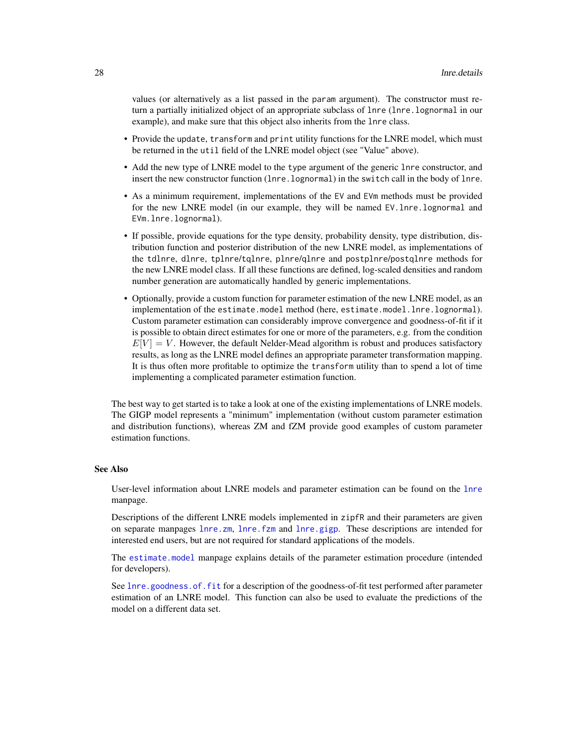values (or alternatively as a list passed in the `param` argument). The constructor must return a partially initialized object of an appropriate subclass of `lnre` (`lnre.lognormal` in our example), and make sure that this object also inherits from the `lnre` class.

- Provide the `update`, `transform` and `print` utility functions for the LNRE model, which must be returned in the `util` field of the LNRE model object (see "Value" above).
- Add the new type of LNRE model to the `type` argument of the generic `lnre` constructor, and insert the new constructor function (`lnre.lognormal`) in the `switch` call in the body of `lnre`.
- As a minimum requirement, implementations of the `EV` and `EVm` methods must be provided for the new LNRE model (in our example, they will be named `EV.lnre.lognormal` and `EVm.lnre.lognormal`).
- If possible, provide equations for the type density, probability density, type distribution, distribution function and posterior distribution of the new LNRE model, as implementations of the `tdlnre`, `dlnre`, `tplnre`/`tqlnre`, `plnre`/`qlnre` and `postplnre`/`postqlnre` methods for the new LNRE model class. If all these functions are defined, log-scaled densities and random number generation are automatically handled by generic implementations.
- Optionally, provide a custom function for parameter estimation of the new LNRE model, as an implementation of the `estimate.model` method (here, `estimate.model.lnre.lognormal`). Custom parameter estimation can considerably improve convergence and goodness-of-fit if it is possible to obtain direct estimates for one or more of the parameters, e.g. from the condition $E[V] = V$. However, the default Nelder-Mead algorithm is robust and produces satisfactory results, as long as the LNRE model defines an appropriate parameter transformation mapping. It is thus often more profitable to optimize the `transform` utility than to spend a lot of time implementing a complicated parameter estimation function.

The best way to get started is to take a look at one of the existing implementations of LNRE models. The GIGP model represents a "minimum" implementation (without custom parameter estimation and distribution functions), whereas ZM and fZM provide good examples of custom parameter estimation functions.

## See Also

User-level information about LNRE models and parameter estimation can be found on the `lnre` manpage.

Descriptions of the different LNRE models implemented in `zipfR` and their parameters are given on separate manpages `lnre.zm`, `lnre.fzm` and `lnre.gigp`. These descriptions are intended for interested end users, but are not required for standard applications of the models.

The `estimate.model` manpage explains details of the parameter estimation procedure (intended for developers).

See `lnre.goodness.of.fit` for a description of the goodness-of-fit test performed after parameter estimation of an LNRE model. This function can also be used to evaluate the predictions of the model on a different data set.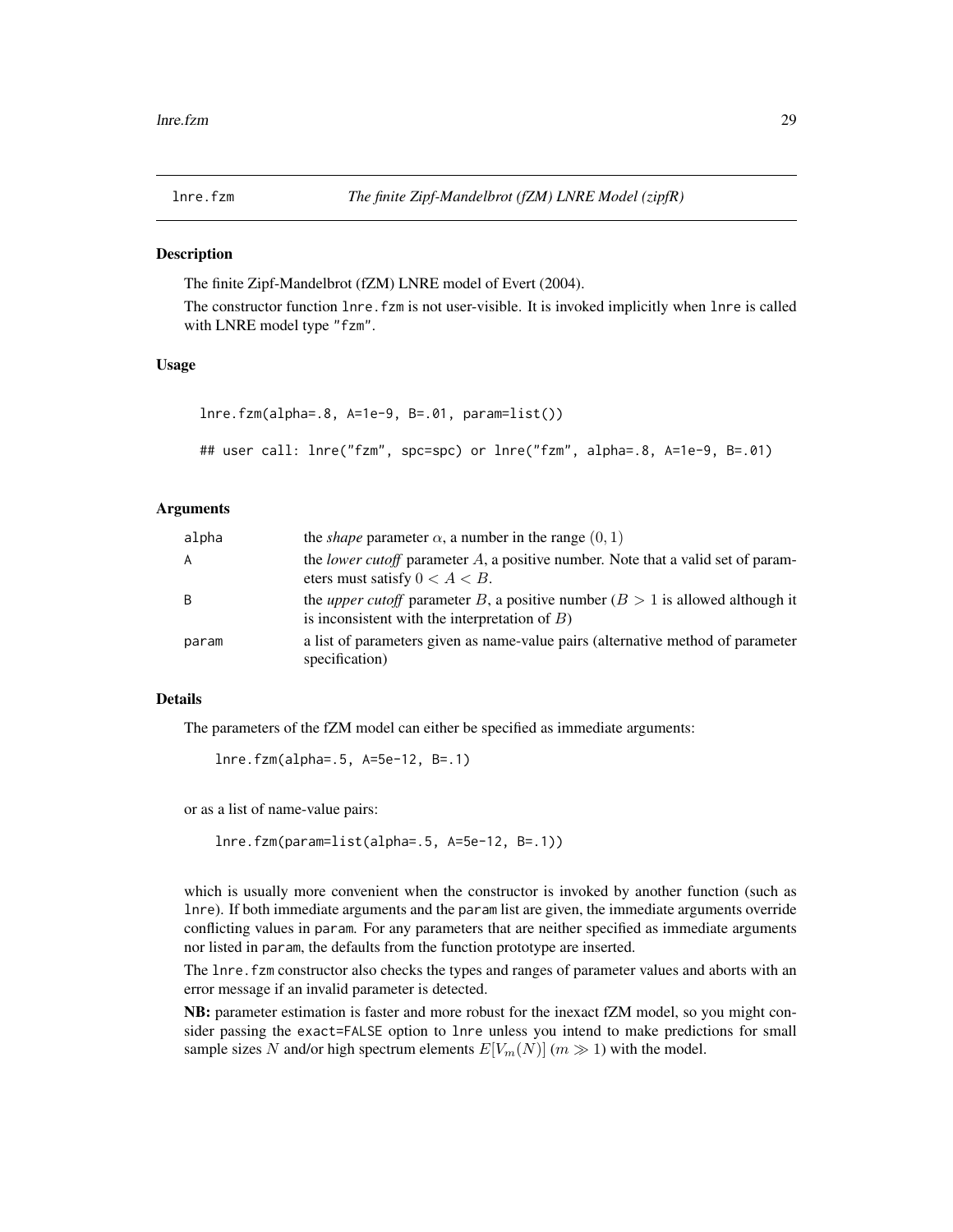lnre.fzm *The finite Zipf-Mandelbrot (fZM) LNRE Model (zipfR)*

## Description

The finite Zipf-Mandelbrot (fZM) LNRE model of Evert (2004).

The constructor function `lnre.fzm` is not user-visible. It is invoked implicitly when `lnre` is called with LNRE model type `"fzm"`.

## Usage

```
lnre.fzm(alpha=.8, A=1e-9, B=.01, param=list())

## user call: lnre("fzm", spc=spc) or lnre("fzm", alpha=.8, A=1e-9, B=.01)
```

## Arguments

| | |
|---|---|
| alpha | the *shape* parameter $\alpha$, a number in the range $(0, 1)$ |
| A | the *lower cutoff* parameter $A$, a positive number. Note that a valid set of parameters must satisfy $0 < A < B$. |
| B | the *upper cutoff* parameter $B$, a positive number ($B > 1$ is allowed although it is inconsistent with the interpretation of $B$) |
| param | a list of parameters given as name-value pairs (alternative method of parameter specification) |

## Details

The parameters of the fZM model can either be specified as immediate arguments:

```
lnre.fzm(alpha=.5, A=5e-12, B=.1)
```

or as a list of name-value pairs:

```
lnre.fzm(param=list(alpha=.5, A=5e-12, B=.1))
```

which is usually more convenient when the constructor is invoked by another function (such as `lnre`). If both immediate arguments and the `param` list are given, the immediate arguments override conflicting values in `param`. For any parameters that are neither specified as immediate arguments nor listed in `param`, the defaults from the function prototype are inserted.

The `lnre.fzm` constructor also checks the types and ranges of parameter values and aborts with an error message if an invalid parameter is detected.

**NB:** parameter estimation is faster and more robust for the inexact fZM model, so you might consider passing the `exact=FALSE` option to `lnre` unless you intend to make predictions for small sample sizes $N$ and/or high spectrum elements $E[V_m(N)]$ ($m \gg 1$) with the model.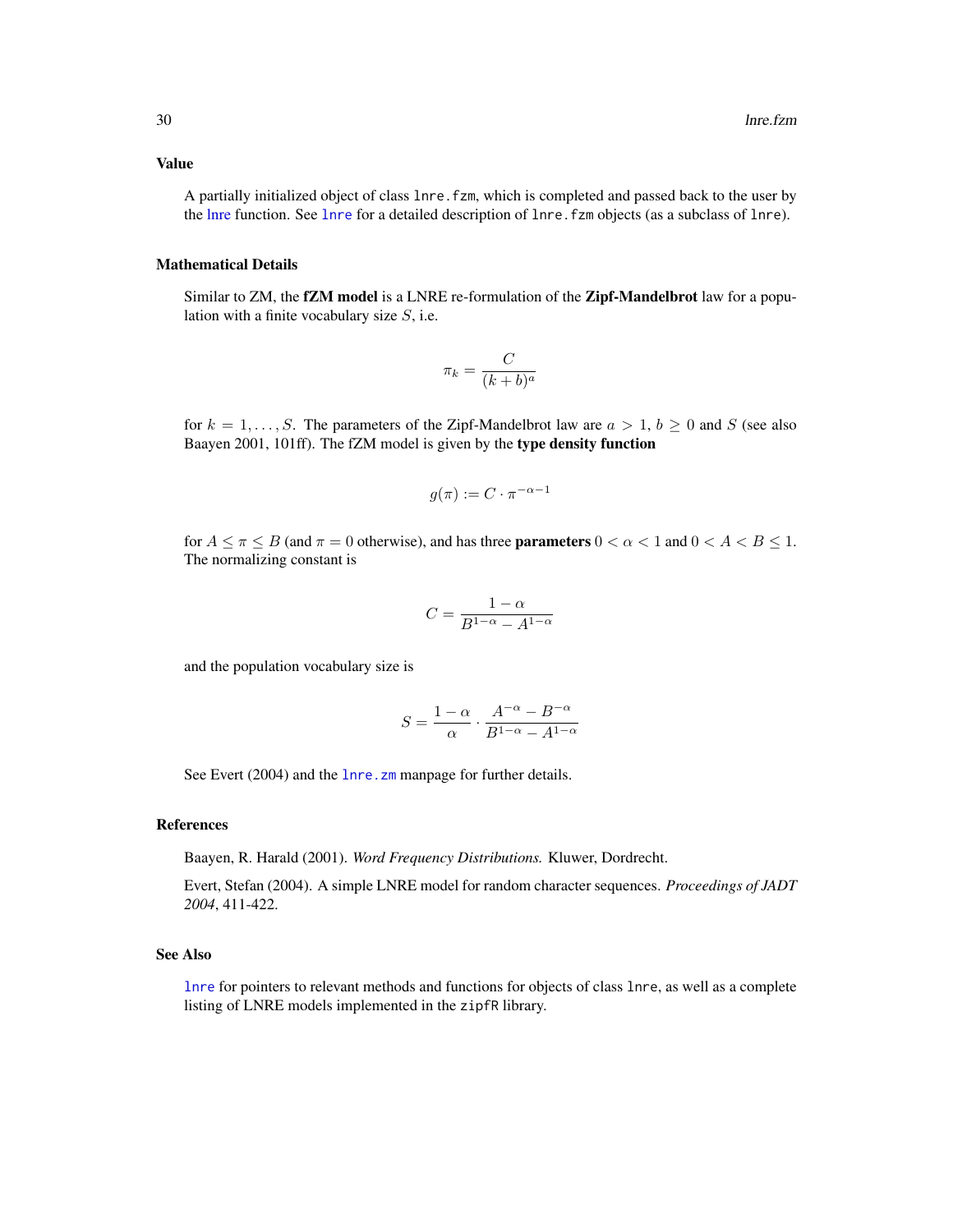## Value

A partially initialized object of class `lnre.fzm`, which is completed and passed back to the user by the lnre function. See `lnre` for a detailed description of `lnre.fzm` objects (as a subclass of `lnre`).

## Mathematical Details

Similar to ZM, the **fZM model** is a LNRE re-formulation of the **Zipf-Mandelbrot** law for a population with a finite vocabulary size $S$, i.e.

$$\pi_k = \frac{C}{(k+b)^a}$$

for $k = 1, \ldots, S$. The parameters of the Zipf-Mandelbrot law are $a > 1$, $b \geq 0$ and $S$ (see also Baayen 2001, 101ff). The fZM model is given by the **type density function**

$$g(\pi) := C \cdot \pi^{-\alpha-1}$$

for $A \leq \pi \leq B$ (and $\pi = 0$ otherwise), and has three **parameters** $0 < \alpha < 1$ and $0 < A < B \leq 1$. The normalizing constant is

$$C = \frac{1-\alpha}{B^{1-\alpha} - A^{1-\alpha}}$$

and the population vocabulary size is

$$S = \frac{1-\alpha}{\alpha} \cdot \frac{A^{-\alpha} - B^{-\alpha}}{B^{1-\alpha} - A^{1-\alpha}}$$

See Evert (2004) and the `lnre.zm` manpage for further details.

## References

Baayen, R. Harald (2001). *Word Frequency Distributions.* Kluwer, Dordrecht.

Evert, Stefan (2004). A simple LNRE model for random character sequences. *Proceedings of JADT 2004*, 411-422.

## See Also

`lnre` for pointers to relevant methods and functions for objects of class `lnre`, as well as a complete listing of LNRE models implemented in the `zipfR` library.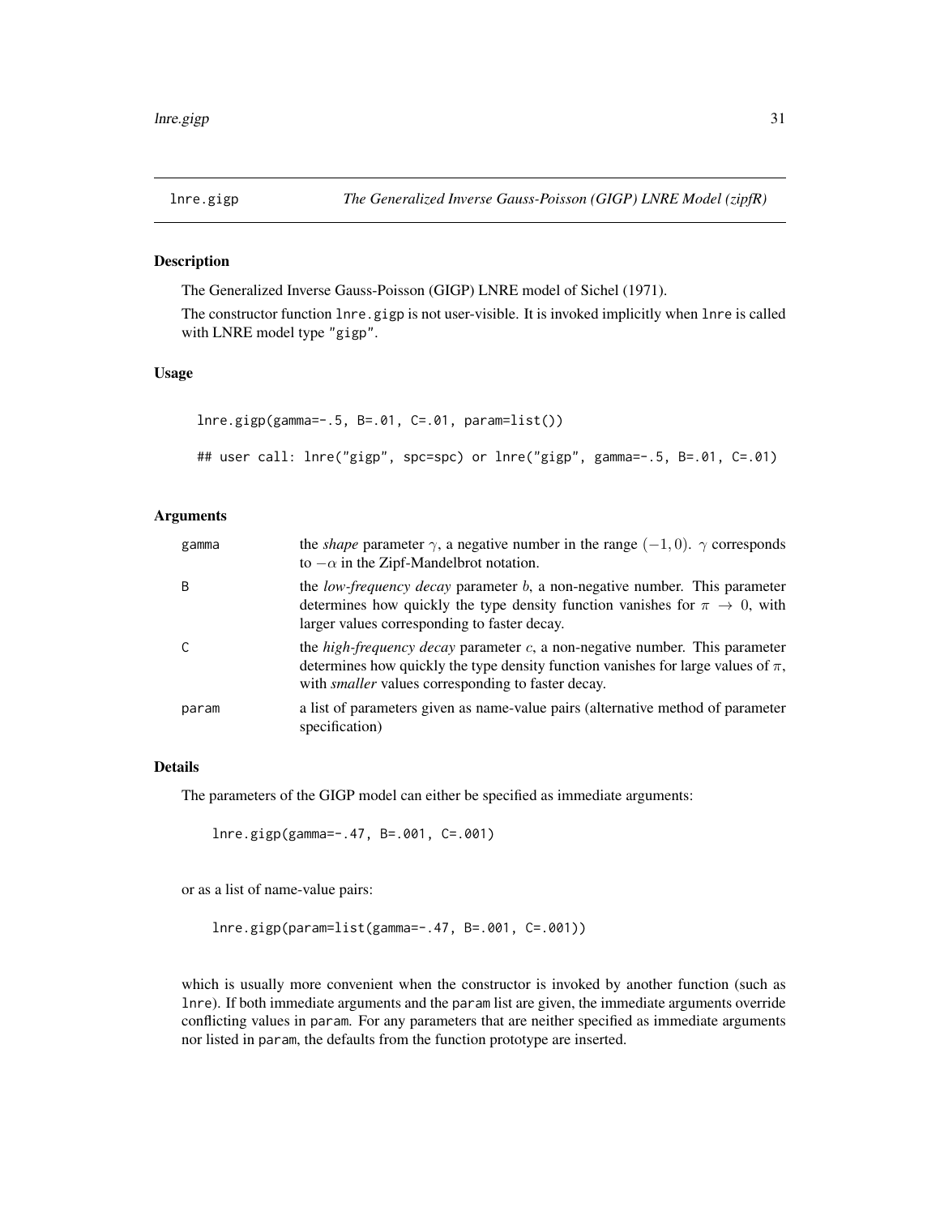lnre.gigp — *The Generalized Inverse Gauss-Poisson (GIGP) LNRE Model (zipfR)*

## Description

The Generalized Inverse Gauss-Poisson (GIGP) LNRE model of Sichel (1971).

The constructor function `lnre.gigp` is not user-visible. It is invoked implicitly when `lnre` is called with LNRE model type `"gigp"`.

## Usage

```
lnre.gigp(gamma=-.5, B=.01, C=.01, param=list())

## user call: lnre("gigp", spc=spc) or lnre("gigp", gamma=-.5, B=.01, C=.01)
```

## Arguments

| | |
|---|---|
| gamma | the *shape* parameter $\gamma$, a negative number in the range $(-1, 0)$. $\gamma$ corresponds to $-\alpha$ in the Zipf-Mandelbrot notation. |
| B | the *low-frequency decay* parameter $b$, a non-negative number. This parameter determines how quickly the type density function vanishes for $\pi \to 0$, with larger values corresponding to faster decay. |
| C | the *high-frequency decay* parameter $c$, a non-negative number. This parameter determines how quickly the type density function vanishes for large values of $\pi$, with *smaller* values corresponding to faster decay. |
| param | a list of parameters given as name-value pairs (alternative method of parameter specification) |

## Details

The parameters of the GIGP model can either be specified as immediate arguments:

```
lnre.gigp(gamma=-.47, B=.001, C=.001)
```

or as a list of name-value pairs:

```
lnre.gigp(param=list(gamma=-.47, B=.001, C=.001))
```

which is usually more convenient when the constructor is invoked by another function (such as `lnre`). If both immediate arguments and the `param` list are given, the immediate arguments override conflicting values in `param`. For any parameters that are neither specified as immediate arguments nor listed in `param`, the defaults from the function prototype are inserted.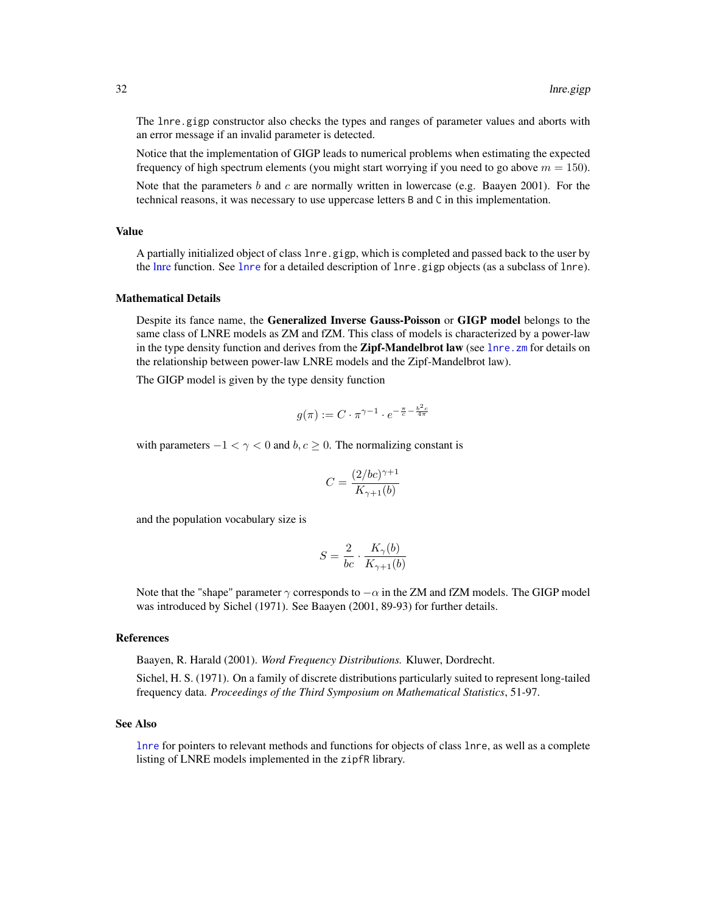The lnre.gigp constructor also checks the types and ranges of parameter values and aborts with an error message if an invalid parameter is detected.

Notice that the implementation of GIGP leads to numerical problems when estimating the expected frequency of high spectrum elements (you might start worrying if you need to go above $m = 150$).

Note that the parameters $b$ and $c$ are normally written in lowercase (e.g. Baayen 2001). For the technical reasons, it was necessary to use uppercase letters B and C in this implementation.

## Value

A partially initialized object of class lnre.gigp, which is completed and passed back to the user by the lnre function. See lnre for a detailed description of lnre.gigp objects (as a subclass of lnre).

## Mathematical Details

Despite its fance name, the **Generalized Inverse Gauss-Poisson** or **GIGP model** belongs to the same class of LNRE models as ZM and fZM. This class of models is characterized by a power-law in the type density function and derives from the **Zipf-Mandelbrot law** (see lnre.zm for details on the relationship between power-law LNRE models and the Zipf-Mandelbrot law).

The GIGP model is given by the type density function

$$g(\pi) := C \cdot \pi^{\gamma - 1} \cdot e^{-\frac{\pi}{c} - \frac{b^2 c}{4\pi}}$$

with parameters $-1 < \gamma < 0$ and $b, c \geq 0$. The normalizing constant is

$$C = \frac{(2/bc)^{\gamma+1}}{K_{\gamma+1}(b)}$$

and the population vocabulary size is

$$S = \frac{2}{bc} \cdot \frac{K_{\gamma}(b)}{K_{\gamma+1}(b)}$$

Note that the "shape" parameter $\gamma$ corresponds to $-\alpha$ in the ZM and fZM models. The GIGP model was introduced by Sichel (1971). See Baayen (2001, 89-93) for further details.

## References

Baayen, R. Harald (2001). *Word Frequency Distributions.* Kluwer, Dordrecht.

Sichel, H. S. (1971). On a family of discrete distributions particularly suited to represent long-tailed frequency data. *Proceedings of the Third Symposium on Mathematical Statistics*, 51-97.

## See Also

lnre for pointers to relevant methods and functions for objects of class lnre, as well as a complete listing of LNRE models implemented in the zipfR library.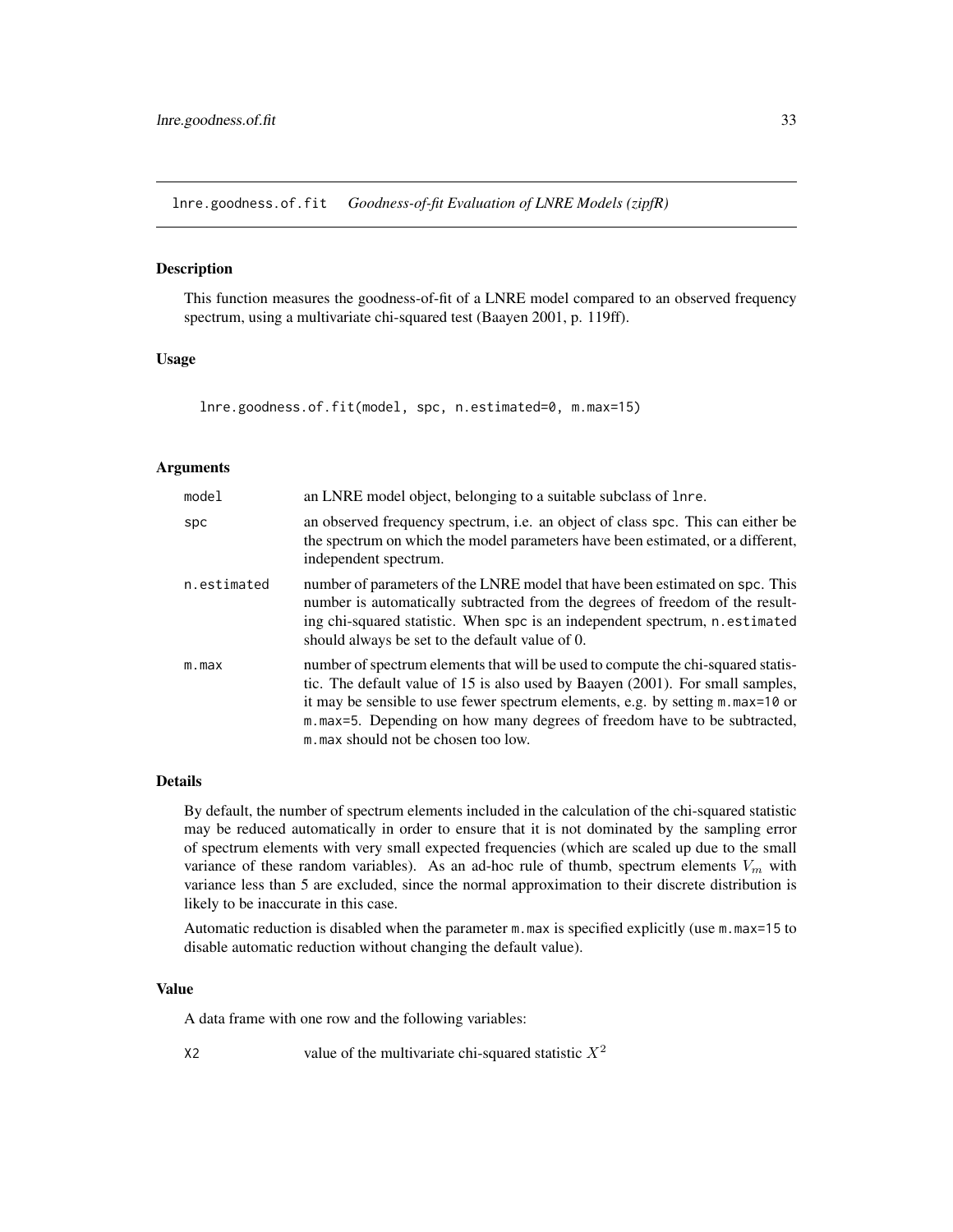## lnre.goodness.of.fit *Goodness-of-fit Evaluation of LNRE Models (zipfR)*

### Description

This function measures the goodness-of-fit of a LNRE model compared to an observed frequency spectrum, using a multivariate chi-squared test (Baayen 2001, p. 119ff).

### Usage

```
lnre.goodness.of.fit(model, spc, n.estimated=0, m.max=15)
```

### Arguments

| | |
|---|---|
| `model` | an LNRE model object, belonging to a suitable subclass of `lnre`. |
| `spc` | an observed frequency spectrum, i.e. an object of class `spc`. This can either be the spectrum on which the model parameters have been estimated, or a different, independent spectrum. |
| `n.estimated` | number of parameters of the LNRE model that have been estimated on `spc`. This number is automatically subtracted from the degrees of freedom of the resulting chi-squared statistic. When `spc` is an independent spectrum, `n.estimated` should always be set to the default value of 0. |
| `m.max` | number of spectrum elements that will be used to compute the chi-squared statistic. The default value of 15 is also used by Baayen (2001). For small samples, it may be sensible to use fewer spectrum elements, e.g. by setting `m.max=10` or `m.max=5`. Depending on how many degrees of freedom have to be subtracted, `m.max` should not be chosen too low. |

### Details

By default, the number of spectrum elements included in the calculation of the chi-squared statistic may be reduced automatically in order to ensure that it is not dominated by the sampling error of spectrum elements with very small expected frequencies (which are scaled up due to the small variance of these random variables). As an ad-hoc rule of thumb, spectrum elements $V_m$ with variance less than 5 are excluded, since the normal approximation to their discrete distribution is likely to be inaccurate in this case.

Automatic reduction is disabled when the parameter `m.max` is specified explicitly (use `m.max=15` to disable automatic reduction without changing the default value).

### Value

A data frame with one row and the following variables:

| | |
|---|---|
| `X2` | value of the multivariate chi-squared statistic $X^2$ |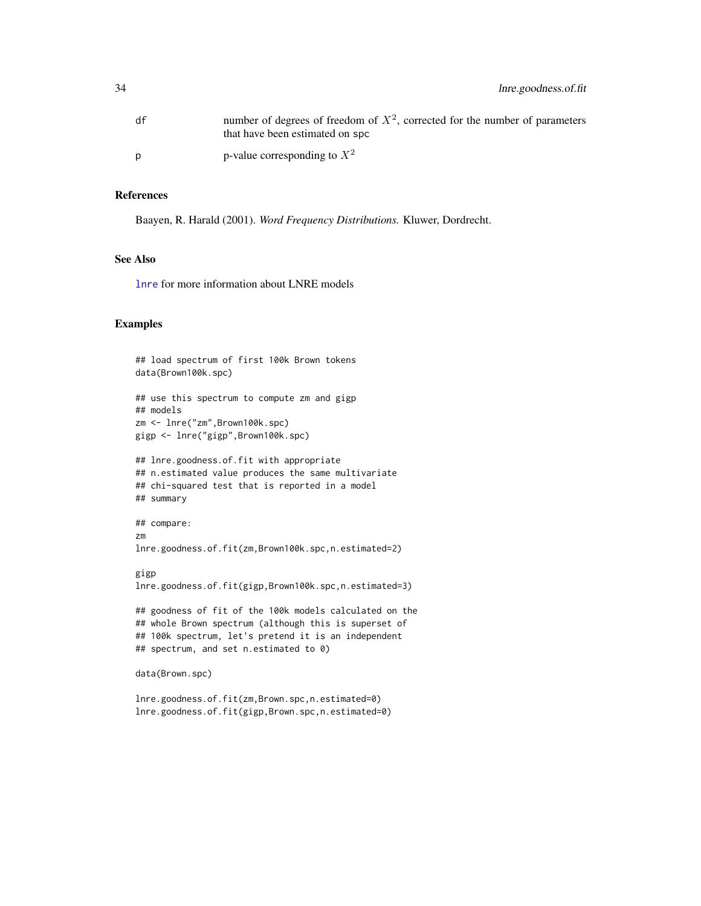| | |
|---|---|
| df | number of degrees of freedom of $X^2$, corrected for the number of parameters that have been estimated on spc |
| p | p-value corresponding to $X^2$ |

## References

Baayen, R. Harald (2001). *Word Frequency Distributions.* Kluwer, Dordrecht.

## See Also

lnre for more information about LNRE models

## Examples

```
## load spectrum of first 100k Brown tokens
data(Brown100k.spc)

## use this spectrum to compute zm and gigp
## models
zm <- lnre("zm",Brown100k.spc)
gigp <- lnre("gigp",Brown100k.spc)

## lnre.goodness.of.fit with appropriate
## n.estimated value produces the same multivariate
## chi-squared test that is reported in a model
## summary

## compare:
zm
lnre.goodness.of.fit(zm,Brown100k.spc,n.estimated=2)

gigp
lnre.goodness.of.fit(gigp,Brown100k.spc,n.estimated=3)

## goodness of fit of the 100k models calculated on the
## whole Brown spectrum (although this is superset of
## 100k spectrum, let's pretend it is an independent
## spectrum, and set n.estimated to 0)

data(Brown.spc)

lnre.goodness.of.fit(zm,Brown.spc,n.estimated=0)
lnre.goodness.of.fit(gigp,Brown.spc,n.estimated=0)
```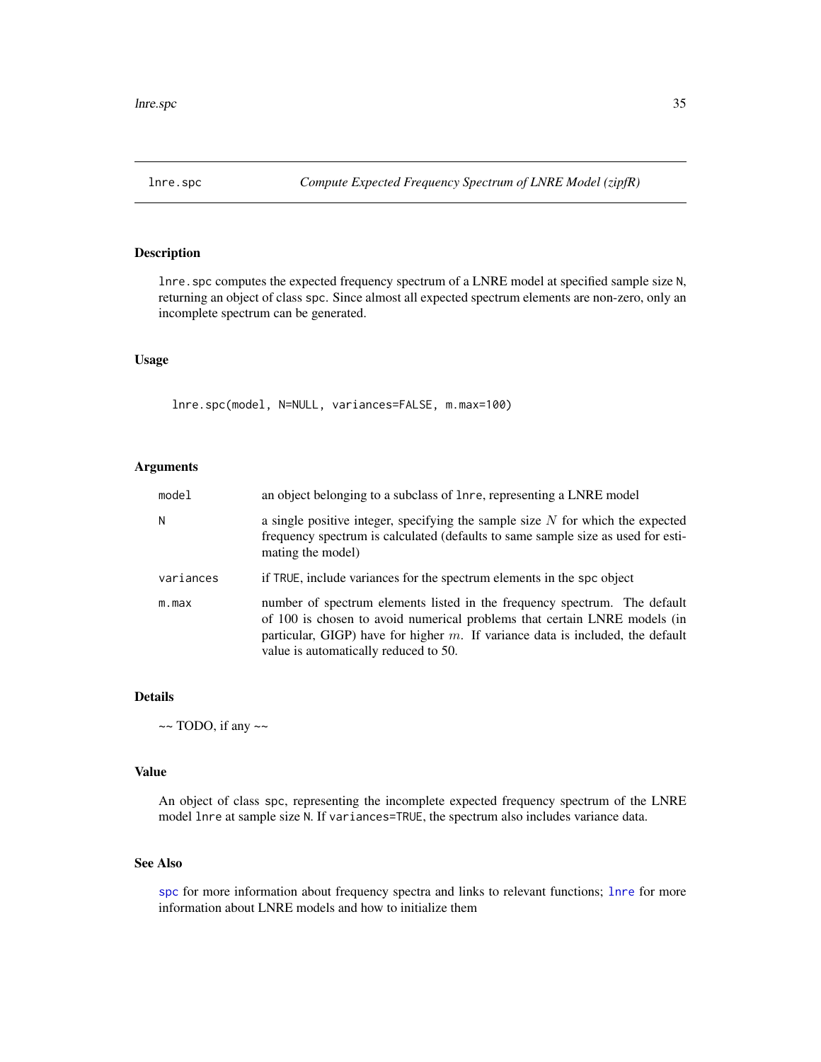lnre.spc — *Compute Expected Frequency Spectrum of LNRE Model (zipfR)*

## Description

lnre.spc computes the expected frequency spectrum of a LNRE model at specified sample size N, returning an object of class spc. Since almost all expected spectrum elements are non-zero, only an incomplete spectrum can be generated.

## Usage

```
lnre.spc(model, N=NULL, variances=FALSE, m.max=100)
```

## Arguments

| | |
|---|---|
| model | an object belonging to a subclass of lnre, representing a LNRE model |
| N | a single positive integer, specifying the sample size $N$ for which the expected frequency spectrum is calculated (defaults to same sample size as used for estimating the model) |
| variances | if TRUE, include variances for the spectrum elements in the spc object |
| m.max | number of spectrum elements listed in the frequency spectrum. The default of 100 is chosen to avoid numerical problems that certain LNRE models (in particular, GIGP) have for higher $m$. If variance data is included, the default value is automatically reduced to 50. |

## Details

~~ TODO, if any ~~

## Value

An object of class spc, representing the incomplete expected frequency spectrum of the LNRE model lnre at sample size N. If variances=TRUE, the spectrum also includes variance data.

## See Also

spc for more information about frequency spectra and links to relevant functions; lnre for more information about LNRE models and how to initialize them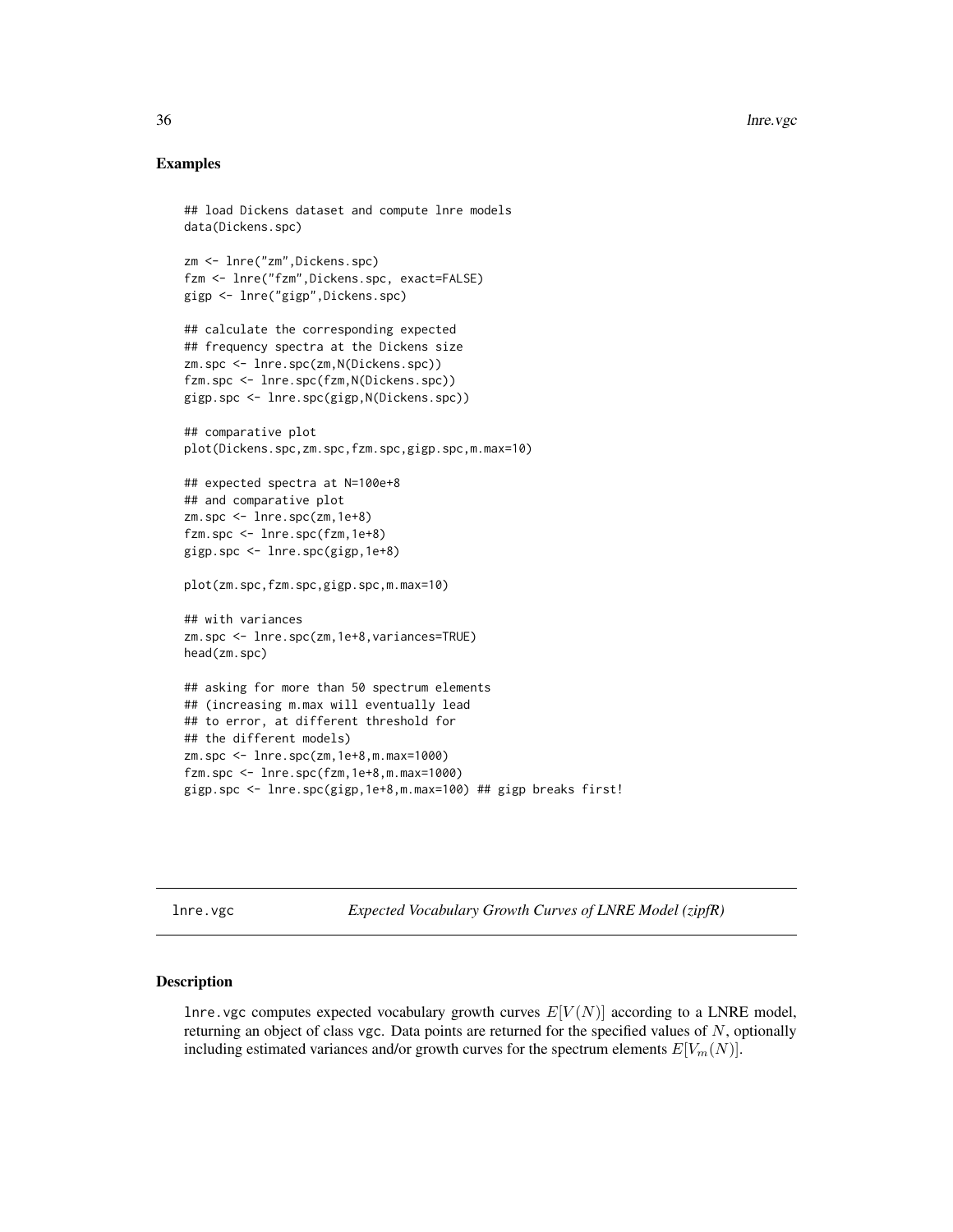## Examples

```
## load Dickens dataset and compute lnre models
data(Dickens.spc)

zm <- lnre("zm",Dickens.spc)
fzm <- lnre("fzm",Dickens.spc, exact=FALSE)
gigp <- lnre("gigp",Dickens.spc)

## calculate the corresponding expected
## frequency spectra at the Dickens size
zm.spc <- lnre.spc(zm,N(Dickens.spc))
fzm.spc <- lnre.spc(fzm,N(Dickens.spc))
gigp.spc <- lnre.spc(gigp,N(Dickens.spc))

## comparative plot
plot(Dickens.spc,zm.spc,fzm.spc,gigp.spc,m.max=10)

## expected spectra at N=100e+8
## and comparative plot
zm.spc <- lnre.spc(zm,1e+8)
fzm.spc <- lnre.spc(fzm,1e+8)
gigp.spc <- lnre.spc(gigp,1e+8)

plot(zm.spc,fzm.spc,gigp.spc,m.max=10)

## with variances
zm.spc <- lnre.spc(zm,1e+8,variances=TRUE)
head(zm.spc)

## asking for more than 50 spectrum elements
## (increasing m.max will eventually lead
## to error, at different threshold for
## the different models)
zm.spc <- lnre.spc(zm,1e+8,m.max=1000)
fzm.spc <- lnre.spc(fzm,1e+8,m.max=1000)
gigp.spc <- lnre.spc(gigp,1e+8,m.max=100) ## gigp breaks first!
```

---

lnre.vgc &nbsp;&nbsp;&nbsp;&nbsp; *Expected Vocabulary Growth Curves of LNRE Model (zipfR)*

---

## Description

lnre.vgc computes expected vocabulary growth curves $E[V(N)]$ according to a LNRE model, returning an object of class vgc. Data points are returned for the specified values of $N$, optionally including estimated variances and/or growth curves for the spectrum elements $E[V_m(N)]$.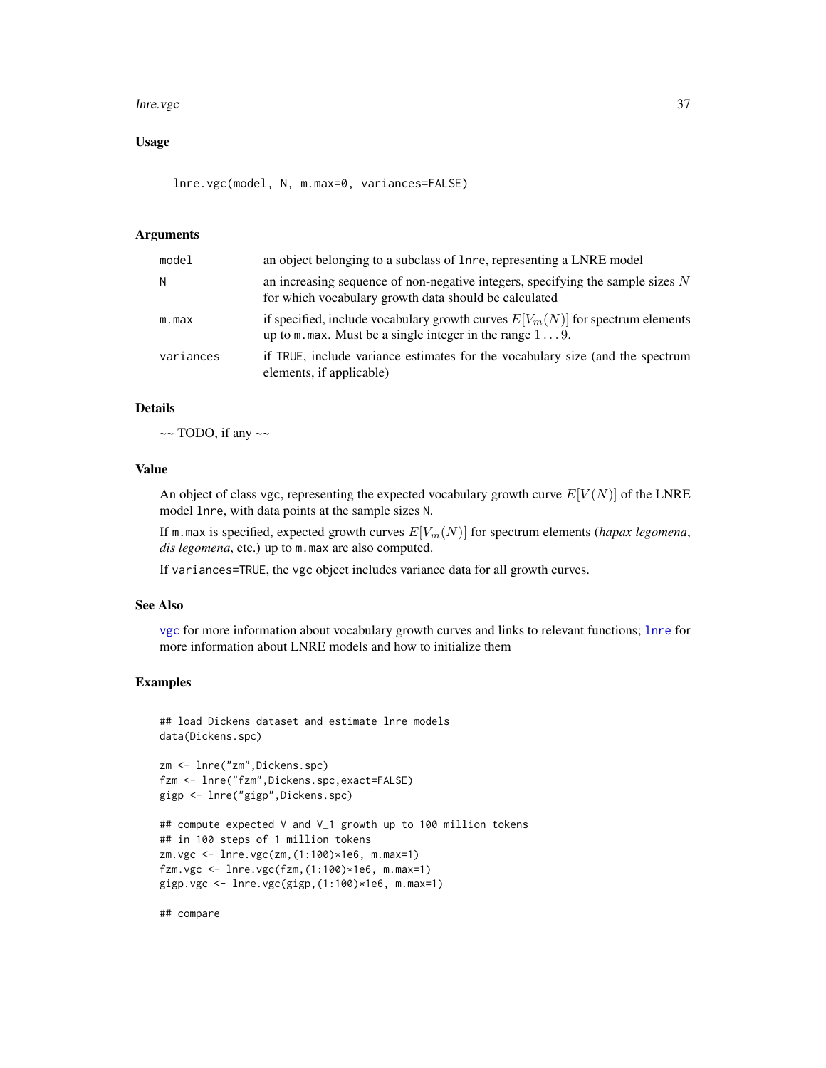## Usage

```
lnre.vgc(model, N, m.max=0, variances=FALSE)
```

## Arguments

| | |
|---|---|
| model | an object belonging to a subclass of lnre, representing a LNRE model |
| N | an increasing sequence of non-negative integers, specifying the sample sizes $N$ for which vocabulary growth data should be calculated |
| m.max | if specified, include vocabulary growth curves $E[V_m(N)]$ for spectrum elements up to m.max. Must be a single integer in the range $1 \ldots 9$. |
| variances | if TRUE, include variance estimates for the vocabulary size (and the spectrum elements, if applicable) |

## Details

~~ TODO, if any ~~

## Value

An object of class vgc, representing the expected vocabulary growth curve $E[V(N)]$ of the LNRE model lnre, with data points at the sample sizes N.

If m.max is specified, expected growth curves $E[V_m(N)]$ for spectrum elements (*hapax legomena*, *dis legomena*, etc.) up to m.max are also computed.

If variances=TRUE, the vgc object includes variance data for all growth curves.

## See Also

vgc for more information about vocabulary growth curves and links to relevant functions; lnre for more information about LNRE models and how to initialize them

## Examples

```
## load Dickens dataset and estimate lnre models
data(Dickens.spc)

zm <- lnre("zm",Dickens.spc)
fzm <- lnre("fzm",Dickens.spc,exact=FALSE)
gigp <- lnre("gigp",Dickens.spc)

## compute expected V and V_1 growth up to 100 million tokens
## in 100 steps of 1 million tokens
zm.vgc <- lnre.vgc(zm,(1:100)*1e6, m.max=1)
fzm.vgc <- lnre.vgc(fzm,(1:100)*1e6, m.max=1)
gigp.vgc <- lnre.vgc(gigp,(1:100)*1e6, m.max=1)

## compare
```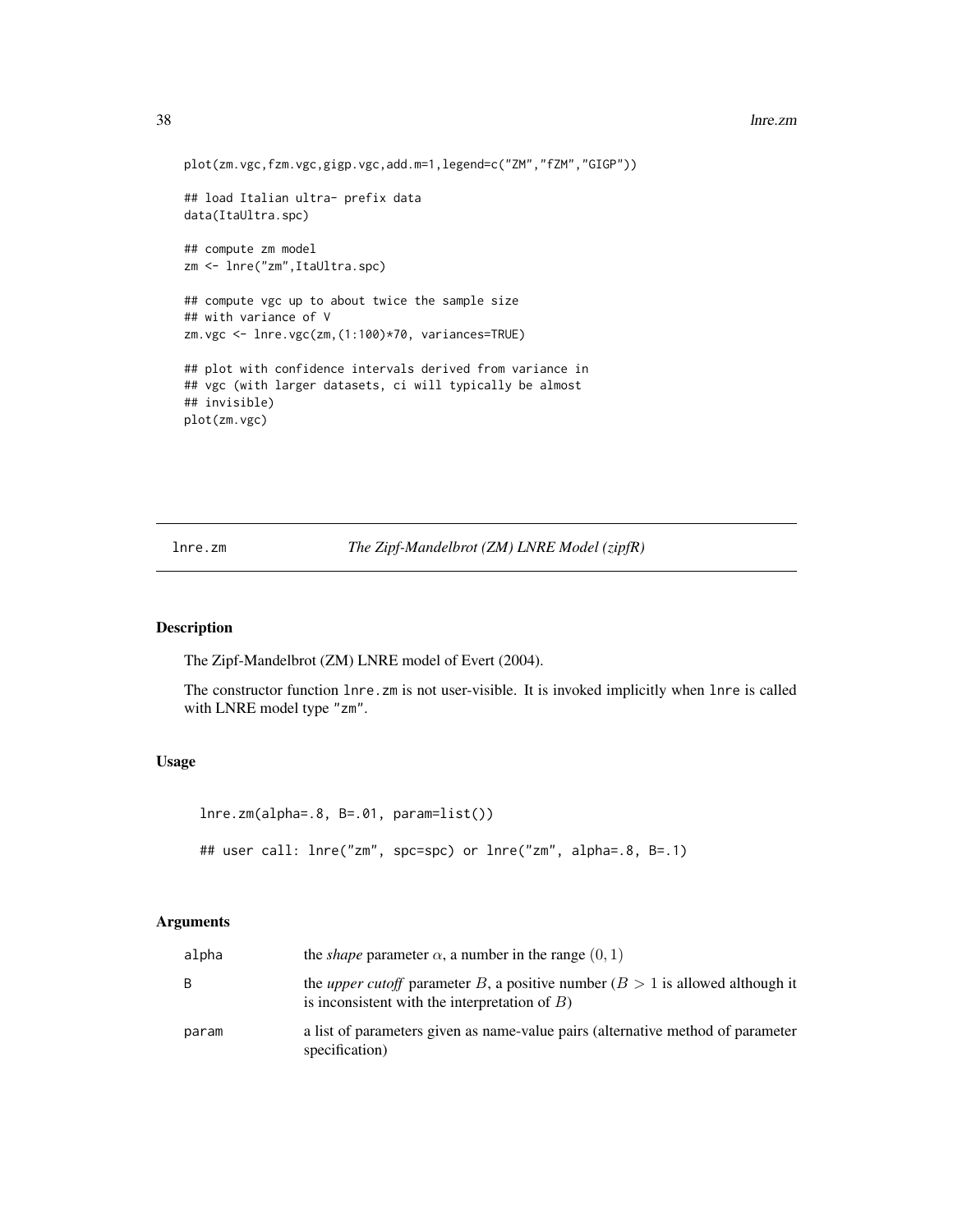```
plot(zm.vgc,fzm.vgc,gigp.vgc,add.m=1,legend=c("ZM","fZM","GIGP"))

## load Italian ultra- prefix data
data(ItaUltra.spc)

## compute zm model
zm <- lnre("zm",ItaUltra.spc)

## compute vgc up to about twice the sample size
## with variance of V
zm.vgc <- lnre.vgc(zm,(1:100)*70, variances=TRUE)

## plot with confidence intervals derived from variance in
## vgc (with larger datasets, ci will typically be almost
## invisible)
plot(zm.vgc)
```

---

## lnre.zm — *The Zipf-Mandelbrot (ZM) LNRE Model (zipfR)*

### Description

The Zipf-Mandelbrot (ZM) LNRE model of Evert (2004).

The constructor function `lnre.zm` is not user-visible. It is invoked implicitly when `lnre` is called with LNRE model type `"zm"`.

### Usage

```
lnre.zm(alpha=.8, B=.01, param=list())

## user call: lnre("zm", spc=spc) or lnre("zm", alpha=.8, B=.1)
```

### Arguments

| | |
|---|---|
| `alpha` | the *shape* parameter $\alpha$, a number in the range $(0, 1)$ |
| `B` | the *upper cutoff* parameter $B$, a positive number ($B > 1$ is allowed although it is inconsistent with the interpretation of $B$) |
| `param` | a list of parameters given as name-value pairs (alternative method of parameter specification) |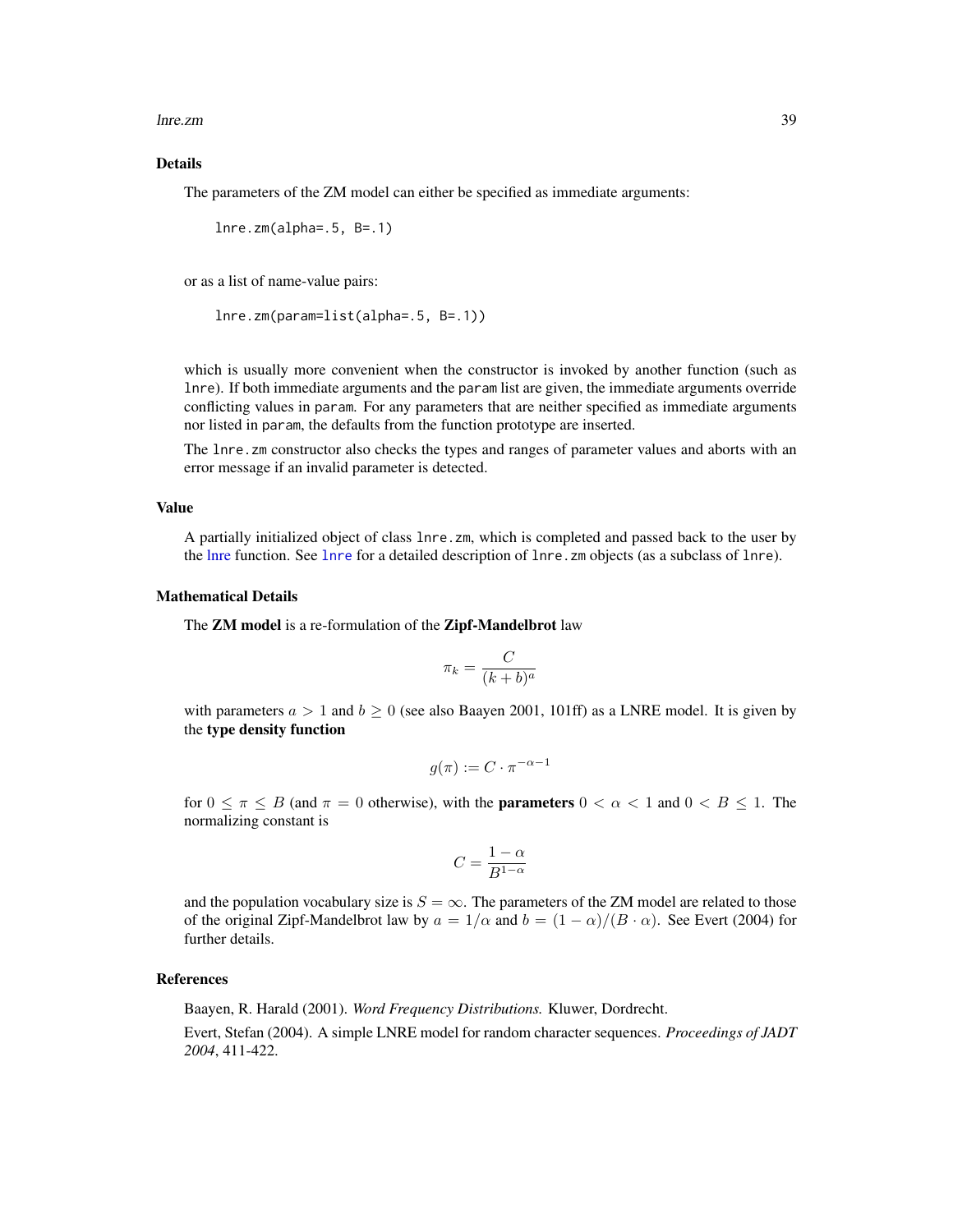## Details

The parameters of the ZM model can either be specified as immediate arguments:

```
lnre.zm(alpha=.5, B=.1)
```

or as a list of name-value pairs:

```
lnre.zm(param=list(alpha=.5, B=.1))
```

which is usually more convenient when the constructor is invoked by another function (such as `lnre`). If both immediate arguments and the `param` list are given, the immediate arguments override conflicting values in `param`. For any parameters that are neither specified as immediate arguments nor listed in `param`, the defaults from the function prototype are inserted.

The `lnre.zm` constructor also checks the types and ranges of parameter values and aborts with an error message if an invalid parameter is detected.

## Value

A partially initialized object of class `lnre.zm`, which is completed and passed back to the user by the lnre function. See `lnre` for a detailed description of `lnre.zm` objects (as a subclass of `lnre`).

## Mathematical Details

The **ZM model** is a re-formulation of the **Zipf-Mandelbrot** law

$$\pi_k = \frac{C}{(k+b)^a}$$

with parameters $a > 1$ and $b \geq 0$ (see also Baayen 2001, 101ff) as a LNRE model. It is given by the **type density function**

$$g(\pi) := C \cdot \pi^{-\alpha-1}$$

for $0 \leq \pi \leq B$ (and $\pi = 0$ otherwise), with the **parameters** $0 < \alpha < 1$ and $0 < B \leq 1$. The normalizing constant is

$$C = \frac{1-\alpha}{B^{1-\alpha}}$$

and the population vocabulary size is $S = \infty$. The parameters of the ZM model are related to those of the original Zipf-Mandelbrot law by $a = 1/\alpha$ and $b = (1-\alpha)/(B \cdot \alpha)$. See Evert (2004) for further details.

## References

Baayen, R. Harald (2001). *Word Frequency Distributions.* Kluwer, Dordrecht.

Evert, Stefan (2004). A simple LNRE model for random character sequences. *Proceedings of JADT 2004*, 411-422.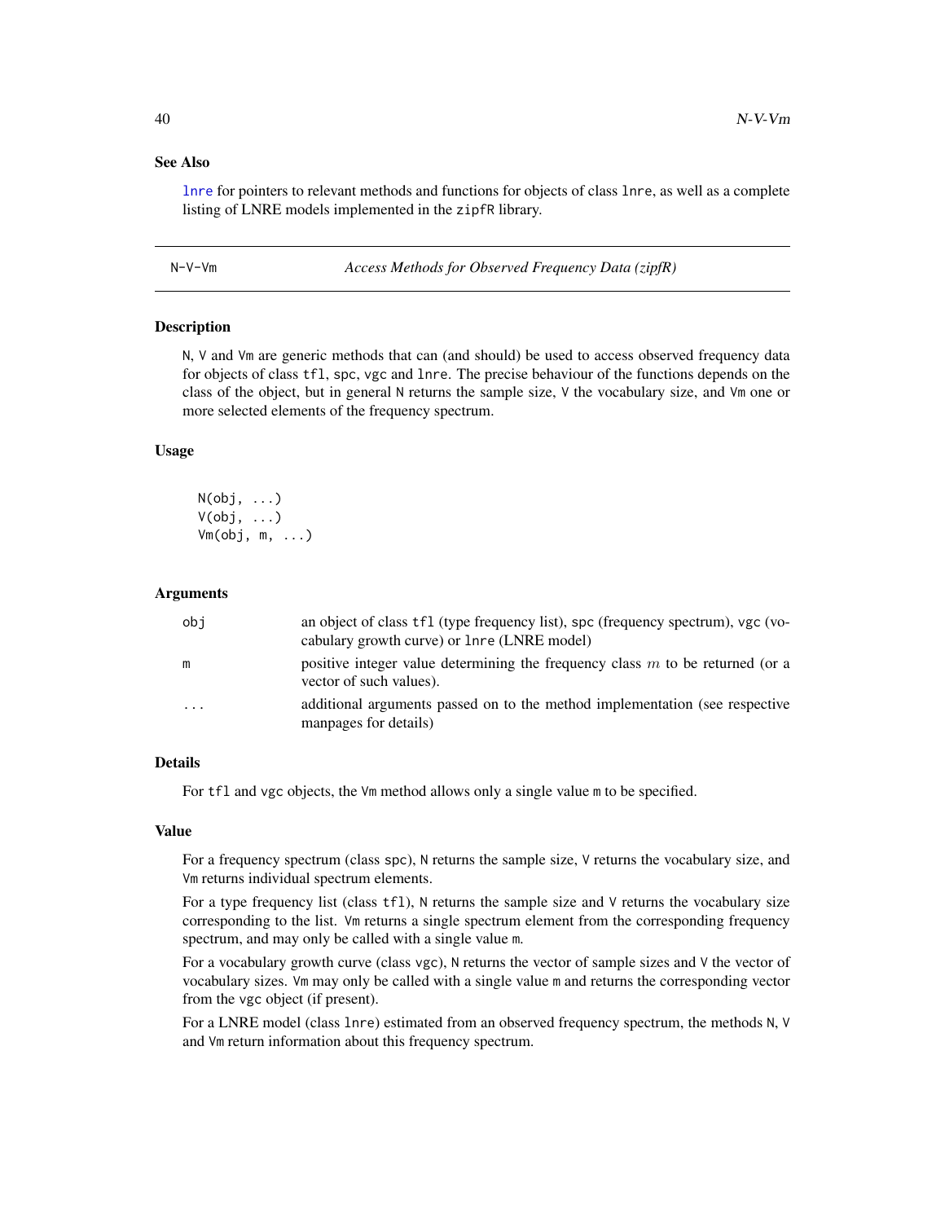## See Also

lnre for pointers to relevant methods and functions for objects of class lnre, as well as a complete listing of LNRE models implemented in the zipfR library.

---

N-V-Vm *Access Methods for Observed Frequency Data (zipfR)*

---

## Description

N, V and Vm are generic methods that can (and should) be used to access observed frequency data for objects of class tfl, spc, vgc and lnre. The precise behaviour of the functions depends on the class of the object, but in general N returns the sample size, V the vocabulary size, and Vm one or more selected elements of the frequency spectrum.

## Usage

```
N(obj, ...)
V(obj, ...)
Vm(obj, m, ...)
```

## Arguments

| | |
|---|---|
| obj | an object of class tfl (type frequency list), spc (frequency spectrum), vgc (vocabulary growth curve) or lnre (LNRE model) |
| m | positive integer value determining the frequency class $m$ to be returned (or a vector of such values). |
| ... | additional arguments passed on to the method implementation (see respective manpages for details) |

## Details

For tfl and vgc objects, the Vm method allows only a single value m to be specified.

## Value

For a frequency spectrum (class spc), N returns the sample size, V returns the vocabulary size, and Vm returns individual spectrum elements.

For a type frequency list (class tfl), N returns the sample size and V returns the vocabulary size corresponding to the list. Vm returns a single spectrum element from the corresponding frequency spectrum, and may only be called with a single value m.

For a vocabulary growth curve (class vgc), N returns the vector of sample sizes and V the vector of vocabulary sizes. Vm may only be called with a single value m and returns the corresponding vector from the vgc object (if present).

For a LNRE model (class lnre) estimated from an observed frequency spectrum, the methods N, V and Vm return information about this frequency spectrum.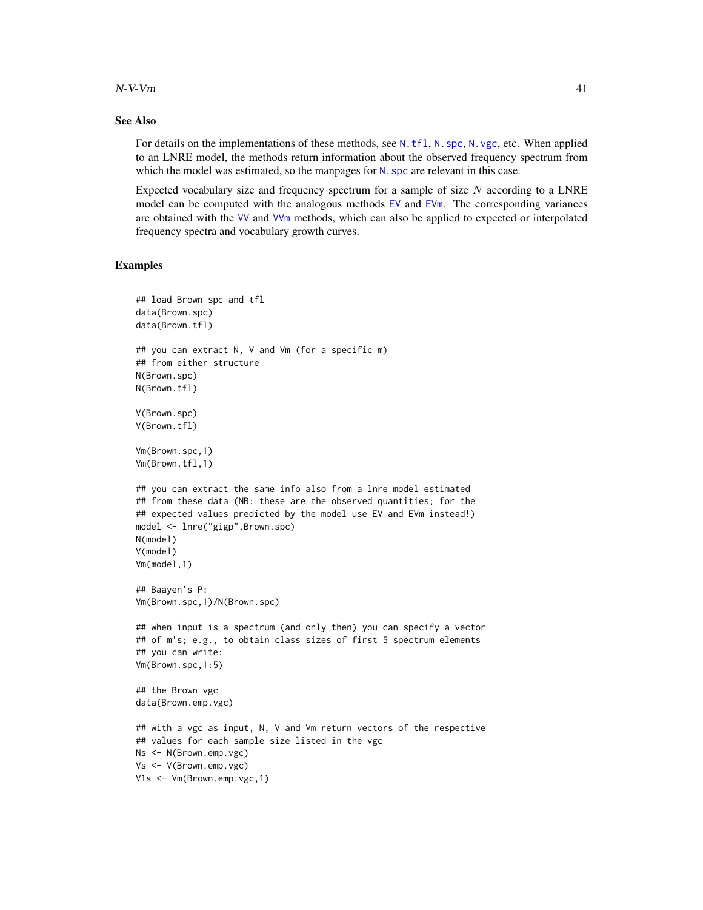## See Also

For details on the implementations of these methods, see `N.tfl`, `N.spc`, `N.vgc`, etc. When applied to an LNRE model, the methods return information about the observed frequency spectrum from which the model was estimated, so the manpages for `N.spc` are relevant in this case.

Expected vocabulary size and frequency spectrum for a sample of size $N$ according to a LNRE model can be computed with the analogous methods `EV` and `EVm`. The corresponding variances are obtained with the `VV` and `VVm` methods, which can also be applied to expected or interpolated frequency spectra and vocabulary growth curves.

## Examples

```
## load Brown spc and tfl
data(Brown.spc)
data(Brown.tfl)

## you can extract N, V and Vm (for a specific m)
## from either structure
N(Brown.spc)
N(Brown.tfl)

V(Brown.spc)
V(Brown.tfl)

Vm(Brown.spc,1)
Vm(Brown.tfl,1)

## you can extract the same info also from a lnre model estimated
## from these data (NB: these are the observed quantities; for the
## expected values predicted by the model use EV and EVm instead!)
model <- lnre("gigp",Brown.spc)
N(model)
V(model)
Vm(model,1)

## Baayen's P:
Vm(Brown.spc,1)/N(Brown.spc)

## when input is a spectrum (and only then) you can specify a vector
## of m's; e.g., to obtain class sizes of first 5 spectrum elements
## you can write:
Vm(Brown.spc,1:5)

## the Brown vgc
data(Brown.emp.vgc)

## with a vgc as input, N, V and Vm return vectors of the respective
## values for each sample size listed in the vgc
Ns <- N(Brown.emp.vgc)
Vs <- V(Brown.emp.vgc)
V1s <- Vm(Brown.emp.vgc,1)
```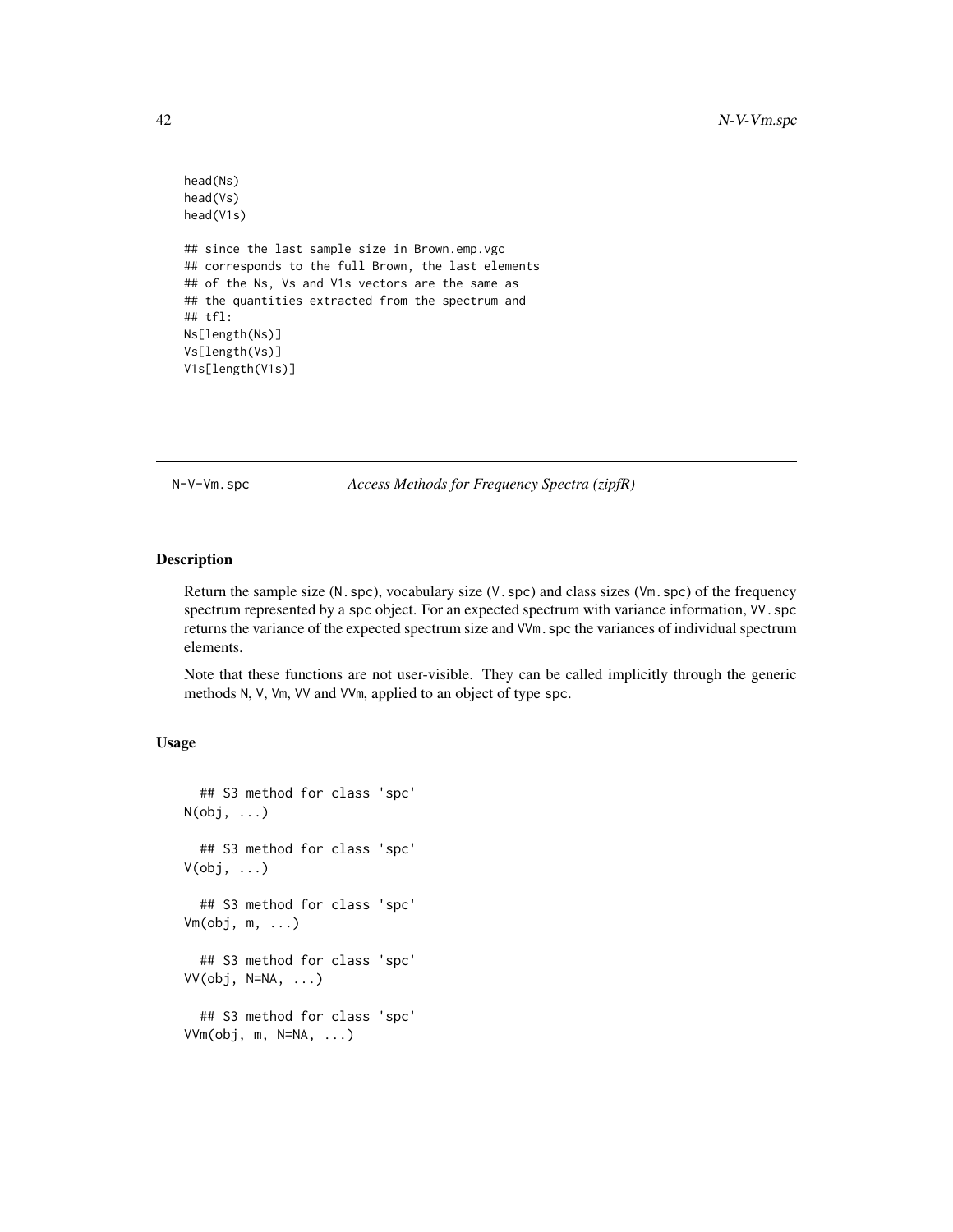```
head(Ns)
head(Vs)
head(V1s)

## since the last sample size in Brown.emp.vgc
## corresponds to the full Brown, the last elements
## of the Ns, Vs and V1s vectors are the same as
## the quantities extracted from the spectrum and
## tfl:
Ns[length(Ns)]
Vs[length(Vs)]
V1s[length(V1s)]
```

---

N-V-Vm.spc *Access Methods for Frequency Spectra (zipfR)*

---

## Description

Return the sample size (N.spc), vocabulary size (V.spc) and class sizes (Vm.spc) of the frequency spectrum represented by a spc object. For an expected spectrum with variance information, VV.spc returns the variance of the expected spectrum size and VVm.spc the variances of individual spectrum elements.

Note that these functions are not user-visible. They can be called implicitly through the generic methods N, V, Vm, VV and VVm, applied to an object of type spc.

## Usage

```
  ## S3 method for class 'spc'
N(obj, ...)

  ## S3 method for class 'spc'
V(obj, ...)

  ## S3 method for class 'spc'
Vm(obj, m, ...)

  ## S3 method for class 'spc'
VV(obj, N=NA, ...)

  ## S3 method for class 'spc'
VVm(obj, m, N=NA, ...)
```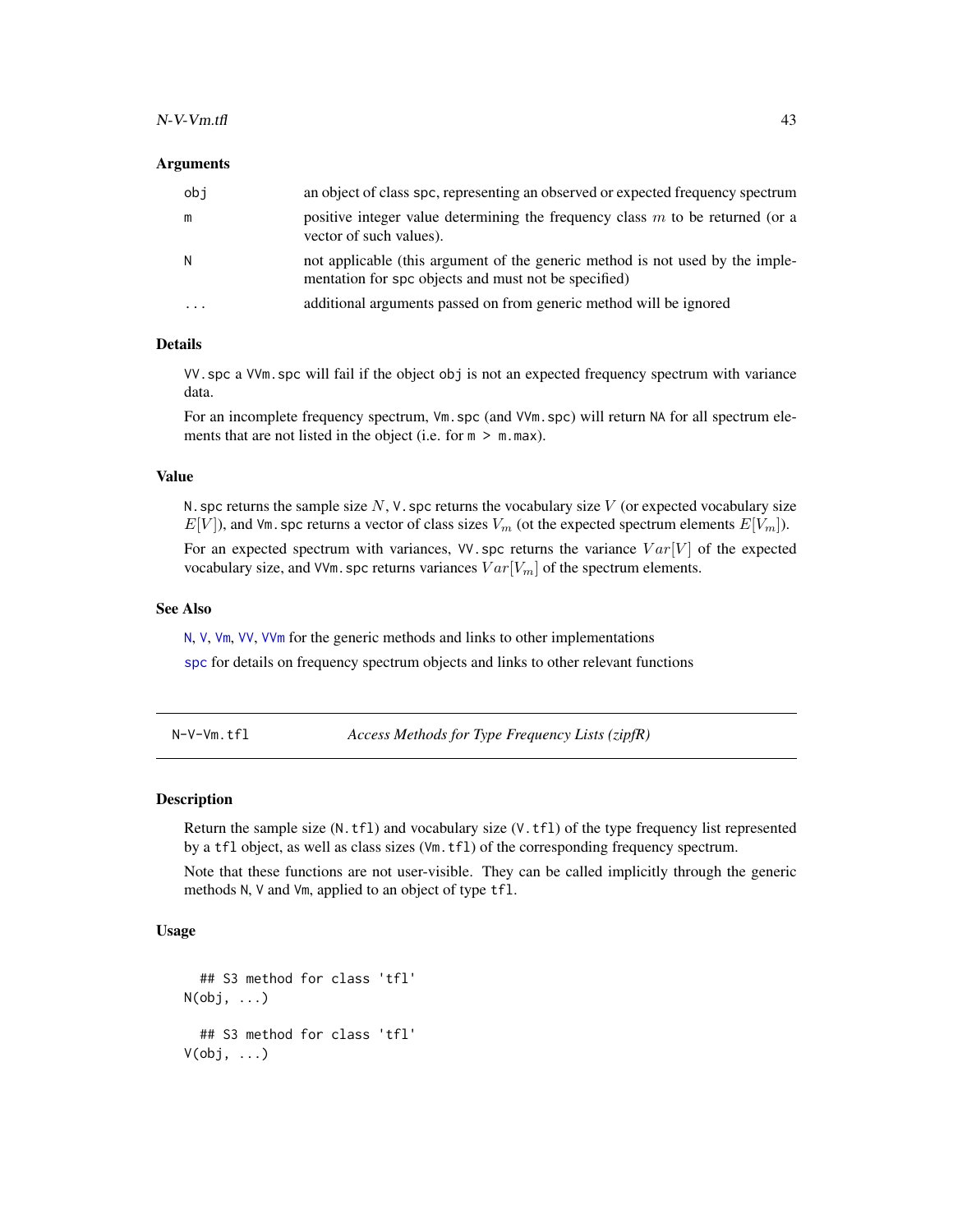### Arguments

| | |
|---|---|
| obj | an object of class spc, representing an observed or expected frequency spectrum |
| m | positive integer value determining the frequency class $m$ to be returned (or a vector of such values). |
| N | not applicable (this argument of the generic method is not used by the implementation for spc objects and must not be specified) |
| ... | additional arguments passed on from generic method will be ignored |

### Details

VV.spc a VVm.spc will fail if the object obj is not an expected frequency spectrum with variance data.

For an incomplete frequency spectrum, Vm.spc (and VVm.spc) will return NA for all spectrum elements that are not listed in the object (i.e. for m > m.max).

### Value

N.spc returns the sample size $N$, V.spc returns the vocabulary size $V$ (or expected vocabulary size $E[V]$), and Vm.spc returns a vector of class sizes $V_m$ (ot the expected spectrum elements $E[V_m]$).

For an expected spectrum with variances, VV.spc returns the variance $Var[V]$ of the expected vocabulary size, and VVm.spc returns variances $Var[V_m]$ of the spectrum elements.

### See Also

N, V, Vm, VV, VVm for the generic methods and links to other implementations

spc for details on frequency spectrum objects and links to other relevant functions

---

## N-V-Vm.tfl — *Access Methods for Type Frequency Lists (zipfR)*

---

### Description

Return the sample size (N.tfl) and vocabulary size (V.tfl) of the type frequency list represented by a tfl object, as well as class sizes (Vm.tfl) of the corresponding frequency spectrum.

Note that these functions are not user-visible. They can be called implicitly through the generic methods N, V and Vm, applied to an object of type tfl.

### Usage

```
  ## S3 method for class 'tfl'
N(obj, ...)

  ## S3 method for class 'tfl'
V(obj, ...)
```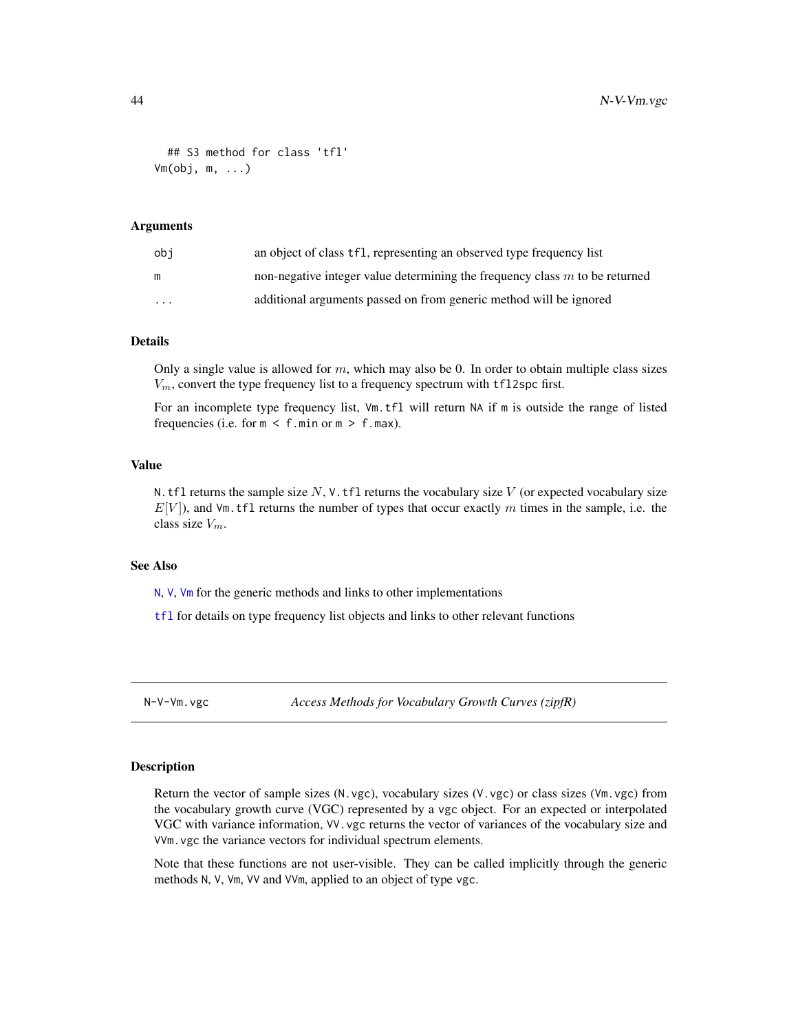```
## S3 method for class 'tfl'
Vm(obj, m, ...)
```

### Arguments

| | |
|---|---|
| obj | an object of class tfl, representing an observed type frequency list |
| m | non-negative integer value determining the frequency class $m$ to be returned |
| ... | additional arguments passed on from generic method will be ignored |

### Details

Only a single value is allowed for $m$, which may also be 0. In order to obtain multiple class sizes $V_m$, convert the type frequency list to a frequency spectrum with `tfl2spc` first.

For an incomplete type frequency list, `Vm.tfl` will return `NA` if `m` is outside the range of listed frequencies (i.e. for `m < f.min` or `m > f.max`).

### Value

`N.tfl` returns the sample size $N$, `V.tfl` returns the vocabulary size $V$ (or expected vocabulary size $E[V]$), and `Vm.tfl` returns the number of types that occur exactly $m$ times in the sample, i.e. the class size $V_m$.

### See Also

`N`, `V`, `Vm` for the generic methods and links to other implementations

`tfl` for details on type frequency list objects and links to other relevant functions

---

## N-V-Vm.vgc — *Access Methods for Vocabulary Growth Curves (zipfR)*

### Description

Return the vector of sample sizes (`N.vgc`), vocabulary sizes (`V.vgc`) or class sizes (`Vm.vgc`) from the vocabulary growth curve (VGC) represented by a `vgc` object. For an expected or interpolated VGC with variance information, `VV.vgc` returns the vector of variances of the vocabulary size and `VVm.vgc` the variance vectors for individual spectrum elements.

Note that these functions are not user-visible. They can be called implicitly through the generic methods `N`, `V`, `Vm`, `VV` and `VVm`, applied to an object of type `vgc`.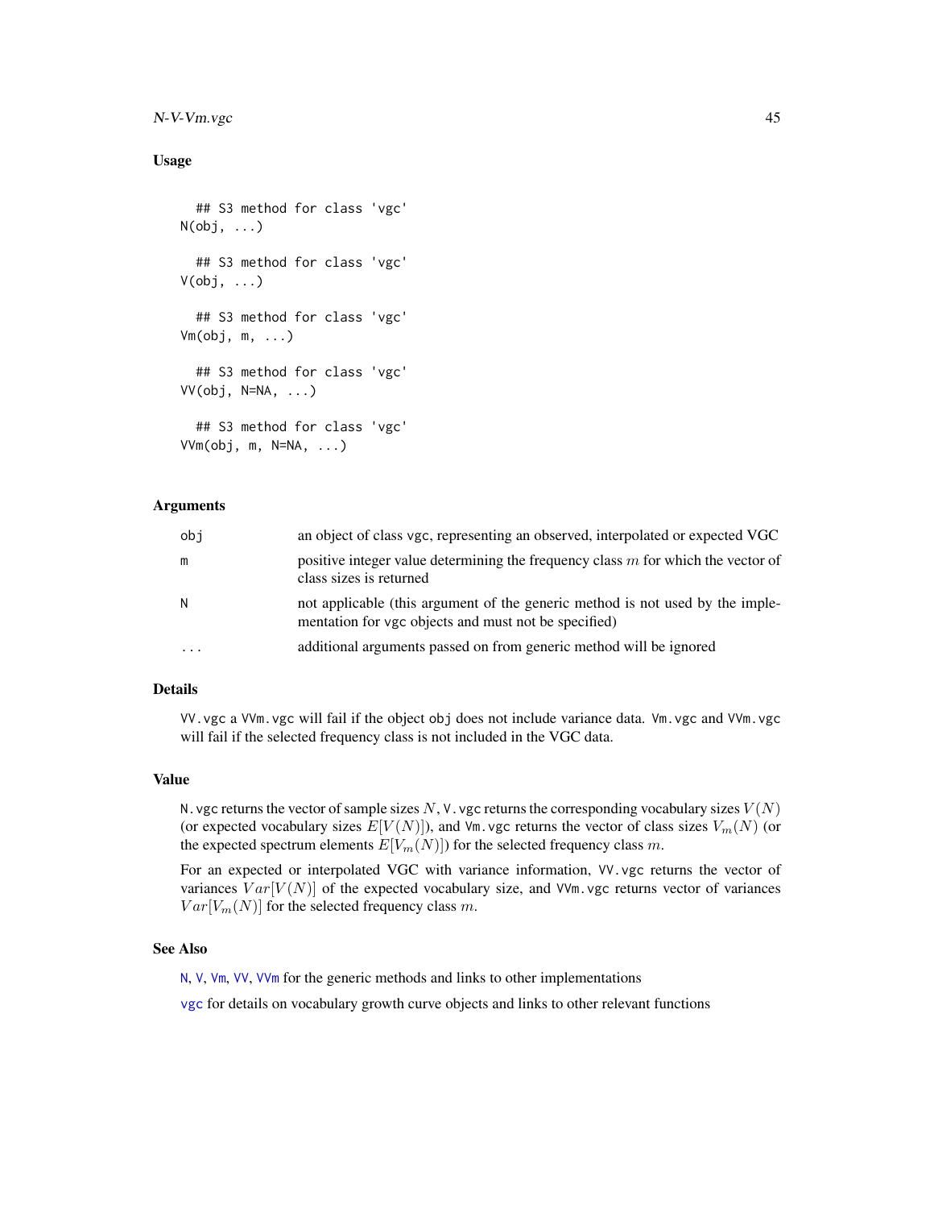## Usage

```
## S3 method for class 'vgc'
N(obj, ...)

## S3 method for class 'vgc'
V(obj, ...)

## S3 method for class 'vgc'
Vm(obj, m, ...)

## S3 method for class 'vgc'
VV(obj, N=NA, ...)

## S3 method for class 'vgc'
VVm(obj, m, N=NA, ...)
```

## Arguments

| | |
|---|---|
| `obj` | an object of class `vgc`, representing an observed, interpolated or expected VGC |
| `m` | positive integer value determining the frequency class $m$ for which the vector of class sizes is returned |
| `N` | not applicable (this argument of the generic method is not used by the implementation for `vgc` objects and must not be specified) |
| `...` | additional arguments passed on from generic method will be ignored |

## Details

`VV.vgc` a `VVm.vgc` will fail if the object `obj` does not include variance data. `Vm.vgc` and `VVm.vgc` will fail if the selected frequency class is not included in the VGC data.

## Value

`N.vgc` returns the vector of sample sizes $N$, `V.vgc` returns the corresponding vocabulary sizes $V(N)$ (or expected vocabulary sizes $E[V(N)]$), and `Vm.vgc` returns the vector of class sizes $V_m(N)$ (or the expected spectrum elements $E[V_m(N)]$) for the selected frequency class $m$.

For an expected or interpolated VGC with variance information, `VV.vgc` returns the vector of variances $Var[V(N)]$ of the expected vocabulary size, and `VVm.vgc` returns vector of variances $Var[V_m(N)]$ for the selected frequency class $m$.

## See Also

`N`, `V`, `Vm`, `VV`, `VVm` for the generic methods and links to other implementations

`vgc` for details on vocabulary growth curve objects and links to other relevant functions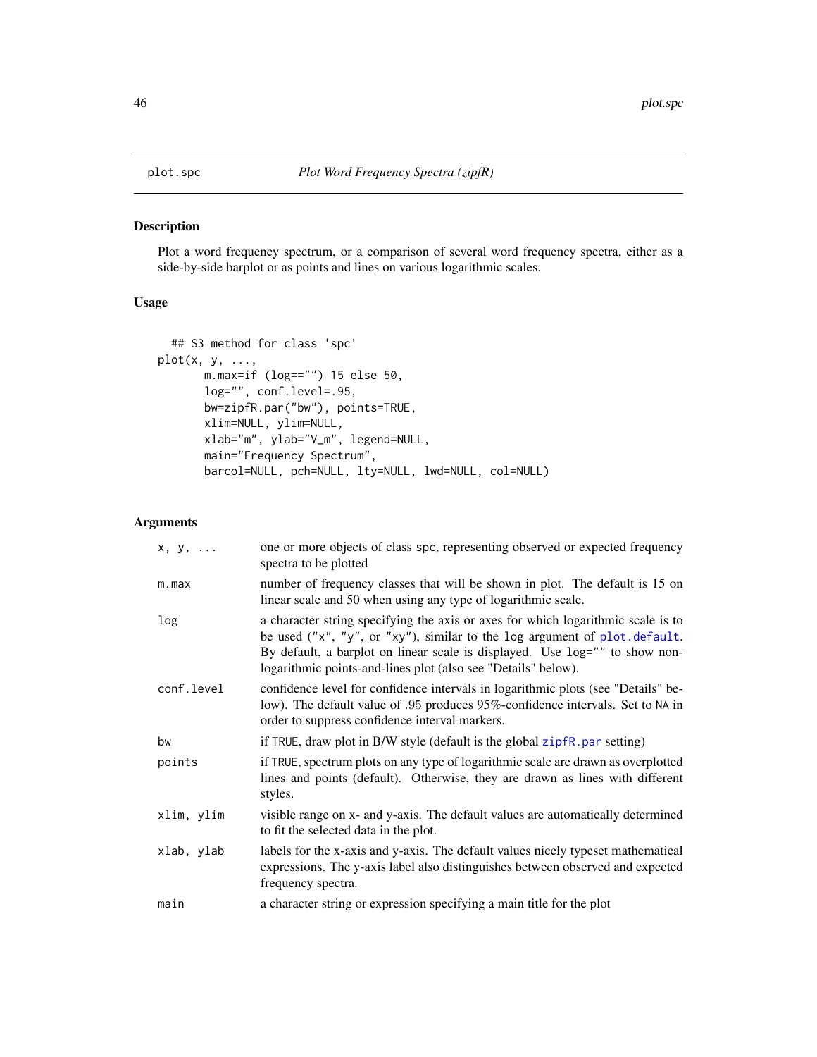plot.spc — *Plot Word Frequency Spectra (zipfR)*

## Description

Plot a word frequency spectrum, or a comparison of several word frequency spectra, either as a side-by-side barplot or as points and lines on various logarithmic scales.

## Usage

```
  ## S3 method for class 'spc'
plot(x, y, ...,
      m.max=if (log=="") 15 else 50,
      log="", conf.level=.95,
      bw=zipfR.par("bw"), points=TRUE,
      xlim=NULL, ylim=NULL,
      xlab="m", ylab="V_m", legend=NULL,
      main="Frequency Spectrum",
      barcol=NULL, pch=NULL, lty=NULL, lwd=NULL, col=NULL)
```

## Arguments

| | |
|---|---|
| `x, y, ...` | one or more objects of class spc, representing observed or expected frequency spectra to be plotted |
| `m.max` | number of frequency classes that will be shown in plot. The default is 15 on linear scale and 50 when using any type of logarithmic scale. |
| `log` | a character string specifying the axis or axes for which logarithmic scale is to be used ("x", "y", or "xy"), similar to the log argument of plot.default. By default, a barplot on linear scale is displayed. Use log="" to show non-logarithmic points-and-lines plot (also see "Details" below). |
| `conf.level` | confidence level for confidence intervals in logarithmic plots (see "Details" below). The default value of .95 produces 95%-confidence intervals. Set to NA in order to suppress confidence interval markers. |
| `bw` | if TRUE, draw plot in B/W style (default is the global zipfR.par setting) |
| `points` | if TRUE, spectrum plots on any type of logarithmic scale are drawn as overplotted lines and points (default). Otherwise, they are drawn as lines with different styles. |
| `xlim, ylim` | visible range on x- and y-axis. The default values are automatically determined to fit the selected data in the plot. |
| `xlab, ylab` | labels for the x-axis and y-axis. The default values nicely typeset mathematical expressions. The y-axis label also distinguishes between observed and expected frequency spectra. |
| `main` | a character string or expression specifying a main title for the plot |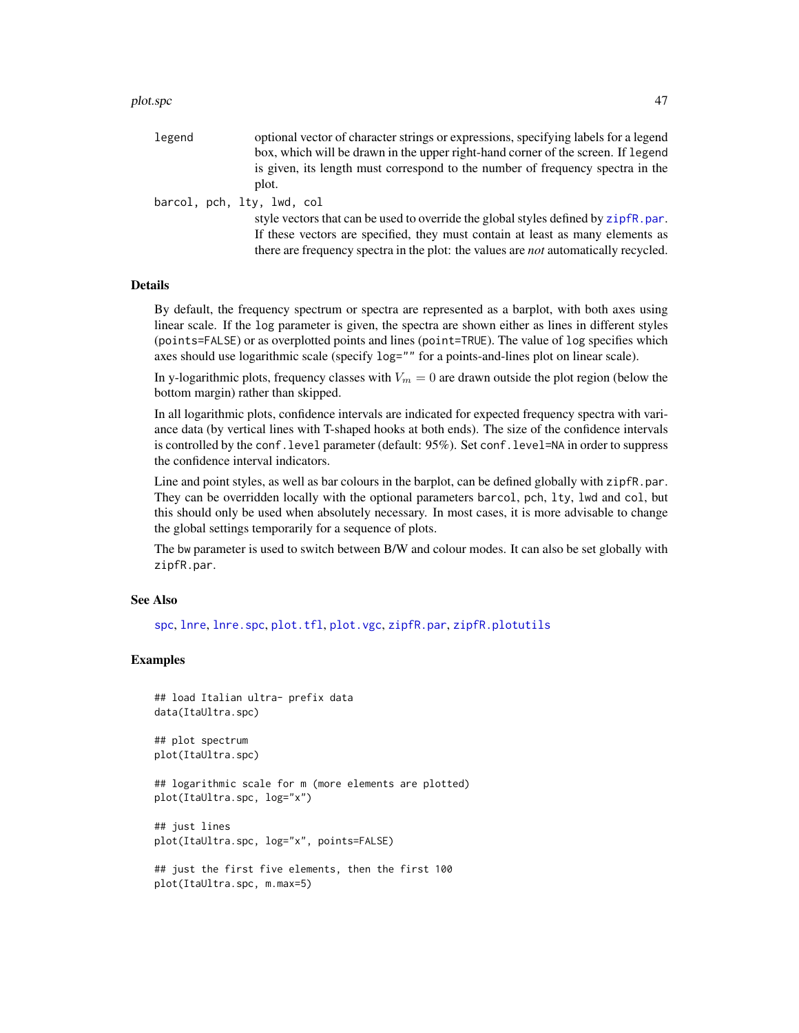`legend` optional vector of character strings or expressions, specifying labels for a legend box, which will be drawn in the upper right-hand corner of the screen. If `legend` is given, its length must correspond to the number of frequency spectra in the plot.

`barcol, pch, lty, lwd, col` style vectors that can be used to override the global styles defined by `zipfR.par`. If these vectors are specified, they must contain at least as many elements as there are frequency spectra in the plot: the values are *not* automatically recycled.

## Details

By default, the frequency spectrum or spectra are represented as a barplot, with both axes using linear scale. If the `log` parameter is given, the spectra are shown either as lines in different styles (`points=FALSE`) or as overplotted points and lines (`point=TRUE`). The value of `log` specifies which axes should use logarithmic scale (specify `log=""` for a points-and-lines plot on linear scale).

In y-logarithmic plots, frequency classes with $V_m = 0$ are drawn outside the plot region (below the bottom margin) rather than skipped.

In all logarithmic plots, confidence intervals are indicated for expected frequency spectra with variance data (by vertical lines with T-shaped hooks at both ends). The size of the confidence intervals is controlled by the `conf.level` parameter (default: 95%). Set `conf.level=NA` in order to suppress the confidence interval indicators.

Line and point styles, as well as bar colours in the barplot, can be defined globally with `zipfR.par`. They can be overridden locally with the optional parameters `barcol`, `pch`, `lty`, `lwd` and `col`, but this should only be used when absolutely necessary. In most cases, it is more advisable to change the global settings temporarily for a sequence of plots.

The `bw` parameter is used to switch between B/W and colour modes. It can also be set globally with `zipfR.par`.

## See Also

`spc`, `lnre`, `lnre.spc`, `plot.tfl`, `plot.vgc`, `zipfR.par`, `zipfR.plotutils`

## Examples

```
## load Italian ultra- prefix data
data(ItaUltra.spc)

## plot spectrum
plot(ItaUltra.spc)

## logarithmic scale for m (more elements are plotted)
plot(ItaUltra.spc, log="x")

## just lines
plot(ItaUltra.spc, log="x", points=FALSE)

## just the first five elements, then the first 100
plot(ItaUltra.spc, m.max=5)
```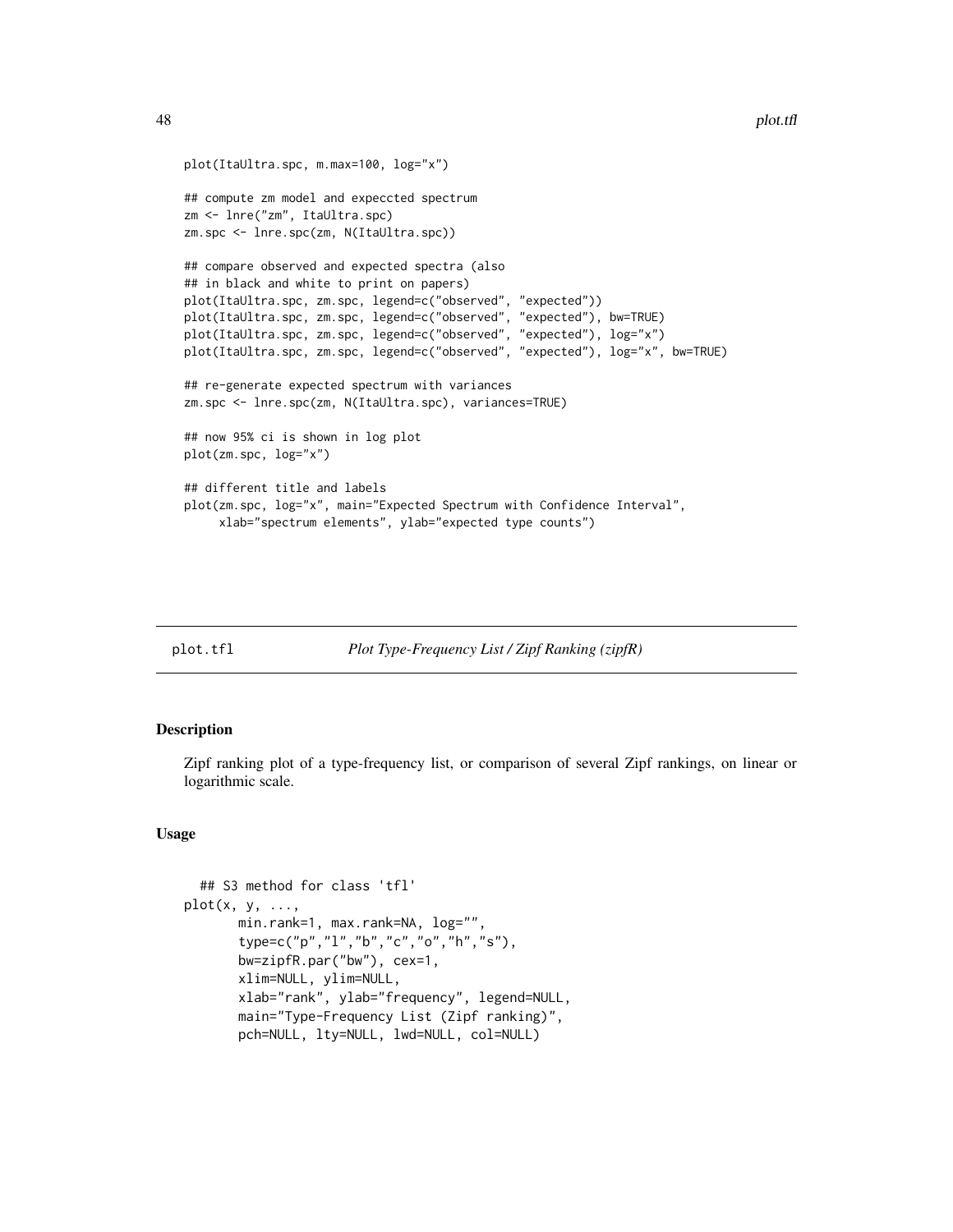```
plot(ItaUltra.spc, m.max=100, log="x")

## compute zm model and expeccted spectrum
zm <- lnre("zm", ItaUltra.spc)
zm.spc <- lnre.spc(zm, N(ItaUltra.spc))

## compare observed and expected spectra (also
## in black and white to print on papers)
plot(ItaUltra.spc, zm.spc, legend=c("observed", "expected"))
plot(ItaUltra.spc, zm.spc, legend=c("observed", "expected"), bw=TRUE)
plot(ItaUltra.spc, zm.spc, legend=c("observed", "expected"), log="x")
plot(ItaUltra.spc, zm.spc, legend=c("observed", "expected"), log="x", bw=TRUE)

## re-generate expected spectrum with variances
zm.spc <- lnre.spc(zm, N(ItaUltra.spc), variances=TRUE)

## now 95% ci is shown in log plot
plot(zm.spc, log="x")

## different title and labels
plot(zm.spc, log="x", main="Expected Spectrum with Confidence Interval",
     xlab="spectrum elements", ylab="expected type counts")
```

---

plot.tfl *Plot Type-Frequency List / Zipf Ranking (zipfR)*

---

## Description

Zipf ranking plot of a type-frequency list, or comparison of several Zipf rankings, on linear or logarithmic scale.

## Usage

```
  ## S3 method for class 'tfl'
plot(x, y, ...,
      min.rank=1, max.rank=NA, log="",
      type=c("p","l","b","c","o","h","s"),
      bw=zipfR.par("bw"), cex=1,
      xlim=NULL, ylim=NULL,
      xlab="rank", ylab="frequency", legend=NULL,
      main="Type-Frequency List (Zipf ranking)",
      pch=NULL, lty=NULL, lwd=NULL, col=NULL)
```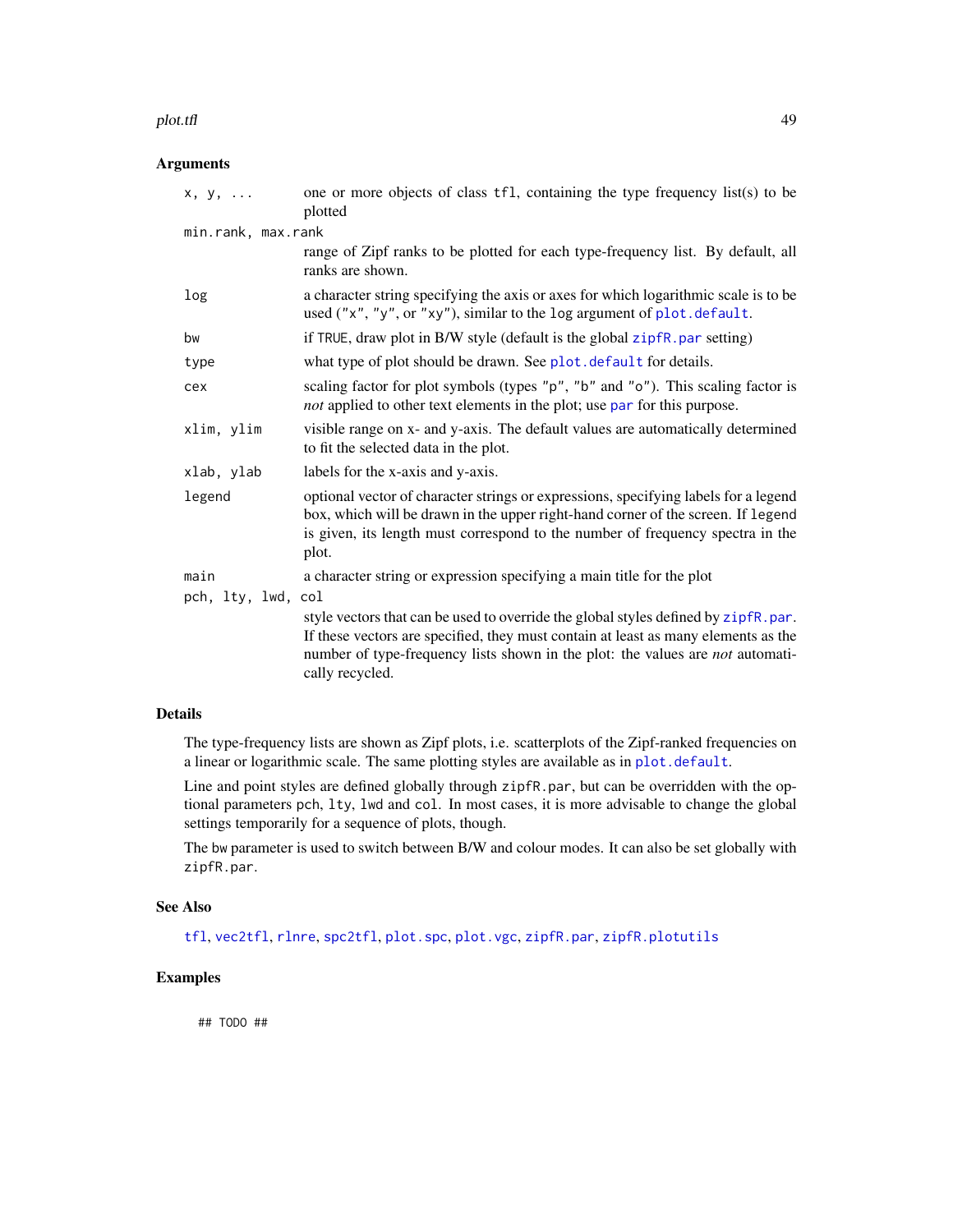## Arguments

| Argument | Description |
|---|---|
| `x, y, ...` | one or more objects of class `tfl`, containing the type frequency list(s) to be plotted |
| `min.rank, max.rank` | range of Zipf ranks to be plotted for each type-frequency list. By default, all ranks are shown. |
| `log` | a character string specifying the axis or axes for which logarithmic scale is to be used (`"x"`, `"y"`, or `"xy"`), similar to the `log` argument of `plot.default`. |
| `bw` | if `TRUE`, draw plot in B/W style (default is the global `zipfR.par` setting) |
| `type` | what type of plot should be drawn. See `plot.default` for details. |
| `cex` | scaling factor for plot symbols (types `"p"`, `"b"` and `"o"`). This scaling factor is *not* applied to other text elements in the plot; use `par` for this purpose. |
| `xlim, ylim` | visible range on x- and y-axis. The default values are automatically determined to fit the selected data in the plot. |
| `xlab, ylab` | labels for the x-axis and y-axis. |
| `legend` | optional vector of character strings or expressions, specifying labels for a legend box, which will be drawn in the upper right-hand corner of the screen. If `legend` is given, its length must correspond to the number of frequency spectra in the plot. |
| `main` | a character string or expression specifying a main title for the plot |
| `pch, lty, lwd, col` | style vectors that can be used to override the global styles defined by `zipfR.par`. If these vectors are specified, they must contain at least as many elements as the number of type-frequency lists shown in the plot: the values are *not* automatically recycled. |

## Details

The type-frequency lists are shown as Zipf plots, i.e. scatterplots of the Zipf-ranked frequencies on a linear or logarithmic scale. The same plotting styles are available as in `plot.default`.

Line and point styles are defined globally through `zipfR.par`, but can be overridden with the optional parameters `pch`, `lty`, `lwd` and `col`. In most cases, it is more advisable to change the global settings temporarily for a sequence of plots, though.

The `bw` parameter is used to switch between B/W and colour modes. It can also be set globally with `zipfR.par`.

## See Also

`tfl`, `vec2tfl`, `rlnre`, `spc2tfl`, `plot.spc`, `plot.vgc`, `zipfR.par`, `zipfR.plotutils`

## Examples

```
## TODO ##
```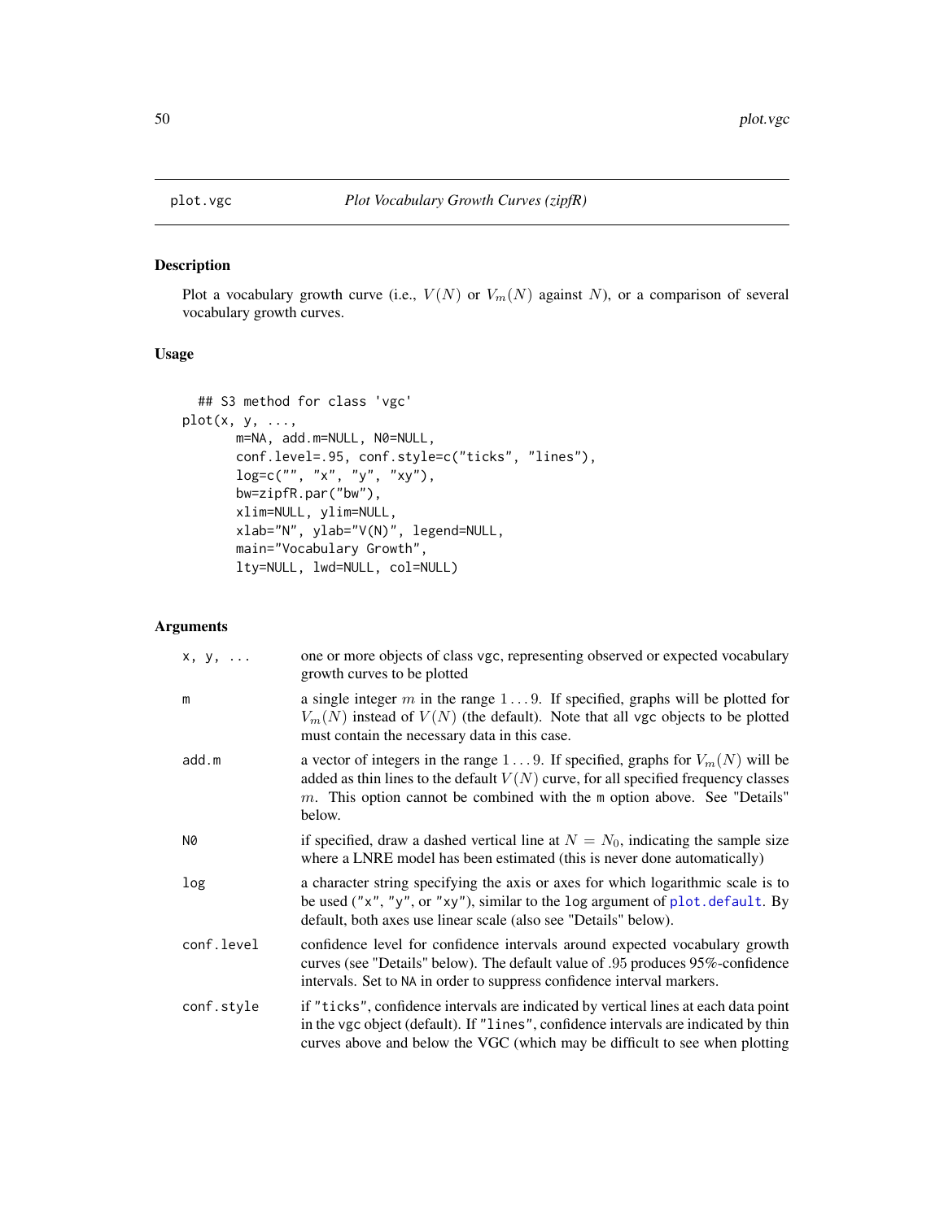plot.vgc — *Plot Vocabulary Growth Curves (zipfR)*

## Description

Plot a vocabulary growth curve (i.e., $V(N)$ or $V_m(N)$ against $N$), or a comparison of several vocabulary growth curves.

## Usage

```
  ## S3 method for class 'vgc'
plot(x, y, ...,
       m=NA, add.m=NULL, N0=NULL,
       conf.level=.95, conf.style=c("ticks", "lines"),
       log=c("", "x", "y", "xy"),
       bw=zipfR.par("bw"),
       xlim=NULL, ylim=NULL,
       xlab="N", ylab="V(N)", legend=NULL,
       main="Vocabulary Growth",
       lty=NULL, lwd=NULL, col=NULL)
```

## Arguments

| | |
|---|---|
| `x, y, ...` | one or more objects of class `vgc`, representing observed or expected vocabulary growth curves to be plotted |
| `m` | a single integer $m$ in the range $1 \dots 9$. If specified, graphs will be plotted for $V_m(N)$ instead of $V(N)$ (the default). Note that all `vgc` objects to be plotted must contain the necessary data in this case. |
| `add.m` | a vector of integers in the range $1 \dots 9$. If specified, graphs for $V_m(N)$ will be added as thin lines to the default $V(N)$ curve, for all specified frequency classes $m$. This option cannot be combined with the `m` option above. See "Details" below. |
| `N0` | if specified, draw a dashed vertical line at $N = N_0$, indicating the sample size where a LNRE model has been estimated (this is never done automatically) |
| `log` | a character string specifying the axis or axes for which logarithmic scale is to be used (`"x"`, `"y"`, or `"xy"`), similar to the `log` argument of `plot.default`. By default, both axes use linear scale (also see "Details" below). |
| `conf.level` | confidence level for confidence intervals around expected vocabulary growth curves (see "Details" below). The default value of $.95$ produces 95%-confidence intervals. Set to `NA` in order to suppress confidence interval markers. |
| `conf.style` | if `"ticks"`, confidence intervals are indicated by vertical lines at each data point in the `vgc` object (default). If `"lines"`, confidence intervals are indicated by thin curves above and below the VGC (which may be difficult to see when plotting |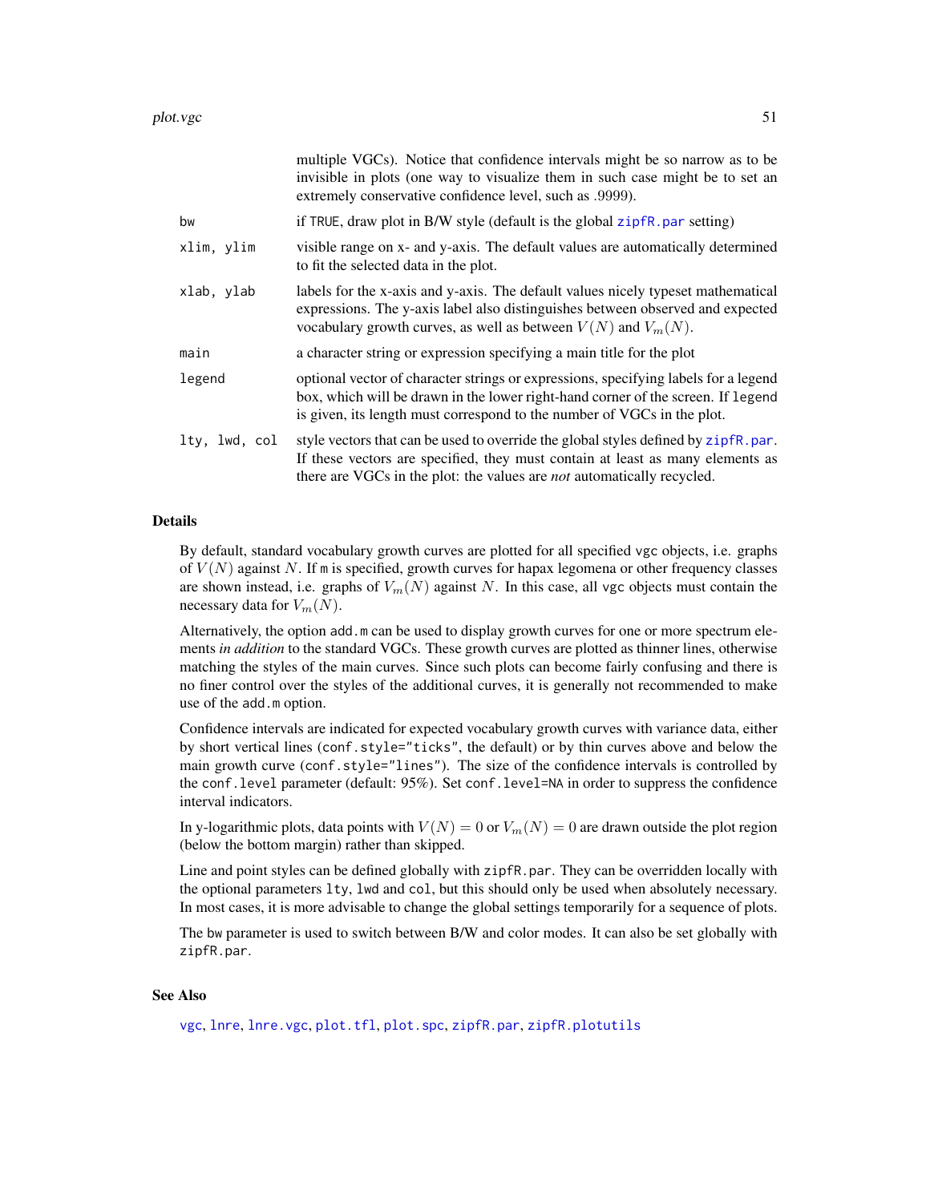multiple VGCs). Notice that confidence intervals might be so narrow as to be invisible in plots (one way to visualize them in such case might be to set an extremely conservative confidence level, such as .9999).

| | |
|---|---|
| `bw` | if `TRUE`, draw plot in B/W style (default is the global `zipfR.par` setting) |
| `xlim, ylim` | visible range on x- and y-axis. The default values are automatically determined to fit the selected data in the plot. |
| `xlab, ylab` | labels for the x-axis and y-axis. The default values nicely typeset mathematical expressions. The y-axis label also distinguishes between observed and expected vocabulary growth curves, as well as between $V(N)$ and $V_m(N)$. |
| `main` | a character string or expression specifying a main title for the plot |
| `legend` | optional vector of character strings or expressions, specifying labels for a legend box, which will be drawn in the lower right-hand corner of the screen. If `legend` is given, its length must correspond to the number of VGCs in the plot. |
| `lty, lwd, col` | style vectors that can be used to override the global styles defined by `zipfR.par`. If these vectors are specified, they must contain at least as many elements as there are VGCs in the plot: the values are *not* automatically recycled. |

## Details

By default, standard vocabulary growth curves are plotted for all specified `vgc` objects, i.e. graphs of $V(N)$ against $N$. If `m` is specified, growth curves for hapax legomena or other frequency classes are shown instead, i.e. graphs of $V_m(N)$ against $N$. In this case, all `vgc` objects must contain the necessary data for $V_m(N)$.

Alternatively, the option `add.m` can be used to display growth curves for one or more spectrum elements *in addition* to the standard VGCs. These growth curves are plotted as thinner lines, otherwise matching the styles of the main curves. Since such plots can become fairly confusing and there is no finer control over the styles of the additional curves, it is generally not recommended to make use of the `add.m` option.

Confidence intervals are indicated for expected vocabulary growth curves with variance data, either by short vertical lines (`conf.style="ticks"`, the default) or by thin curves above and below the main growth curve (`conf.style="lines"`). The size of the confidence intervals is controlled by the `conf.level` parameter (default: 95%). Set `conf.level=NA` in order to suppress the confidence interval indicators.

In y-logarithmic plots, data points with $V(N) = 0$ or $V_m(N) = 0$ are drawn outside the plot region (below the bottom margin) rather than skipped.

Line and point styles can be defined globally with `zipfR.par`. They can be overridden locally with the optional parameters `lty`, `lwd` and `col`, but this should only be used when absolutely necessary. In most cases, it is more advisable to change the global settings temporarily for a sequence of plots.

The `bw` parameter is used to switch between B/W and color modes. It can also be set globally with `zipfR.par`.

## See Also

`vgc`, `lnre`, `lnre.vgc`, `plot.tfl`, `plot.spc`, `zipfR.par`, `zipfR.plotutils`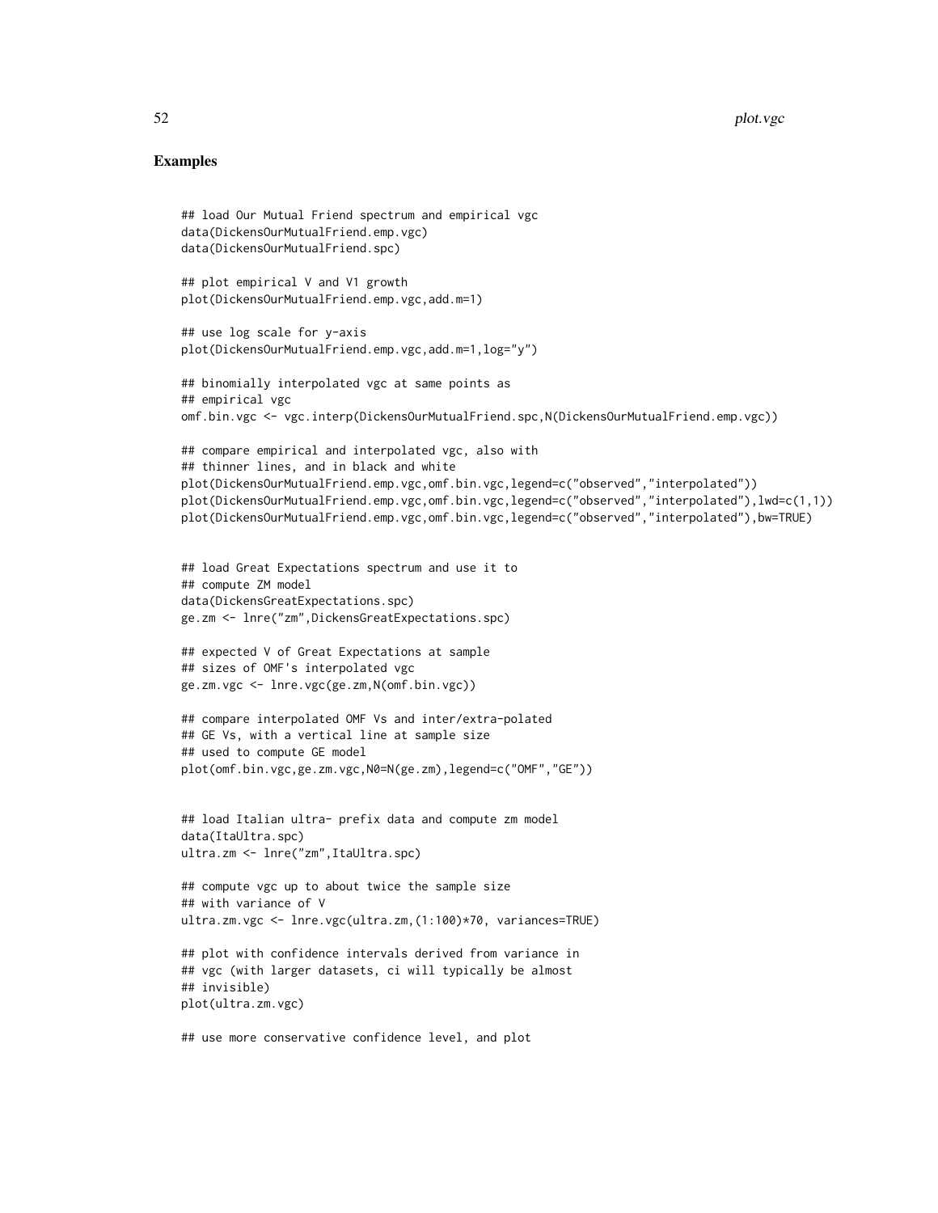## Examples

```
## load Our Mutual Friend spectrum and empirical vgc
data(DickensOurMutualFriend.emp.vgc)
data(DickensOurMutualFriend.spc)

## plot empirical V and V1 growth
plot(DickensOurMutualFriend.emp.vgc,add.m=1)

## use log scale for y-axis
plot(DickensOurMutualFriend.emp.vgc,add.m=1,log="y")

## binomially interpolated vgc at same points as
## empirical vgc
omf.bin.vgc <- vgc.interp(DickensOurMutualFriend.spc,N(DickensOurMutualFriend.emp.vgc))

## compare empirical and interpolated vgc, also with
## thinner lines, and in black and white
plot(DickensOurMutualFriend.emp.vgc,omf.bin.vgc,legend=c("observed","interpolated"))
plot(DickensOurMutualFriend.emp.vgc,omf.bin.vgc,legend=c("observed","interpolated"),lwd=c(1,1))
plot(DickensOurMutualFriend.emp.vgc,omf.bin.vgc,legend=c("observed","interpolated"),bw=TRUE)


## load Great Expectations spectrum and use it to
## compute ZM model
data(DickensGreatExpectations.spc)
ge.zm <- lnre("zm",DickensGreatExpectations.spc)

## expected V of Great Expectations at sample
## sizes of OMF's interpolated vgc
ge.zm.vgc <- lnre.vgc(ge.zm,N(omf.bin.vgc))

## compare interpolated OMF Vs and inter/extra-polated
## GE Vs, with a vertical line at sample size
## used to compute GE model
plot(omf.bin.vgc,ge.zm.vgc,N0=N(ge.zm),legend=c("OMF","GE"))


## load Italian ultra- prefix data and compute zm model
data(ItaUltra.spc)
ultra.zm <- lnre("zm",ItaUltra.spc)

## compute vgc up to about twice the sample size
## with variance of V
ultra.zm.vgc <- lnre.vgc(ultra.zm,(1:100)*70, variances=TRUE)

## plot with confidence intervals derived from variance in
## vgc (with larger datasets, ci will typically be almost
## invisible)
plot(ultra.zm.vgc)

## use more conservative confidence level, and plot
```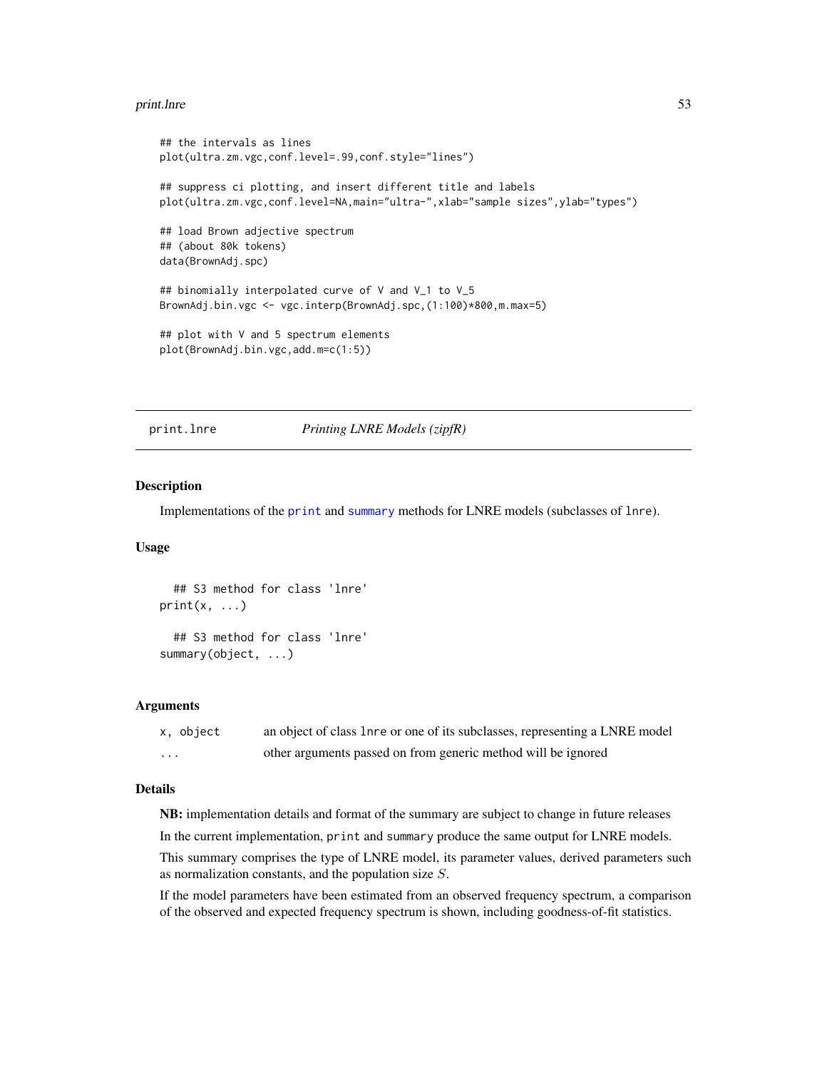```
## the intervals as lines
plot(ultra.zm.vgc,conf.level=.99,conf.style="lines")

## suppress ci plotting, and insert different title and labels
plot(ultra.zm.vgc,conf.level=NA,main="ultra-",xlab="sample sizes",ylab="types")

## load Brown adjective spectrum
## (about 80k tokens)
data(BrownAdj.spc)

## binomially interpolated curve of V and V_1 to V_5
BrownAdj.bin.vgc <- vgc.interp(BrownAdj.spc,(1:100)*800,m.max=5)

## plot with V and 5 spectrum elements
plot(BrownAdj.bin.vgc,add.m=c(1:5))
```

---

## print.lnre *Printing LNRE Models (zipfR)*

### Description

Implementations of the `print` and `summary` methods for LNRE models (subclasses of `lnre`).

### Usage

```
## S3 method for class 'lnre'
print(x, ...)

## S3 method for class 'lnre'
summary(object, ...)
```

### Arguments

| | |
|---|---|
| `x, object` | an object of class `lnre` or one of its subclasses, representing a LNRE model |
| `...` | other arguments passed on from generic method will be ignored |

### Details

**NB:** implementation details and format of the summary are subject to change in future releases

In the current implementation, `print` and `summary` produce the same output for LNRE models.

This summary comprises the type of LNRE model, its parameter values, derived parameters such as normalization constants, and the population size $S$.

If the model parameters have been estimated from an observed frequency spectrum, a comparison of the observed and expected frequency spectrum is shown, including goodness-of-fit statistics.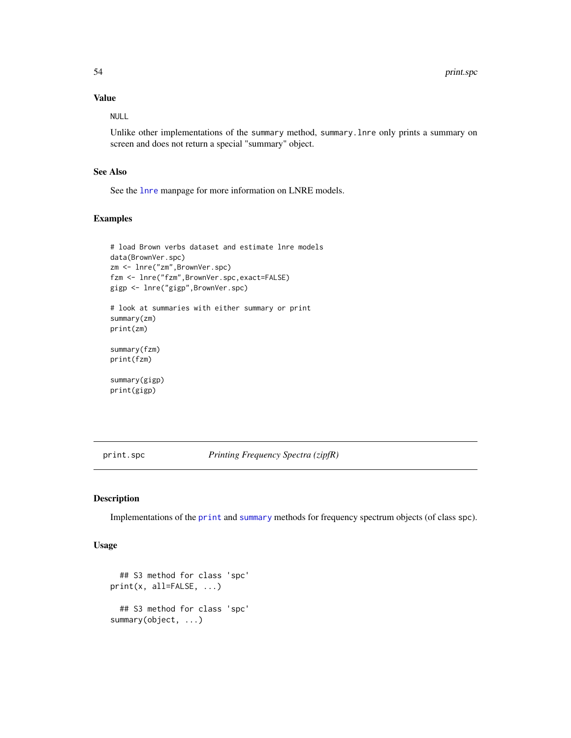### Value

NULL

Unlike other implementations of the `summary` method, `summary.lnre` only prints a summary on screen and does not return a special "summary" object.

### See Also

See the `lnre` manpage for more information on LNRE models.

### Examples

```
# load Brown verbs dataset and estimate lnre models
data(BrownVer.spc)
zm <- lnre("zm",BrownVer.spc)
fzm <- lnre("fzm",BrownVer.spc,exact=FALSE)
gigp <- lnre("gigp",BrownVer.spc)

# look at summaries with either summary or print
summary(zm)
print(zm)

summary(fzm)
print(fzm)

summary(gigp)
print(gigp)
```

---

## print.spc    *Printing Frequency Spectra (zipfR)*

---

### Description

Implementations of the `print` and `summary` methods for frequency spectrum objects (of class spc).

### Usage

```
  ## S3 method for class 'spc'
print(x, all=FALSE, ...)

  ## S3 method for class 'spc'
summary(object, ...)
```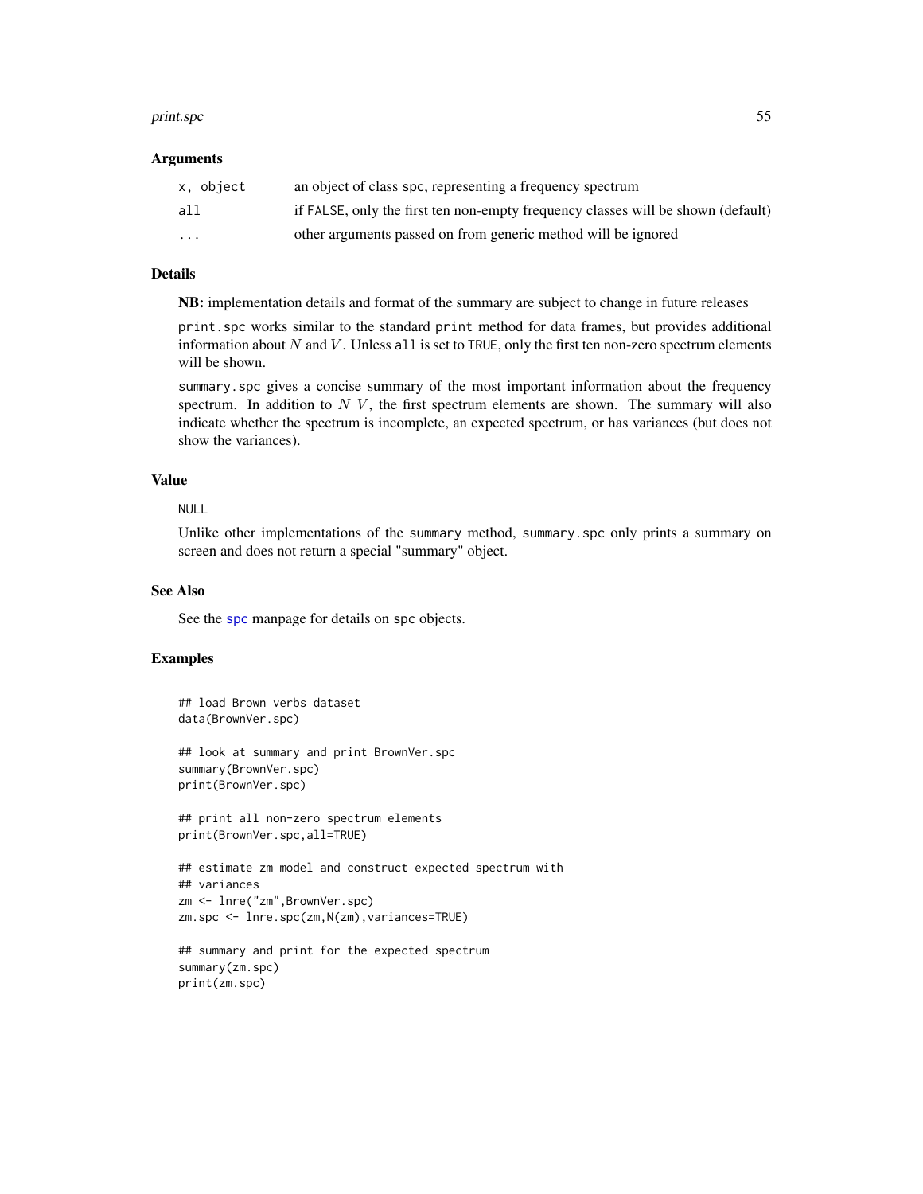### Arguments

| | |
|---|---|
| `x, object` | an object of class `spc`, representing a frequency spectrum |
| `all` | if `FALSE`, only the first ten non-empty frequency classes will be shown (default) |
| `...` | other arguments passed on from generic method will be ignored |

### Details

**NB:** implementation details and format of the summary are subject to change in future releases

`print.spc` works similar to the standard `print` method for data frames, but provides additional information about $N$ and $V$. Unless `all` is set to `TRUE`, only the first ten non-zero spectrum elements will be shown.

`summary.spc` gives a concise summary of the most important information about the frequency spectrum. In addition to $N$ $V$, the first spectrum elements are shown. The summary will also indicate whether the spectrum is incomplete, an expected spectrum, or has variances (but does not show the variances).

### Value

`NULL`

Unlike other implementations of the `summary` method, `summary.spc` only prints a summary on screen and does not return a special "summary" object.

### See Also

See the `spc` manpage for details on `spc` objects.

### Examples

```
## load Brown verbs dataset
data(BrownVer.spc)

## look at summary and print BrownVer.spc
summary(BrownVer.spc)
print(BrownVer.spc)

## print all non-zero spectrum elements
print(BrownVer.spc,all=TRUE)

## estimate zm model and construct expected spectrum with
## variances
zm <- lnre("zm",BrownVer.spc)
zm.spc <- lnre.spc(zm,N(zm),variances=TRUE)

## summary and print for the expected spectrum
summary(zm.spc)
print(zm.spc)
```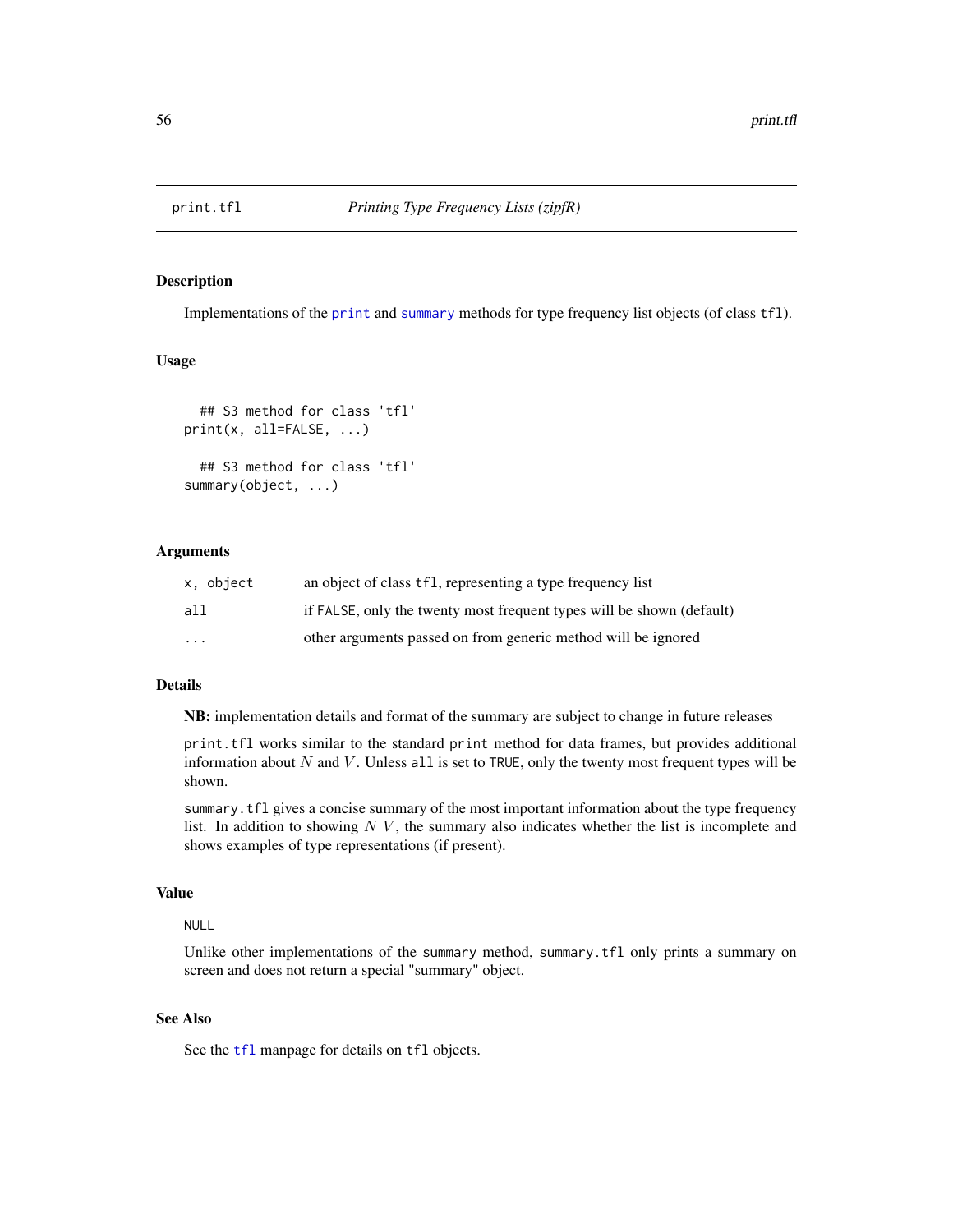# print.tfl *Printing Type Frequency Lists (zipfR)*

## Description

Implementations of the `print` and `summary` methods for type frequency list objects (of class `tfl`).

## Usage

```
  ## S3 method for class 'tfl'
print(x, all=FALSE, ...)

  ## S3 method for class 'tfl'
summary(object, ...)
```

## Arguments

| | |
|---|---|
| `x, object` | an object of class `tfl`, representing a type frequency list |
| `all` | if `FALSE`, only the twenty most frequent types will be shown (default) |
| `...` | other arguments passed on from generic method will be ignored |

## Details

**NB:** implementation details and format of the summary are subject to change in future releases

`print.tfl` works similar to the standard `print` method for data frames, but provides additional information about $N$ and $V$. Unless `all` is set to `TRUE`, only the twenty most frequent types will be shown.

`summary.tfl` gives a concise summary of the most important information about the type frequency list. In addition to showing $N$ $V$, the summary also indicates whether the list is incomplete and shows examples of type representations (if present).

## Value

`NULL`

Unlike other implementations of the `summary` method, `summary.tfl` only prints a summary on screen and does not return a special "summary" object.

## See Also

See the `tfl` manpage for details on `tfl` objects.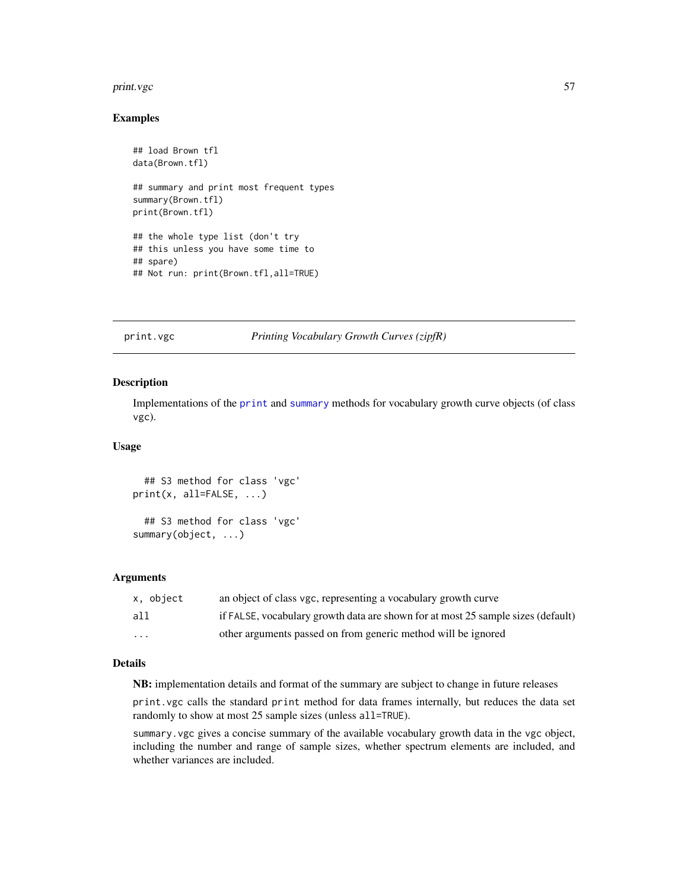### Examples

```
## load Brown tfl
data(Brown.tfl)

## summary and print most frequent types
summary(Brown.tfl)
print(Brown.tfl)

## the whole type list (don't try
## this unless you have some time to
## spare)
## Not run: print(Brown.tfl,all=TRUE)
```

---

## print.vgc — *Printing Vocabulary Growth Curves (zipfR)*

### Description

Implementations of the `print` and `summary` methods for vocabulary growth curve objects (of class vgc).

### Usage

```
  ## S3 method for class 'vgc'
print(x, all=FALSE, ...)

  ## S3 method for class 'vgc'
summary(object, ...)
```

### Arguments

| | |
|---|---|
| `x, object` | an object of class vgc, representing a vocabulary growth curve |
| `all` | if `FALSE`, vocabulary growth data are shown for at most 25 sample sizes (default) |
| `...` | other arguments passed on from generic method will be ignored |

### Details

**NB:** implementation details and format of the summary are subject to change in future releases

`print.vgc` calls the standard `print` method for data frames internally, but reduces the data set randomly to show at most 25 sample sizes (unless `all=TRUE`).

`summary.vgc` gives a concise summary of the available vocabulary growth data in the vgc object, including the number and range of sample sizes, whether spectrum elements are included, and whether variances are included.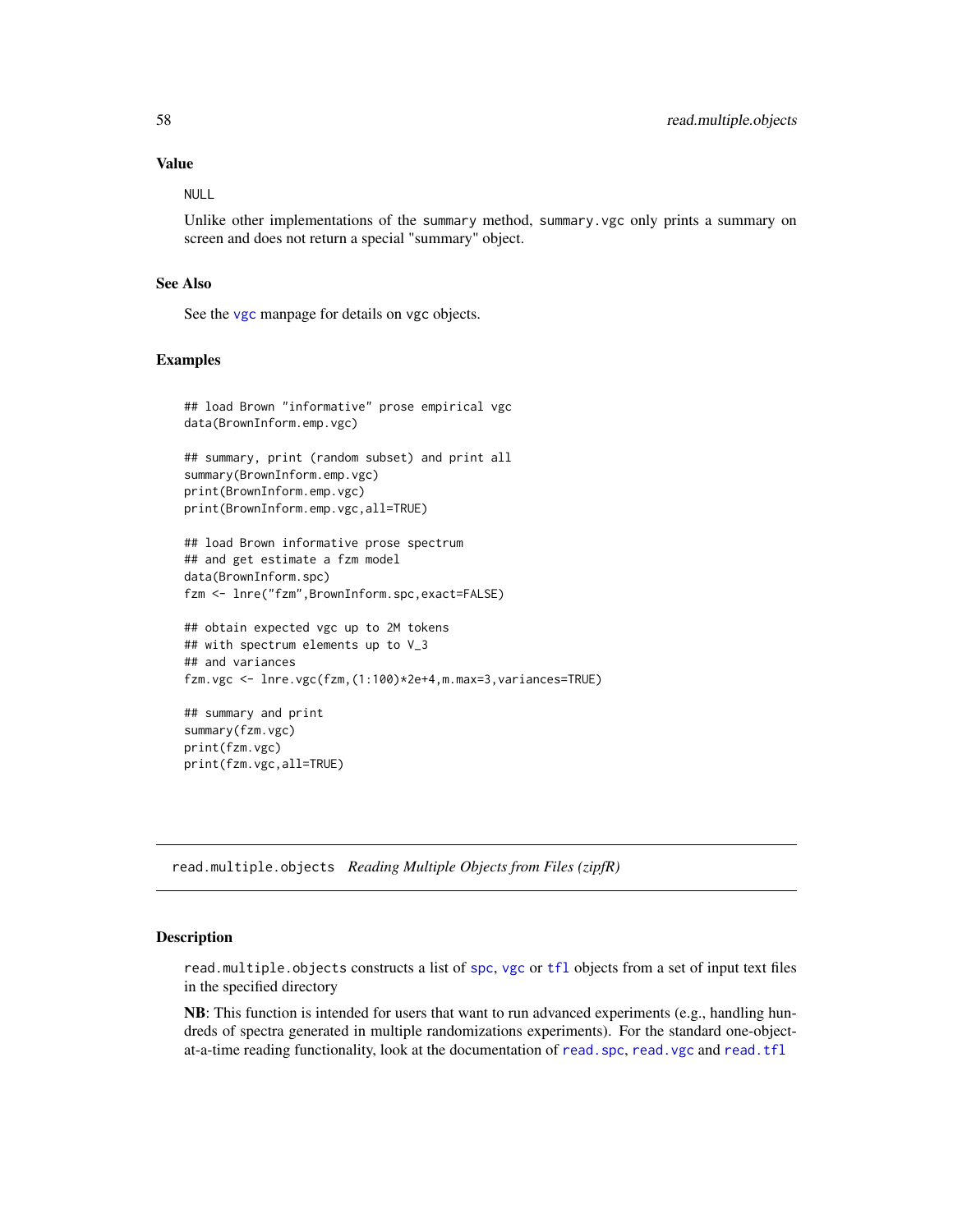### Value

NULL

Unlike other implementations of the summary method, summary.vgc only prints a summary on screen and does not return a special "summary" object.

### See Also

See the vgc manpage for details on vgc objects.

### Examples

```
## load Brown "informative" prose empirical vgc
data(BrownInform.emp.vgc)

## summary, print (random subset) and print all
summary(BrownInform.emp.vgc)
print(BrownInform.emp.vgc)
print(BrownInform.emp.vgc,all=TRUE)

## load Brown informative prose spectrum
## and get estimate a fzm model
data(BrownInform.spc)
fzm <- lnre("fzm",BrownInform.spc,exact=FALSE)

## obtain expected vgc up to 2M tokens
## with spectrum elements up to V_3
## and variances
fzm.vgc <- lnre.vgc(fzm,(1:100)*2e+4,m.max=3,variances=TRUE)

## summary and print
summary(fzm.vgc)
print(fzm.vgc)
print(fzm.vgc,all=TRUE)
```

---

## read.multiple.objects *Reading Multiple Objects from Files (zipfR)*

### Description

read.multiple.objects constructs a list of spc, vgc or tfl objects from a set of input text files in the specified directory

**NB**: This function is intended for users that want to run advanced experiments (e.g., handling hundreds of spectra generated in multiple randomizations experiments). For the standard one-object-at-a-time reading functionality, look at the documentation of read.spc, read.vgc and read.tfl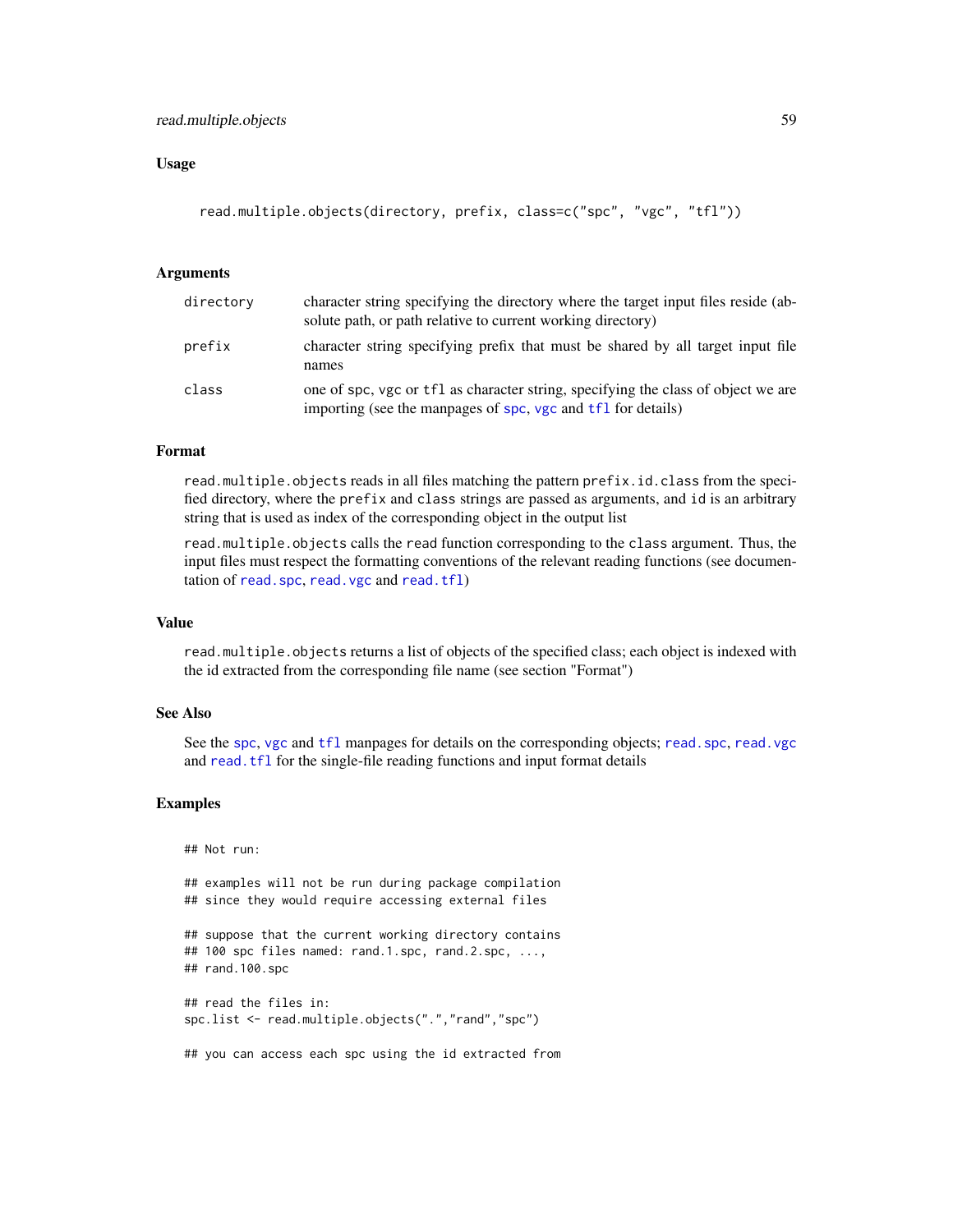### Usage

```
read.multiple.objects(directory, prefix, class=c("spc", "vgc", "tfl"))
```

### Arguments

| | |
|---|---|
| directory | character string specifying the directory where the target input files reside (absolute path, or path relative to current working directory) |
| prefix | character string specifying prefix that must be shared by all target input file names |
| class | one of spc, vgc or tfl as character string, specifying the class of object we are importing (see the manpages of spc, vgc and tfl for details) |

### Format

read.multiple.objects reads in all files matching the pattern prefix.id.class from the specified directory, where the prefix and class strings are passed as arguments, and id is an arbitrary string that is used as index of the corresponding object in the output list

read.multiple.objects calls the read function corresponding to the class argument. Thus, the input files must respect the formatting conventions of the relevant reading functions (see documentation of read.spc, read.vgc and read.tfl)

### Value

read.multiple.objects returns a list of objects of the specified class; each object is indexed with the id extracted from the corresponding file name (see section "Format")

### See Also

See the spc, vgc and tfl manpages for details on the corresponding objects; read.spc, read.vgc and read.tfl for the single-file reading functions and input format details

### Examples

```
## Not run:

## examples will not be run during package compilation
## since they would require accessing external files

## suppose that the current working directory contains
## 100 spc files named: rand.1.spc, rand.2.spc, ...,
## rand.100.spc

## read the files in:
spc.list <- read.multiple.objects(".","rand","spc")

## you can access each spc using the id extracted from
```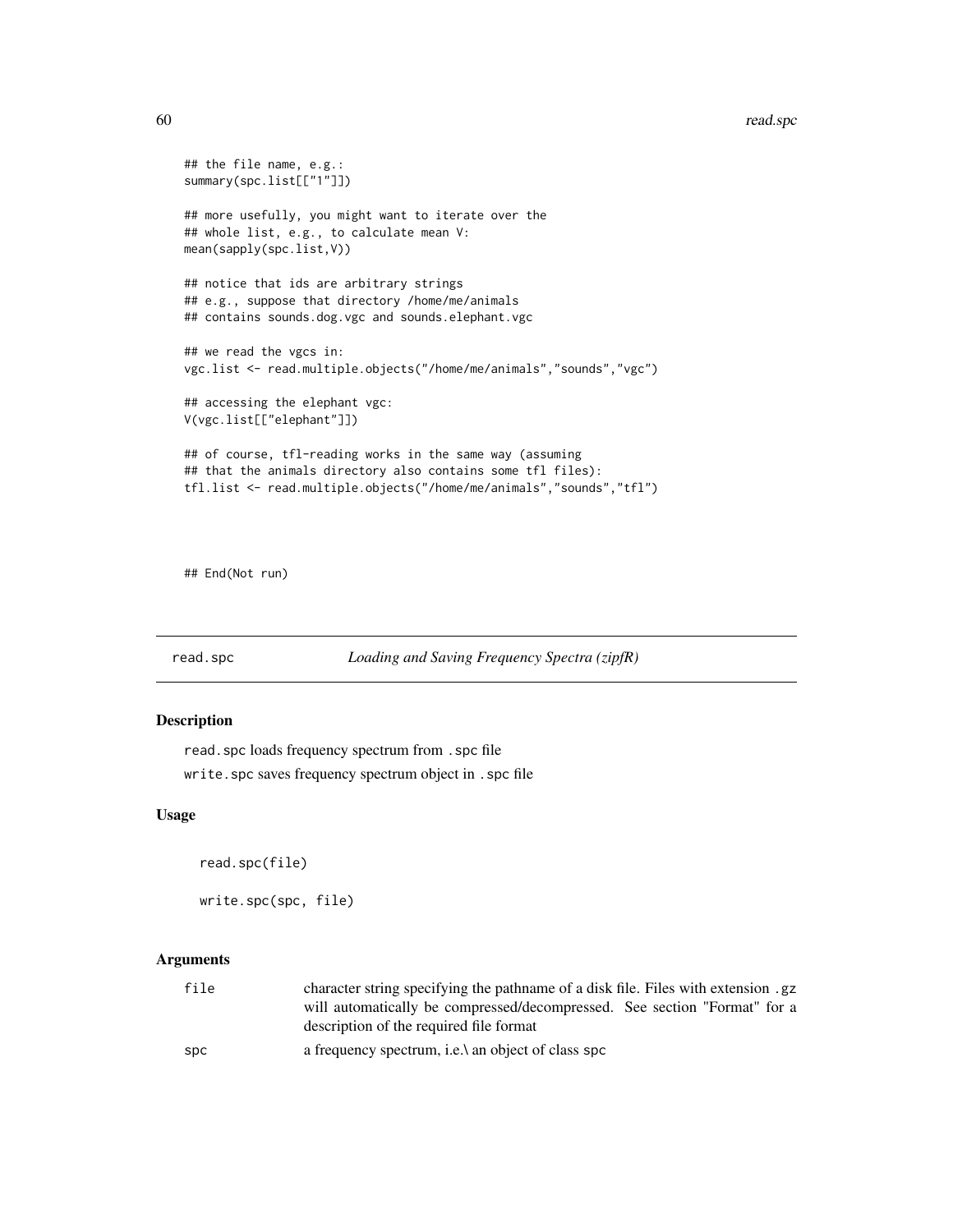```
## the file name, e.g.:
summary(spc.list[["1"]])

## more usefully, you might want to iterate over the
## whole list, e.g., to calculate mean V:
mean(sapply(spc.list,V))

## notice that ids are arbitrary strings
## e.g., suppose that directory /home/me/animals
## contains sounds.dog.vgc and sounds.elephant.vgc

## we read the vgcs in:
vgc.list <- read.multiple.objects("/home/me/animals","sounds","vgc")

## accessing the elephant vgc:
V(vgc.list[["elephant"]])

## of course, tfl-reading works in the same way (assuming
## that the animals directory also contains some tfl files):
tfl.list <- read.multiple.objects("/home/me/animals","sounds","tfl")



## End(Not run)
```

---

## read.spc — *Loading and Saving Frequency Spectra (zipfR)*

### Description

read.spc loads frequency spectrum from .spc file

write.spc saves frequency spectrum object in .spc file

### Usage

```
read.spc(file)

write.spc(spc, file)
```

### Arguments

| | |
|---|---|
| file | character string specifying the pathname of a disk file. Files with extension .gz will automatically be compressed/decompressed. See section "Format" for a description of the required file format |
| spc | a frequency spectrum, i.e.\ an object of class spc |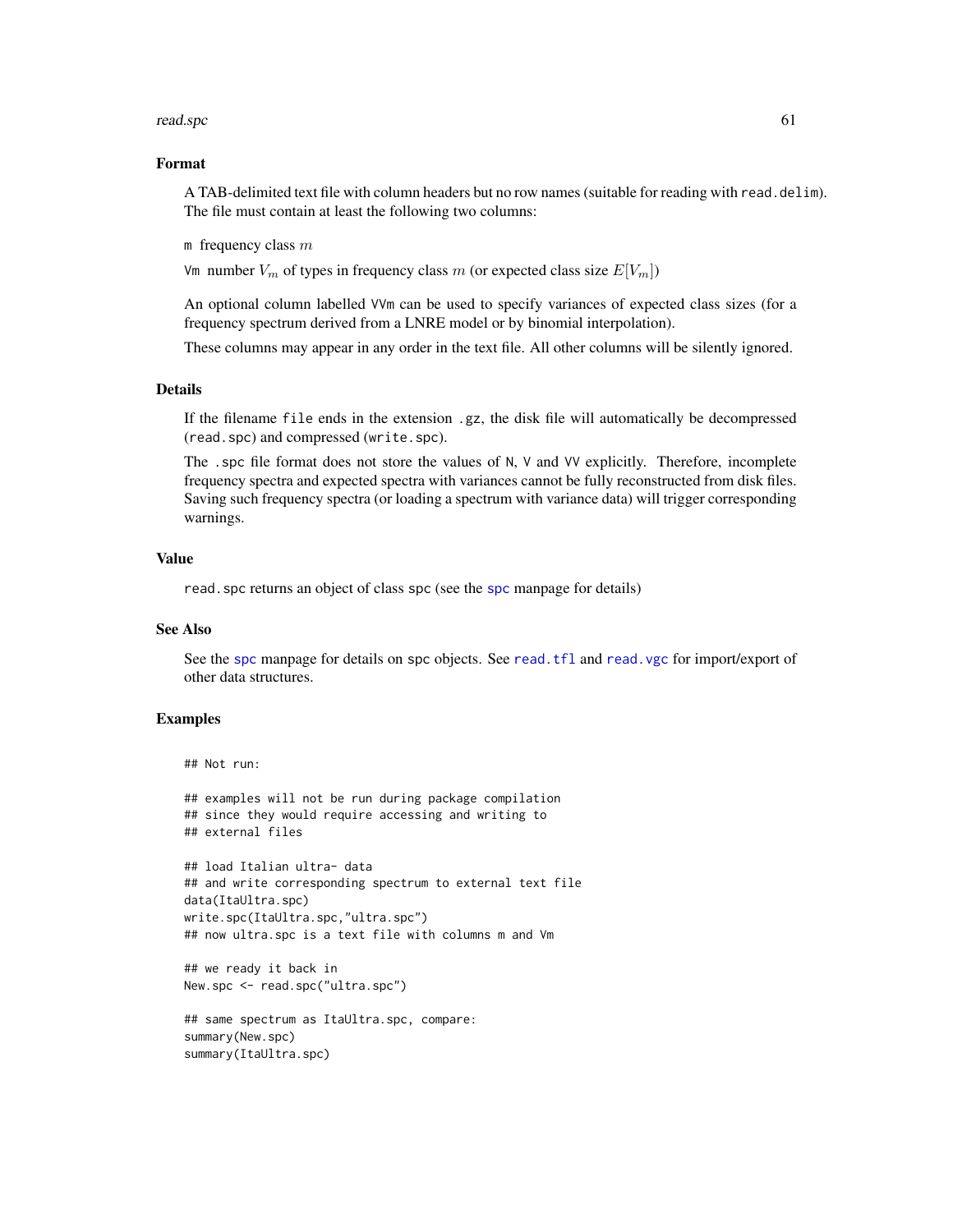## Format

A TAB-delimited text file with column headers but no row names (suitable for reading with `read.delim`). The file must contain at least the following two columns:

`m` frequency class $m$

`Vm` number $V_m$ of types in frequency class $m$ (or expected class size $E[V_m]$)

An optional column labelled `VVm` can be used to specify variances of expected class sizes (for a frequency spectrum derived from a LNRE model or by binomial interpolation).

These columns may appear in any order in the text file. All other columns will be silently ignored.

## Details

If the filename `file` ends in the extension `.gz`, the disk file will automatically be decompressed (`read.spc`) and compressed (`write.spc`).

The `.spc` file format does not store the values of `N`, `V` and `VV` explicitly. Therefore, incomplete frequency spectra and expected spectra with variances cannot be fully reconstructed from disk files. Saving such frequency spectra (or loading a spectrum with variance data) will trigger corresponding warnings.

## Value

`read.spc` returns an object of class `spc` (see the `spc` manpage for details)

## See Also

See the `spc` manpage for details on `spc` objects. See `read.tfl` and `read.vgc` for import/export of other data structures.

## Examples

```
## Not run:

## examples will not be run during package compilation
## since they would require accessing and writing to
## external files

## load Italian ultra- data
## and write corresponding spectrum to external text file
data(ItaUltra.spc)
write.spc(ItaUltra.spc,"ultra.spc")
## now ultra.spc is a text file with columns m and Vm

## we ready it back in
New.spc <- read.spc("ultra.spc")

## same spectrum as ItaUltra.spc, compare:
summary(New.spc)
summary(ItaUltra.spc)
```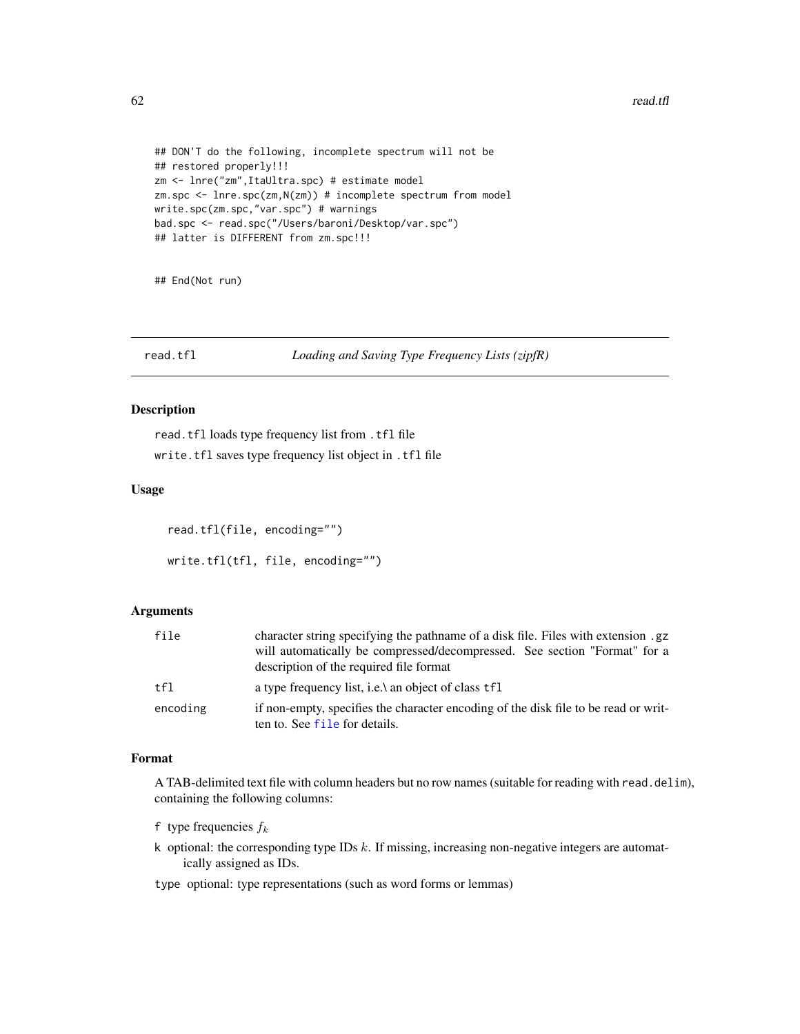```
## DON'T do the following, incomplete spectrum will not be
## restored properly!!!
zm <- lnre("zm",ItaUltra.spc) # estimate model
zm.spc <- lnre.spc(zm,N(zm)) # incomplete spectrum from model
write.spc(zm.spc,"var.spc") # warnings
bad.spc <- read.spc("/Users/baroni/Desktop/var.spc")
## latter is DIFFERENT from zm.spc!!!


## End(Not run)
```

---

read.tfl *Loading and Saving Type Frequency Lists (zipfR)*

---

### Description

read.tfl loads type frequency list from .tfl file

write.tfl saves type frequency list object in .tfl file

### Usage

```
read.tfl(file, encoding="")

write.tfl(tfl, file, encoding="")
```

### Arguments

| | |
|---|---|
| file | character string specifying the pathname of a disk file. Files with extension .gz will automatically be compressed/decompressed. See section "Format" for a description of the required file format |
| tfl | a type frequency list, i.e.\ an object of class tfl |
| encoding | if non-empty, specifies the character encoding of the disk file to be read or written to. See file for details. |

### Format

A TAB-delimited text file with column headers but no row names (suitable for reading with read.delim), containing the following columns:

f type frequencies $f_k$

k optional: the corresponding type IDs $k$. If missing, increasing non-negative integers are automatically assigned as IDs.

type optional: type representations (such as word forms or lemmas)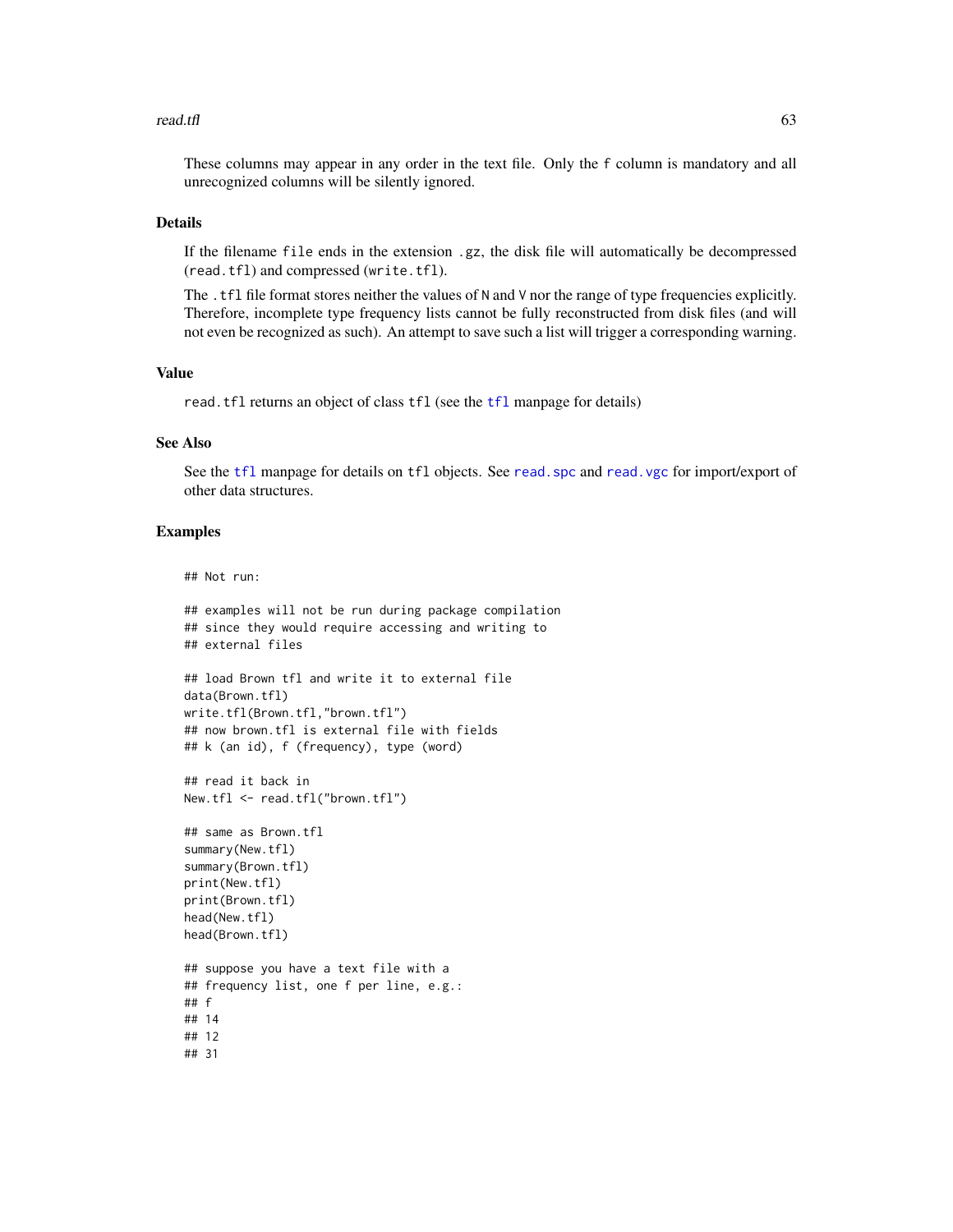These columns may appear in any order in the text file. Only the `f` column is mandatory and all unrecognized columns will be silently ignored.

## Details

If the filename `file` ends in the extension `.gz`, the disk file will automatically be decompressed (`read.tfl`) and compressed (`write.tfl`).

The `.tfl` file format stores neither the values of `N` and `V` nor the range of type frequencies explicitly. Therefore, incomplete type frequency lists cannot be fully reconstructed from disk files (and will not even be recognized as such). An attempt to save such a list will trigger a corresponding warning.

## Value

`read.tfl` returns an object of class `tfl` (see the `tfl` manpage for details)

## See Also

See the `tfl` manpage for details on `tfl` objects. See `read.spc` and `read.vgc` for import/export of other data structures.

## Examples

```
## Not run:

## examples will not be run during package compilation
## since they would require accessing and writing to
## external files

## load Brown tfl and write it to external file
data(Brown.tfl)
write.tfl(Brown.tfl,"brown.tfl")
## now brown.tfl is external file with fields
## k (an id), f (frequency), type (word)

## read it back in
New.tfl <- read.tfl("brown.tfl")

## same as Brown.tfl
summary(New.tfl)
summary(Brown.tfl)
print(New.tfl)
print(Brown.tfl)
head(New.tfl)
head(Brown.tfl)

## suppose you have a text file with a
## frequency list, one f per line, e.g.:
## f
## 14
## 12
## 31
```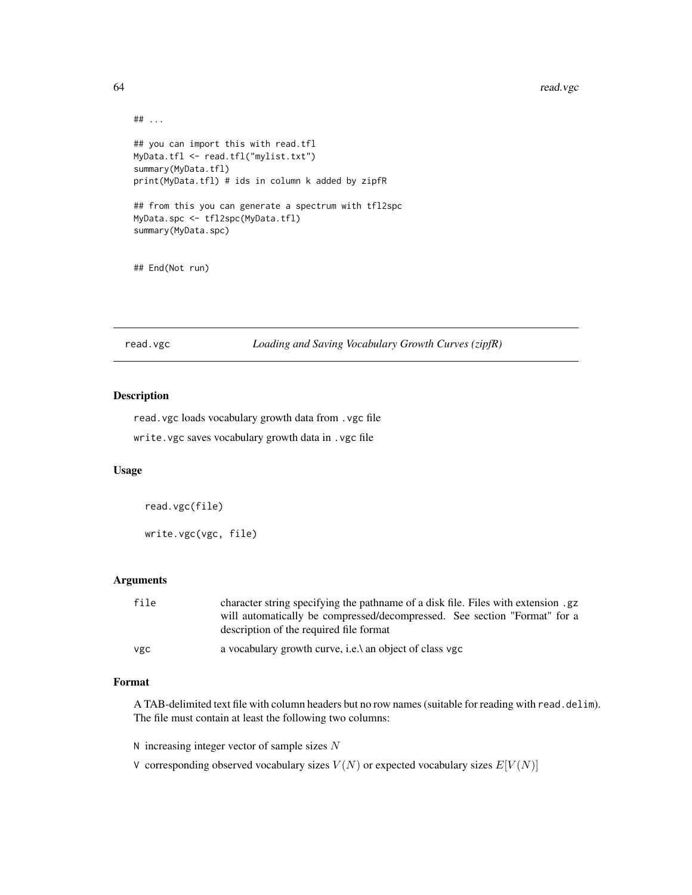```
## ...

## you can import this with read.tfl
MyData.tfl <- read.tfl("mylist.txt")
summary(MyData.tfl)
print(MyData.tfl) # ids in column k added by zipfR

## from this you can generate a spectrum with tfl2spc
MyData.spc <- tfl2spc(MyData.tfl)
summary(MyData.spc)


## End(Not run)
```

## read.vgc — *Loading and Saving Vocabulary Growth Curves (zipfR)*

### Description

read.vgc loads vocabulary growth data from .vgc file

write.vgc saves vocabulary growth data in .vgc file

### Usage

```
read.vgc(file)

write.vgc(vgc, file)
```

### Arguments

| | |
|---|---|
| file | character string specifying the pathname of a disk file. Files with extension .gz will automatically be compressed/decompressed. See section "Format" for a description of the required file format |
| vgc | a vocabulary growth curve, i.e.\ an object of class vgc |

### Format

A TAB-delimited text file with column headers but no row names (suitable for reading with read.delim). The file must contain at least the following two columns:

N increasing integer vector of sample sizes $N$

V corresponding observed vocabulary sizes $V(N)$ or expected vocabulary sizes $E[V(N)]$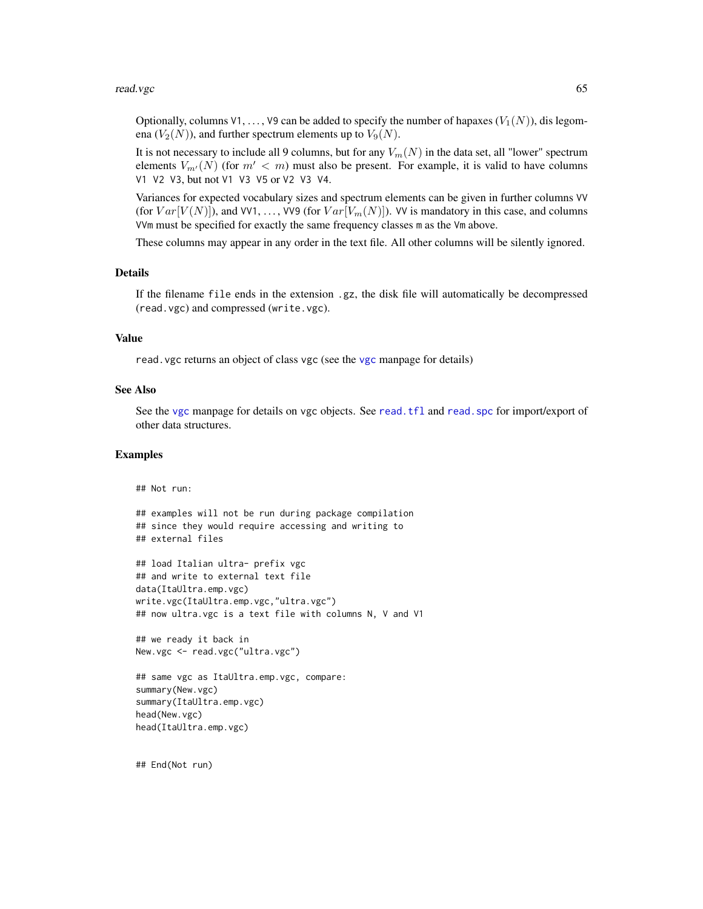Optionally, columns `V1`, ..., `V9` can be added to specify the number of hapaxes ($V_1(N)$), dis legomena ($V_2(N)$), and further spectrum elements up to $V_9(N)$.

It is not necessary to include all 9 columns, but for any $V_m(N)$ in the data set, all "lower" spectrum elements $V_{m'}(N)$ (for $m' < m$) must also be present. For example, it is valid to have columns `V1 V2 V3`, but not `V1 V3 V5` or `V2 V3 V4`.

Variances for expected vocabulary sizes and spectrum elements can be given in further columns `VV` (for $Var[V(N)]$), and `VV1`, ..., `VV9` (for $Var[V_m(N)]$). `VV` is mandatory in this case, and columns `VVm` must be specified for exactly the same frequency classes `m` as the `Vm` above.

These columns may appear in any order in the text file. All other columns will be silently ignored.

## Details

If the filename `file` ends in the extension `.gz`, the disk file will automatically be decompressed (`read.vgc`) and compressed (`write.vgc`).

## Value

`read.vgc` returns an object of class vgc (see the `vgc` manpage for details)

## See Also

See the `vgc` manpage for details on vgc objects. See `read.tfl` and `read.spc` for import/export of other data structures.

## Examples

```
## Not run:

## examples will not be run during package compilation
## since they would require accessing and writing to
## external files

## load Italian ultra- prefix vgc
## and write to external text file
data(ItaUltra.emp.vgc)
write.vgc(ItaUltra.emp.vgc,"ultra.vgc")
## now ultra.vgc is a text file with columns N, V and V1

## we ready it back in
New.vgc <- read.vgc("ultra.vgc")

## same vgc as ItaUltra.emp.vgc, compare:
summary(New.vgc)
summary(ItaUltra.emp.vgc)
head(New.vgc)
head(ItaUltra.emp.vgc)


## End(Not run)
```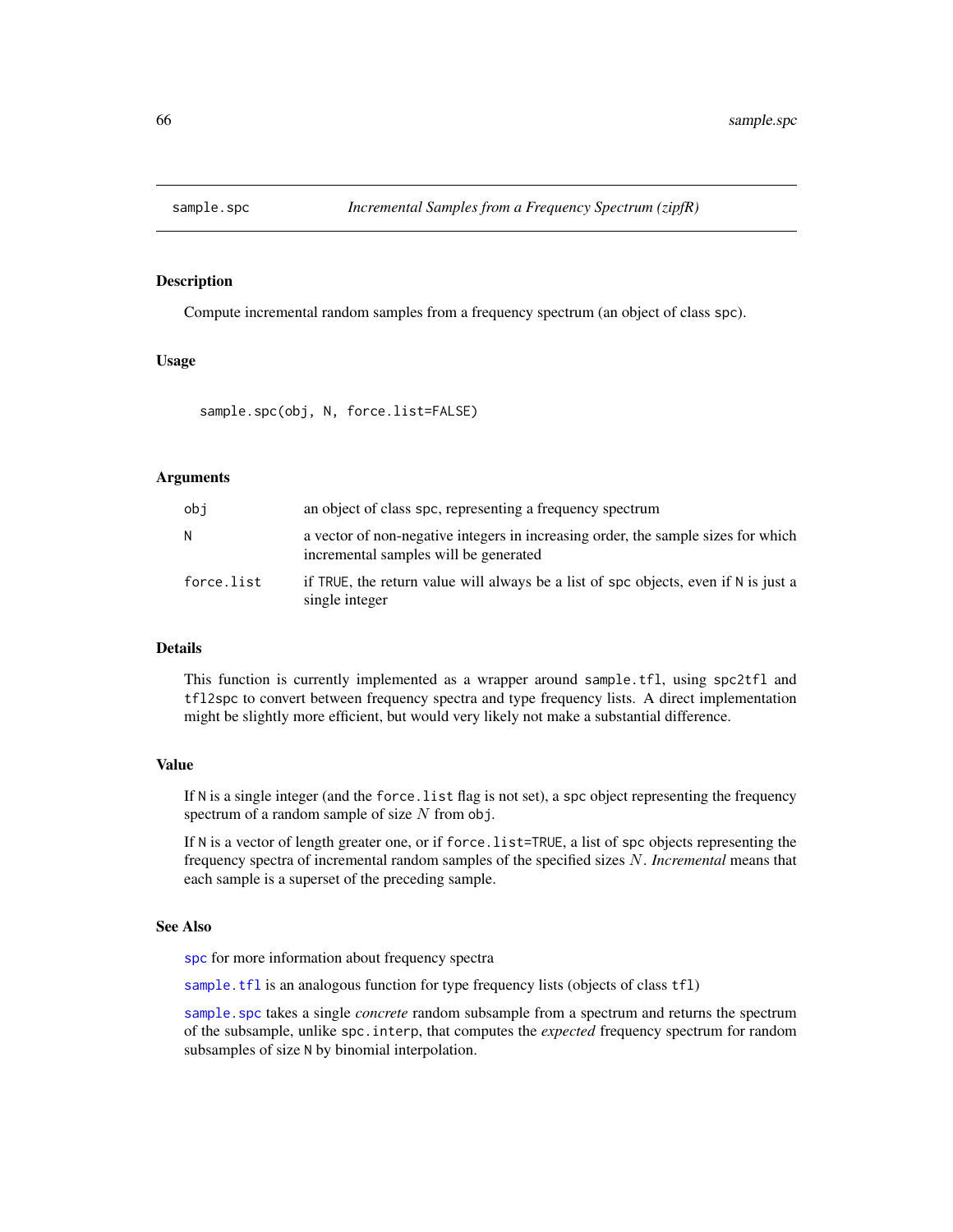# sample.spc — *Incremental Samples from a Frequency Spectrum (zipfR)*

## Description

Compute incremental random samples from a frequency spectrum (an object of class spc).

## Usage

```
sample.spc(obj, N, force.list=FALSE)
```

## Arguments

| | |
|---|---|
| obj | an object of class spc, representing a frequency spectrum |
| N | a vector of non-negative integers in increasing order, the sample sizes for which incremental samples will be generated |
| force.list | if TRUE, the return value will always be a list of spc objects, even if N is just a single integer |

## Details

This function is currently implemented as a wrapper around sample.tfl, using spc2tfl and tfl2spc to convert between frequency spectra and type frequency lists. A direct implementation might be slightly more efficient, but would very likely not make a substantial difference.

## Value

If N is a single integer (and the force.list flag is not set), a spc object representing the frequency spectrum of a random sample of size $N$ from obj.

If N is a vector of length greater one, or if force.list=TRUE, a list of spc objects representing the frequency spectra of incremental random samples of the specified sizes $N$. *Incremental* means that each sample is a superset of the preceding sample.

## See Also

spc for more information about frequency spectra

sample.tfl is an analogous function for type frequency lists (objects of class tfl)

sample.spc takes a single *concrete* random subsample from a spectrum and returns the spectrum of the subsample, unlike spc.interp, that computes the *expected* frequency spectrum for random subsamples of size N by binomial interpolation.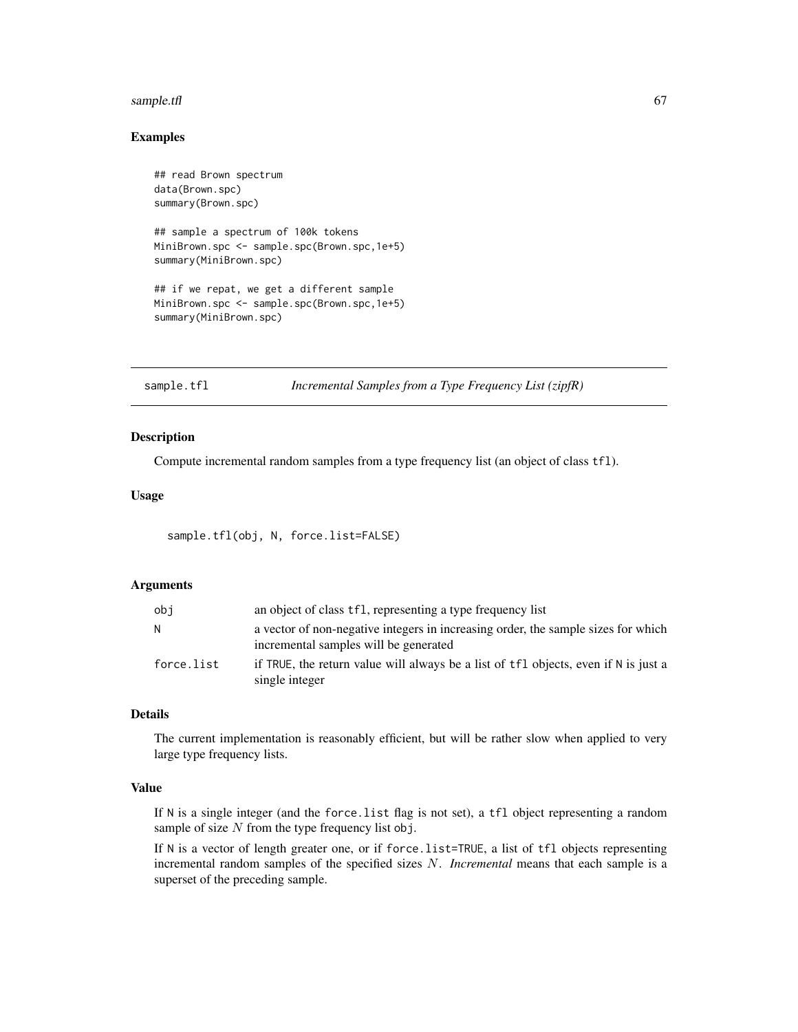### Examples

```
## read Brown spectrum
data(Brown.spc)
summary(Brown.spc)

## sample a spectrum of 100k tokens
MiniBrown.spc <- sample.spc(Brown.spc,1e+5)
summary(MiniBrown.spc)

## if we repat, we get a different sample
MiniBrown.spc <- sample.spc(Brown.spc,1e+5)
summary(MiniBrown.spc)
```

---

## sample.tfl *Incremental Samples from a Type Frequency List (zipfR)*

---

### Description

Compute incremental random samples from a type frequency list (an object of class `tfl`).

### Usage

```
sample.tfl(obj, N, force.list=FALSE)
```

### Arguments

| | |
|---|---|
| `obj` | an object of class `tfl`, representing a type frequency list |
| `N` | a vector of non-negative integers in increasing order, the sample sizes for which incremental samples will be generated |
| `force.list` | if `TRUE`, the return value will always be a list of `tfl` objects, even if `N` is just a single integer |

### Details

The current implementation is reasonably efficient, but will be rather slow when applied to very large type frequency lists.

### Value

If `N` is a single integer (and the `force.list` flag is not set), a `tfl` object representing a random sample of size $N$ from the type frequency list `obj`.

If `N` is a vector of length greater one, or if `force.list=TRUE`, a list of `tfl` objects representing incremental random samples of the specified sizes $N$. *Incremental* means that each sample is a superset of the preceding sample.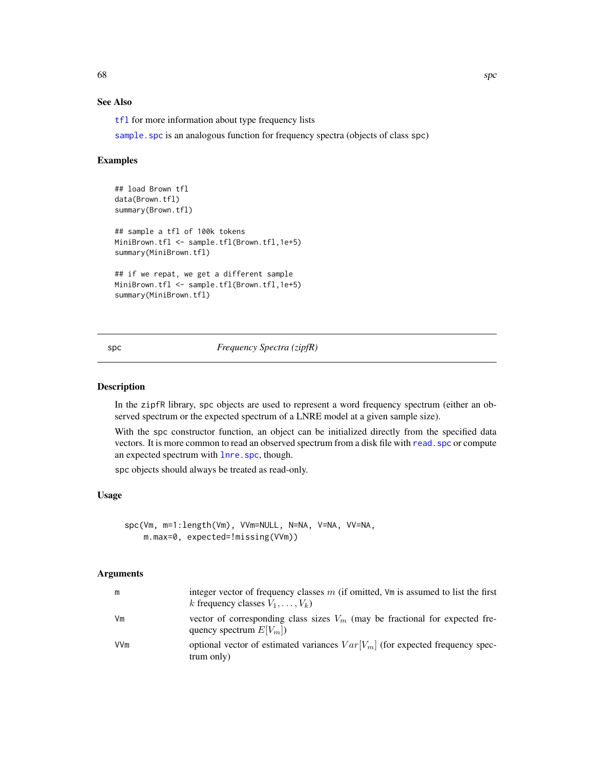## See Also

`tfl` for more information about type frequency lists

`sample.spc` is an analogous function for frequency spectra (objects of class spc)

## Examples

```
## load Brown tfl
data(Brown.tfl)
summary(Brown.tfl)

## sample a tfl of 100k tokens
MiniBrown.tfl <- sample.tfl(Brown.tfl,1e+5)
summary(MiniBrown.tfl)

## if we repat, we get a different sample
MiniBrown.tfl <- sample.tfl(Brown.tfl,1e+5)
summary(MiniBrown.tfl)
```

---

# spc — *Frequency Spectra (zipfR)*

## Description

In the zipfR library, spc objects are used to represent a word frequency spectrum (either an observed spectrum or the expected spectrum of a LNRE model at a given sample size).

With the spc constructor function, an object can be initialized directly from the specified data vectors. It is more common to read an observed spectrum from a disk file with `read.spc` or compute an expected spectrum with `lnre.spc`, though.

spc objects should always be treated as read-only.

## Usage

```
spc(Vm, m=1:length(Vm), VVm=NULL, N=NA, V=NA, VV=NA,
    m.max=0, expected=!missing(VVm))
```

## Arguments

| | |
|---|---|
| m | integer vector of frequency classes $m$ (if omitted, Vm is assumed to list the first $k$ frequency classes $V_1, \ldots, V_k$) |
| Vm | vector of corresponding class sizes $V_m$ (may be fractional for expected frequency spectrum $E[V_m]$) |
| VVm | optional vector of estimated variances $Var[V_m]$ (for expected frequency spectrum only) |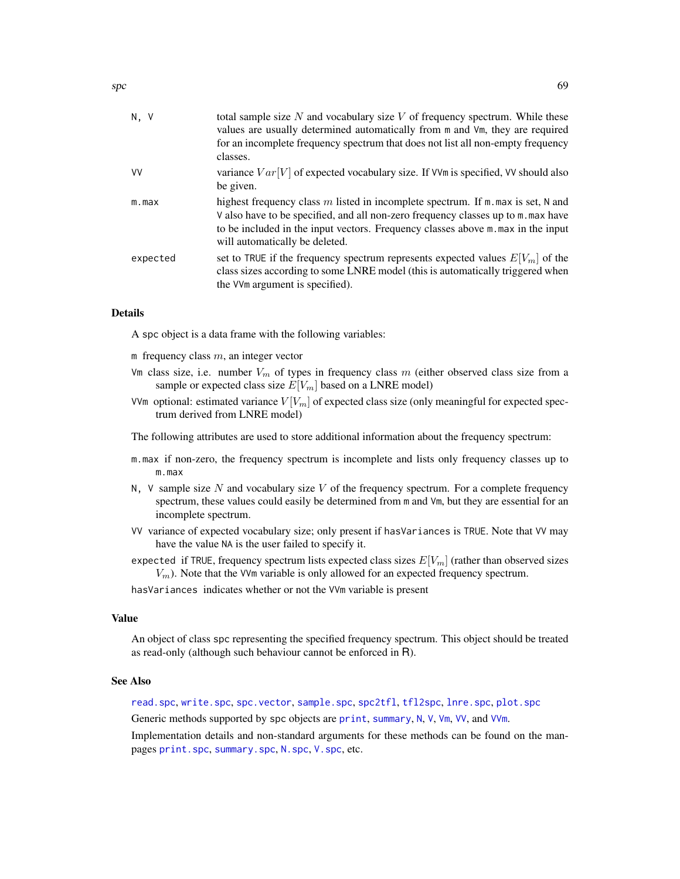| | |
|---|---|
| `N, V` | total sample size $N$ and vocabulary size $V$ of frequency spectrum. While these values are usually determined automatically from `m` and `Vm`, they are required for an incomplete frequency spectrum that does not list all non-empty frequency classes. |
| `VV` | variance $Var[V]$ of expected vocabulary size. If `VVm` is specified, `VV` should also be given. |
| `m.max` | highest frequency class $m$ listed in incomplete spectrum. If `m.max` is set, `N` and `V` also have to be specified, and all non-zero frequency classes up to `m.max` have to be included in the input vectors. Frequency classes above `m.max` in the input will automatically be deleted. |
| `expected` | set to `TRUE` if the frequency spectrum represents expected values $E[V_m]$ of the class sizes according to some LNRE model (this is automatically triggered when the `VVm` argument is specified). |

## Details

A `spc` object is a data frame with the following variables:

`m` frequency class $m$, an integer vector

`Vm` class size, i.e. number $V_m$ of types in frequency class $m$ (either observed class size from a sample or expected class size $E[V_m]$ based on a LNRE model)

`VVm` optional: estimated variance $V[V_m]$ of expected class size (only meaningful for expected spectrum derived from LNRE model)

The following attributes are used to store additional information about the frequency spectrum:

`m.max` if non-zero, the frequency spectrum is incomplete and lists only frequency classes up to `m.max`

`N, V` sample size $N$ and vocabulary size $V$ of the frequency spectrum. For a complete frequency spectrum, these values could easily be determined from `m` and `Vm`, but they are essential for an incomplete spectrum.

`VV` variance of expected vocabulary size; only present if `hasVariances` is `TRUE`. Note that `VV` may have the value `NA` is the user failed to specify it.

`expected` if `TRUE`, frequency spectrum lists expected class sizes $E[V_m]$ (rather than observed sizes $V_m$). Note that the `VVm` variable is only allowed for an expected frequency spectrum.

`hasVariances` indicates whether or not the `VVm` variable is present

## Value

An object of class `spc` representing the specified frequency spectrum. This object should be treated as read-only (although such behaviour cannot be enforced in R).

## See Also

`read.spc`, `write.spc`, `spc.vector`, `sample.spc`, `spc2tfl`, `tfl2spc`, `lnre.spc`, `plot.spc`

Generic methods supported by `spc` objects are `print`, `summary`, `N`, `V`, `Vm`, `VV`, and `VVm`.

Implementation details and non-standard arguments for these methods can be found on the manpages `print.spc`, `summary.spc`, `N.spc`, `V.spc`, etc.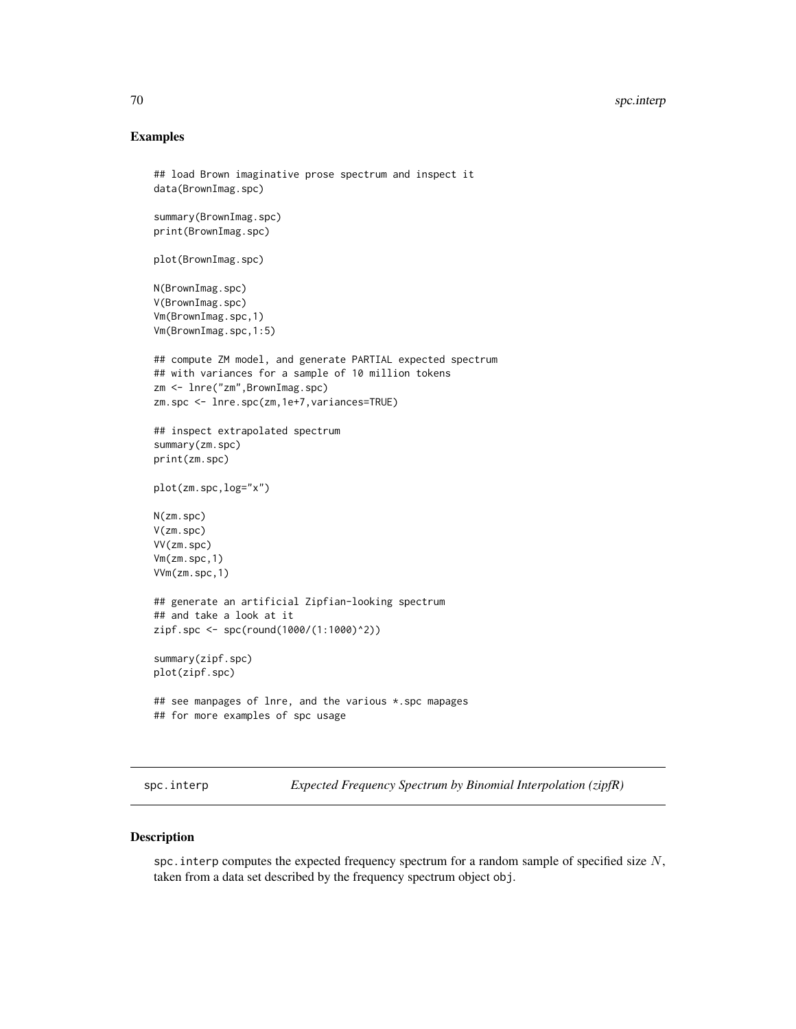## Examples

```
## load Brown imaginative prose spectrum and inspect it
data(BrownImag.spc)

summary(BrownImag.spc)
print(BrownImag.spc)

plot(BrownImag.spc)

N(BrownImag.spc)
V(BrownImag.spc)
Vm(BrownImag.spc,1)
Vm(BrownImag.spc,1:5)

## compute ZM model, and generate PARTIAL expected spectrum
## with variances for a sample of 10 million tokens
zm <- lnre("zm",BrownImag.spc)
zm.spc <- lnre.spc(zm,1e+7,variances=TRUE)

## inspect extrapolated spectrum
summary(zm.spc)
print(zm.spc)

plot(zm.spc,log="x")

N(zm.spc)
V(zm.spc)
VV(zm.spc)
Vm(zm.spc,1)
VVm(zm.spc,1)

## generate an artificial Zipfian-looking spectrum
## and take a look at it
zipf.spc <- spc(round(1000/(1:1000)^2))

summary(zipf.spc)
plot(zipf.spc)

## see manpages of lnre, and the various *.spc mapages
## for more examples of spc usage
```

---

# spc.interp — *Expected Frequency Spectrum by Binomial Interpolation (zipfR)*

## Description

spc.interp computes the expected frequency spectrum for a random sample of specified size $N$, taken from a data set described by the frequency spectrum object obj.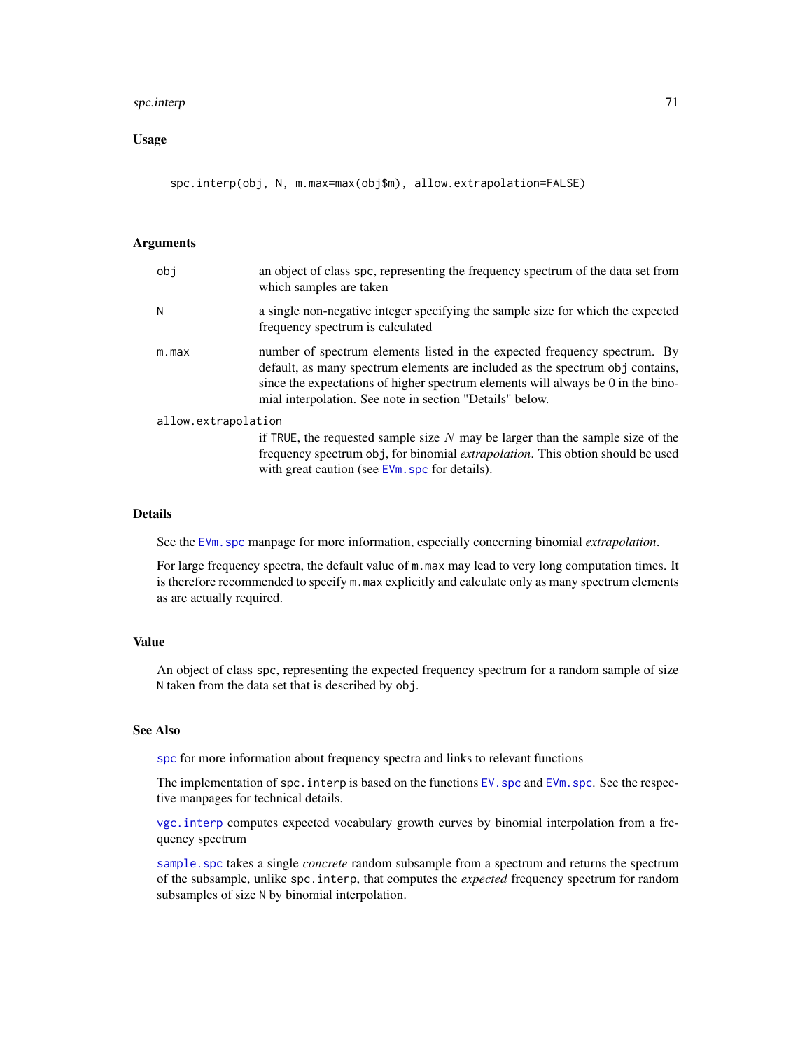## Usage

```
spc.interp(obj, N, m.max=max(obj$m), allow.extrapolation=FALSE)
```

## Arguments

| | |
|---|---|
| `obj` | an object of class `spc`, representing the frequency spectrum of the data set from which samples are taken |
| `N` | a single non-negative integer specifying the sample size for which the expected frequency spectrum is calculated |
| `m.max` | number of spectrum elements listed in the expected frequency spectrum. By default, as many spectrum elements are included as the spectrum `obj` contains, since the expectations of higher spectrum elements will always be 0 in the binomial interpolation. See note in section "Details" below. |
| `allow.extrapolation` | if `TRUE`, the requested sample size $N$ may be larger than the sample size of the frequency spectrum `obj`, for binomial *extrapolation*. This obtion should be used with great caution (see `EVm.spc` for details). |

## Details

See the `EVm.spc` manpage for more information, especially concerning binomial *extrapolation*.

For large frequency spectra, the default value of `m.max` may lead to very long computation times. It is therefore recommended to specify `m.max` explicitly and calculate only as many spectrum elements as are actually required.

## Value

An object of class `spc`, representing the expected frequency spectrum for a random sample of size `N` taken from the data set that is described by `obj`.

## See Also

`spc` for more information about frequency spectra and links to relevant functions

The implementation of `spc.interp` is based on the functions `EV.spc` and `EVm.spc`. See the respective manpages for technical details.

`vgc.interp` computes expected vocabulary growth curves by binomial interpolation from a frequency spectrum

`sample.spc` takes a single *concrete* random subsample from a spectrum and returns the spectrum of the subsample, unlike `spc.interp`, that computes the *expected* frequency spectrum for random subsamples of size `N` by binomial interpolation.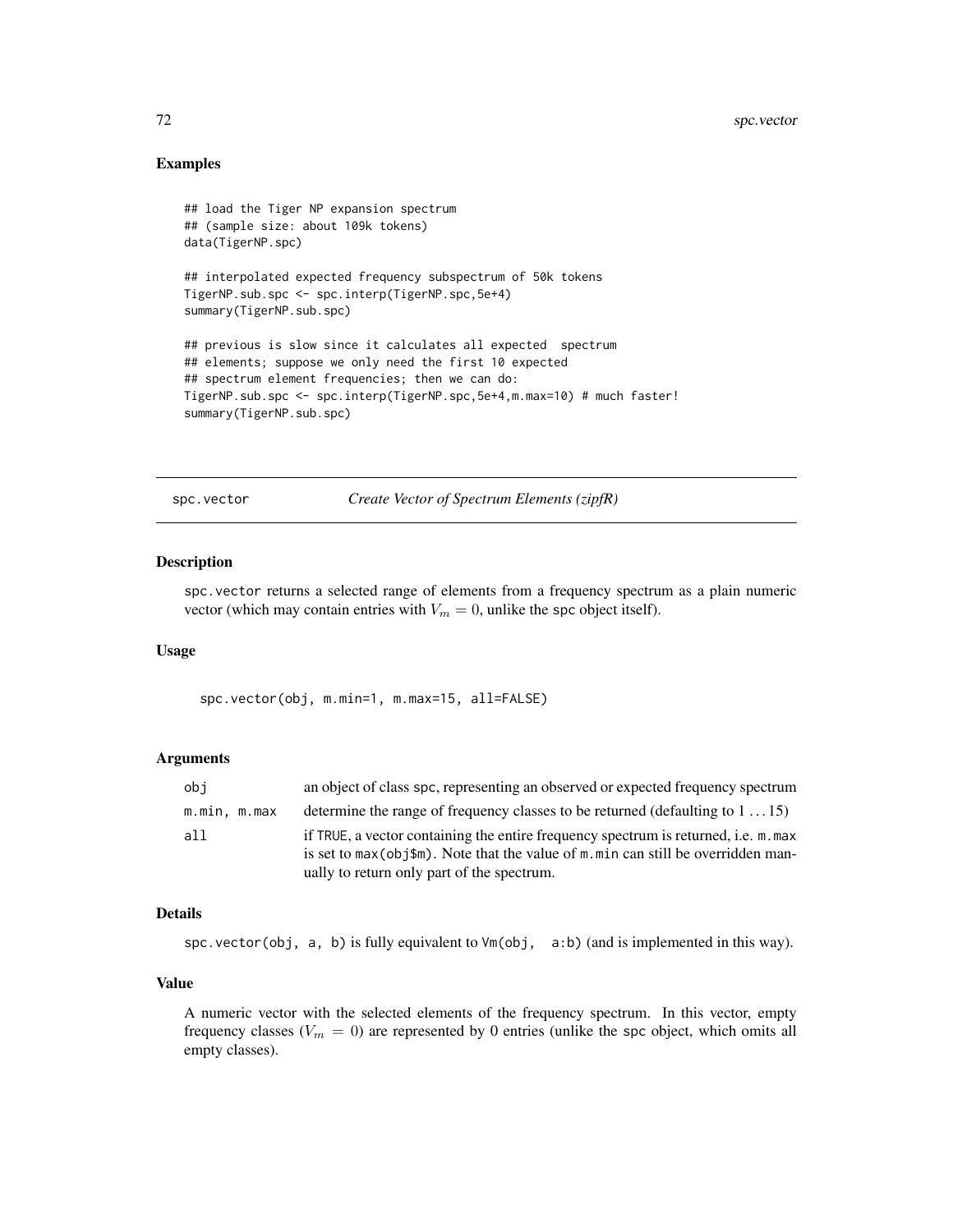### Examples

```
## load the Tiger NP expansion spectrum
## (sample size: about 109k tokens)
data(TigerNP.spc)

## interpolated expected frequency subspectrum of 50k tokens
TigerNP.sub.spc <- spc.interp(TigerNP.spc,5e+4)
summary(TigerNP.sub.spc)

## previous is slow since it calculates all expected  spectrum
## elements; suppose we only need the first 10 expected
## spectrum element frequencies; then we can do:
TigerNP.sub.spc <- spc.interp(TigerNP.spc,5e+4,m.max=10) # much faster!
summary(TigerNP.sub.spc)
```

---

## spc.vector — *Create Vector of Spectrum Elements (zipfR)*

### Description

`spc.vector` returns a selected range of elements from a frequency spectrum as a plain numeric vector (which may contain entries with $V_m = 0$, unlike the `spc` object itself).

### Usage

```
spc.vector(obj, m.min=1, m.max=15, all=FALSE)
```

### Arguments

| | |
|---|---|
| `obj` | an object of class `spc`, representing an observed or expected frequency spectrum |
| `m.min, m.max` | determine the range of frequency classes to be returned (defaulting to $1 \dots 15$) |
| `all` | if `TRUE`, a vector containing the entire frequency spectrum is returned, i.e. `m.max` is set to `max(obj$m)`. Note that the value of `m.min` can still be overridden manually to return only part of the spectrum. |

### Details

`spc.vector(obj, a, b)` is fully equivalent to `Vm(obj, a:b)` (and is implemented in this way).

### Value

A numeric vector with the selected elements of the frequency spectrum. In this vector, empty frequency classes ($V_m = 0$) are represented by 0 entries (unlike the `spc` object, which omits all empty classes).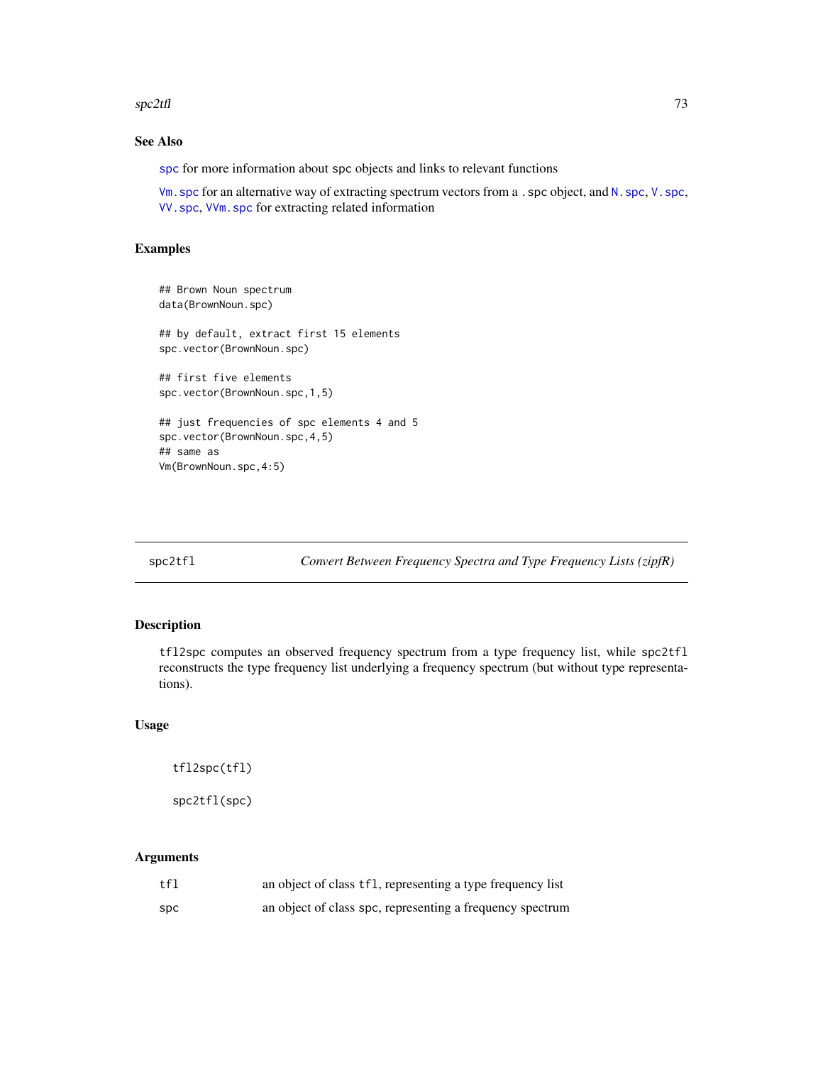### See Also

`spc` for more information about spc objects and links to relevant functions

`Vm.spc` for an alternative way of extracting spectrum vectors from a `.spc` object, and `N.spc`, `V.spc`, `VV.spc`, `VVm.spc` for extracting related information

### Examples

```
## Brown Noun spectrum
data(BrownNoun.spc)

## by default, extract first 15 elements
spc.vector(BrownNoun.spc)

## first five elements
spc.vector(BrownNoun.spc,1,5)

## just frequencies of spc elements 4 and 5
spc.vector(BrownNoun.spc,4,5)
## same as
Vm(BrownNoun.spc,4:5)
```

---

## spc2tfl — *Convert Between Frequency Spectra and Type Frequency Lists (zipfR)*

### Description

`tfl2spc` computes an observed frequency spectrum from a type frequency list, while `spc2tfl` reconstructs the type frequency list underlying a frequency spectrum (but without type representations).

### Usage

```
tfl2spc(tfl)

spc2tfl(spc)
```

### Arguments

| | |
|---|---|
| `tfl` | an object of class `tfl`, representing a type frequency list |
| `spc` | an object of class `spc`, representing a frequency spectrum |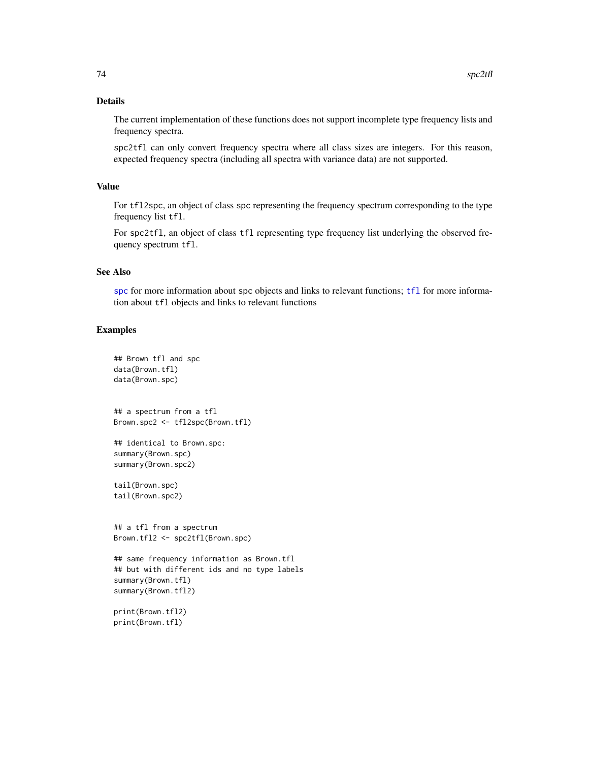## Details

The current implementation of these functions does not support incomplete type frequency lists and frequency spectra.

`spc2tfl` can only convert frequency spectra where all class sizes are integers. For this reason, expected frequency spectra (including all spectra with variance data) are not supported.

## Value

For `tfl2spc`, an object of class `spc` representing the frequency spectrum corresponding to the type frequency list `tfl`.

For `spc2tfl`, an object of class `tfl` representing type frequency list underlying the observed frequency spectrum `tfl`.

## See Also

`spc` for more information about `spc` objects and links to relevant functions; `tfl` for more information about `tfl` objects and links to relevant functions

## Examples

```
## Brown tfl and spc
data(Brown.tfl)
data(Brown.spc)


## a spectrum from a tfl
Brown.spc2 <- tfl2spc(Brown.tfl)

## identical to Brown.spc:
summary(Brown.spc)
summary(Brown.spc2)

tail(Brown.spc)
tail(Brown.spc2)


## a tfl from a spectrum
Brown.tfl2 <- spc2tfl(Brown.spc)

## same frequency information as Brown.tfl
## but with different ids and no type labels
summary(Brown.tfl)
summary(Brown.tfl2)

print(Brown.tfl2)
print(Brown.tfl)
```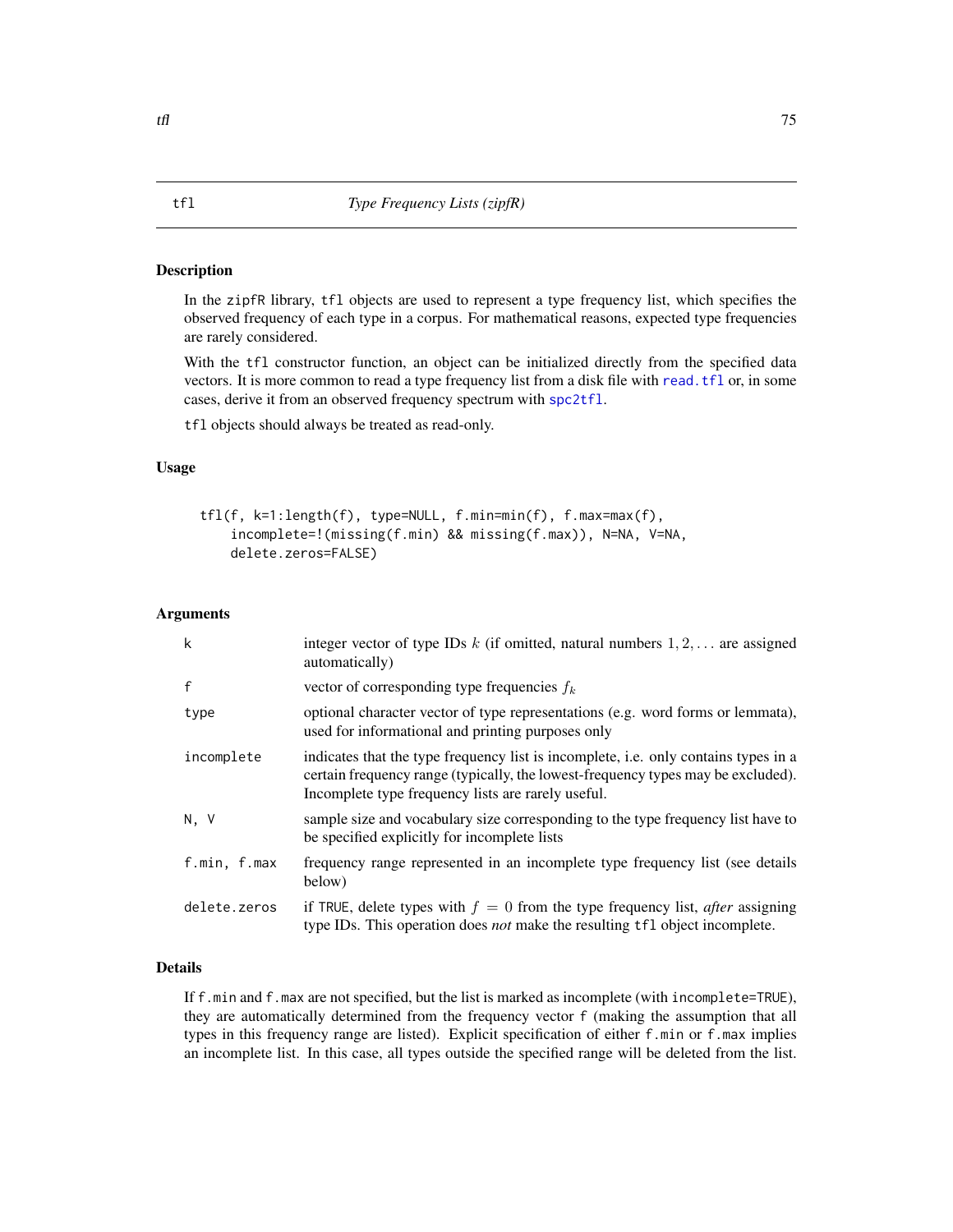## tfl — *Type Frequency Lists (zipfR)*

### Description

In the zipfR library, tfl objects are used to represent a type frequency list, which specifies the observed frequency of each type in a corpus. For mathematical reasons, expected type frequencies are rarely considered.

With the tfl constructor function, an object can be initialized directly from the specified data vectors. It is more common to read a type frequency list from a disk file with read.tfl or, in some cases, derive it from an observed frequency spectrum with spc2tfl.

tfl objects should always be treated as read-only.

### Usage

```
tfl(f, k=1:length(f), type=NULL, f.min=min(f), f.max=max(f),
    incomplete=!(missing(f.min) && missing(f.max)), N=NA, V=NA,
    delete.zeros=FALSE)
```

### Arguments

| Argument | Description |
|---|---|
| k | integer vector of type IDs $k$ (if omitted, natural numbers $1, 2, \ldots$ are assigned automatically) |
| f | vector of corresponding type frequencies $f_k$ |
| type | optional character vector of type representations (e.g. word forms or lemmata), used for informational and printing purposes only |
| incomplete | indicates that the type frequency list is incomplete, i.e. only contains types in a certain frequency range (typically, the lowest-frequency types may be excluded). Incomplete type frequency lists are rarely useful. |
| N, V | sample size and vocabulary size corresponding to the type frequency list have to be specified explicitly for incomplete lists |
| f.min, f.max | frequency range represented in an incomplete type frequency list (see details below) |
| delete.zeros | if TRUE, delete types with $f = 0$ from the type frequency list, *after* assigning type IDs. This operation does *not* make the resulting tfl object incomplete. |

### Details

If f.min and f.max are not specified, but the list is marked as incomplete (with incomplete=TRUE), they are automatically determined from the frequency vector f (making the assumption that all types in this frequency range are listed). Explicit specification of either f.min or f.max implies an incomplete list. In this case, all types outside the specified range will be deleted from the list.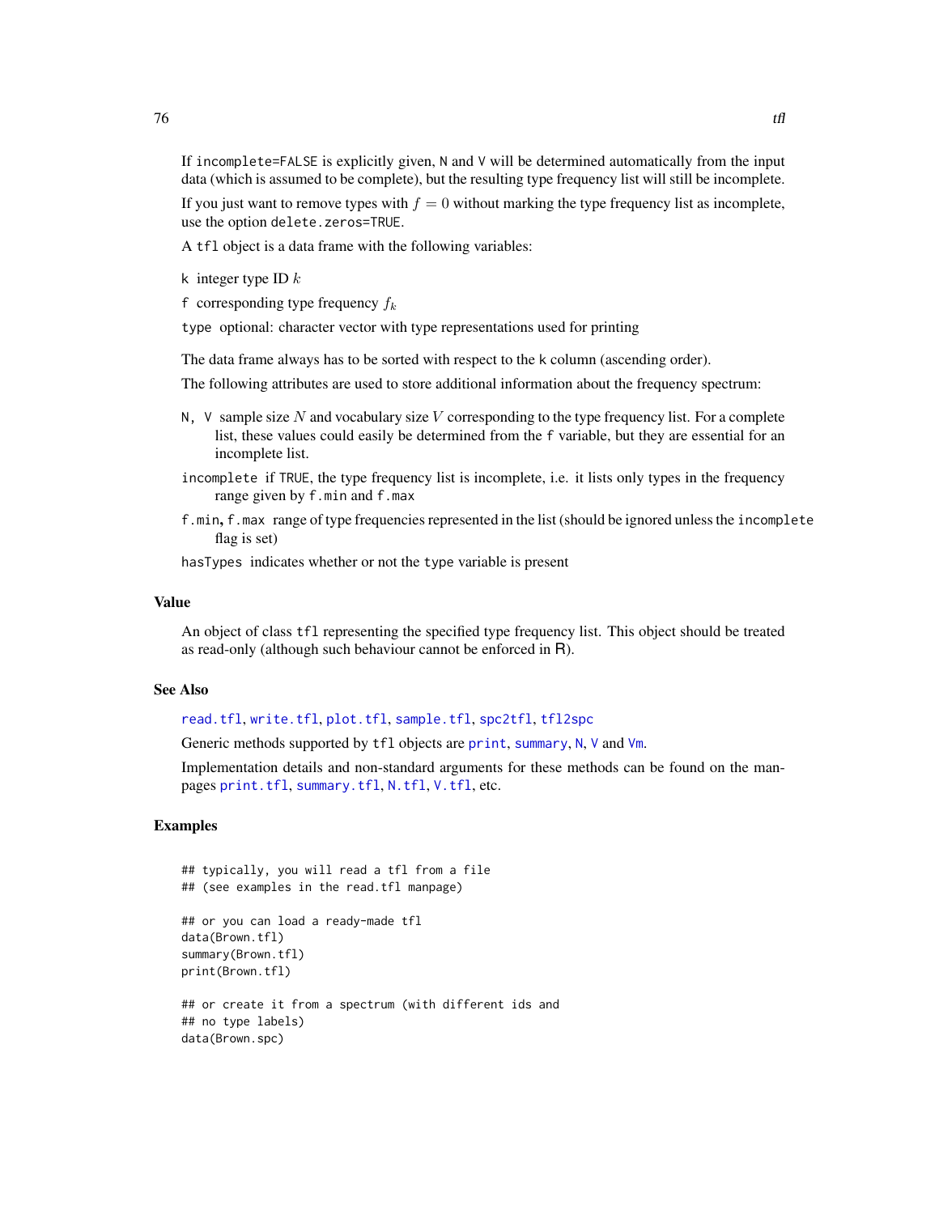If `incomplete=FALSE` is explicitly given, `N` and `V` will be determined automatically from the input data (which is assumed to be complete), but the resulting type frequency list will still be incomplete.

If you just want to remove types with $f = 0$ without marking the type frequency list as incomplete, use the option `delete.zeros=TRUE`.

A `tfl` object is a data frame with the following variables:

`k` integer type ID $k$

`f` corresponding type frequency $f_k$

`type` optional: character vector with type representations used for printing

The data frame always has to be sorted with respect to the `k` column (ascending order).

The following attributes are used to store additional information about the frequency spectrum:

`N, V` sample size $N$ and vocabulary size $V$ corresponding to the type frequency list. For a complete list, these values could easily be determined from the `f` variable, but they are essential for an incomplete list.

`incomplete` if `TRUE`, the type frequency list is incomplete, i.e. it lists only types in the frequency range given by `f.min` and `f.max`

`f.min`, `f.max` range of type frequencies represented in the list (should be ignored unless the `incomplete` flag is set)

`hasTypes` indicates whether or not the `type` variable is present

## Value

An object of class `tfl` representing the specified type frequency list. This object should be treated as read-only (although such behaviour cannot be enforced in R).

## See Also

`read.tfl`, `write.tfl`, `plot.tfl`, `sample.tfl`, `spc2tfl`, `tfl2spc`

Generic methods supported by `tfl` objects are `print`, `summary`, `N`, `V` and `Vm`.

Implementation details and non-standard arguments for these methods can be found on the manpages `print.tfl`, `summary.tfl`, `N.tfl`, `V.tfl`, etc.

## Examples

```
## typically, you will read a tfl from a file
## (see examples in the read.tfl manpage)

## or you can load a ready-made tfl
data(Brown.tfl)
summary(Brown.tfl)
print(Brown.tfl)

## or create it from a spectrum (with different ids and
## no type labels)
data(Brown.spc)
```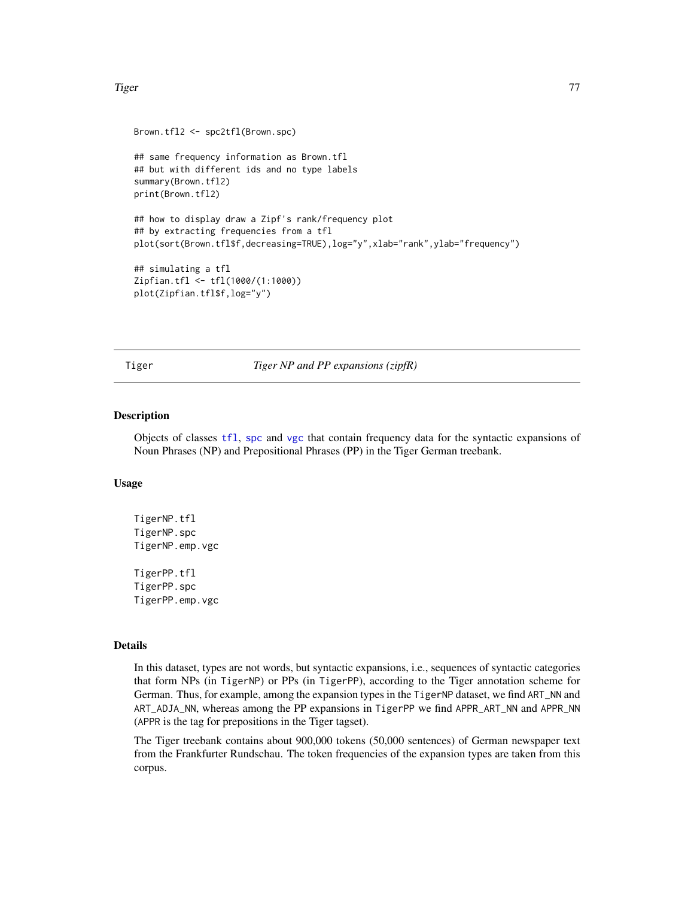```
Brown.tfl2 <- spc2tfl(Brown.spc)

## same frequency information as Brown.tfl
## but with different ids and no type labels
summary(Brown.tfl2)
print(Brown.tfl2)

## how to display draw a Zipf's rank/frequency plot
## by extracting frequencies from a tfl
plot(sort(Brown.tfl$f,decreasing=TRUE),log="y",xlab="rank",ylab="frequency")

## simulating a tfl
Zipfian.tfl <- tfl(1000/(1:1000))
plot(Zipfian.tfl$f,log="y")
```

## Tiger — *Tiger NP and PP expansions (zipfR)*

### Description

Objects of classes tfl, spc and vgc that contain frequency data for the syntactic expansions of Noun Phrases (NP) and Prepositional Phrases (PP) in the Tiger German treebank.

### Usage

```
TigerNP.tfl
TigerNP.spc
TigerNP.emp.vgc

TigerPP.tfl
TigerPP.spc
TigerPP.emp.vgc
```

### Details

In this dataset, types are not words, but syntactic expansions, i.e., sequences of syntactic categories that form NPs (in `TigerNP`) or PPs (in `TigerPP`), according to the Tiger annotation scheme for German. Thus, for example, among the expansion types in the `TigerNP` dataset, we find `ART_NN` and `ART_ADJA_NN`, whereas among the PP expansions in `TigerPP` we find `APPR_ART_NN` and `APPR_NN` (`APPR` is the tag for prepositions in the Tiger tagset).

The Tiger treebank contains about 900,000 tokens (50,000 sentences) of German newspaper text from the Frankfurter Rundschau. The token frequencies of the expansion types are taken from this corpus.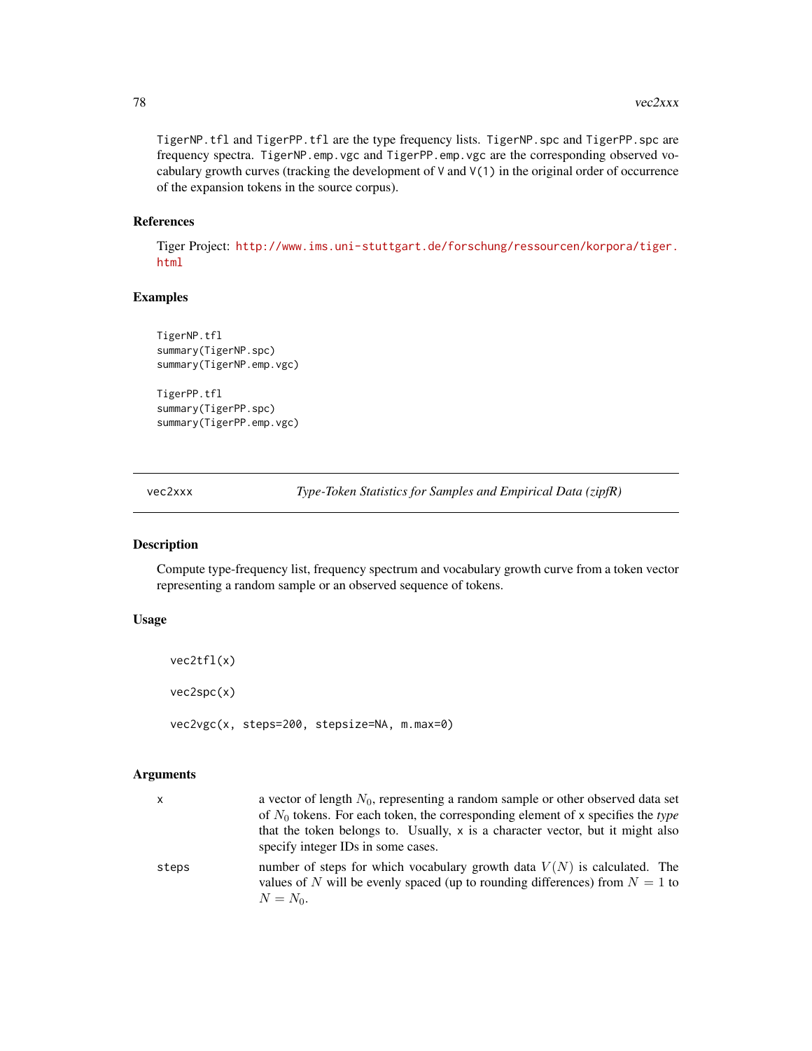TigerNP.tfl and TigerPP.tfl are the type frequency lists. TigerNP.spc and TigerPP.spc are frequency spectra. TigerNP.emp.vgc and TigerPP.emp.vgc are the corresponding observed vocabulary growth curves (tracking the development of V and V(1) in the original order of occurrence of the expansion tokens in the source corpus).

### References

Tiger Project: http://www.ims.uni-stuttgart.de/forschung/ressourcen/korpora/tiger.html

### Examples

```
TigerNP.tfl
summary(TigerNP.spc)
summary(TigerNP.emp.vgc)

TigerPP.tfl
summary(TigerPP.spc)
summary(TigerPP.emp.vgc)
```

---

## vec2xxx — *Type-Token Statistics for Samples and Empirical Data (zipfR)*

---

### Description

Compute type-frequency list, frequency spectrum and vocabulary growth curve from a token vector representing a random sample or an observed sequence of tokens.

### Usage

```
vec2tfl(x)

vec2spc(x)

vec2vgc(x, steps=200, stepsize=NA, m.max=0)
```

### Arguments

| | |
|---|---|
| x | a vector of length $N_0$, representing a random sample or other observed data set of $N_0$ tokens. For each token, the corresponding element of x specifies the *type* that the token belongs to. Usually, x is a character vector, but it might also specify integer IDs in some cases. |
| steps | number of steps for which vocabulary growth data $V(N)$ is calculated. The values of $N$ will be evenly spaced (up to rounding differences) from $N = 1$ to $N = N_0$. |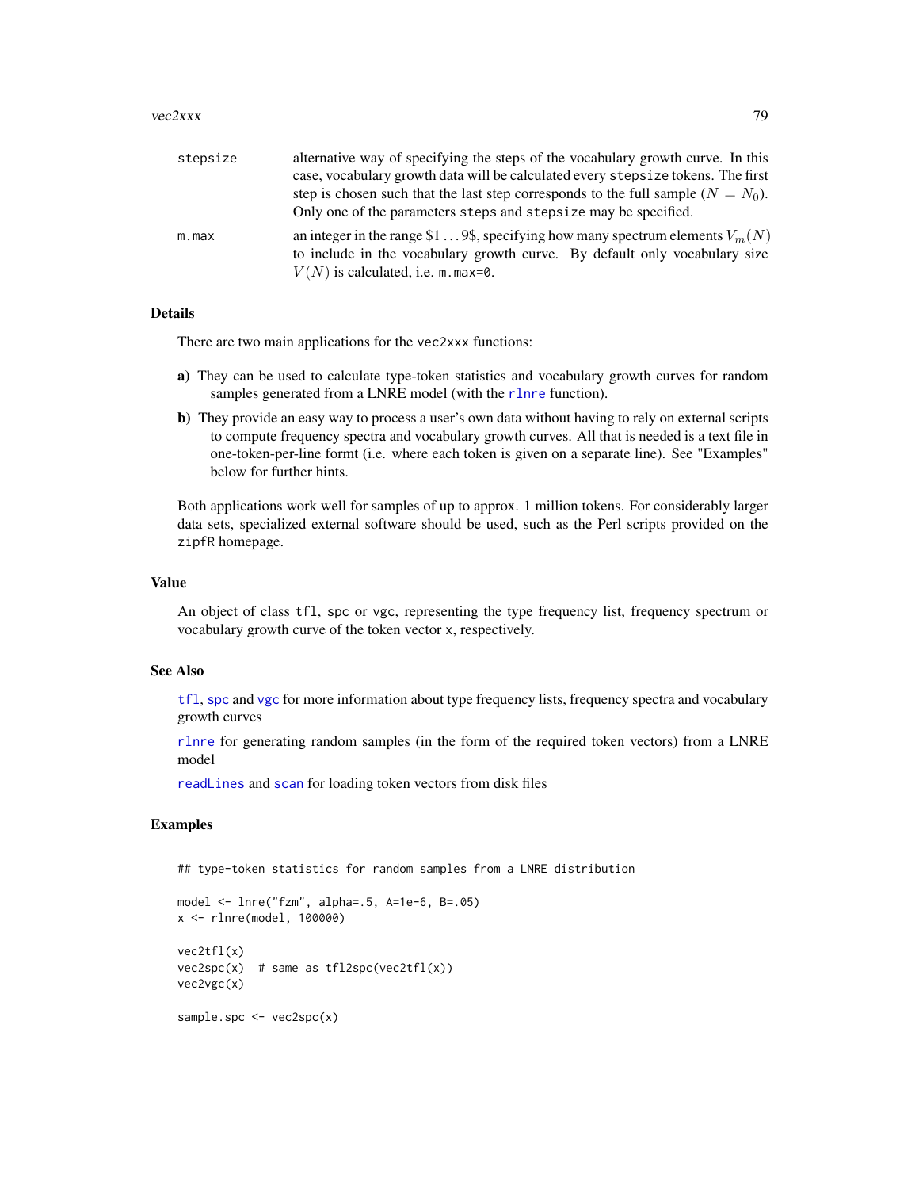| | |
|---|---|
| `stepsize` | alternative way of specifying the steps of the vocabulary growth curve. In this case, vocabulary growth data will be calculated every `stepsize` tokens. The first step is chosen such that the last step corresponds to the full sample ($N = N_0$). Only one of the parameters `steps` and `stepsize` may be specified. |
| `m.max` | an integer in the range $1 ... 9$, specifying how many spectrum elements $V_m(N)$ to include in the vocabulary growth curve. By default only vocabulary size $V(N)$ is calculated, i.e. `m.max=0`. |

## Details

There are two main applications for the `vec2xxx` functions:

**a)** They can be used to calculate type-token statistics and vocabulary growth curves for random samples generated from a LNRE model (with the `rlnre` function).

**b)** They provide an easy way to process a user's own data without having to rely on external scripts to compute frequency spectra and vocabulary growth curves. All that is needed is a text file in one-token-per-line formt (i.e. where each token is given on a separate line). See "Examples" below for further hints.

Both applications work well for samples of up to approx. 1 million tokens. For considerably larger data sets, specialized external software should be used, such as the Perl scripts provided on the `zipfR` homepage.

## Value

An object of class `tfl`, `spc` or `vgc`, representing the type frequency list, frequency spectrum or vocabulary growth curve of the token vector `x`, respectively.

## See Also

`tfl`, `spc` and `vgc` for more information about type frequency lists, frequency spectra and vocabulary growth curves

`rlnre` for generating random samples (in the form of the required token vectors) from a LNRE model

`readLines` and `scan` for loading token vectors from disk files

## Examples

```
## type-token statistics for random samples from a LNRE distribution

model <- lnre("fzm", alpha=.5, A=1e-6, B=.05)
x <- rlnre(model, 100000)

vec2tfl(x)
vec2spc(x)  # same as tfl2spc(vec2tfl(x))
vec2vgc(x)

sample.spc <- vec2spc(x)
```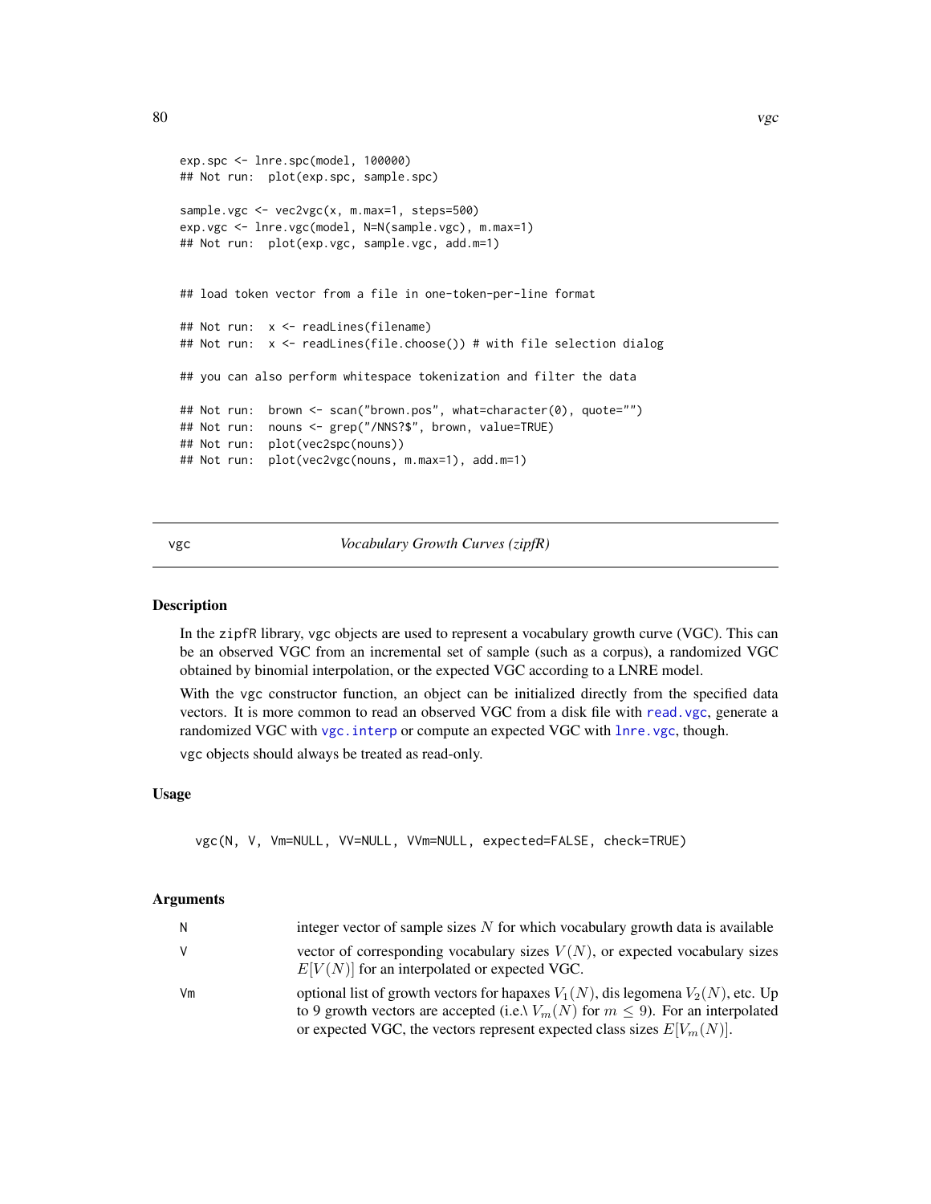```
exp.spc <- lnre.spc(model, 100000)
## Not run:  plot(exp.spc, sample.spc)

sample.vgc <- vec2vgc(x, m.max=1, steps=500)
exp.vgc <- lnre.vgc(model, N=N(sample.vgc), m.max=1)
## Not run:  plot(exp.vgc, sample.vgc, add.m=1)


## load token vector from a file in one-token-per-line format

## Not run:  x <- readLines(filename)
## Not run:  x <- readLines(file.choose()) # with file selection dialog

## you can also perform whitespace tokenization and filter the data

## Not run:  brown <- scan("brown.pos", what=character(0), quote="")
## Not run:  nouns <- grep("/NNS?$", brown, value=TRUE)
## Not run:  plot(vec2spc(nouns))
## Not run:  plot(vec2vgc(nouns, m.max=1), add.m=1)
```

---

## vgc — *Vocabulary Growth Curves (zipfR)*

### Description

In the zipfR library, vgc objects are used to represent a vocabulary growth curve (VGC). This can be an observed VGC from an incremental set of sample (such as a corpus), a randomized VGC obtained by binomial interpolation, or the expected VGC according to a LNRE model.

With the vgc constructor function, an object can be initialized directly from the specified data vectors. It is more common to read an observed VGC from a disk file with read.vgc, generate a randomized VGC with vgc.interp or compute an expected VGC with lnre.vgc, though.

vgc objects should always be treated as read-only.

### Usage

```
vgc(N, V, Vm=NULL, VV=NULL, VVm=NULL, expected=FALSE, check=TRUE)
```

### Arguments

| | |
|---|---|
| N | integer vector of sample sizes $N$ for which vocabulary growth data is available |
| V | vector of corresponding vocabulary sizes $V(N)$, or expected vocabulary sizes $E[V(N)]$ for an interpolated or expected VGC. |
| Vm | optional list of growth vectors for hapaxes $V_1(N)$, dis legomena $V_2(N)$, etc. Up to 9 growth vectors are accepted (i.e.\ $V_m(N)$ for $m \leq 9$). For an interpolated or expected VGC, the vectors represent expected class sizes $E[V_m(N)]$. |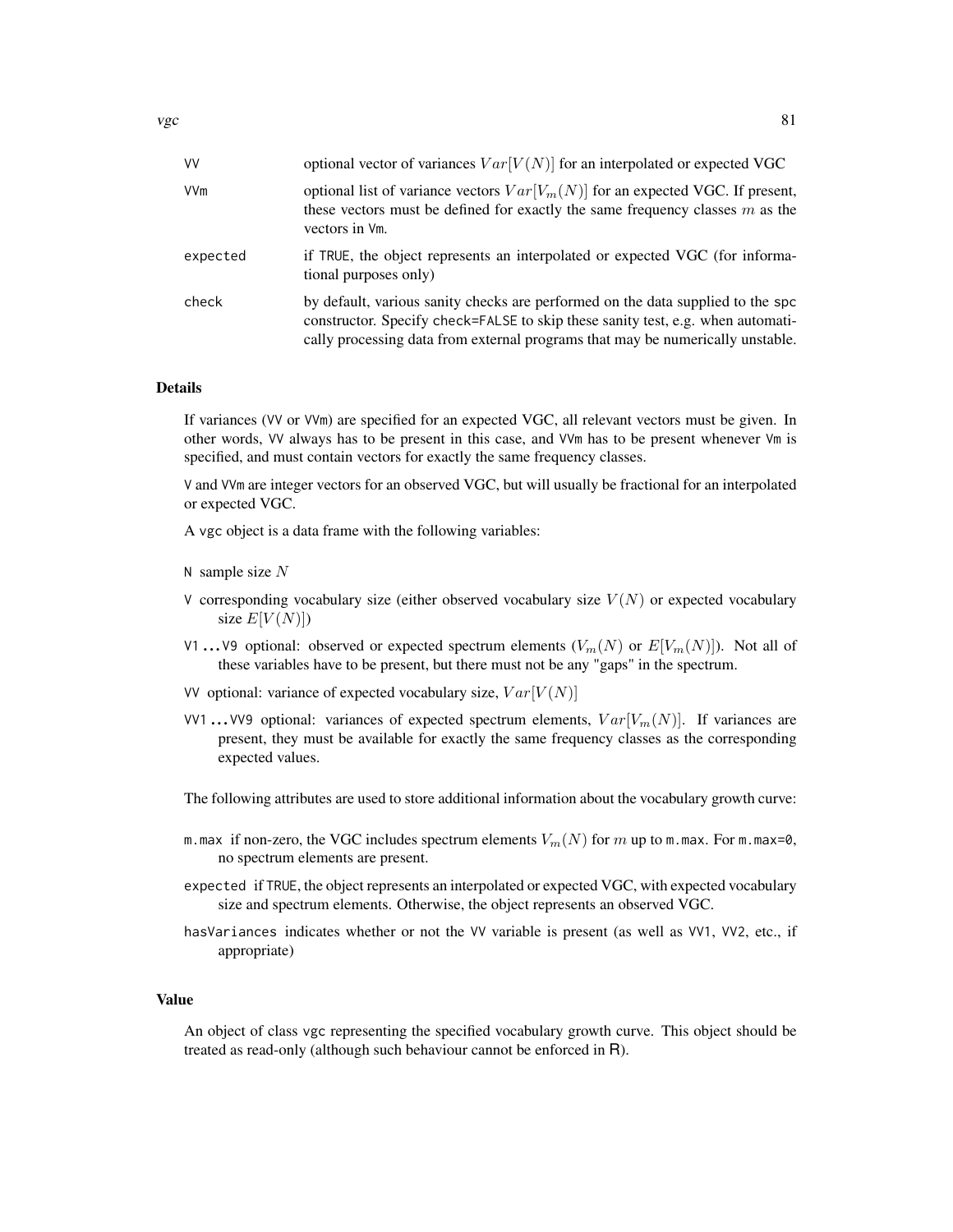| | |
|---|---|
| `VV` | optional vector of variances $Var[V(N)]$ for an interpolated or expected VGC |
| `VVm` | optional list of variance vectors $Var[V_m(N)]$ for an expected VGC. If present, these vectors must be defined for exactly the same frequency classes $m$ as the vectors in `Vm`. |
| `expected` | if `TRUE`, the object represents an interpolated or expected VGC (for informational purposes only) |
| `check` | by default, various sanity checks are performed on the data supplied to the `spc` constructor. Specify `check=FALSE` to skip these sanity test, e.g. when automatically processing data from external programs that may be numerically unstable. |

## Details

If variances (`VV` or `VVm`) are specified for an expected VGC, all relevant vectors must be given. In other words, `VV` always has to be present in this case, and `VVm` has to be present whenever `Vm` is specified, and must contain vectors for exactly the same frequency classes.

`V` and `VVm` are integer vectors for an observed VGC, but will usually be fractional for an interpolated or expected VGC.

A `vgc` object is a data frame with the following variables:

- `N` sample size $N$
- `V` corresponding vocabulary size (either observed vocabulary size $V(N)$ or expected vocabulary size $E[V(N)]$)
- `V1 ... V9` optional: observed or expected spectrum elements ($V_m(N)$ or $E[V_m(N)]$). Not all of these variables have to be present, but there must not be any "gaps" in the spectrum.
- `VV` optional: variance of expected vocabulary size, $Var[V(N)]$
- `VV1 ... VV9` optional: variances of expected spectrum elements, $Var[V_m(N)]$. If variances are present, they must be available for exactly the same frequency classes as the corresponding expected values.

The following attributes are used to store additional information about the vocabulary growth curve:

- `m.max` if non-zero, the VGC includes spectrum elements $V_m(N)$ for $m$ up to `m.max`. For `m.max=0`, no spectrum elements are present.
- `expected` if `TRUE`, the object represents an interpolated or expected VGC, with expected vocabulary size and spectrum elements. Otherwise, the object represents an observed VGC.
- `hasVariances` indicates whether or not the `VV` variable is present (as well as `VV1`, `VV2`, etc., if appropriate)

## Value

An object of class `vgc` representing the specified vocabulary growth curve. This object should be treated as read-only (although such behaviour cannot be enforced in R).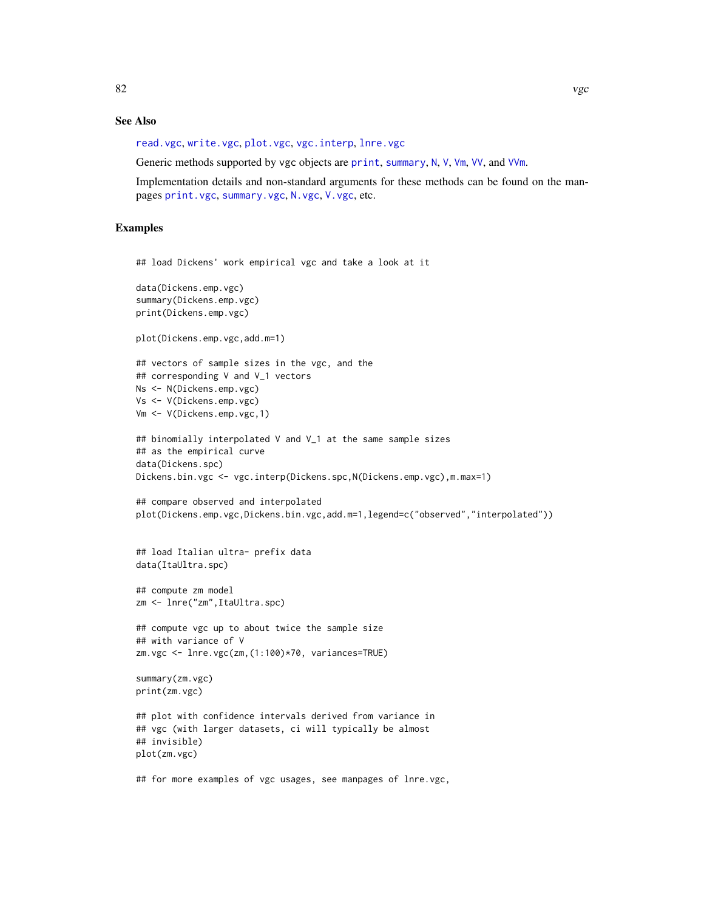## See Also

read.vgc, write.vgc, plot.vgc, vgc.interp, lnre.vgc

Generic methods supported by vgc objects are print, summary, N, V, Vm, VV, and VVm.

Implementation details and non-standard arguments for these methods can be found on the manpages print.vgc, summary.vgc, N.vgc, V.vgc, etc.

## Examples

```
## load Dickens' work empirical vgc and take a look at it

data(Dickens.emp.vgc)
summary(Dickens.emp.vgc)
print(Dickens.emp.vgc)

plot(Dickens.emp.vgc,add.m=1)

## vectors of sample sizes in the vgc, and the
## corresponding V and V_1 vectors
Ns <- N(Dickens.emp.vgc)
Vs <- V(Dickens.emp.vgc)
Vm <- V(Dickens.emp.vgc,1)

## binomially interpolated V and V_1 at the same sample sizes
## as the empirical curve
data(Dickens.spc)
Dickens.bin.vgc <- vgc.interp(Dickens.spc,N(Dickens.emp.vgc),m.max=1)

## compare observed and interpolated
plot(Dickens.emp.vgc,Dickens.bin.vgc,add.m=1,legend=c("observed","interpolated"))


## load Italian ultra- prefix data
data(ItaUltra.spc)

## compute zm model
zm <- lnre("zm",ItaUltra.spc)

## compute vgc up to about twice the sample size
## with variance of V
zm.vgc <- lnre.vgc(zm,(1:100)*70, variances=TRUE)

summary(zm.vgc)
print(zm.vgc)

## plot with confidence intervals derived from variance in
## vgc (with larger datasets, ci will typically be almost
## invisible)
plot(zm.vgc)

## for more examples of vgc usages, see manpages of lnre.vgc,
```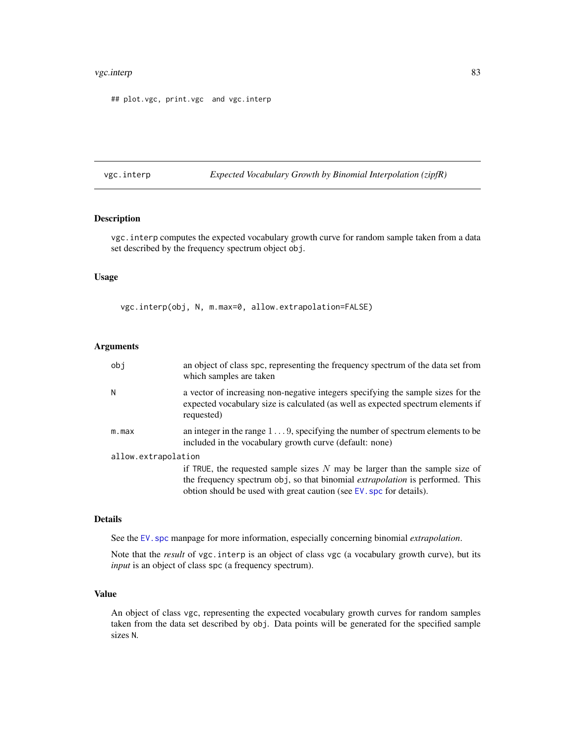```
## plot.vgc, print.vgc  and vgc.interp
```

---

vgc.interp — *Expected Vocabulary Growth by Binomial Interpolation (zipfR)*

---

### Description

`vgc.interp` computes the expected vocabulary growth curve for random sample taken from a data set described by the frequency spectrum object `obj`.

### Usage

```
vgc.interp(obj, N, m.max=0, allow.extrapolation=FALSE)
```

### Arguments

| | |
|---|---|
| `obj` | an object of class `spc`, representing the frequency spectrum of the data set from which samples are taken |
| `N` | a vector of increasing non-negative integers specifying the sample sizes for the expected vocabulary size is calculated (as well as expected spectrum elements if requested) |
| `m.max` | an integer in the range $1 \ldots 9$, specifying the number of spectrum elements to be included in the vocabulary growth curve (default: none) |
| `allow.extrapolation` | if `TRUE`, the requested sample sizes $N$ may be larger than the sample size of the frequency spectrum `obj`, so that binomial *extrapolation* is performed. This obtion should be used with great caution (see `EV.spc` for details). |

### Details

See the `EV.spc` manpage for more information, especially concerning binomial *extrapolation*.

Note that the *result* of `vgc.interp` is an object of class `vgc` (a vocabulary growth curve), but its *input* is an object of class `spc` (a frequency spectrum).

### Value

An object of class `vgc`, representing the expected vocabulary growth curves for random samples taken from the data set described by `obj`. Data points will be generated for the specified sample sizes `N`.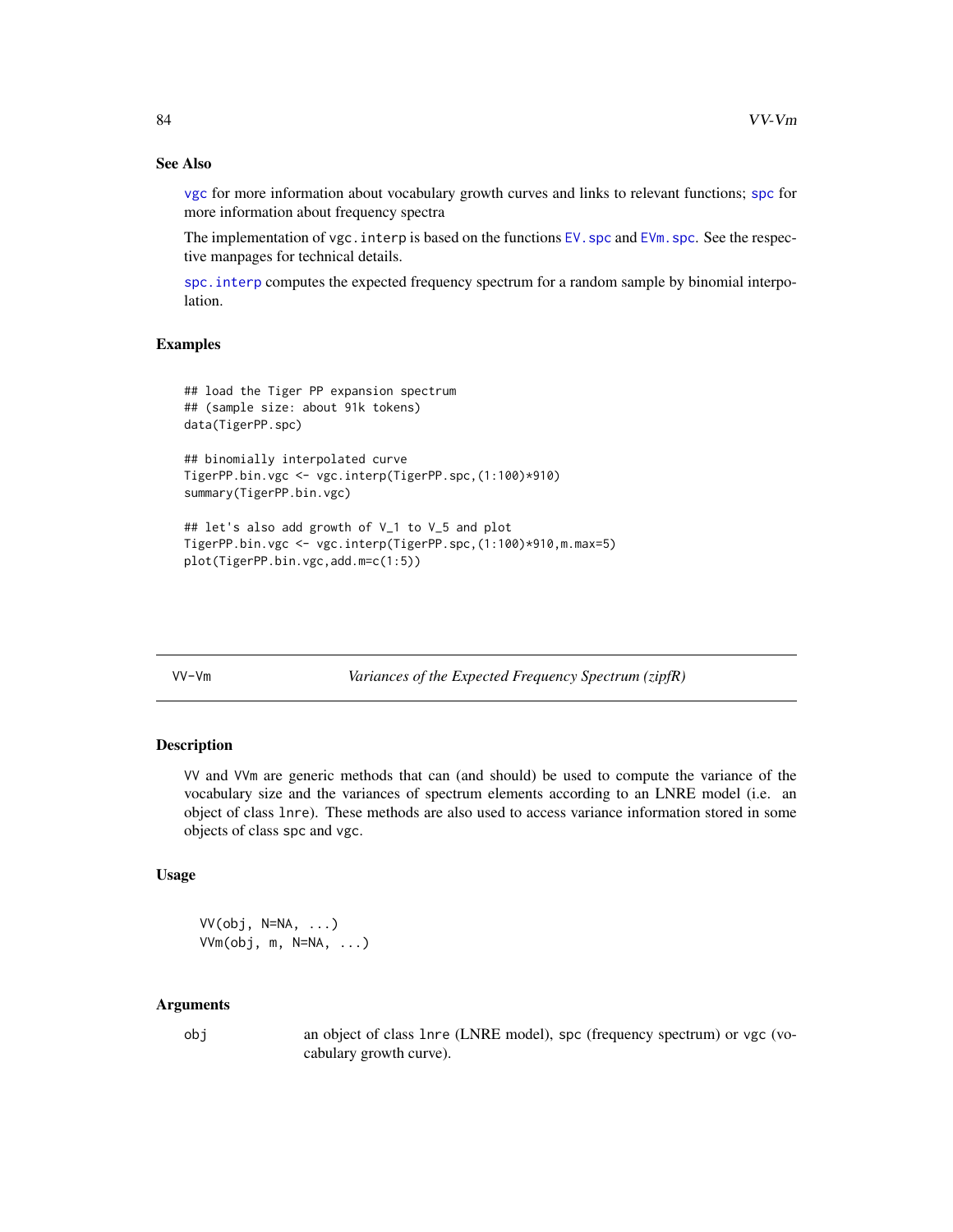## See Also

vgc for more information about vocabulary growth curves and links to relevant functions; spc for more information about frequency spectra

The implementation of vgc.interp is based on the functions EV.spc and EVm.spc. See the respective manpages for technical details.

spc.interp computes the expected frequency spectrum for a random sample by binomial interpolation.

## Examples

```
## load the Tiger PP expansion spectrum
## (sample size: about 91k tokens)
data(TigerPP.spc)

## binomially interpolated curve
TigerPP.bin.vgc <- vgc.interp(TigerPP.spc,(1:100)*910)
summary(TigerPP.bin.vgc)

## let's also add growth of V_1 to V_5 and plot
TigerPP.bin.vgc <- vgc.interp(TigerPP.spc,(1:100)*910,m.max=5)
plot(TigerPP.bin.vgc,add.m=c(1:5))
```

---

# VV-Vm — *Variances of the Expected Frequency Spectrum (zipfR)*

## Description

VV and VVm are generic methods that can (and should) be used to compute the variance of the vocabulary size and the variances of spectrum elements according to an LNRE model (i.e. an object of class lnre). These methods are also used to access variance information stored in some objects of class spc and vgc.

## Usage

```
VV(obj, N=NA, ...)
VVm(obj, m, N=NA, ...)
```

## Arguments

| | |
|---|---|
| obj | an object of class lnre (LNRE model), spc (frequency spectrum) or vgc (vocabulary growth curve). |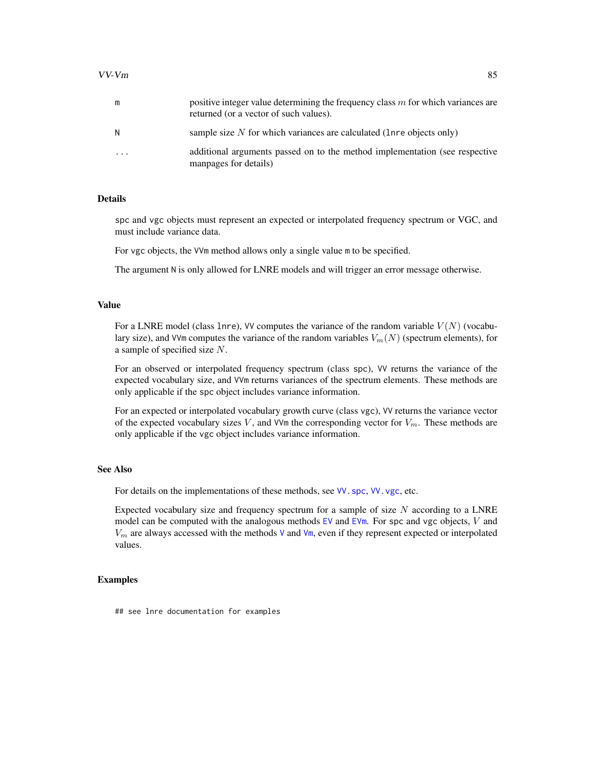| | |
|---|---|
| m | positive integer value determining the frequency class $m$ for which variances are returned (or a vector of such values). |
| N | sample size $N$ for which variances are calculated (lnre objects only) |
| ... | additional arguments passed on to the method implementation (see respective manpages for details) |

### Details

spc and vgc objects must represent an expected or interpolated frequency spectrum or VGC, and must include variance data.

For vgc objects, the VVm method allows only a single value m to be specified.

The argument N is only allowed for LNRE models and will trigger an error message otherwise.

### Value

For a LNRE model (class lnre), VV computes the variance of the random variable $V(N)$ (vocabulary size), and VVm computes the variance of the random variables $V_m(N)$ (spectrum elements), for a sample of specified size $N$.

For an observed or interpolated frequency spectrum (class spc), VV returns the variance of the expected vocabulary size, and VVm returns variances of the spectrum elements. These methods are only applicable if the spc object includes variance information.

For an expected or interpolated vocabulary growth curve (class vgc), VV returns the variance vector of the expected vocabulary sizes $V$, and VVm the corresponding vector for $V_m$. These methods are only applicable if the vgc object includes variance information.

### See Also

For details on the implementations of these methods, see VV.spc, VV.vgc, etc.

Expected vocabulary size and frequency spectrum for a sample of size $N$ according to a LNRE model can be computed with the analogous methods EV and EVm. For spc and vgc objects, $V$ and $V_m$ are always accessed with the methods V and Vm, even if they represent expected or interpolated values.

### Examples

```
## see lnre documentation for examples
```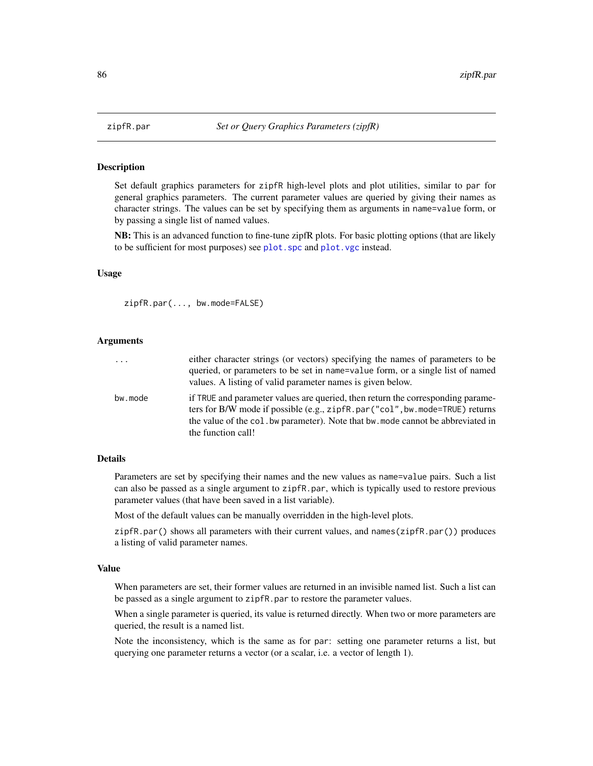## zipfR.par — *Set or Query Graphics Parameters (zipfR)*

### Description

Set default graphics parameters for zipfR high-level plots and plot utilities, similar to `par` for general graphics parameters. The current parameter values are queried by giving their names as character strings. The values can be set by specifying them as arguments in `name=value` form, or by passing a single list of named values.

**NB:** This is an advanced function to fine-tune zipfR plots. For basic plotting options (that are likely to be sufficient for most purposes) see `plot.spc` and `plot.vgc` instead.

### Usage

```
zipfR.par(..., bw.mode=FALSE)
```

### Arguments

| | |
|---|---|
| `...` | either character strings (or vectors) specifying the names of parameters to be queried, or parameters to be set in `name=value` form, or a single list of named values. A listing of valid parameter names is given below. |
| `bw.mode` | if `TRUE` and parameter values are queried, then return the corresponding parameters for B/W mode if possible (e.g., `zipfR.par("col",bw.mode=TRUE)` returns the value of the `col.bw` parameter). Note that `bw.mode` cannot be abbreviated in the function call! |

### Details

Parameters are set by specifying their names and the new values as `name=value` pairs. Such a list can also be passed as a single argument to `zipfR.par`, which is typically used to restore previous parameter values (that have been saved in a list variable).

Most of the default values can be manually overridden in the high-level plots.

`zipfR.par()` shows all parameters with their current values, and `names(zipfR.par())` produces a listing of valid parameter names.

### Value

When parameters are set, their former values are returned in an invisible named list. Such a list can be passed as a single argument to `zipfR.par` to restore the parameter values.

When a single parameter is queried, its value is returned directly. When two or more parameters are queried, the result is a named list.

Note the inconsistency, which is the same as for `par`: setting one parameter returns a list, but querying one parameter returns a vector (or a scalar, i.e. a vector of length 1).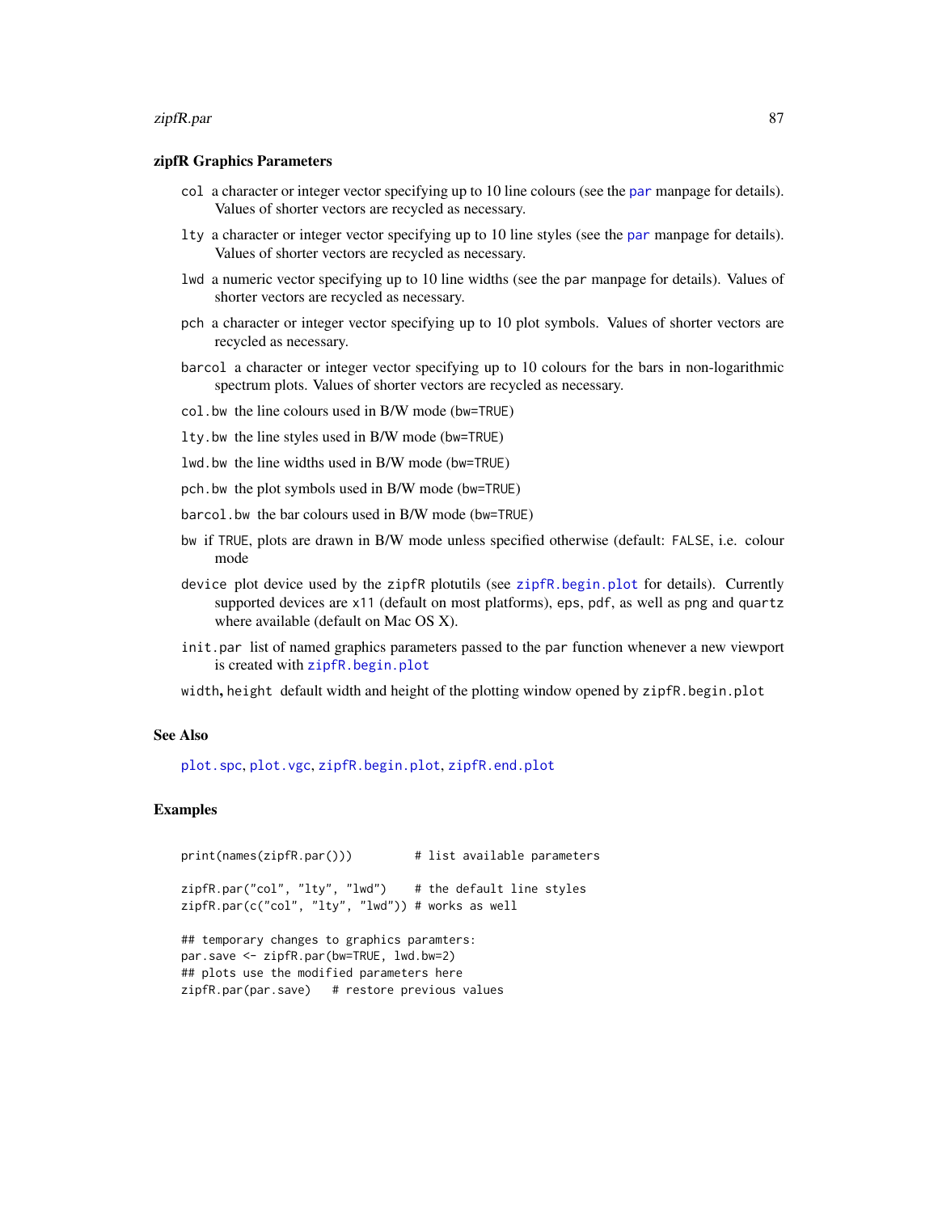### zipfR Graphics Parameters

`col` a character or integer vector specifying up to 10 line colours (see the `par` manpage for details). Values of shorter vectors are recycled as necessary.

`lty` a character or integer vector specifying up to 10 line styles (see the `par` manpage for details). Values of shorter vectors are recycled as necessary.

`lwd` a numeric vector specifying up to 10 line widths (see the `par` manpage for details). Values of shorter vectors are recycled as necessary.

`pch` a character or integer vector specifying up to 10 plot symbols. Values of shorter vectors are recycled as necessary.

`barcol` a character or integer vector specifying up to 10 colours for the bars in non-logarithmic spectrum plots. Values of shorter vectors are recycled as necessary.

`col.bw` the line colours used in B/W mode (`bw=TRUE`)

`lty.bw` the line styles used in B/W mode (`bw=TRUE`)

`lwd.bw` the line widths used in B/W mode (`bw=TRUE`)

`pch.bw` the plot symbols used in B/W mode (`bw=TRUE`)

`barcol.bw` the bar colours used in B/W mode (`bw=TRUE`)

`bw` if `TRUE`, plots are drawn in B/W mode unless specified otherwise (default: `FALSE`, i.e. colour mode

`device` plot device used by the `zipfR` plotutils (see `zipfR.begin.plot` for details). Currently supported devices are `x11` (default on most platforms), `eps`, `pdf`, as well as `png` and `quartz` where available (default on Mac OS X).

`init.par` list of named graphics parameters passed to the `par` function whenever a new viewport is created with `zipfR.begin.plot`

`width`, `height` default width and height of the plotting window opened by `zipfR.begin.plot`

### See Also

`plot.spc`, `plot.vgc`, `zipfR.begin.plot`, `zipfR.end.plot`

### Examples

```
print(names(zipfR.par()))         # list available parameters

zipfR.par("col", "lty", "lwd")    # the default line styles
zipfR.par(c("col", "lty", "lwd")) # works as well

## temporary changes to graphics paramters:
par.save <- zipfR.par(bw=TRUE, lwd.bw=2)
## plots use the modified parameters here
zipfR.par(par.save)   # restore previous values
```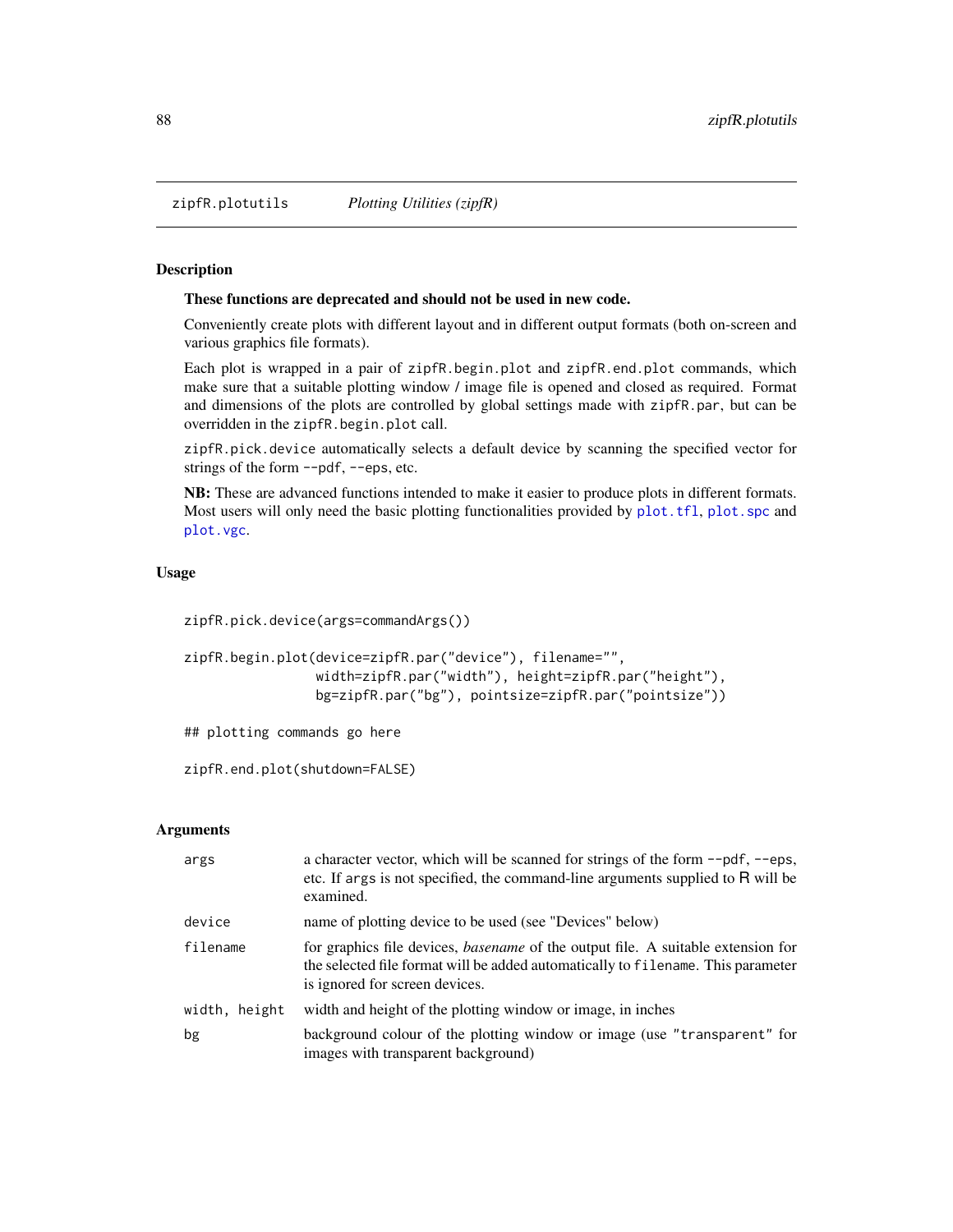zipfR.plotutils *Plotting Utilities (zipfR)*

## Description

**These functions are deprecated and should not be used in new code.**

Conveniently create plots with different layout and in different output formats (both on-screen and various graphics file formats).

Each plot is wrapped in a pair of `zipfR.begin.plot` and `zipfR.end.plot` commands, which make sure that a suitable plotting window / image file is opened and closed as required. Format and dimensions of the plots are controlled by global settings made with `zipfR.par`, but can be overridden in the `zipfR.begin.plot` call.

`zipfR.pick.device` automatically selects a default device by scanning the specified vector for strings of the form `--pdf`, `--eps`, etc.

**NB:** These are advanced functions intended to make it easier to produce plots in different formats. Most users will only need the basic plotting functionalities provided by `plot.tfl`, `plot.spc` and `plot.vgc`.

## Usage

```
zipfR.pick.device(args=commandArgs())

zipfR.begin.plot(device=zipfR.par("device"), filename="",
                 width=zipfR.par("width"), height=zipfR.par("height"),
                 bg=zipfR.par("bg"), pointsize=zipfR.par("pointsize"))

## plotting commands go here

zipfR.end.plot(shutdown=FALSE)
```

## Arguments

| | |
|---|---|
| `args` | a character vector, which will be scanned for strings of the form `--pdf`, `--eps`, etc. If `args` is not specified, the command-line arguments supplied to R will be examined. |
| `device` | name of plotting device to be used (see "Devices" below) |
| `filename` | for graphics file devices, *basename* of the output file. A suitable extension for the selected file format will be added automatically to `filename`. This parameter is ignored for screen devices. |
| `width, height` | width and height of the plotting window or image, in inches |
| `bg` | background colour of the plotting window or image (use `"transparent"` for images with transparent background) |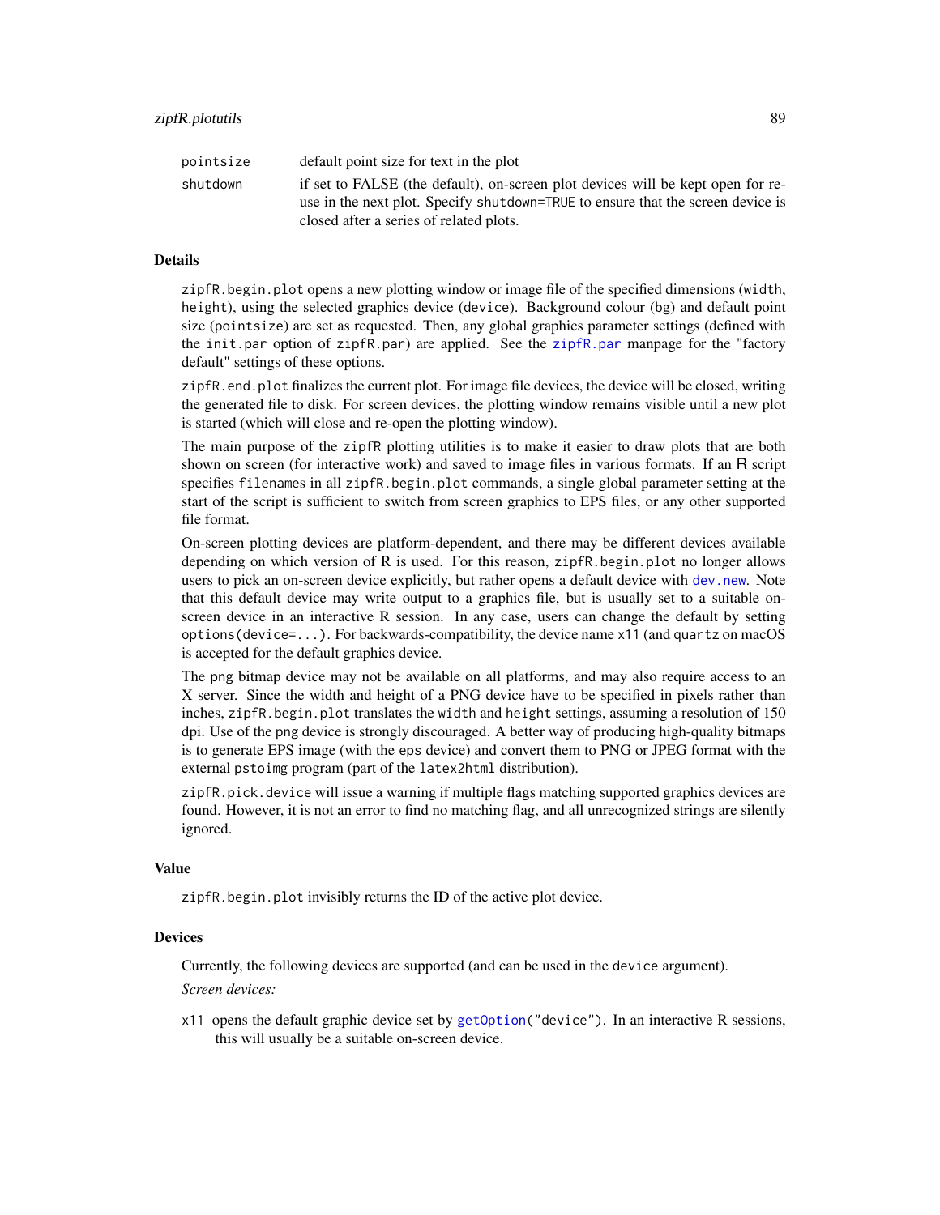pointsize
: default point size for text in the plot

shutdown
: if set to FALSE (the default), on-screen plot devices will be kept open for re-use in the next plot. Specify `shutdown=TRUE` to ensure that the screen device is closed after a series of related plots.

## Details

`zipfR.begin.plot` opens a new plotting window or image file of the specified dimensions (`width`, `height`), using the selected graphics device (`device`). Background colour (`bg`) and default point size (`pointsize`) are set as requested. Then, any global graphics parameter settings (defined with the `init.par` option of `zipfR.par`) are applied. See the `zipfR.par` manpage for the "factory default" settings of these options.

`zipfR.end.plot` finalizes the current plot. For image file devices, the device will be closed, writing the generated file to disk. For screen devices, the plotting window remains visible until a new plot is started (which will close and re-open the plotting window).

The main purpose of the `zipfR` plotting utilities is to make it easier to draw plots that are both shown on screen (for interactive work) and saved to image files in various formats. If an R script specifies `filenames` in all `zipfR.begin.plot` commands, a single global parameter setting at the start of the script is sufficient to switch from screen graphics to EPS files, or any other supported file format.

On-screen plotting devices are platform-dependent, and there may be different devices available depending on which version of R is used. For this reason, `zipfR.begin.plot` no longer allows users to pick an on-screen device explicitly, but rather opens a default device with `dev.new`. Note that this default device may write output to a graphics file, but is usually set to a suitable on-screen device in an interactive R session. In any case, users can change the default by setting `options(device=...)`. For backwards-compatibility, the device name `x11` (and `quartz` on macOS is accepted for the default graphics device.

The `png` bitmap device may not be available on all platforms, and may also require access to an X server. Since the width and height of a PNG device have to be specified in pixels rather than inches, `zipfR.begin.plot` translates the `width` and `height` settings, assuming a resolution of 150 dpi. Use of the `png` device is strongly discouraged. A better way of producing high-quality bitmaps is to generate EPS image (with the `eps` device) and convert them to PNG or JPEG format with the external `pstoimg` program (part of the `latex2html` distribution).

`zipfR.pick.device` will issue a warning if multiple flags matching supported graphics devices are found. However, it is not an error to find no matching flag, and all unrecognized strings are silently ignored.

## Value

`zipfR.begin.plot` invisibly returns the ID of the active plot device.

## Devices

Currently, the following devices are supported (and can be used in the `device` argument).

*Screen devices:*

`x11` opens the default graphic device set by `getOption("device")`. In an interactive R sessions, this will usually be a suitable on-screen device.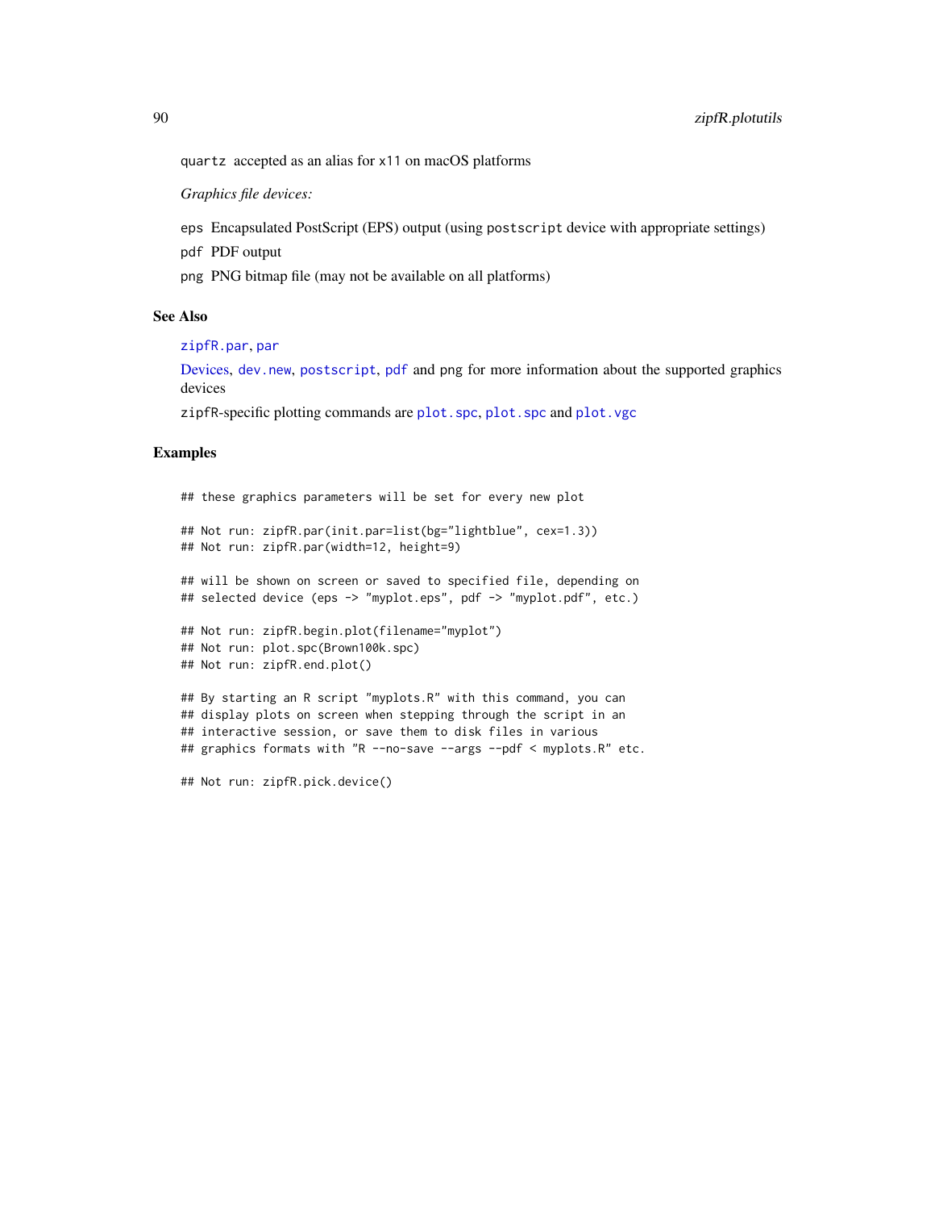`quartz` accepted as an alias for `x11` on macOS platforms

*Graphics file devices:*

`eps` Encapsulated PostScript (EPS) output (using `postscript` device with appropriate settings)

`pdf` PDF output

`png` PNG bitmap file (may not be available on all platforms)

### See Also

`zipfR.par`, `par`

Devices, `dev.new`, `postscript`, `pdf` and png for more information about the supported graphics devices

`zipfR`-specific plotting commands are `plot.spc`, `plot.spc` and `plot.vgc`

### Examples

```
## these graphics parameters will be set for every new plot

## Not run: zipfR.par(init.par=list(bg="lightblue", cex=1.3))
## Not run: zipfR.par(width=12, height=9)

## will be shown on screen or saved to specified file, depending on
## selected device (eps -> "myplot.eps", pdf -> "myplot.pdf", etc.)

## Not run: zipfR.begin.plot(filename="myplot")
## Not run: plot.spc(Brown100k.spc)
## Not run: zipfR.end.plot()

## By starting an R script "myplots.R" with this command, you can
## display plots on screen when stepping through the script in an
## interactive session, or save them to disk files in various
## graphics formats with "R --no-save --args --pdf < myplots.R" etc.

## Not run: zipfR.pick.device()
```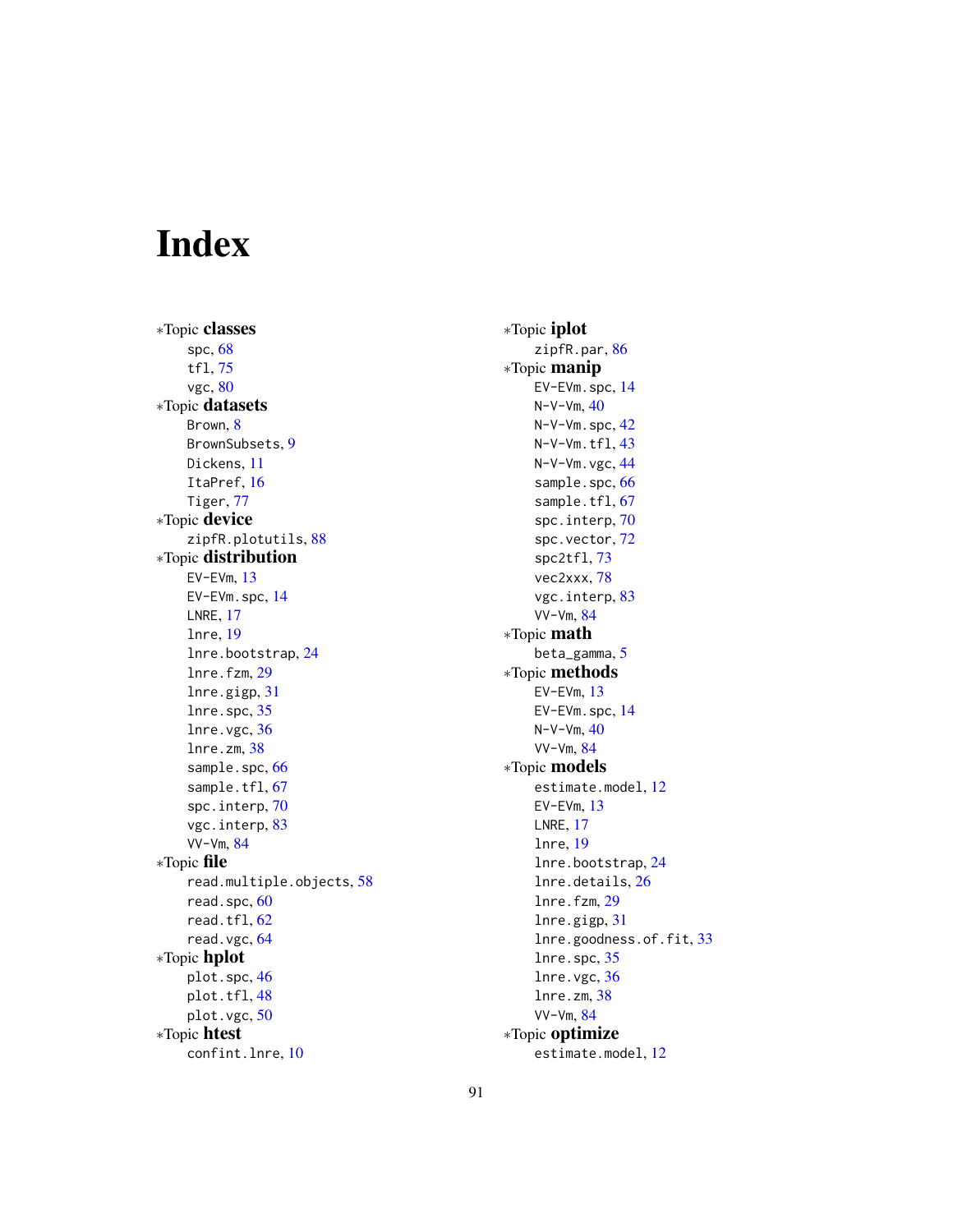# Index

*Topic **classes**
- spc, 68
- tfl, 75
- vgc, 80

*Topic **datasets**
- Brown, 8
- BrownSubsets, 9
- Dickens, 11
- ItaPref, 16
- Tiger, 77

*Topic **device**
- zipfR.plotutils, 88

*Topic **distribution**
- EV-EVm, 13
- EV-EVm.spc, 14
- LNRE, 17
- lnre, 19
- lnre.bootstrap, 24
- lnre.fzm, 29
- lnre.gigp, 31
- lnre.spc, 35
- lnre.vgc, 36
- lnre.zm, 38
- sample.spc, 66
- sample.tfl, 67
- spc.interp, 70
- vgc.interp, 83
- VV-Vm, 84

*Topic **file**
- read.multiple.objects, 58
- read.spc, 60
- read.tfl, 62
- read.vgc, 64

*Topic **hplot**
- plot.spc, 46
- plot.tfl, 48
- plot.vgc, 50

*Topic **htest**
- confint.lnre, 10

*Topic **iplot**
- zipfR.par, 86

*Topic **manip**
- EV-EVm.spc, 14
- N-V-Vm, 40
- N-V-Vm.spc, 42
- N-V-Vm.tfl, 43
- N-V-Vm.vgc, 44
- sample.spc, 66
- sample.tfl, 67
- spc.interp, 70
- spc.vector, 72
- spc2tfl, 73
- vec2xxx, 78
- vgc.interp, 83
- VV-Vm, 84

*Topic **math**
- beta_gamma, 5

*Topic **methods**
- EV-EVm, 13
- EV-EVm.spc, 14
- N-V-Vm, 40
- VV-Vm, 84

*Topic **models**
- estimate.model, 12
- EV-EVm, 13
- LNRE, 17
- lnre, 19
- lnre.bootstrap, 24
- lnre.details, 26
- lnre.fzm, 29
- lnre.gigp, 31
- lnre.goodness.of.fit, 33
- lnre.spc, 35
- lnre.vgc, 36
- lnre.zm, 38
- VV-Vm, 84

*Topic **optimize**
- estimate.model, 12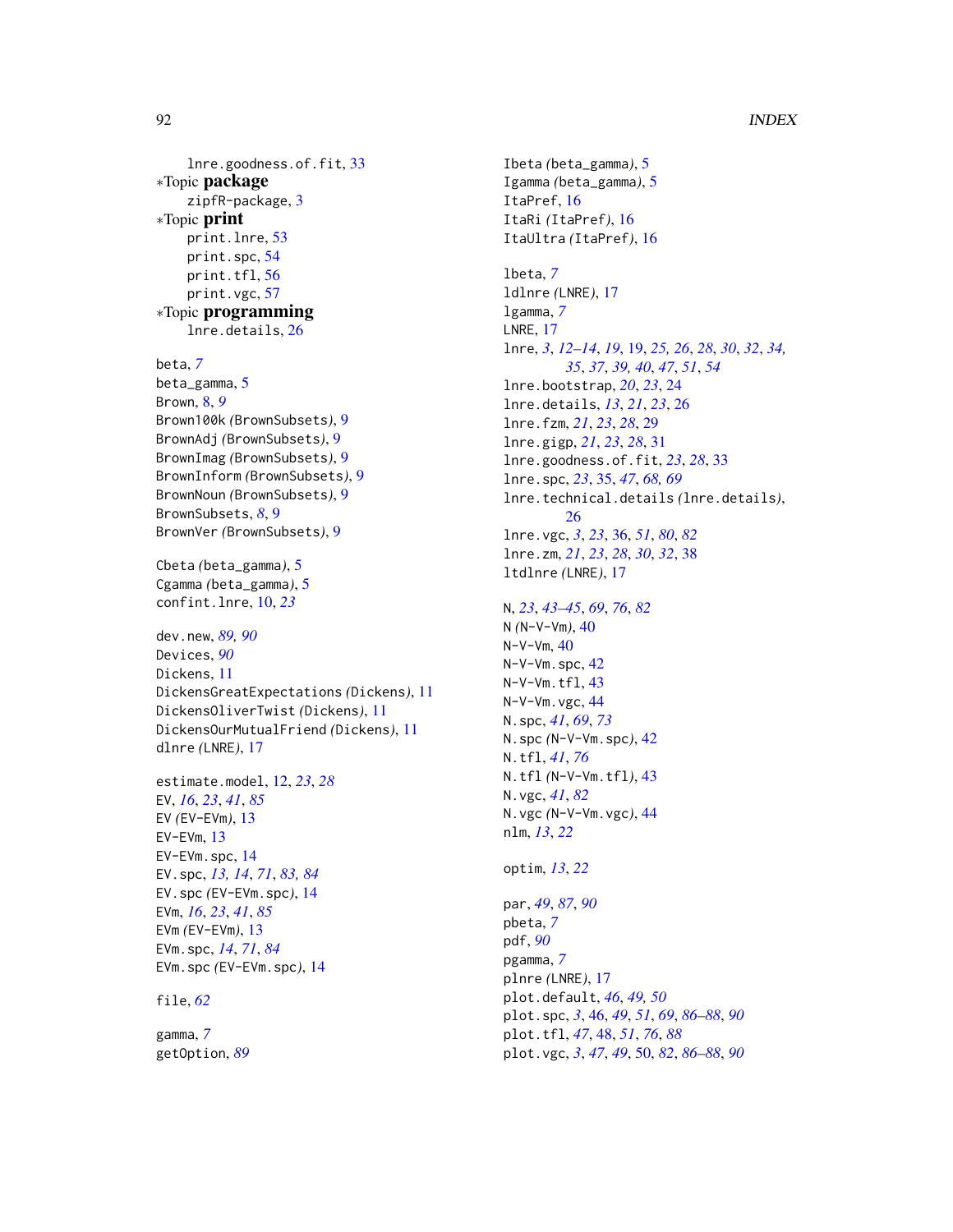lnre.goodness.of.fit, 33

∗Topic **package**

zipfR-package, 3

∗Topic **print**

print.lnre, 53
print.spc, 54
print.tfl, 56
print.vgc, 57

∗Topic **programming**

lnre.details, 26

beta, *7*
beta_gamma, 5
Brown, 8, *9*
Brown100k *(*BrownSubsets*)*, 9
BrownAdj *(*BrownSubsets*)*, 9
BrownImag *(*BrownSubsets*)*, 9
BrownInform *(*BrownSubsets*)*, 9
BrownNoun *(*BrownSubsets*)*, 9
BrownSubsets, *8*, 9
BrownVer *(*BrownSubsets*)*, 9

Cbeta *(*beta_gamma*)*, 5
Cgamma *(*beta_gamma*)*, 5
confint.lnre, 10, *23*

dev.new, *89, 90*
Devices, *90*
Dickens, 11
DickensGreatExpectations *(*Dickens*)*, 11
DickensOliverTwist *(*Dickens*)*, 11
DickensOurMutualFriend *(*Dickens*)*, 11
dlnre *(*LNRE*)*, 17

estimate.model, 12, *23*, *28*
EV, *16*, *23*, *41*, *85*
EV *(*EV-EVm*)*, 13
EV-EVm, 13
EV-EVm.spc, 14
EV.spc, *13, 14*, *71*, *83, 84*
EV.spc *(*EV-EVm.spc*)*, 14
EVm, *16*, *23*, *41*, *85*
EVm *(*EV-EVm*)*, 13
EVm.spc, *14*, *71*, *84*
EVm.spc *(*EV-EVm.spc*)*, 14

file, *62*

gamma, *7*
getOption, *89*

Ibeta *(*beta_gamma*)*, 5
Igamma *(*beta_gamma*)*, 5
ItaPref, 16
ItaRi *(*ItaPref*)*, 16
ItaUltra *(*ItaPref*)*, 16

lbeta, *7*
ldlnre *(*LNRE*)*, 17
lgamma, *7*
LNRE, 17
lnre, *3*, *12–14*, *19*, 19, *25, 26*, *28*, *30*, *32*, *34, 35*, *37*, *39, 40*, *47*, *51*, *54*
lnre.bootstrap, *20*, *23*, 24
lnre.details, *13*, *21*, *23*, 26
lnre.fzm, *21*, *23*, *28*, 29
lnre.gigp, *21*, *23*, *28*, 31
lnre.goodness.of.fit, *23*, *28*, 33
lnre.spc, *23*, 35, *47*, *68, 69*
lnre.technical.details *(*lnre.details*)*, 26
lnre.vgc, *3*, *23*, 36, *51*, *80*, *82*
lnre.zm, *21*, *23*, *28*, *30*, *32*, 38
ltdlnre *(*LNRE*)*, 17

N, *23*, *43–45*, *69*, *76*, *82*
N *(*N-V-Vm*)*, 40
N-V-Vm, 40
N-V-Vm.spc, 42
N-V-Vm.tfl, 43
N-V-Vm.vgc, 44
N.spc, *41*, *69*, *73*
N.spc *(*N-V-Vm.spc*)*, 42
N.tfl, *41*, *76*
N.tfl *(*N-V-Vm.tfl*)*, 43
N.vgc, *41*, *82*
N.vgc *(*N-V-Vm.vgc*)*, 44
nlm, *13*, *22*

optim, *13*, *22*

par, *49*, *87*, *90*
pbeta, *7*
pdf, *90*
pgamma, *7*
plnre *(*LNRE*)*, 17
plot.default, *46*, *49, 50*
plot.spc, *3*, 46, *49*, *51*, *69*, *86–88*, *90*
plot.tfl, *47*, 48, *51*, *76*, *88*
plot.vgc, *3*, *47*, *49*, 50, *82*, *86–88*, *90*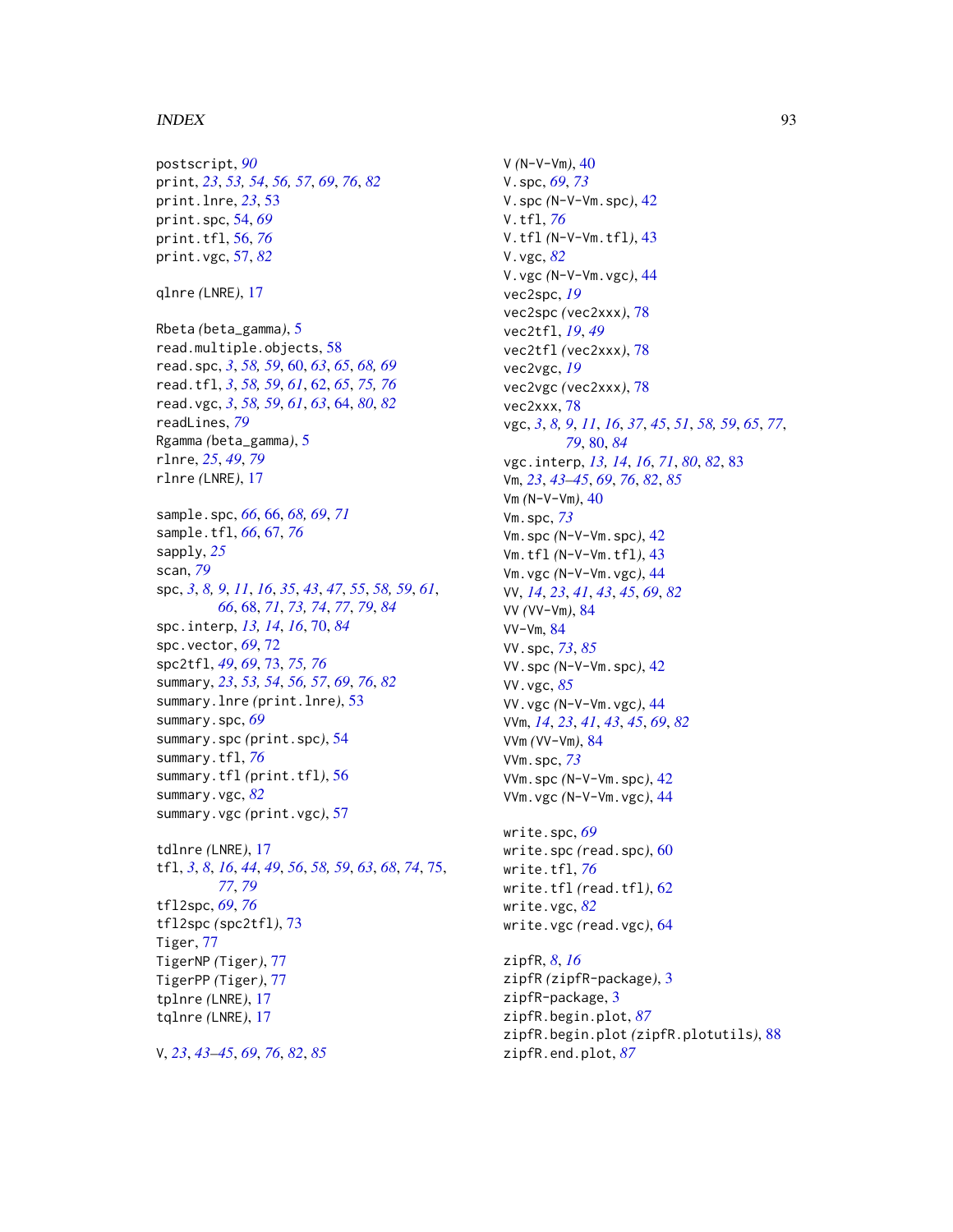postscript, *90*
print, *23*, *53*, *54*, *56*, *57*, *69*, *76*, *82*
print.lnre, *23*, 53
print.spc, 54, *69*
print.tfl, 56, *76*
print.vgc, 57, *82*

qlnre *(LNRE)*, 17

Rbeta *(beta_gamma)*, 5
read.multiple.objects, 58
read.spc, *3*, *58*, *59*, 60, *63*, *65*, *68*, *69*
read.tfl, *3*, *58*, *59*, *61*, 62, *65*, *75*, *76*
read.vgc, *3*, *58*, *59*, *61*, *63*, 64, *80*, *82*
readLines, *79*
Rgamma *(beta_gamma)*, 5
rlnre, *25*, *49*, *79*
rlnre *(LNRE)*, 17

sample.spc, *66*, 66, *68*, *69*, *71*
sample.tfl, *66*, 67, *76*
sapply, *25*
scan, *79*
spc, *3*, *8*, *9*, *11*, *16*, *35*, *43*, *47*, *55*, *58*, *59*, *61*, *66*, 68, *71*, *73*, *74*, *77*, *79*, *84*
spc.interp, *13*, *14*, *16*, 70, *84*
spc.vector, *69*, 72
spc2tfl, *49*, *69*, 73, *75*, *76*
summary, *23*, *53*, *54*, *56*, *57*, *69*, *76*, *82*
summary.lnre *(print.lnre)*, 53
summary.spc, *69*
summary.spc *(print.spc)*, 54
summary.tfl, *76*
summary.tfl *(print.tfl)*, 56
summary.vgc, *82*
summary.vgc *(print.vgc)*, 57

tdlnre *(LNRE)*, 17
tfl, *3*, *8*, *16*, *44*, *49*, *56*, *58*, *59*, *63*, *68*, *74*, 75, *77*, *79*
tfl2spc, *69*, *76*
tfl2spc *(spc2tfl)*, 73
Tiger, 77
TigerNP *(Tiger)*, 77
TigerPP *(Tiger)*, 77
tplnre *(LNRE)*, 17
tqlnre *(LNRE)*, 17

V, *23*, *43–45*, *69*, *76*, *82*, *85*
V *(N-V-Vm)*, 40
V.spc, *69*, *73*
V.spc *(N-V-Vm.spc)*, 42
V.tfl, *76*
V.tfl *(N-V-Vm.tfl)*, 43
V.vgc, *82*
V.vgc *(N-V-Vm.vgc)*, 44
vec2spc, *19*
vec2spc *(vec2xxx)*, 78
vec2tfl, *19*, *49*
vec2tfl *(vec2xxx)*, 78
vec2vgc, *19*
vec2vgc *(vec2xxx)*, 78
vec2xxx, 78
vgc, *3*, *8*, *9*, *11*, *16*, *37*, *45*, *51*, *58*, *59*, *65*, *77*, *79*, 80, *84*
vgc.interp, *13*, *14*, *16*, *71*, *80*, *82*, 83
Vm, *23*, *43–45*, *69*, *76*, *82*, *85*
Vm *(N-V-Vm)*, 40
Vm.spc, *73*
Vm.spc *(N-V-Vm.spc)*, 42
Vm.tfl *(N-V-Vm.tfl)*, 43
Vm.vgc *(N-V-Vm.vgc)*, 44
VV, *14*, *23*, *41*, *43*, *45*, *69*, *82*
VV *(VV-Vm)*, 84
VV-Vm, 84
VV.spc, *73*, *85*
VV.spc *(N-V-Vm.spc)*, 42
VV.vgc, *85*
VV.vgc *(N-V-Vm.vgc)*, 44
VVm, *14*, *23*, *41*, *43*, *45*, *69*, *82*
VVm *(VV-Vm)*, 84
VVm.spc, *73*
VVm.spc *(N-V-Vm.spc)*, 42
VVm.vgc *(N-V-Vm.vgc)*, 44

write.spc, *69*
write.spc *(read.spc)*, 60
write.tfl, *76*
write.tfl *(read.tfl)*, 62
write.vgc, *82*
write.vgc *(read.vgc)*, 64

zipfR, *8*, *16*
zipfR *(zipfR-package)*, 3
zipfR-package, 3
zipfR.begin.plot, *87*
zipfR.begin.plot *(zipfR.plotutils)*, 88
zipfR.end.plot, *87*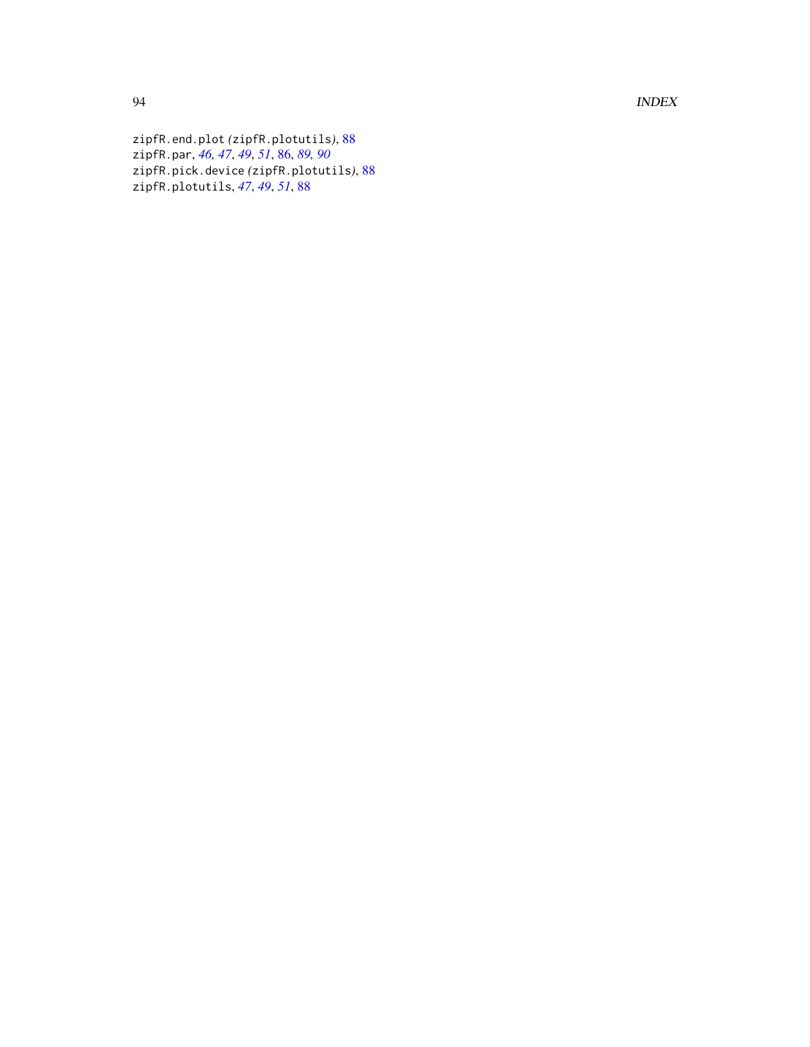zipfR.end.plot *(*zipfR.plotutils*)*, 88
zipfR.par, *46, 47*, *49*, *51*, 86, *89, 90*
zipfR.pick.device *(*zipfR.plotutils*)*, 88
zipfR.plotutils, *47*, *49*, *51*, 88